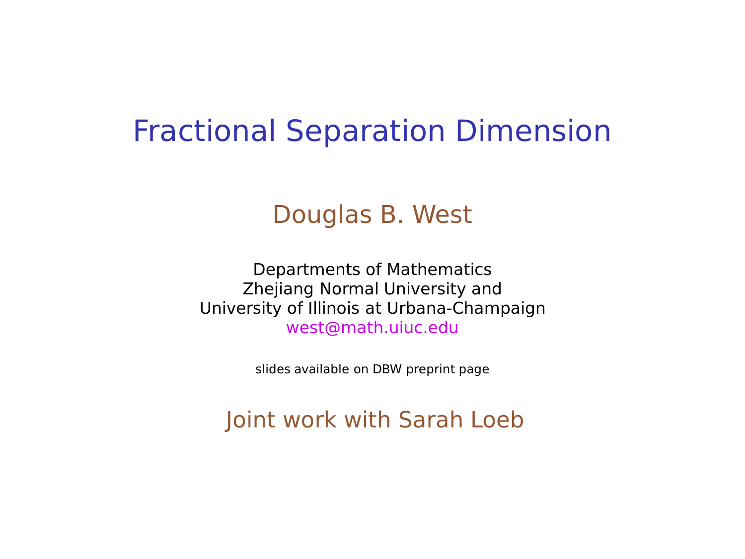# Fractional Separation Dimension

## Douglas B. West

Departments of Mathematics
Zhejiang Normal University and
University of Illinois at Urbana-Champaign
west@math.uiuc.edu

slides available on DBW preprint page

## Joint work with Sarah Loeb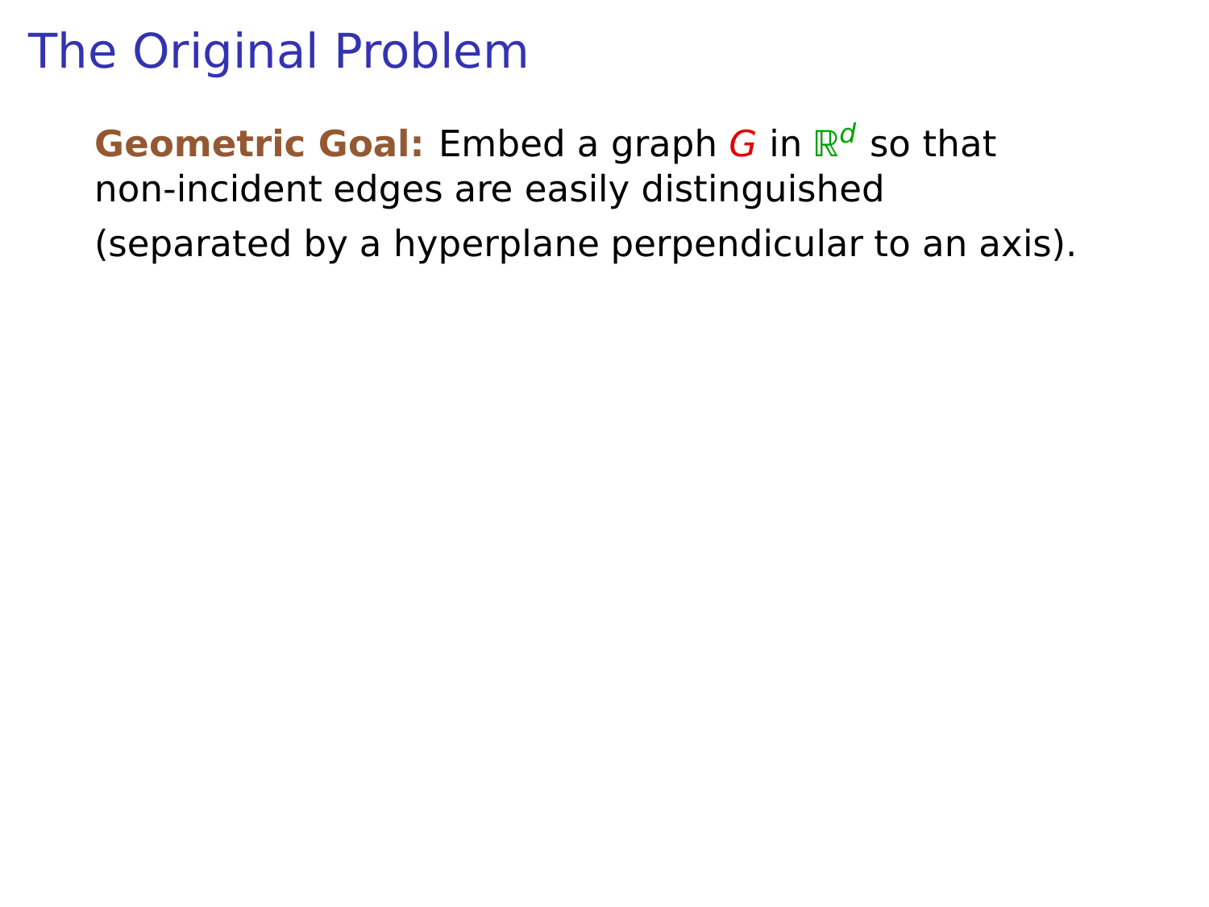# The Original Problem

**Geometric Goal:** Embed a graph $G$ in $\mathbb{R}^d$ so that non-incident edges are easily distinguished

(separated by a hyperplane perpendicular to an axis).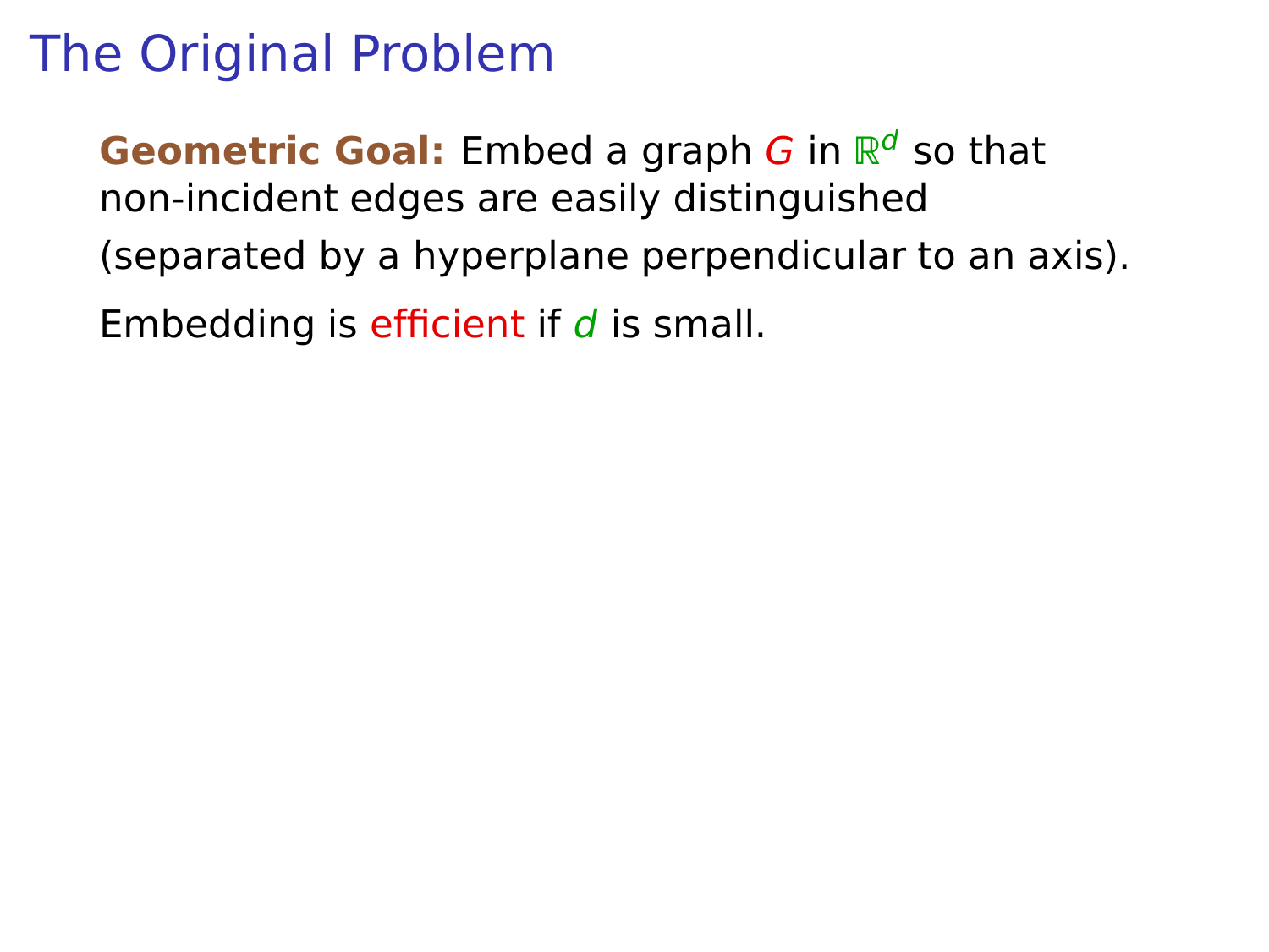# The Original Problem

**Geometric Goal:** Embed a graph $G$ in $\mathbb{R}^d$ so that non-incident edges are easily distinguished

(separated by a hyperplane perpendicular to an axis).

Embedding is efficient if $d$ is small.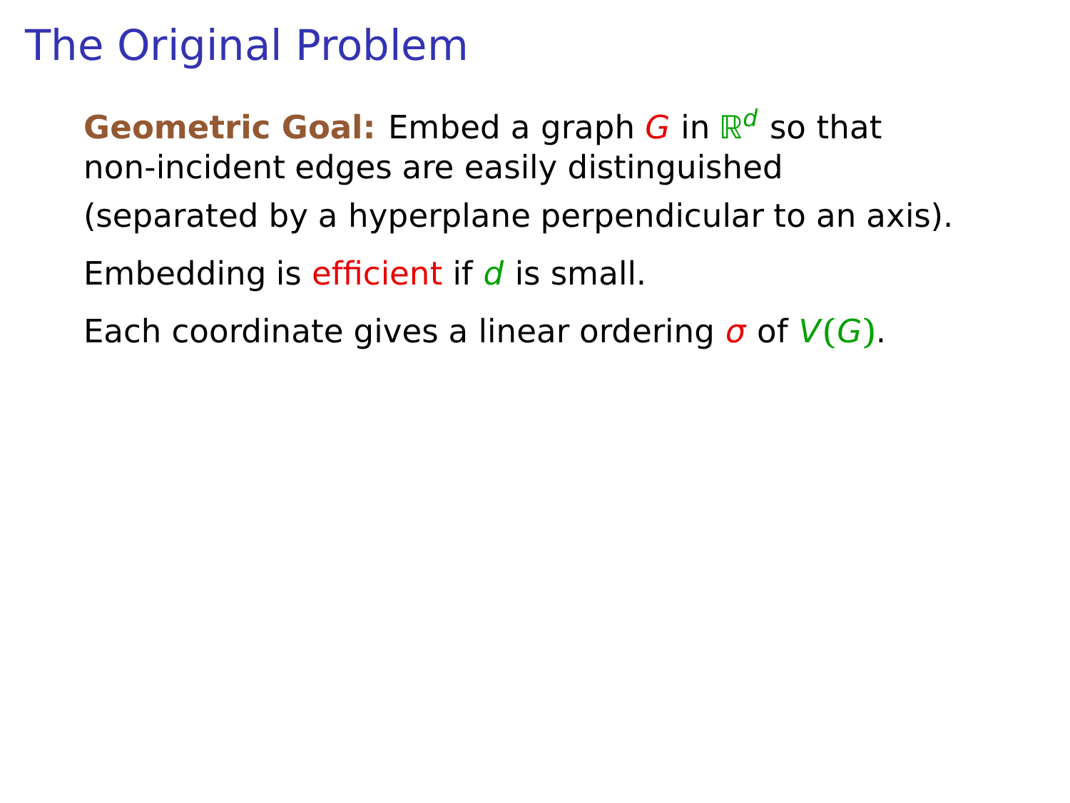# The Original Problem

**Geometric Goal:** Embed a graph $G$ in $\mathbb{R}^d$ so that non-incident edges are easily distinguished (separated by a hyperplane perpendicular to an axis).

Embedding is efficient if $d$ is small.

Each coordinate gives a linear ordering $\sigma$ of $V(G)$.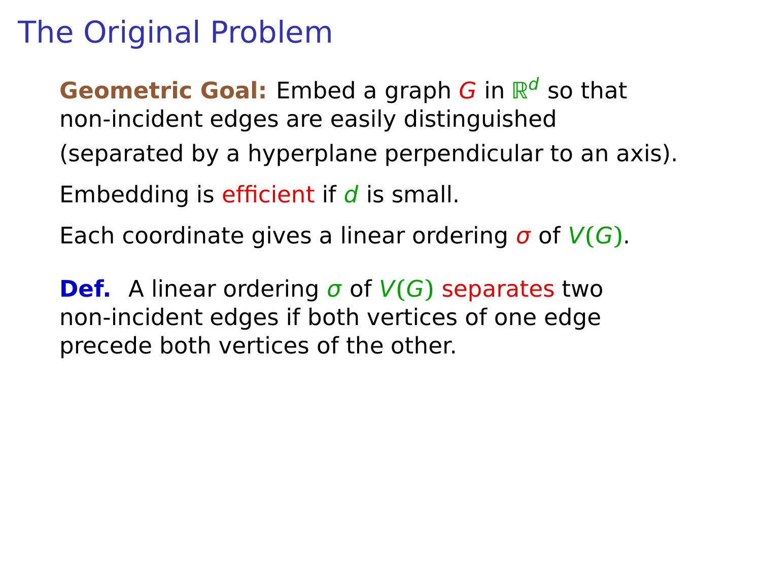# The Original Problem

**Geometric Goal:** Embed a graph $G$ in $\mathbb{R}^d$ so that non-incident edges are easily distinguished (separated by a hyperplane perpendicular to an axis).

Embedding is efficient if $d$ is small.

Each coordinate gives a linear ordering $\sigma$ of $V(G)$.

**Def.** A linear ordering $\sigma$ of $V(G)$ separates two non-incident edges if both vertices of one edge precede both vertices of the other.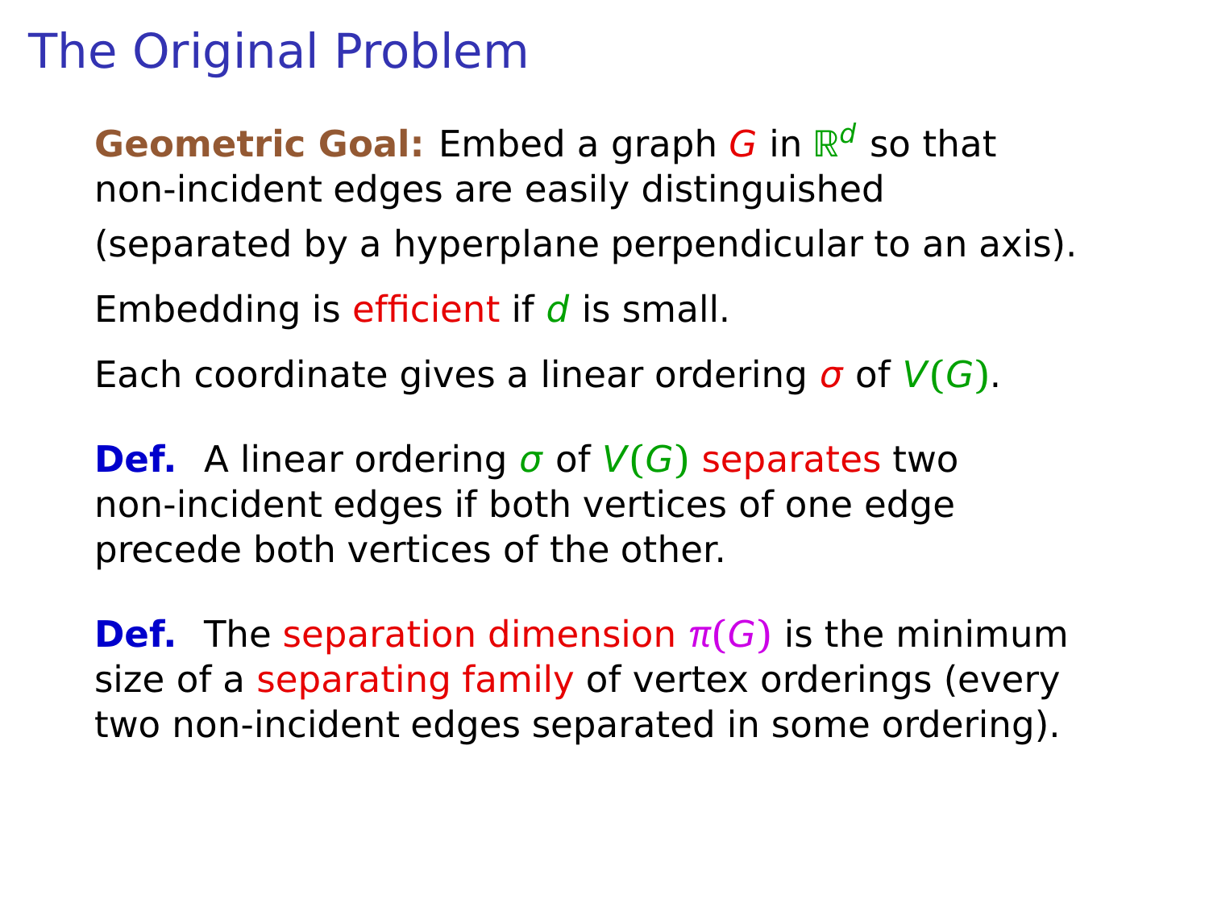# The Original Problem

**Geometric Goal:** Embed a graph $G$ in $\mathbb{R}^d$ so that non-incident edges are easily distinguished (separated by a hyperplane perpendicular to an axis).

Embedding is efficient if $d$ is small.

Each coordinate gives a linear ordering $\sigma$ of $V(G)$.

**Def.** A linear ordering $\sigma$ of $V(G)$ separates two non-incident edges if both vertices of one edge precede both vertices of the other.

**Def.** The separation dimension $\pi(G)$ is the minimum size of a separating family of vertex orderings (every two non-incident edges separated in some ordering).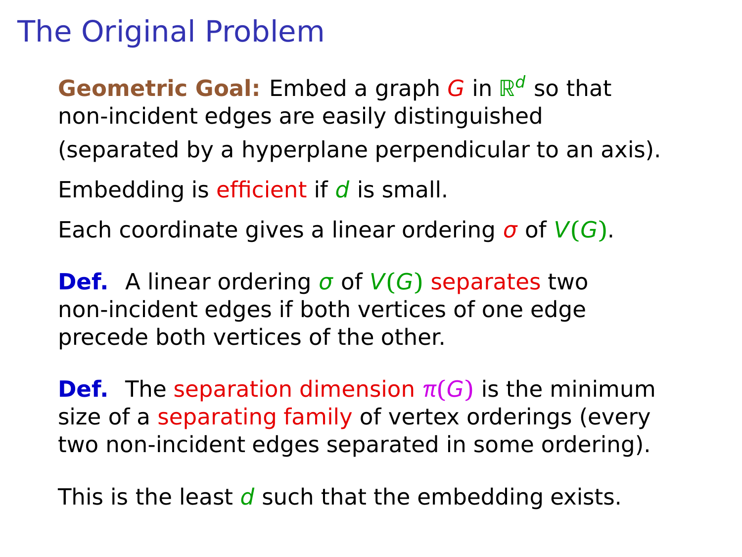# The Original Problem

**Geometric Goal:** Embed a graph $G$ in $\mathbb{R}^d$ so that non-incident edges are easily distinguished (separated by a hyperplane perpendicular to an axis).

Embedding is efficient if $d$ is small.

Each coordinate gives a linear ordering $\sigma$ of $V(G)$.

**Def.** A linear ordering $\sigma$ of $V(G)$ separates two non-incident edges if both vertices of one edge precede both vertices of the other.

**Def.** The separation dimension $\pi(G)$ is the minimum size of a separating family of vertex orderings (every two non-incident edges separated in some ordering).

This is the least $d$ such that the embedding exists.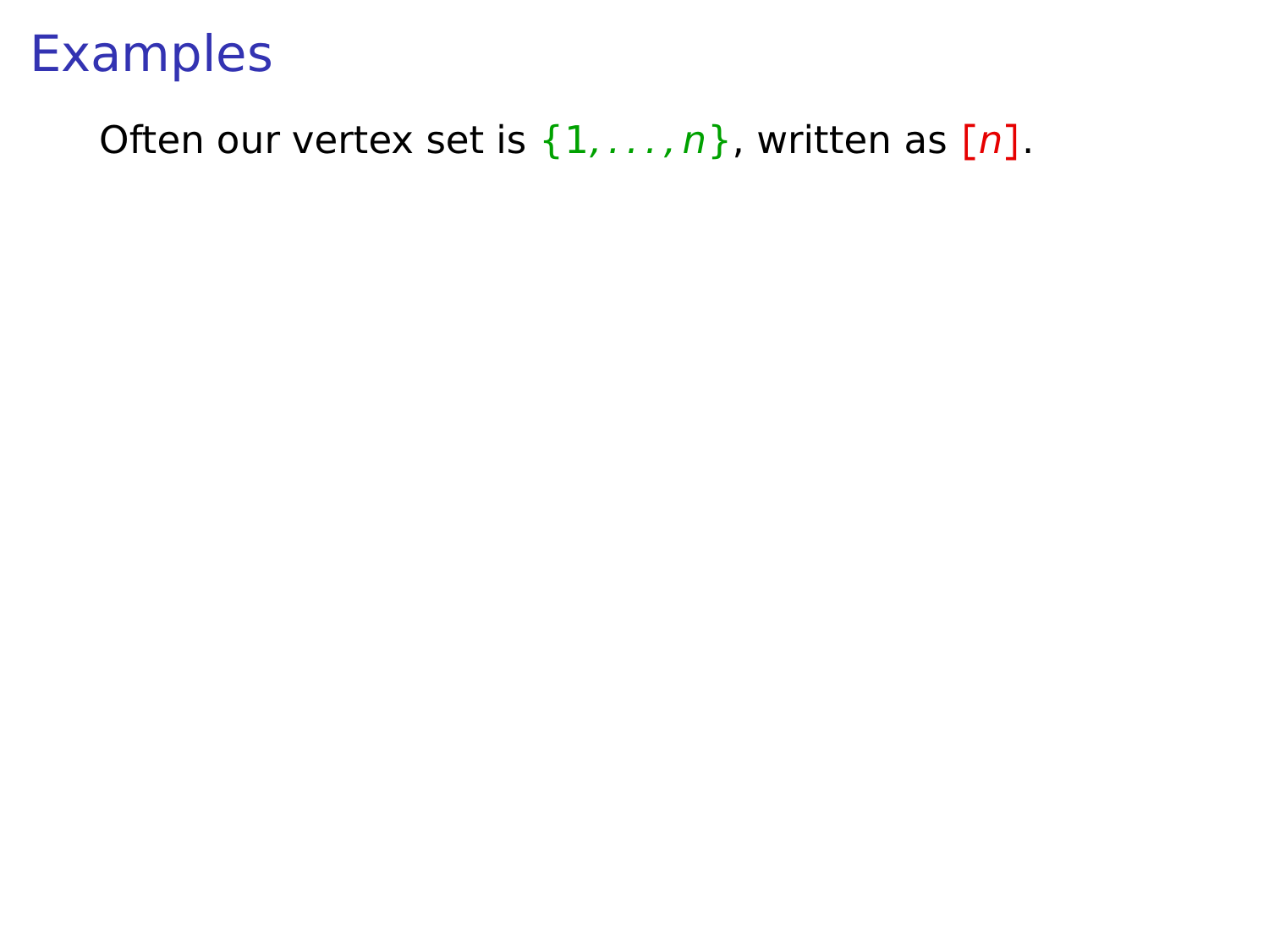# Examples

Often our vertex set is $\{1, \ldots, n\}$, written as $[n]$.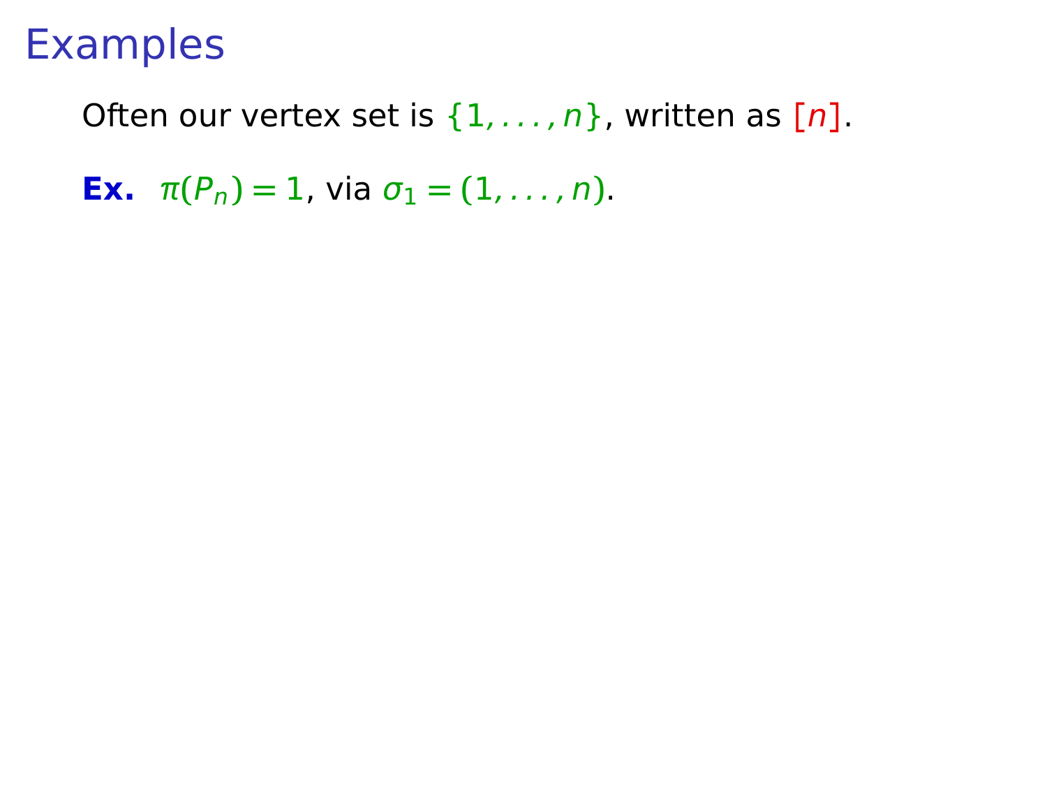# Examples

Often our vertex set is $\{1, \ldots, n\}$, written as $[n]$.

**Ex.** $\pi(P_n) = 1$, via $\sigma_1 = (1, \ldots, n)$.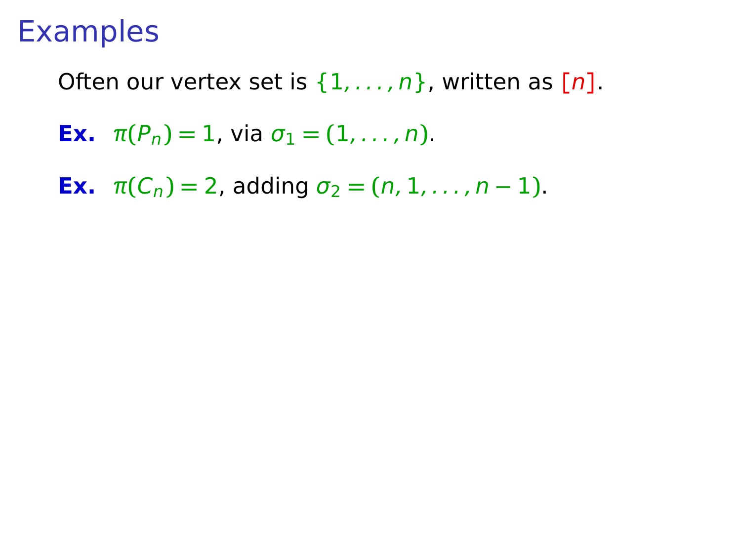# Examples

Often our vertex set is $\{1, \ldots, n\}$, written as $[n]$.

**Ex.** $\pi(P_n) = 1$, via $\sigma_1 = (1, \ldots, n)$.

**Ex.** $\pi(C_n) = 2$, adding $\sigma_2 = (n, 1, \ldots, n-1)$.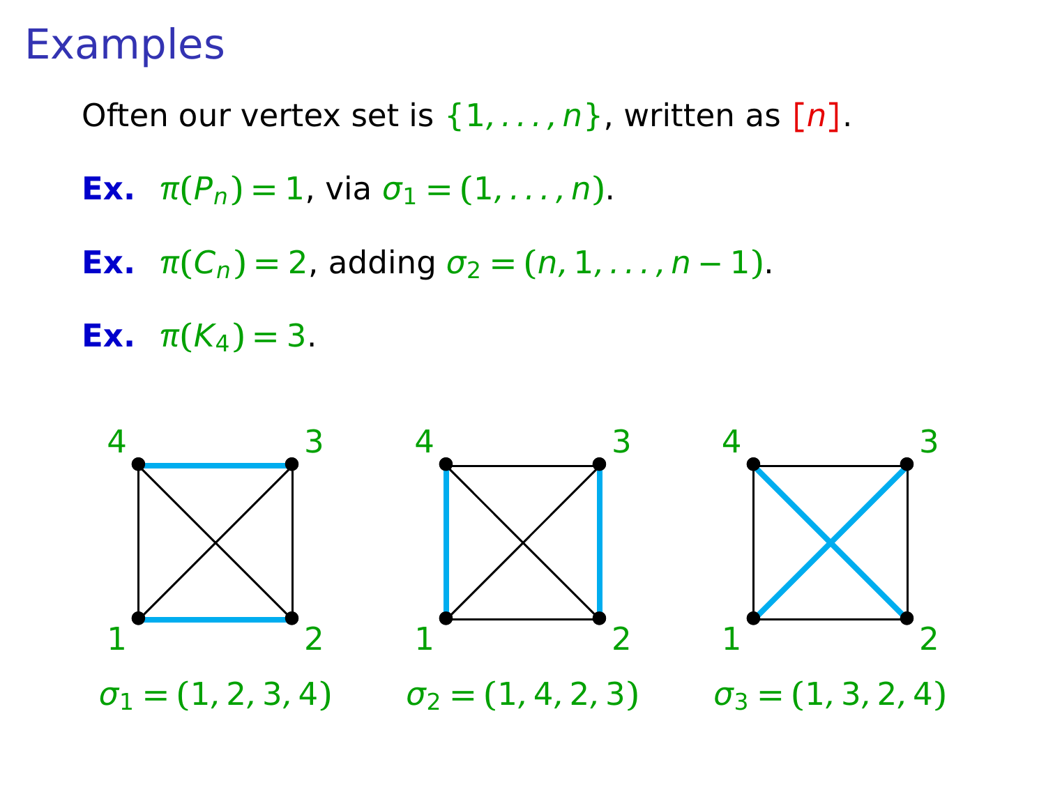# Examples

Often our vertex set is $\{1, \ldots, n\}$, written as $[n]$.

**Ex.** $\pi(P_n) = 1$, via $\sigma_1 = (1, \ldots, n)$.

**Ex.** $\pi(C_n) = 2$, adding $\sigma_2 = (n, 1, \ldots, n-1)$.

**Ex.** $\pi(K_4) = 3$.

$\sigma_1 = (1, 2, 3, 4)$ $\sigma_2 = (1, 4, 2, 3)$ $\sigma_3 = (1, 3, 2, 4)$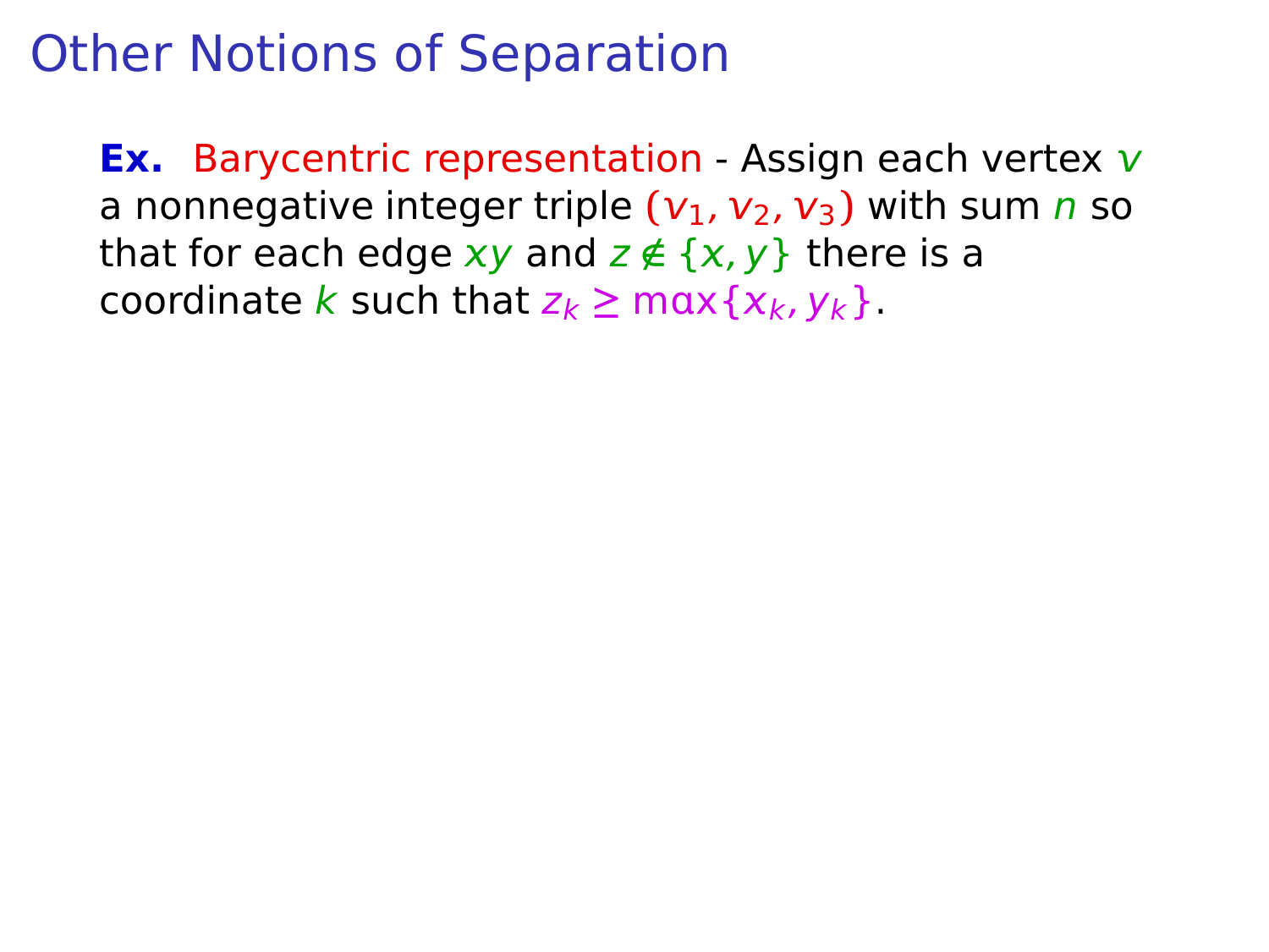# Other Notions of Separation

**Ex.** Barycentric representation - Assign each vertex $v$ a nonnegative integer triple $(v_1, v_2, v_3)$ with sum $n$ so that for each edge $xy$ and $z \notin \{x, y\}$ there is a coordinate $k$ such that $z_k \geq \max\{x_k, y_k\}$.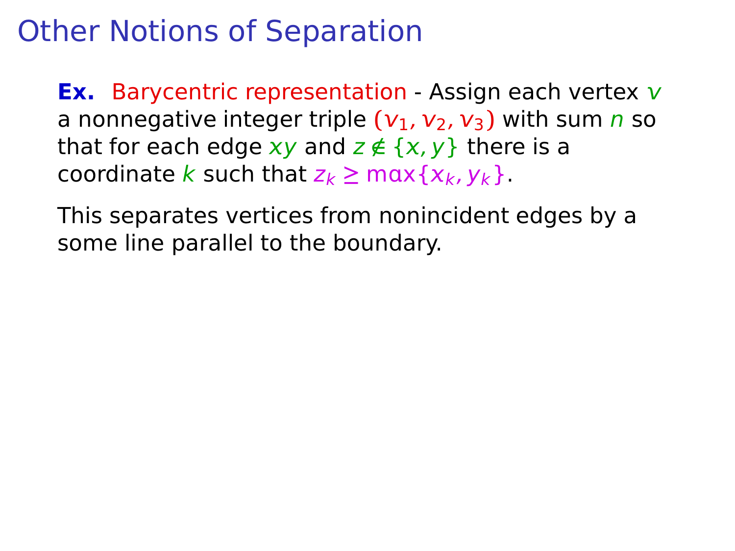# Other Notions of Separation

**Ex.** Barycentric representation - Assign each vertex $v$ a nonnegative integer triple $(v_1, v_2, v_3)$ with sum $n$ so that for each edge $xy$ and $z \notin \{x, y\}$ there is a coordinate $k$ such that $z_k \geq \max\{x_k, y_k\}$.

This separates vertices from nonincident edges by a some line parallel to the boundary.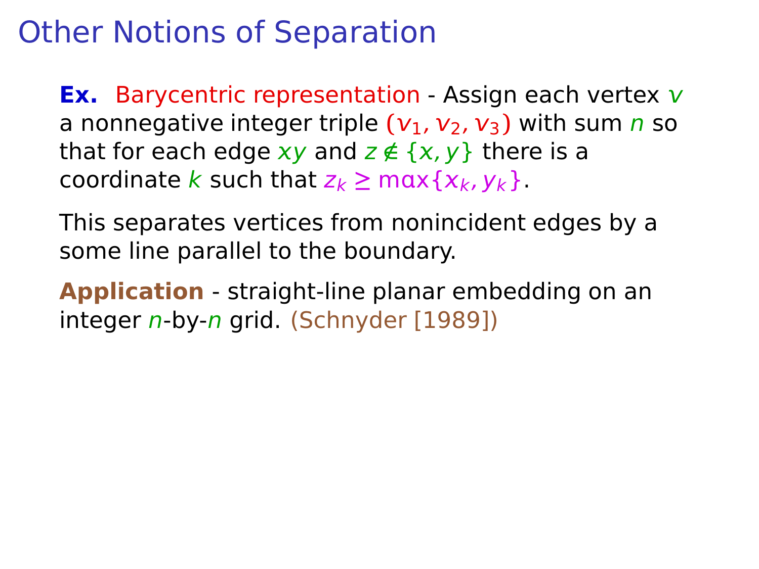# Other Notions of Separation

**Ex.** Barycentric representation - Assign each vertex $v$ a nonnegative integer triple $(v_1, v_2, v_3)$ with sum $n$ so that for each edge $xy$ and $z \notin \{x, y\}$ there is a coordinate $k$ such that $z_k \geq \max\{x_k, y_k\}$.

This separates vertices from nonincident edges by a some line parallel to the boundary.

**Application** - straight-line planar embedding on an integer $n$-by-$n$ grid. (Schnyder [1989])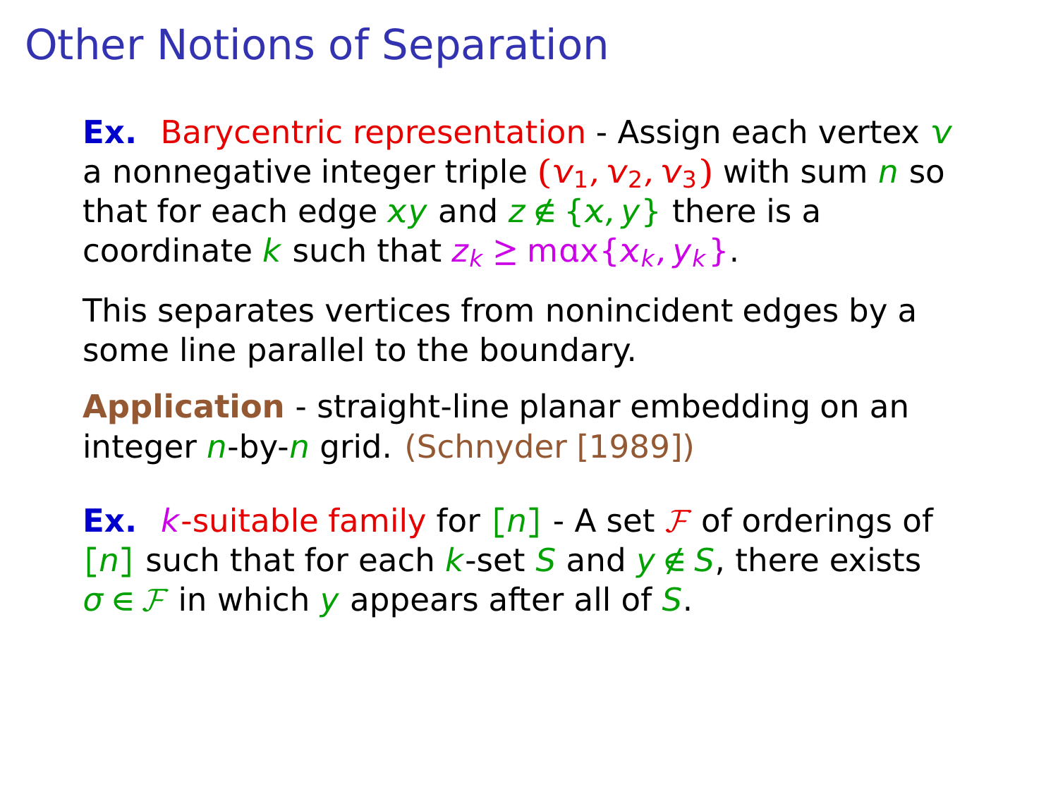# Other Notions of Separation

**Ex.** Barycentric representation - Assign each vertex $v$ a nonnegative integer triple $(v_1, v_2, v_3)$ with sum $n$ so that for each edge $xy$ and $z \notin \{x, y\}$ there is a coordinate $k$ such that $z_k \geq \max\{x_k, y_k\}$.

This separates vertices from nonincident edges by a some line parallel to the boundary.

**Application** - straight-line planar embedding on an integer $n$-by-$n$ grid. (Schnyder [1989])

**Ex.** $k$-suitable family for $[n]$ - A set $\mathcal{F}$ of orderings of $[n]$ such that for each $k$-set $S$ and $y \notin S$, there exists $\sigma \in \mathcal{F}$ in which $y$ appears after all of $S$.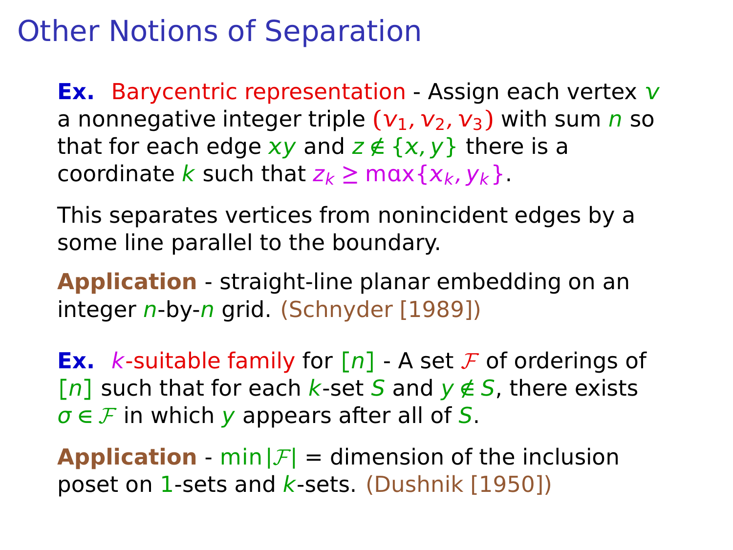# Other Notions of Separation

**Ex.** Barycentric representation - Assign each vertex $v$ a nonnegative integer triple $(v_1, v_2, v_3)$ with sum $n$ so that for each edge $xy$ and $z \notin \{x, y\}$ there is a coordinate $k$ such that $z_k \geq \max\{x_k, y_k\}$.

This separates vertices from nonincident edges by a some line parallel to the boundary.

**Application** - straight-line planar embedding on an integer $n$-by-$n$ grid. (Schnyder [1989])

**Ex.** $k$-suitable family for $[n]$ - A set $\mathcal{F}$ of orderings of $[n]$ such that for each $k$-set $S$ and $y \notin S$, there exists $\sigma \in \mathcal{F}$ in which $y$ appears after all of $S$.

**Application** - $\min|\mathcal{F}|$ = dimension of the inclusion poset on $1$-sets and $k$-sets. (Dushnik [1950])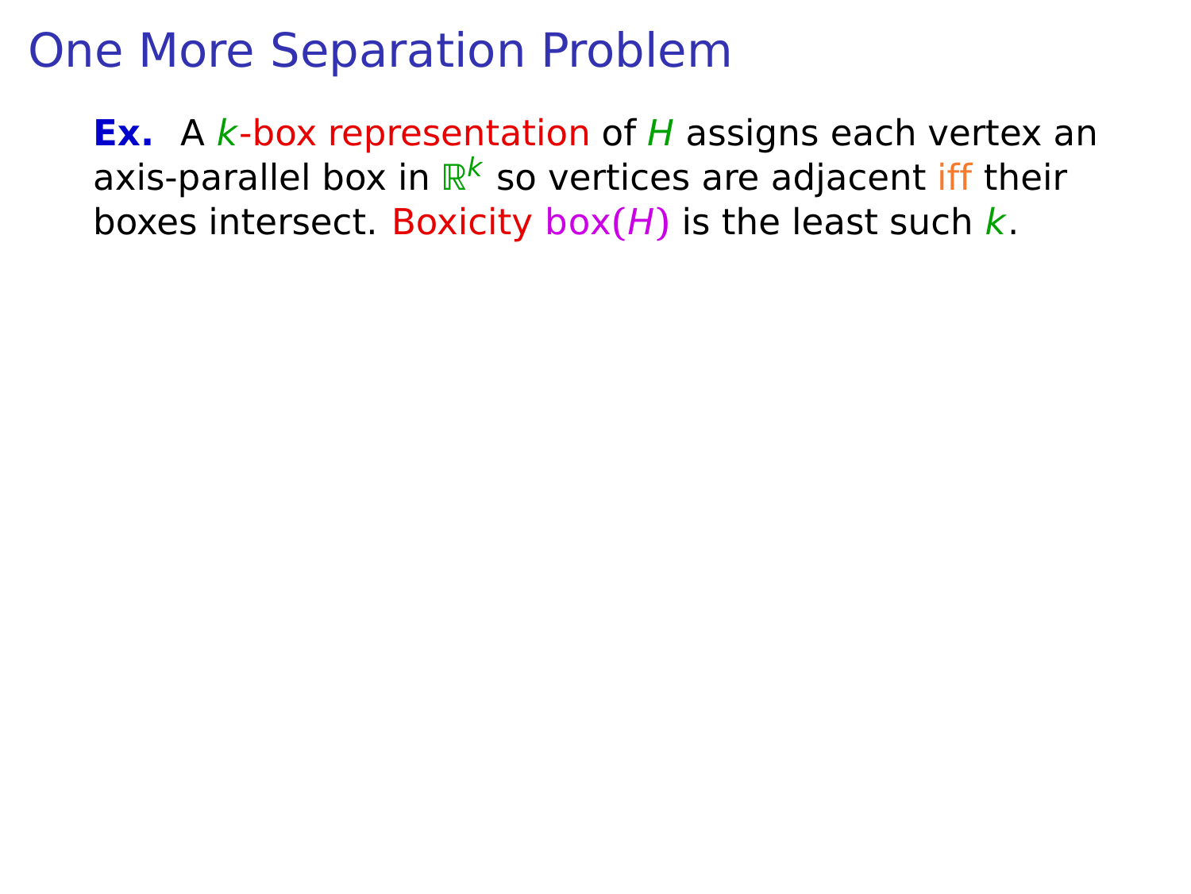# One More Separation Problem

**Ex.** A $k$-box representation of $H$ assigns each vertex an axis-parallel box in $\mathbb{R}^k$ so vertices are adjacent iff their boxes intersect. Boxicity $\mathrm{box}(H)$ is the least such $k$.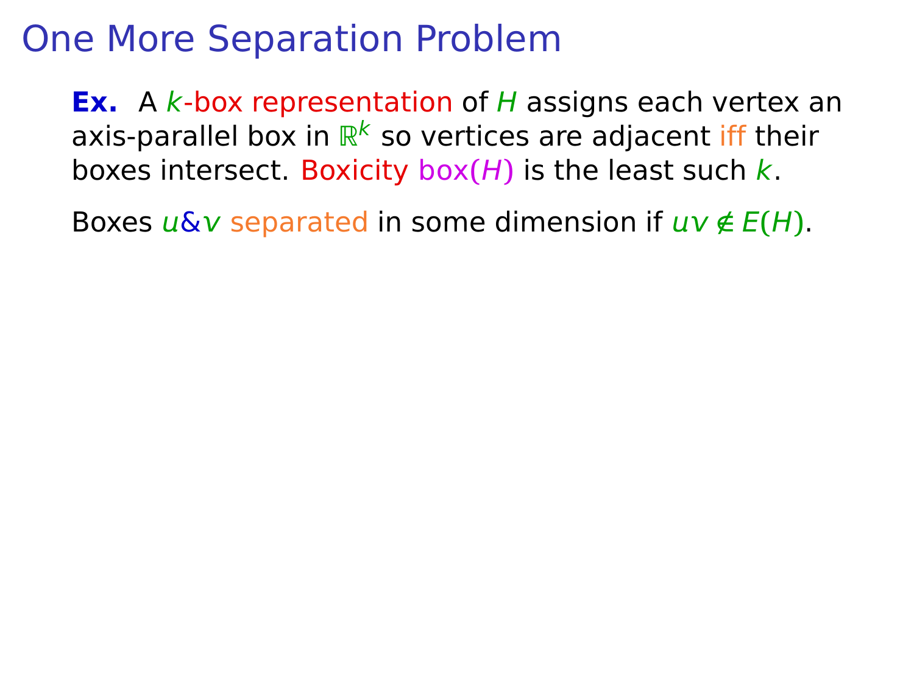# One More Separation Problem

**Ex.** A $k$-box representation of $H$ assigns each vertex an axis-parallel box in $\mathbb{R}^k$ so vertices are adjacent iff their boxes intersect. Boxicity $\mathrm{box}(H)$ is the least such $k$.

Boxes $u$&$v$ separated in some dimension if $uv \notin E(H)$.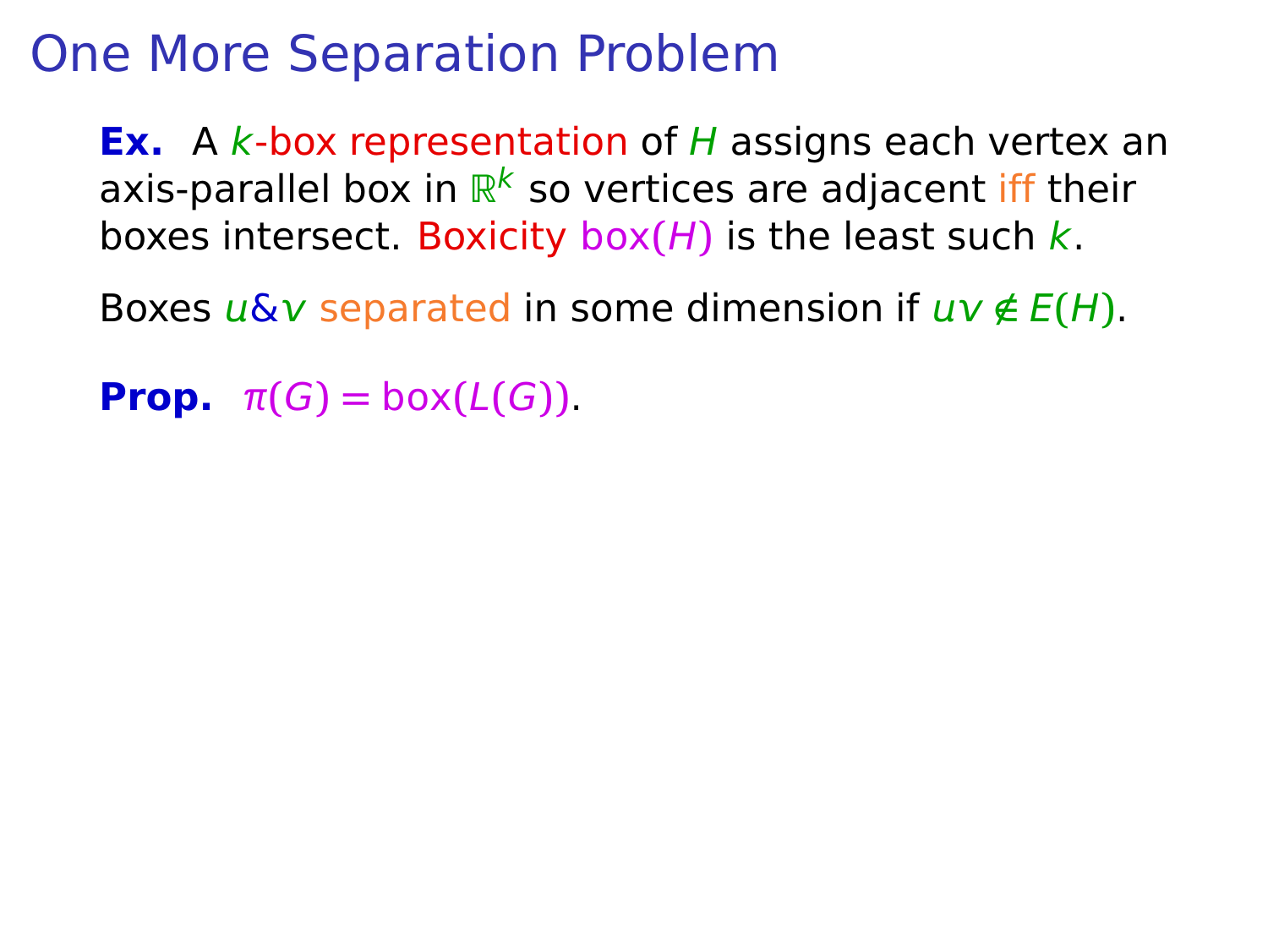# One More Separation Problem

**Ex.** A $k$-box representation of $H$ assigns each vertex an axis-parallel box in $\mathbb{R}^k$ so vertices are adjacent iff their boxes intersect. Boxicity $\text{box}(H)$ is the least such $k$.

Boxes $u$&$v$ separated in some dimension if $uv \notin E(H)$.

**Prop.** $\pi(G) = \text{box}(L(G))$.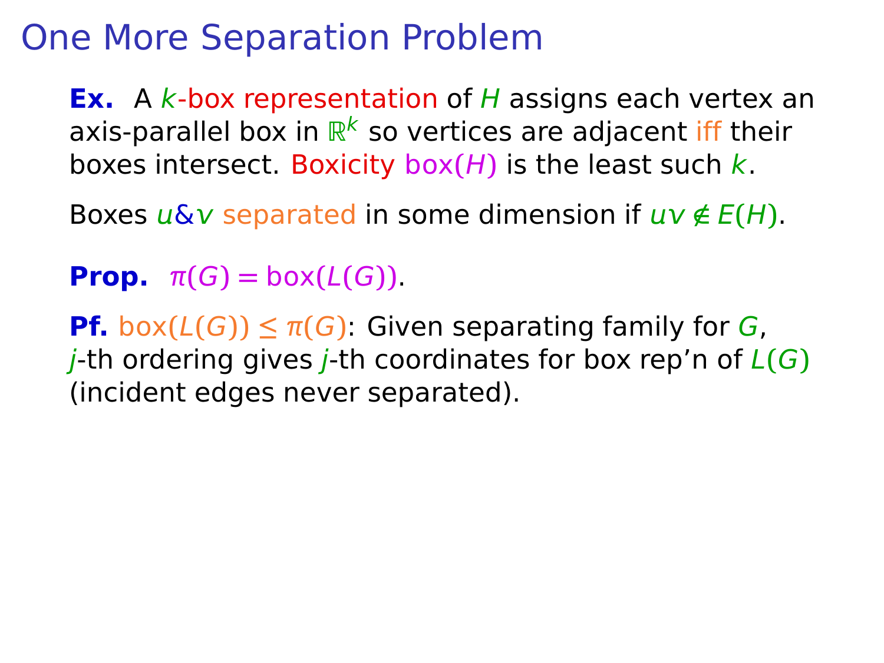# One More Separation Problem

**Ex.** A $k$-box representation of $H$ assigns each vertex an axis-parallel box in $\mathbb{R}^k$ so vertices are adjacent iff their boxes intersect. Boxicity $\text{box}(H)$ is the least such $k$.

Boxes $u\&v$ separated in some dimension if $uv \notin E(H)$.

**Prop.** $\pi(G) = \text{box}(L(G))$.

**Pf.** $\text{box}(L(G)) \leq \pi(G)$: Given separating family for $G$, $j$-th ordering gives $j$-th coordinates for box rep'n of $L(G)$ (incident edges never separated).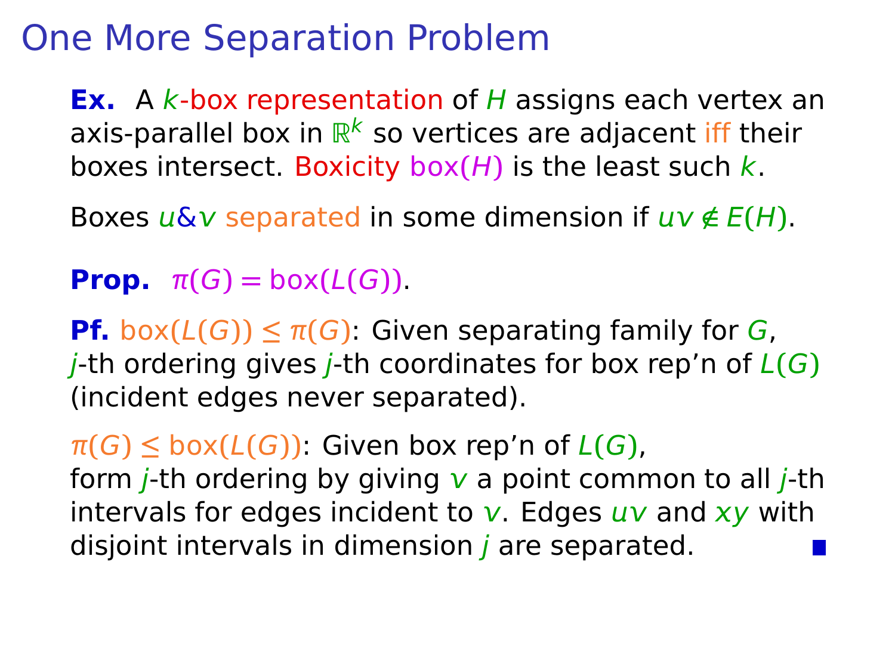# One More Separation Problem

**Ex.** A $k$-box representation of $H$ assigns each vertex an axis-parallel box in $\mathbb{R}^k$ so vertices are adjacent iff their boxes intersect. Boxicity $\text{box}(H)$ is the least such $k$.

Boxes $u$&$v$ separated in some dimension if $uv \notin E(H)$.

**Prop.** $\pi(G) = \text{box}(L(G))$.

**Pf.** $\text{box}(L(G)) \le \pi(G)$: Given separating family for $G$, $j$-th ordering gives $j$-th coordinates for box rep'n of $L(G)$ (incident edges never separated).

$\pi(G) \le \text{box}(L(G))$: Given box rep'n of $L(G)$, form $j$-th ordering by giving $v$ a point common to all $j$-th intervals for edges incident to $v$. Edges $uv$ and $xy$ with disjoint intervals in dimension $j$ are separated. ■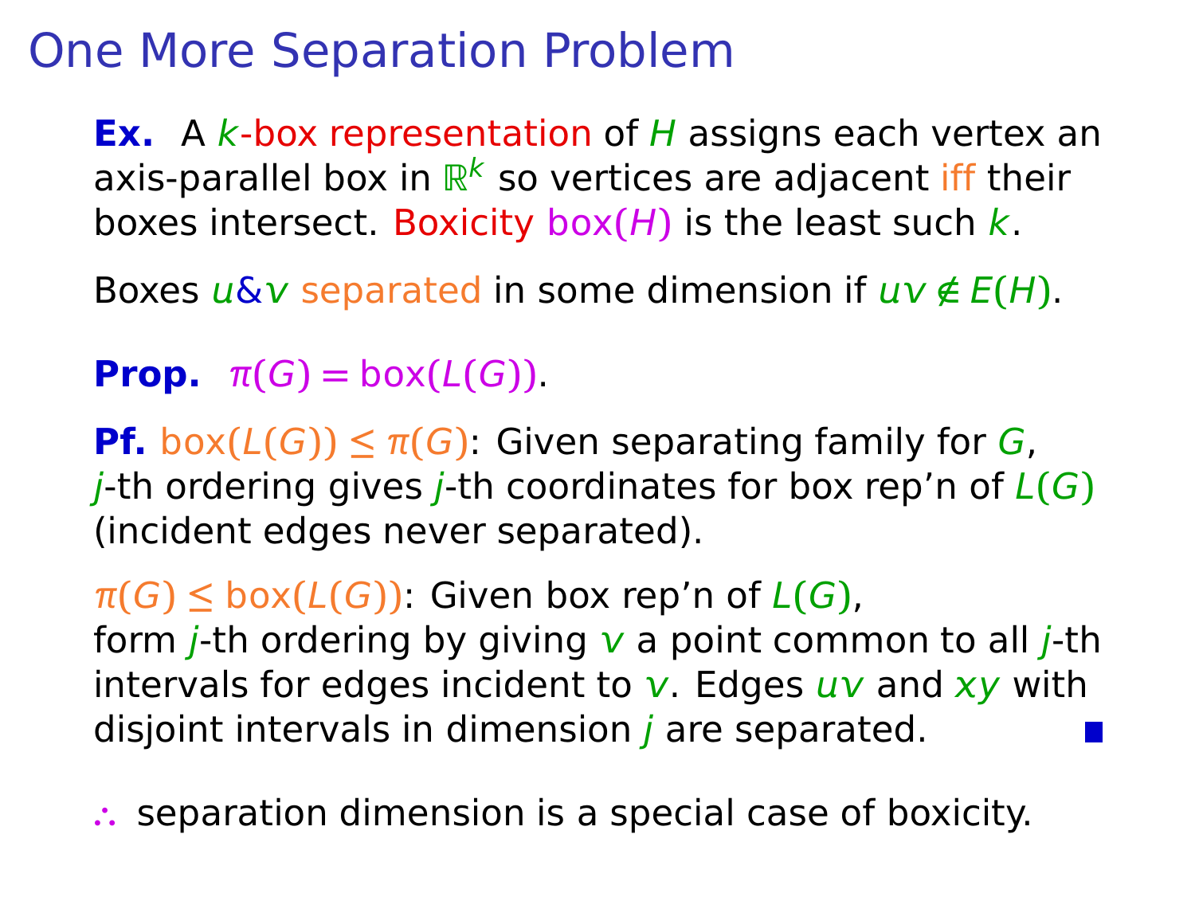# One More Separation Problem

**Ex.** A $k$-box representation of $H$ assigns each vertex an axis-parallel box in $\mathbb{R}^k$ so vertices are adjacent iff their boxes intersect. Boxicity $\text{box}(H)$ is the least such $k$.

Boxes $u$&$v$ separated in some dimension if $uv \notin E(H)$.

**Prop.** $\pi(G) = \text{box}(L(G))$.

**Pf.** $\text{box}(L(G)) \leq \pi(G)$: Given separating family for $G$, $j$-th ordering gives $j$-th coordinates for box rep'n of $L(G)$ (incident edges never separated).

$\pi(G) \leq \text{box}(L(G))$: Given box rep'n of $L(G)$, form $j$-th ordering by giving $v$ a point common to all $j$-th intervals for edges incident to $v$. Edges $uv$ and $xy$ with disjoint intervals in dimension $j$ are separated. ∎

$\therefore$ separation dimension is a special case of boxicity.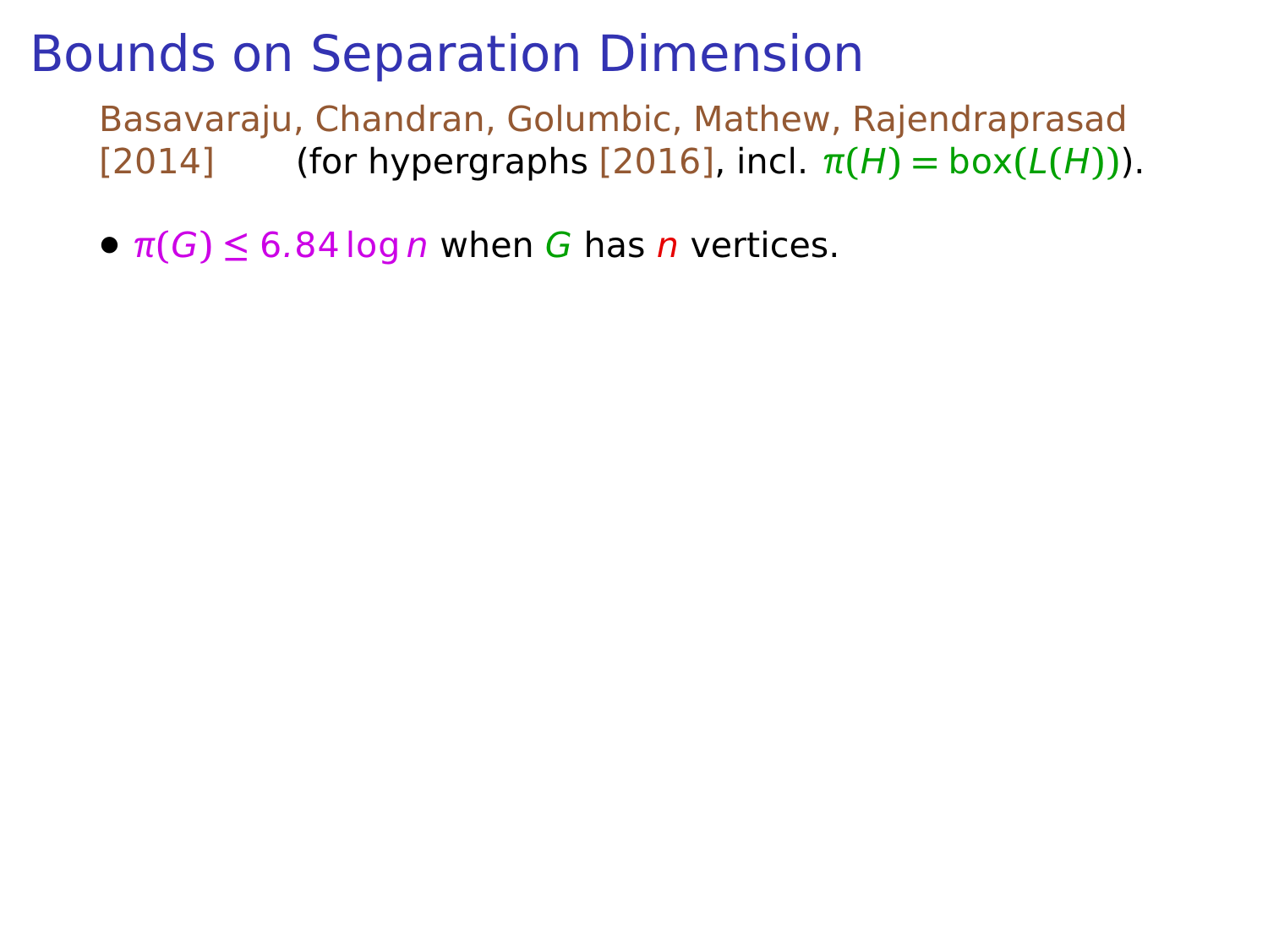# Bounds on Separation Dimension

Basavaraju, Chandran, Golumbic, Mathew, Rajendraprasad [2014] (for hypergraphs [2016], incl. $\pi(H) = \text{box}(L(H))$).

- $\pi(G) \leq 6.84 \log n$ when $G$ has $n$ vertices.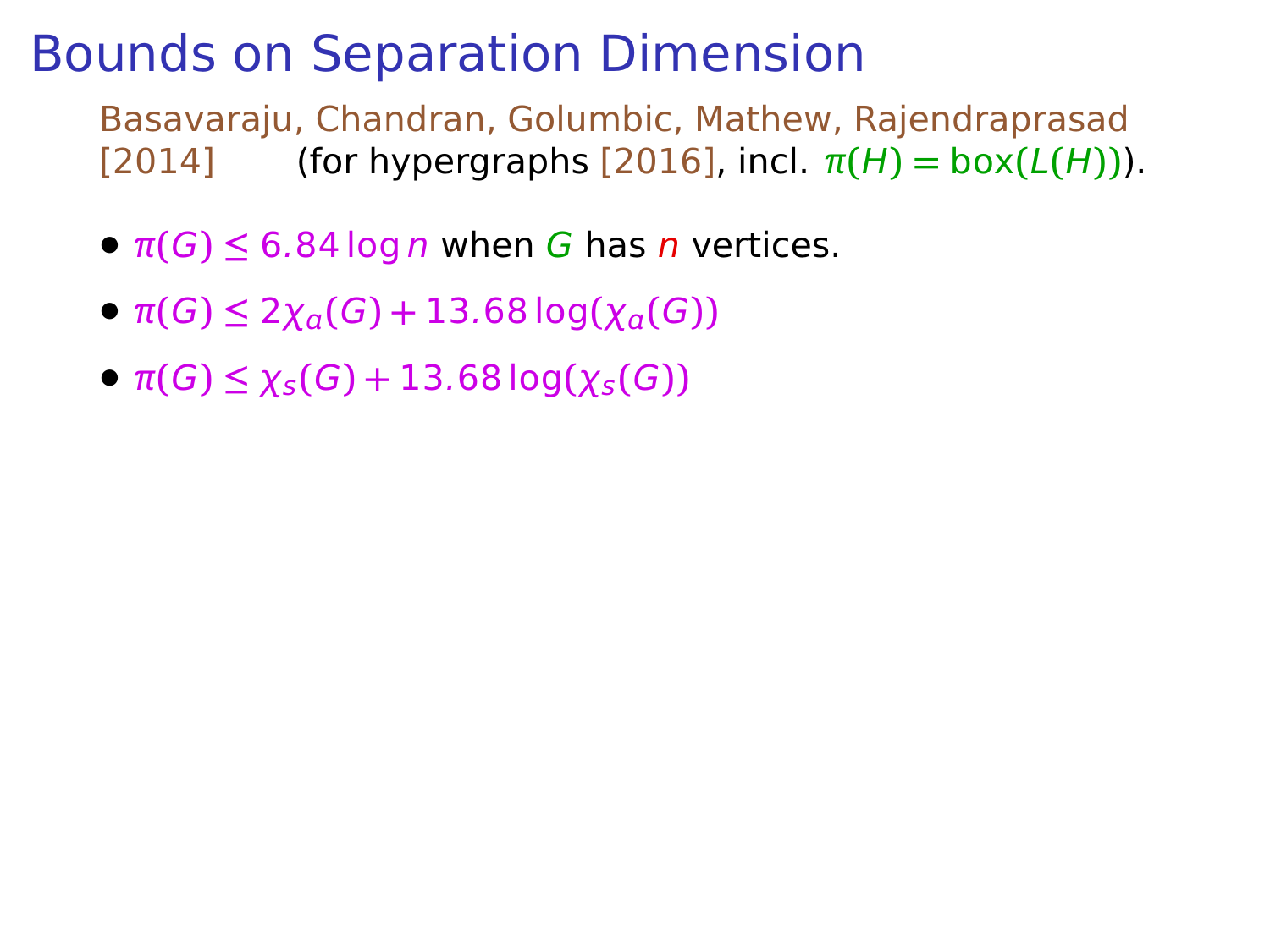# Bounds on Separation Dimension

Basavaraju, Chandran, Golumbic, Mathew, Rajendraprasad [2014] (for hypergraphs [2016], incl. $\pi(H) = \text{box}(L(H))$).

- $\pi(G) \leq 6.84 \log n$ when $G$ has $n$ vertices.
- $\pi(G) \leq 2\chi_a(G) + 13.68 \log(\chi_a(G))$
- $\pi(G) \leq \chi_s(G) + 13.68 \log(\chi_s(G))$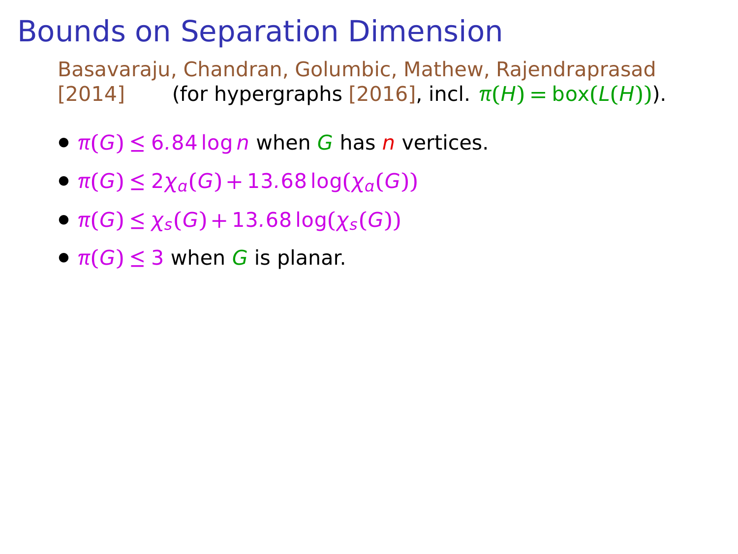# Bounds on Separation Dimension

Basavaraju, Chandran, Golumbic, Mathew, Rajendraprasad [2014] (for hypergraphs [2016], incl. $\pi(H) = \text{box}(L(H))$).

- $\pi(G) \leq 6.84 \log n$ when $G$ has $n$ vertices.
- $\pi(G) \leq 2\chi_a(G) + 13.68 \log(\chi_a(G))$
- $\pi(G) \leq \chi_s(G) + 13.68 \log(\chi_s(G))$
- $\pi(G) \leq 3$ when $G$ is planar.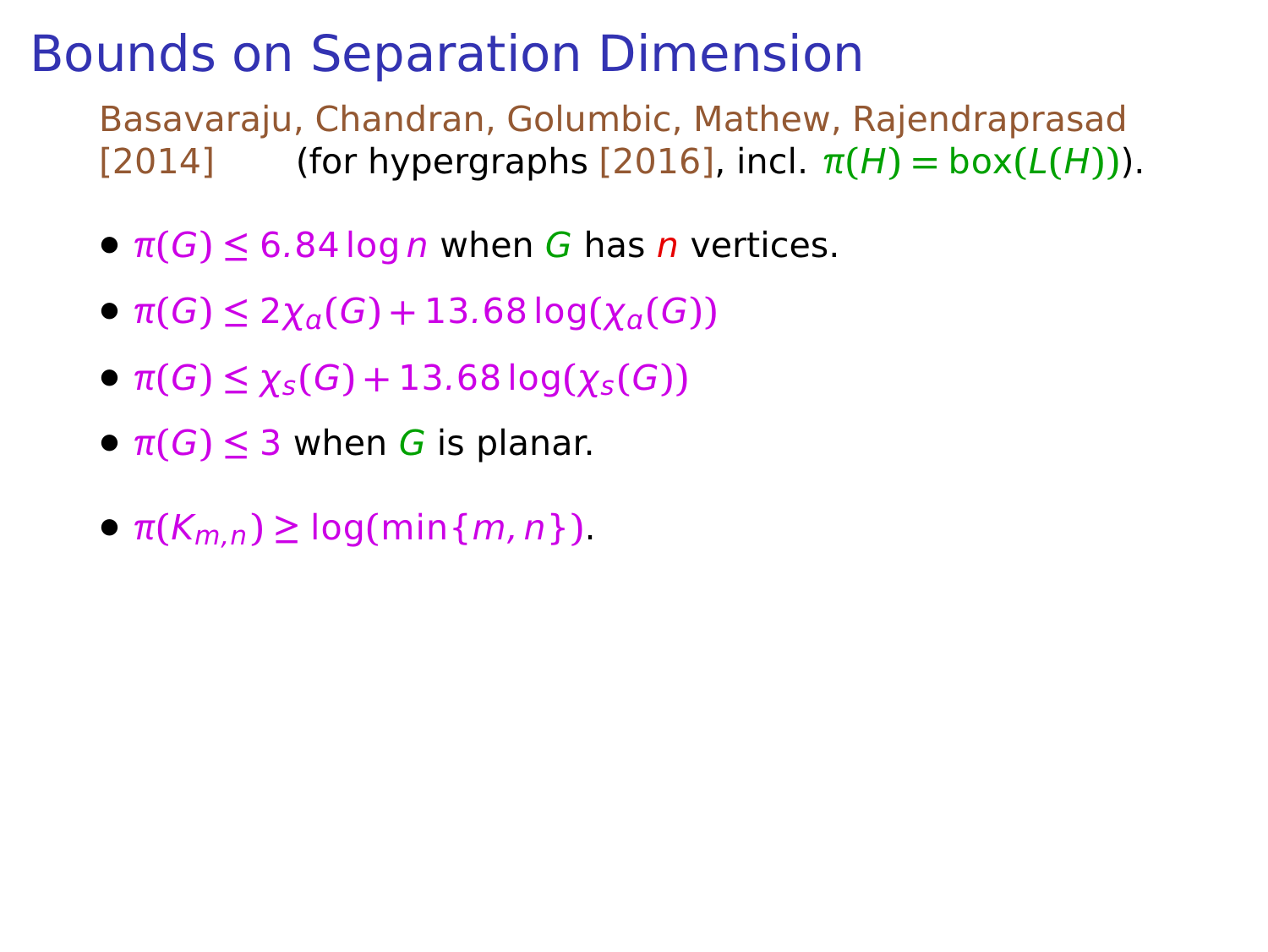# Bounds on Separation Dimension

Basavaraju, Chandran, Golumbic, Mathew, Rajendraprasad [2014] (for hypergraphs [2016], incl. $\pi(H) = \text{box}(L(H))$).

- $\pi(G) \leq 6.84 \log n$ when $G$ has $n$ vertices.
- $\pi(G) \leq 2\chi_a(G) + 13.68 \log(\chi_a(G))$
- $\pi(G) \leq \chi_s(G) + 13.68 \log(\chi_s(G))$
- $\pi(G) \leq 3$ when $G$ is planar.
- $\pi(K_{m,n}) \geq \log(\min\{m, n\})$.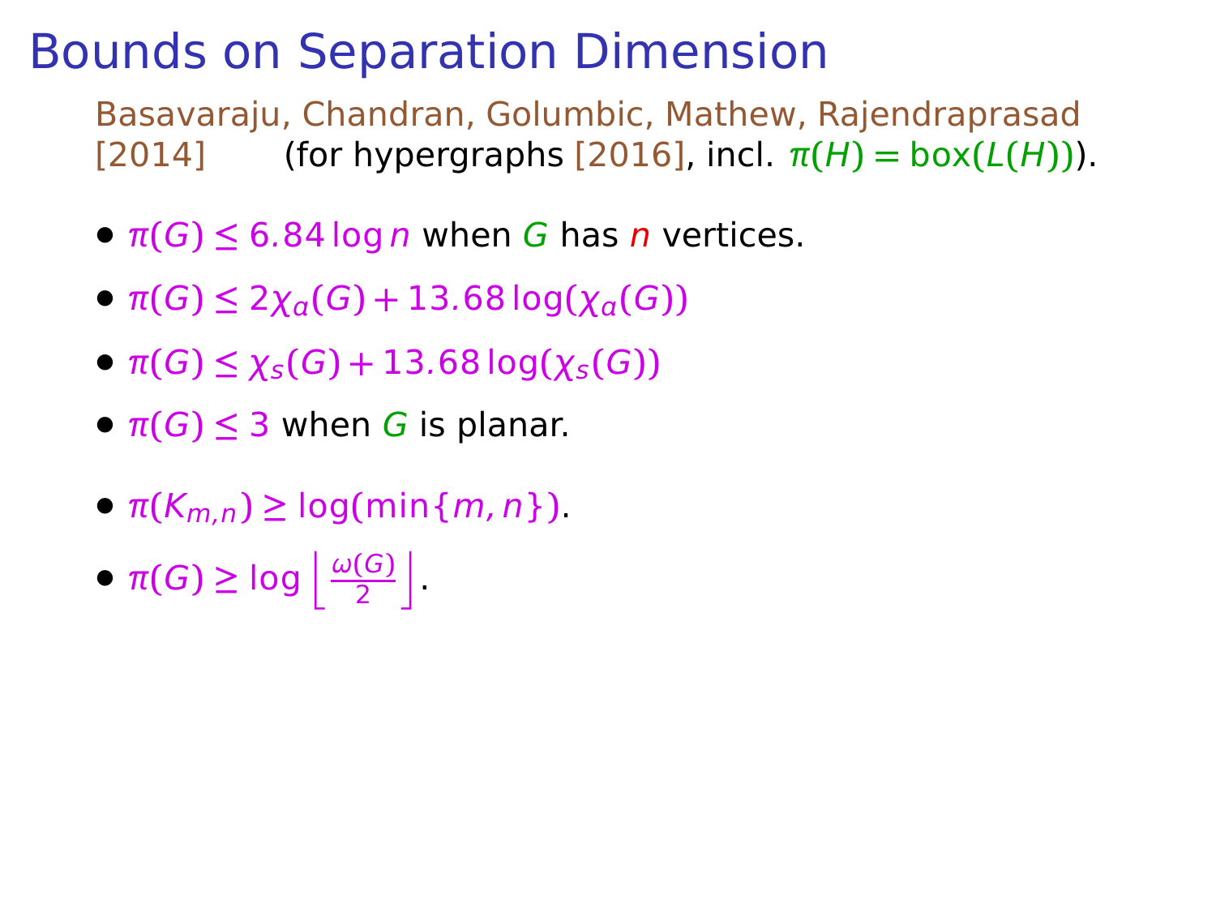# Bounds on Separation Dimension

Basavaraju, Chandran, Golumbic, Mathew, Rajendraprasad [2014] (for hypergraphs [2016], incl. $\pi(H) = \text{box}(L(H))$).

- $\pi(G) \leq 6.84 \log n$ when $G$ has $n$ vertices.
- $\pi(G) \leq 2\chi_a(G) + 13.68 \log(\chi_a(G))$
- $\pi(G) \leq \chi_s(G) + 13.68 \log(\chi_s(G))$
- $\pi(G) \leq 3$ when $G$ is planar.
- $\pi(K_{m,n}) \geq \log(\min\{m, n\})$.
- $\pi(G) \geq \log \left\lfloor \frac{\omega(G)}{2} \right\rfloor$.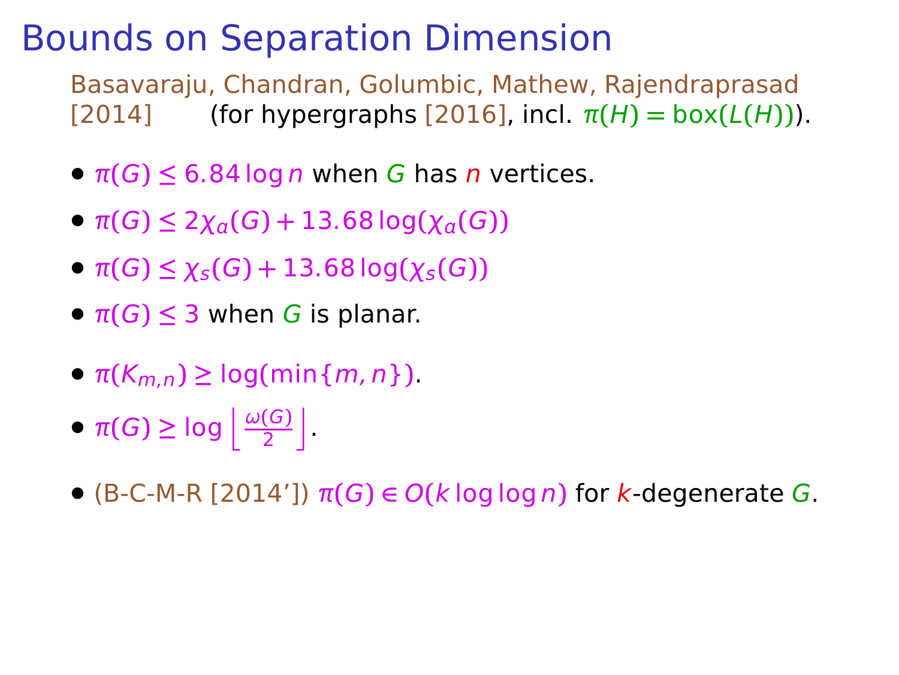# Bounds on Separation Dimension

Basavaraju, Chandran, Golumbic, Mathew, Rajendraprasad [2014] (for hypergraphs [2016], incl. $\pi(H) = \text{box}(L(H))$).

- $\pi(G) \leq 6.84 \log n$ when $G$ has $n$ vertices.
- $\pi(G) \leq 2\chi_a(G) + 13.68 \log(\chi_a(G))$
- $\pi(G) \leq \chi_s(G) + 13.68 \log(\chi_s(G))$
- $\pi(G) \leq 3$ when $G$ is planar.
- $\pi(K_{m,n}) \geq \log(\min\{m, n\})$.
- $\pi(G) \geq \log \left\lfloor \frac{\omega(G)}{2} \right\rfloor$.
- (B-C-M-R [2014']) $\pi(G) \in O(k \log \log n)$ for $k$-degenerate $G$.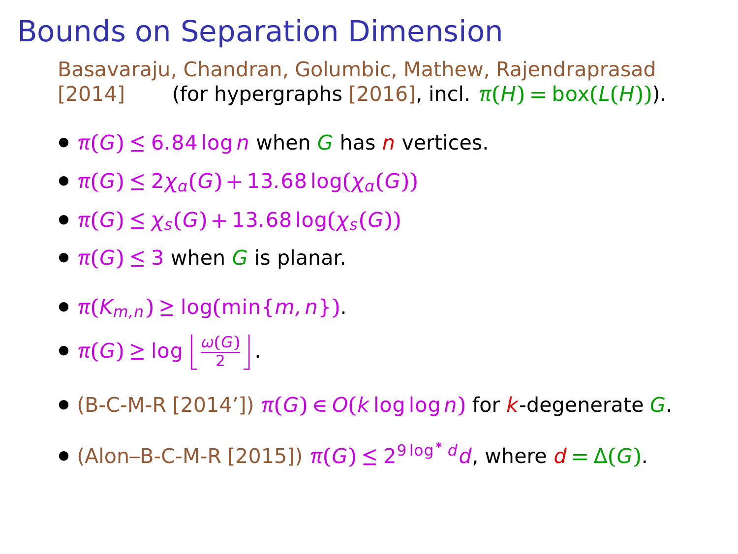# Bounds on Separation Dimension

Basavaraju, Chandran, Golumbic, Mathew, Rajendraprasad [2014] (for hypergraphs [2016], incl. $\pi(H) = \mathrm{box}(L(H))$).

- $\pi(G) \leq 6.84 \log n$ when $G$ has $n$ vertices.
- $\pi(G) \leq 2\chi_a(G) + 13.68 \log(\chi_a(G))$
- $\pi(G) \leq \chi_s(G) + 13.68 \log(\chi_s(G))$
- $\pi(G) \leq 3$ when $G$ is planar.
- $\pi(K_{m,n}) \geq \log(\min\{m, n\})$.
- $\pi(G) \geq \log \left\lfloor \frac{\omega(G)}{2} \right\rfloor$.
- (B-C-M-R [2014’]) $\pi(G) \in O(k \log \log n)$ for $k$-degenerate $G$.
- (Alon–B-C-M-R [2015]) $\pi(G) \leq 2^{9 \log^* d} d$, where $d = \Delta(G)$.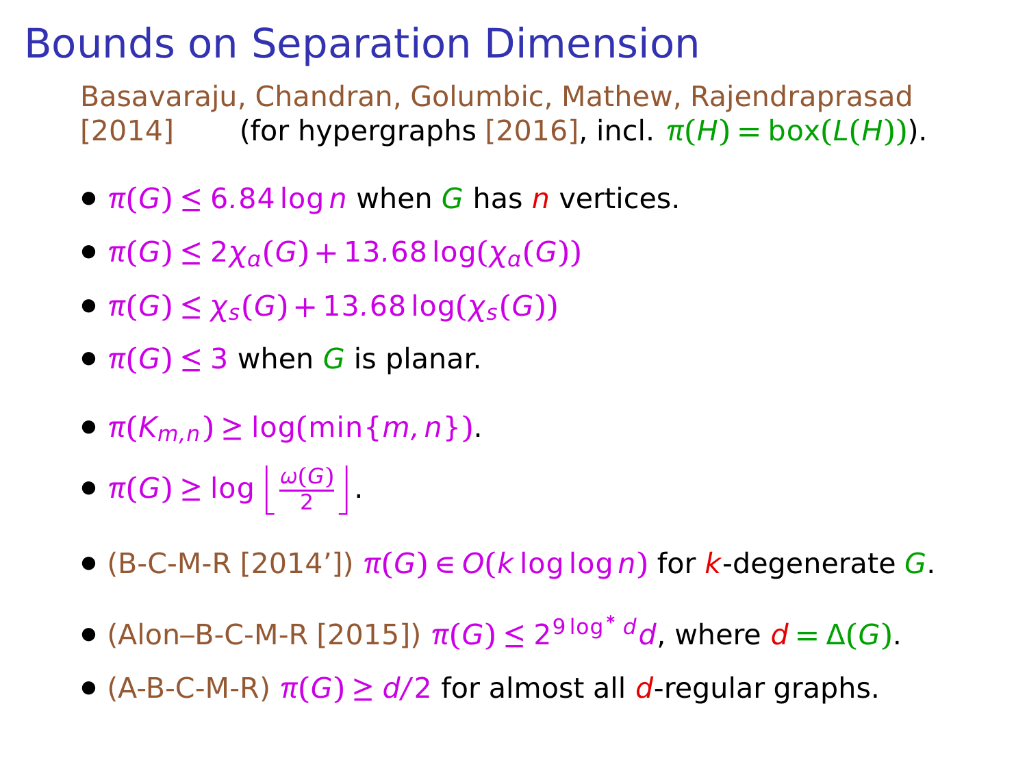# Bounds on Separation Dimension

Basavaraju, Chandran, Golumbic, Mathew, Rajendraprasad [2014] (for hypergraphs [2016], incl. $\pi(H) = \text{box}(L(H))$).

- $\pi(G) \leq 6.84 \log n$ when $G$ has $n$ vertices.
- $\pi(G) \leq 2\chi_a(G) + 13.68 \log(\chi_a(G))$
- $\pi(G) \leq \chi_s(G) + 13.68 \log(\chi_s(G))$
- $\pi(G) \leq 3$ when $G$ is planar.
- $\pi(K_{m,n}) \geq \log(\min\{m, n\})$.
- $\pi(G) \geq \log \left\lfloor \frac{\omega(G)}{2} \right\rfloor$.
- (B-C-M-R [2014']) $\pi(G) \in O(k \log \log n)$ for $k$-degenerate $G$.
- (Alon–B-C-M-R [2015]) $\pi(G) \leq 2^{9 \log^* d} d$, where $d = \Delta(G)$.
- (A-B-C-M-R) $\pi(G) \geq d/2$ for almost all $d$-regular graphs.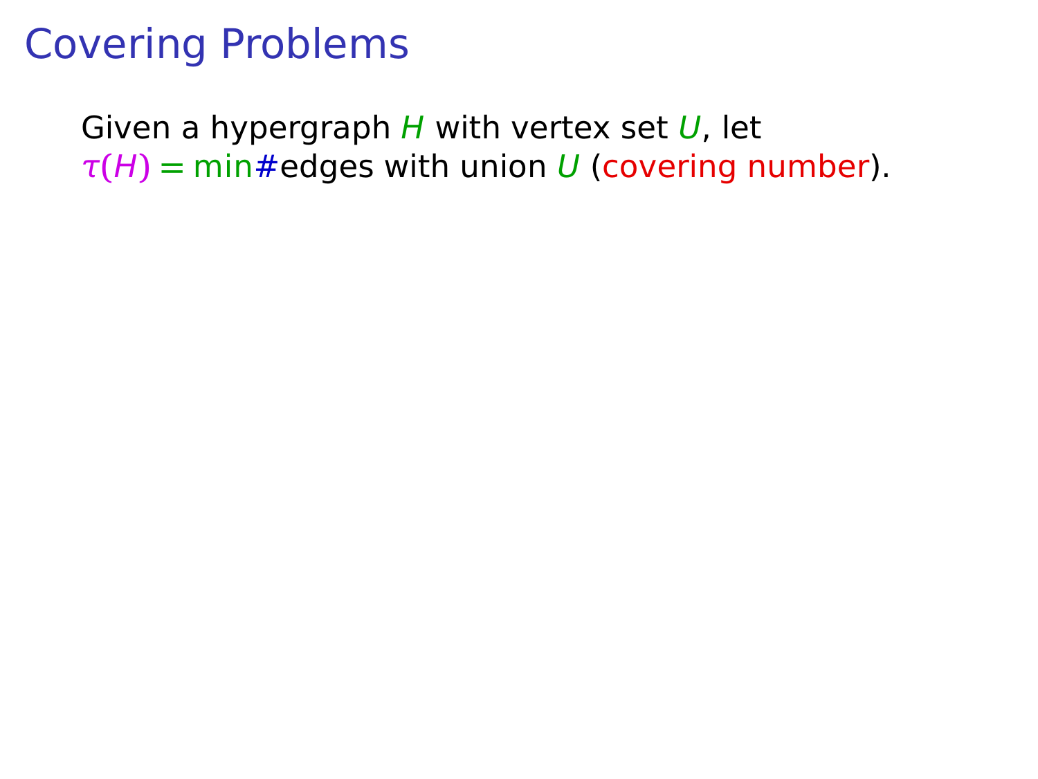# Covering Problems

Given a hypergraph $H$ with vertex set $U$, let $\tau(H) = \min\#$edges with union $U$ (covering number).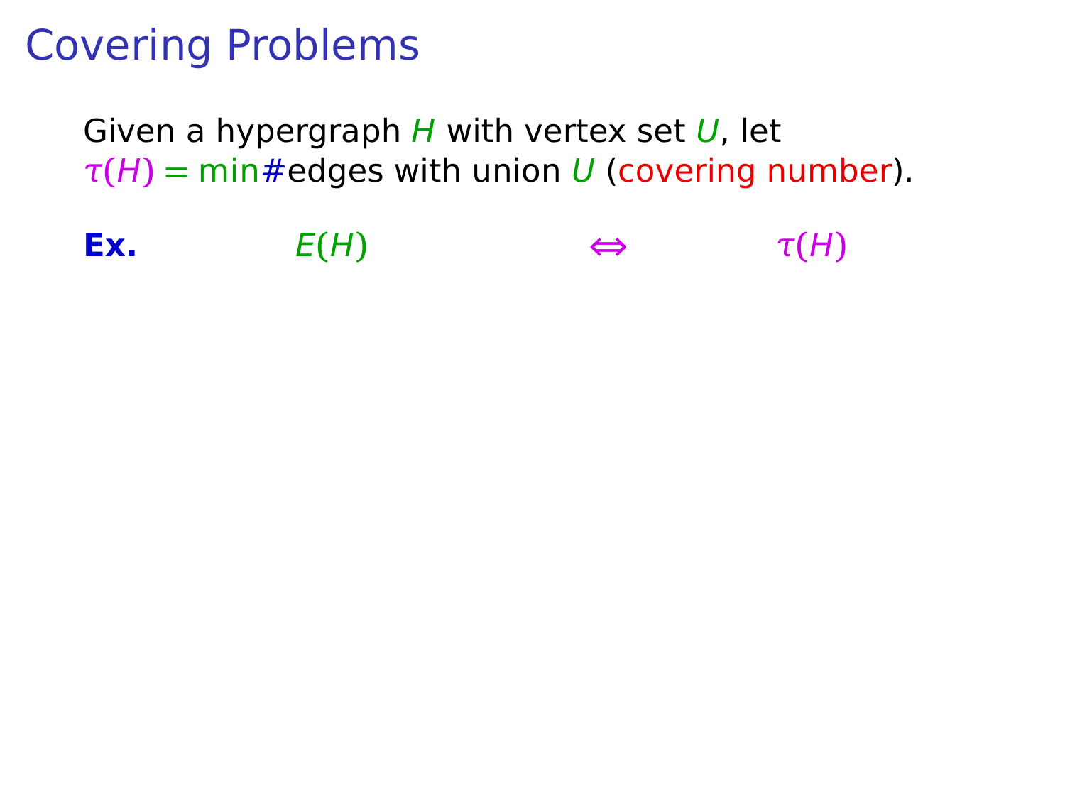# Covering Problems

Given a hypergraph $H$ with vertex set $U$, let
$\tau(H) = \min\#$edges with union $U$ (covering number).

**Ex.** $E(H)$ $\Leftrightarrow$ $\tau(H)$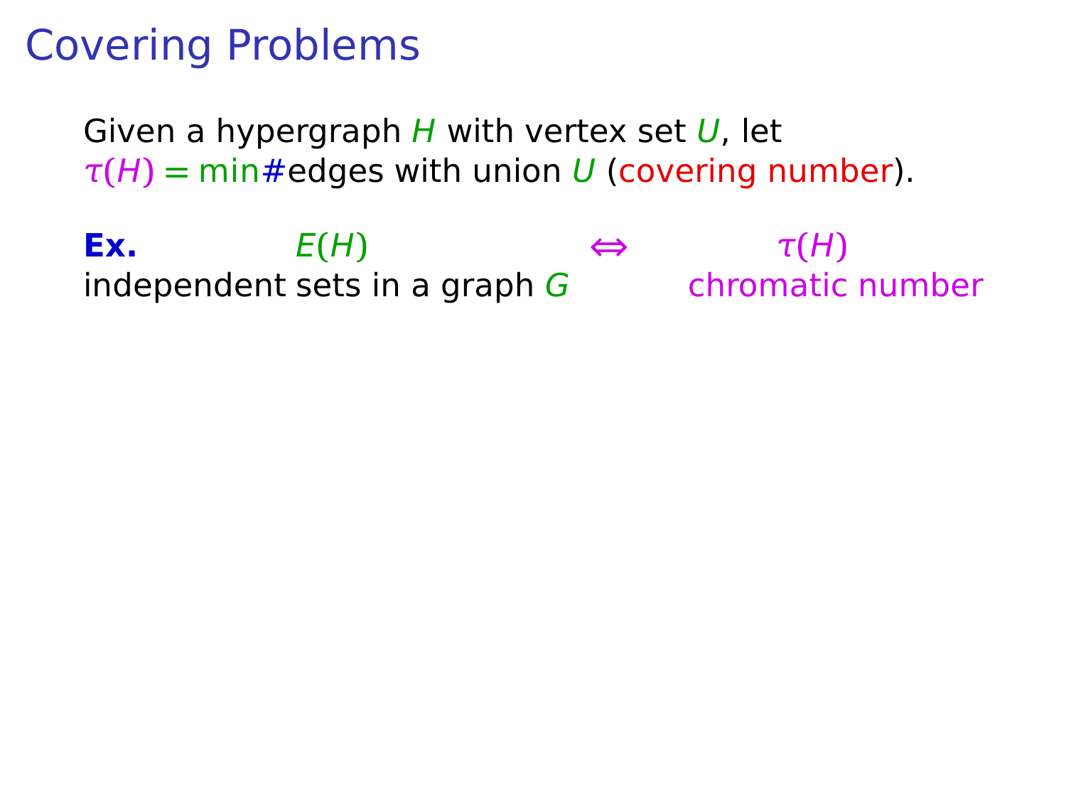# Covering Problems

Given a hypergraph $H$ with vertex set $U$, let
$\tau(H) = \min \#$edges with union $U$ (covering number).

| **Ex.** | $E(H)$ | $\Leftrightarrow$ | $\tau(H)$ |
| --- | --- | --- | --- |
| | independent sets in a graph $G$ | | chromatic number |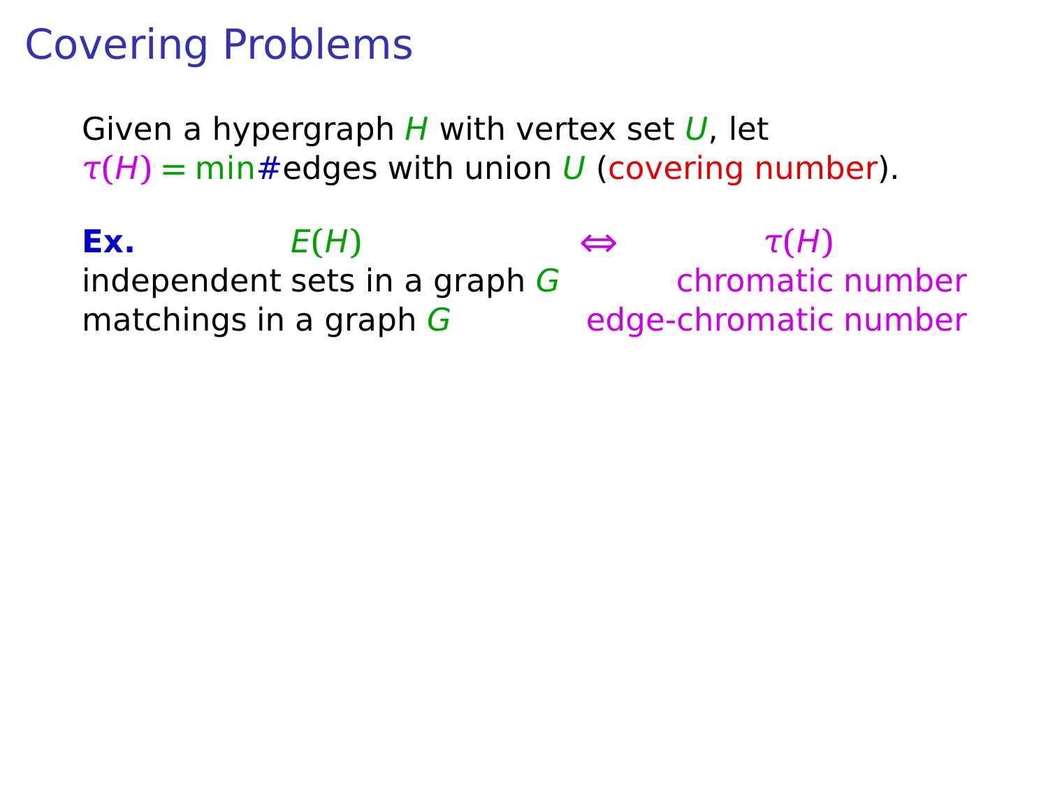# Covering Problems

Given a hypergraph $H$ with vertex set $U$, let
$\tau(H) = \min \#$edges with union $U$ (covering number).

**Ex.**

| $E(H)$ | $\Leftrightarrow$ | $\tau(H)$ |
| --- | --- | --- |
| independent sets in a graph $G$ | | chromatic number |
| matchings in a graph $G$ | | edge-chromatic number |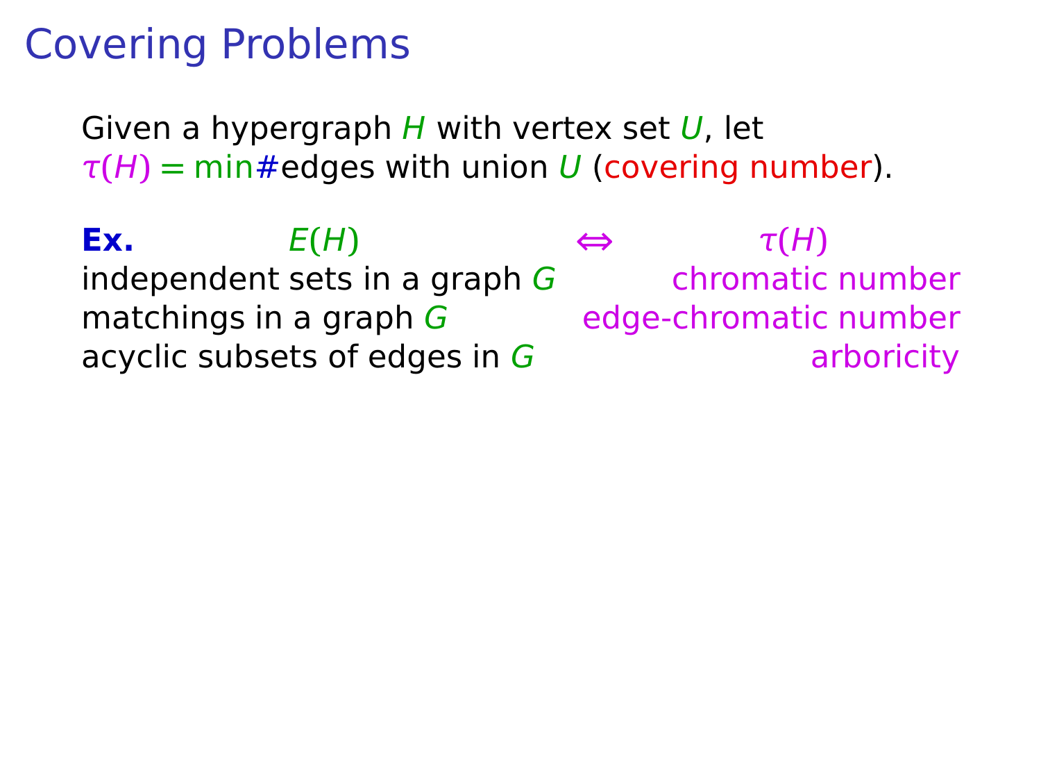# Covering Problems

Given a hypergraph $H$ with vertex set $U$, let
$\tau(H) = \min\#$edges with union $U$ (covering number).

| **Ex.** $E(H)$ | $\Leftrightarrow$ | $\tau(H)$ |
|---|---|---|
| independent sets in a graph $G$ | | chromatic number |
| matchings in a graph $G$ | | edge-chromatic number |
| acyclic subsets of edges in $G$ | | arboricity |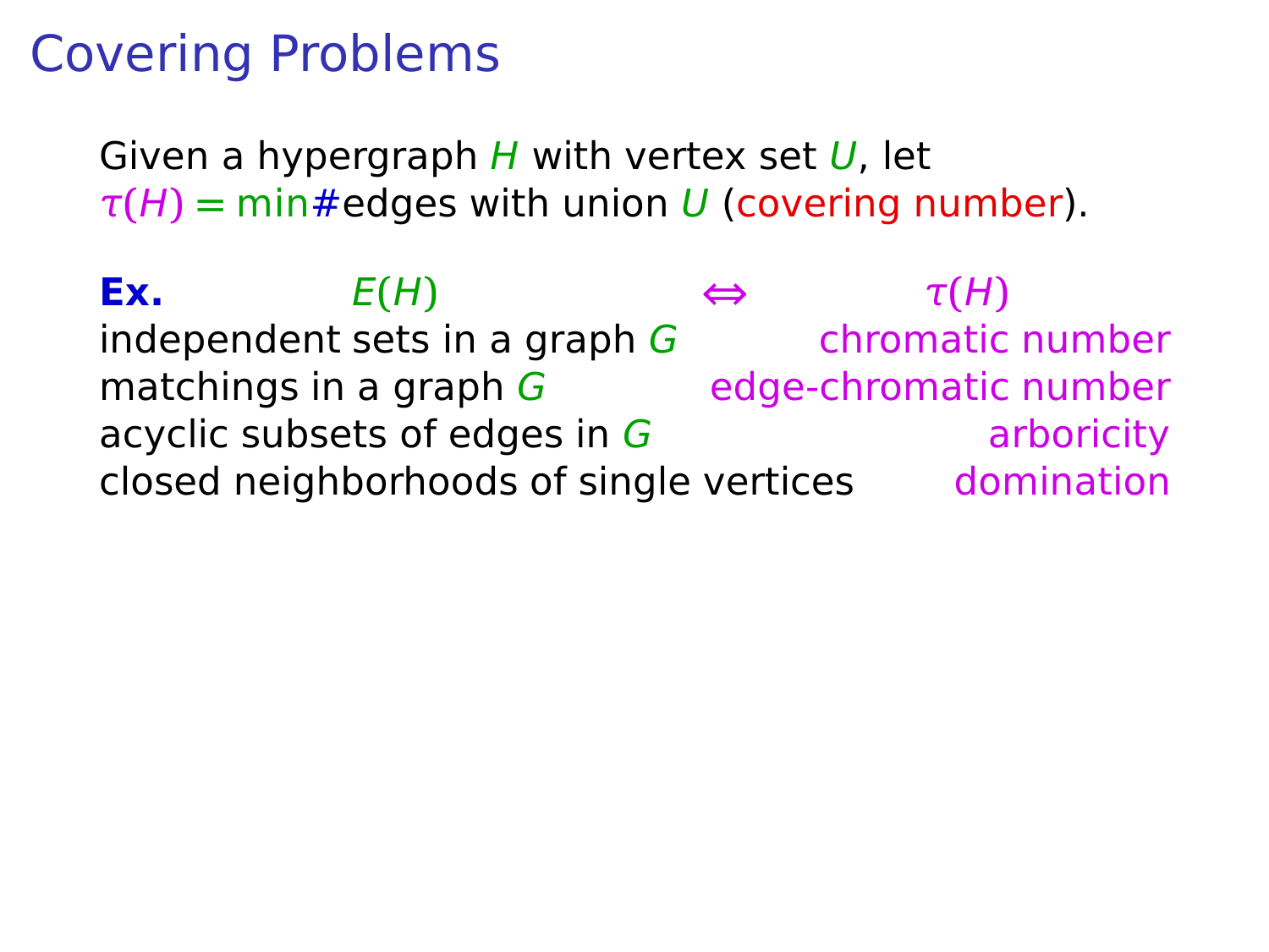# Covering Problems

Given a hypergraph $H$ with vertex set $U$, let
$\tau(H) = \min\#$edges with union $U$ (covering number).

**Ex.**

| $E(H)$ | $\Leftrightarrow$ | $\tau(H)$ |
|---|---|---|
| independent sets in a graph $G$ | | chromatic number |
| matchings in a graph $G$ | | edge-chromatic number |
| acyclic subsets of edges in $G$ | | arboricity |
| closed neighborhoods of single vertices | | domination |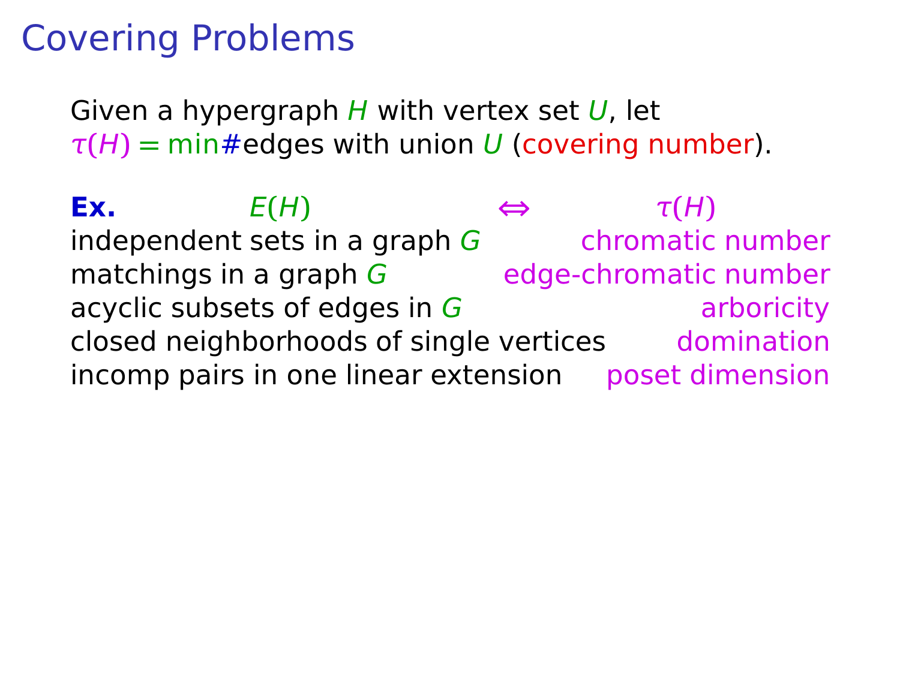# Covering Problems

Given a hypergraph $H$ with vertex set $U$, let
$\tau(H) = \min\#$edges with union $U$ (covering number).

**Ex.**

| $E(H)$ | $\Leftrightarrow$ | $\tau(H)$ |
|---|---|---|
| independent sets in a graph $G$ | | chromatic number |
| matchings in a graph $G$ | | edge-chromatic number |
| acyclic subsets of edges in $G$ | | arboricity |
| closed neighborhoods of single vertices | | domination |
| incomp pairs in one linear extension | | poset dimension |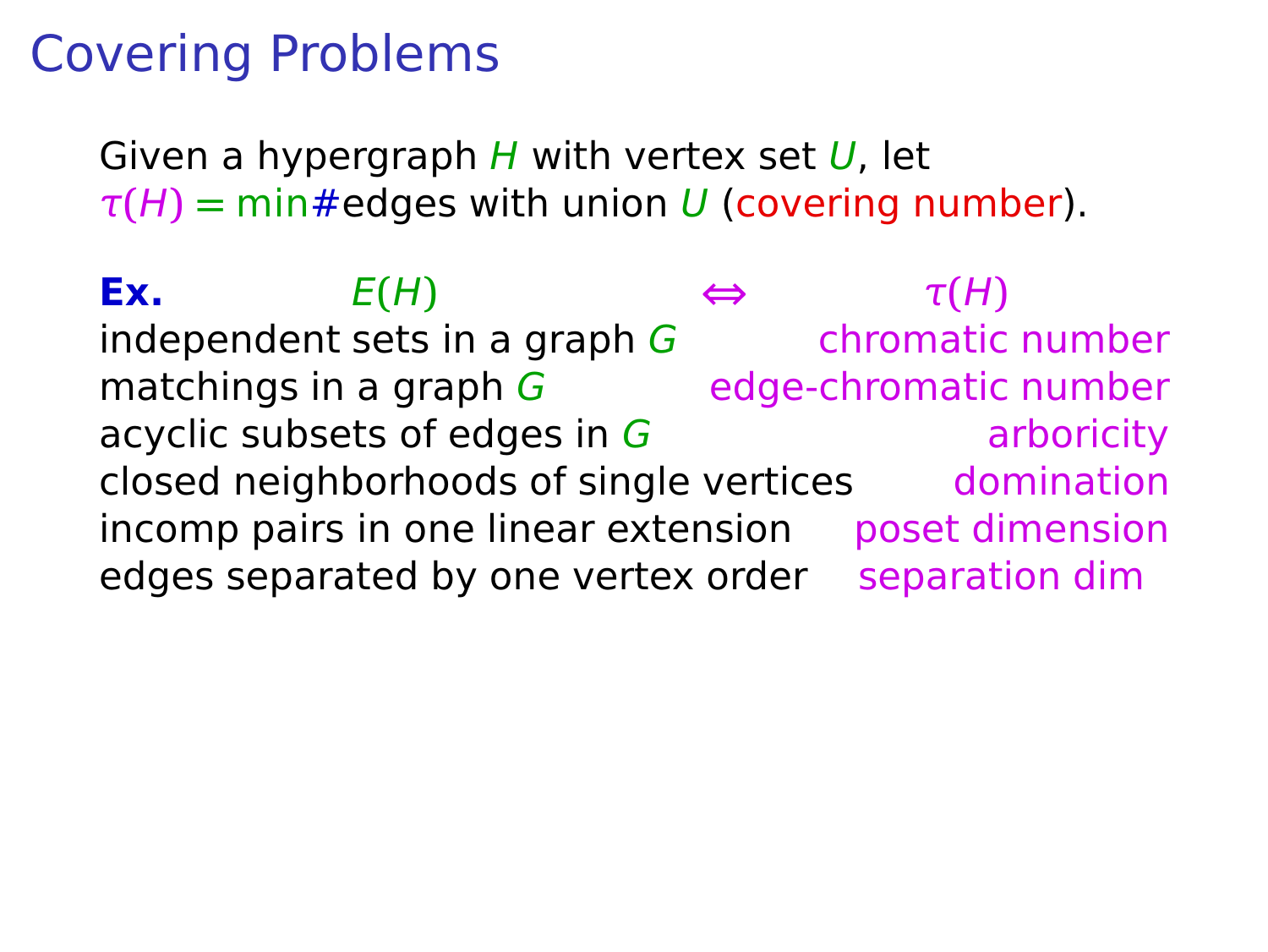# Covering Problems

Given a hypergraph $H$ with vertex set $U$, let
$\tau(H) = \min \#$edges with union $U$ (covering number).

| **Ex.** $E(H)$ | $\Leftrightarrow$ $\tau(H)$ |
| --- | --- |
| independent sets in a graph $G$ | chromatic number |
| matchings in a graph $G$ | edge-chromatic number |
| acyclic subsets of edges in $G$ | arboricity |
| closed neighborhoods of single vertices | domination |
| incomp pairs in one linear extension | poset dimension |
| edges separated by one vertex order | separation dim |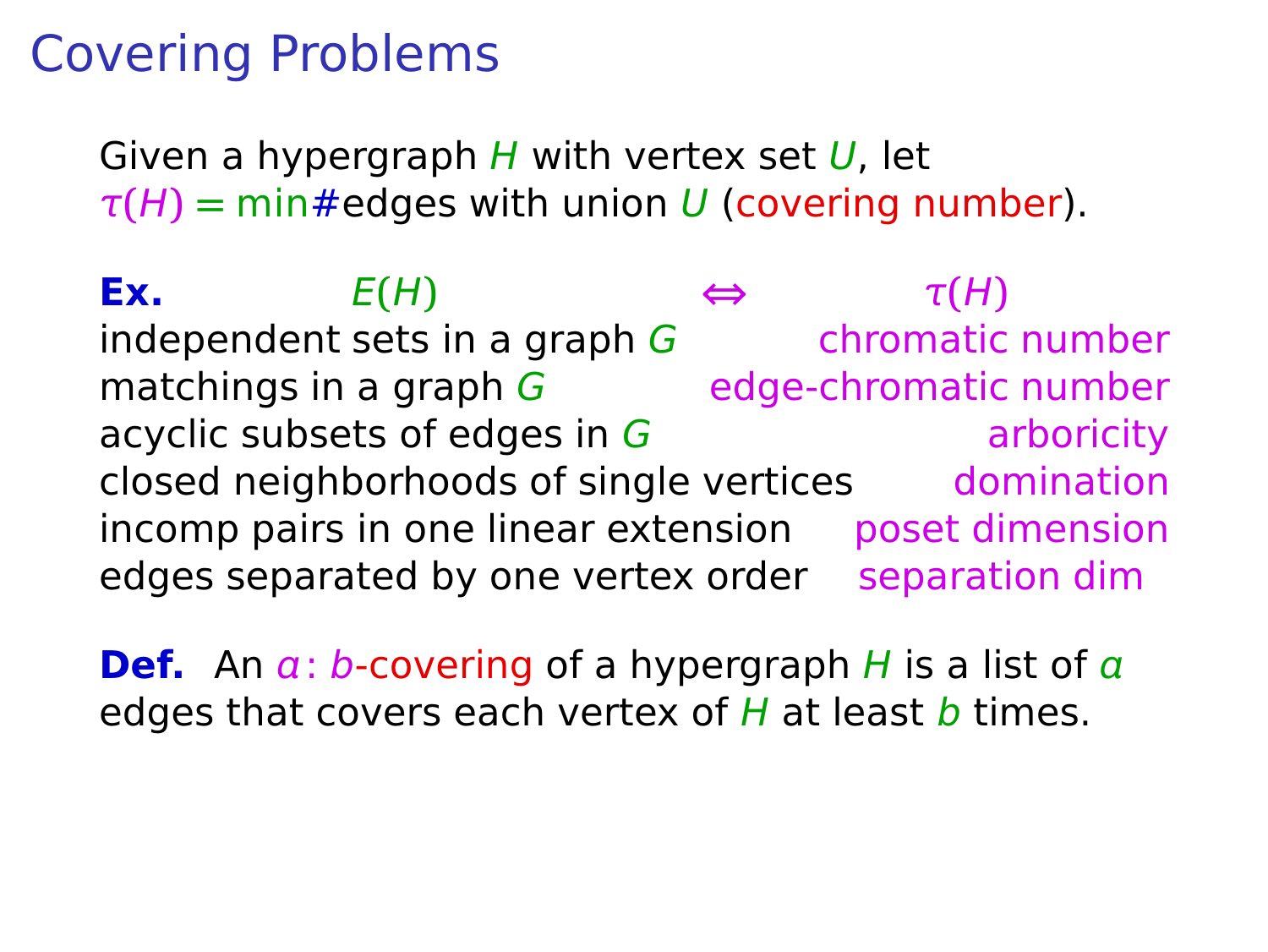# Covering Problems

Given a hypergraph $H$ with vertex set $U$, let $\tau(H) = \min\#$edges with union $U$ (covering number).

**Ex.**

| $E(H)$ | $\Leftrightarrow$ | $\tau(H)$ |
| --- | --- | --- |
| independent sets in a graph $G$ | | chromatic number |
| matchings in a graph $G$ | | edge-chromatic number |
| acyclic subsets of edges in $G$ | | arboricity |
| closed neighborhoods of single vertices | | domination |
| incomp pairs in one linear extension | | poset dimension |
| edges separated by one vertex order | | separation dim |

**Def.** An $a:b$-covering of a hypergraph $H$ is a list of $a$ edges that covers each vertex of $H$ at least $b$ times.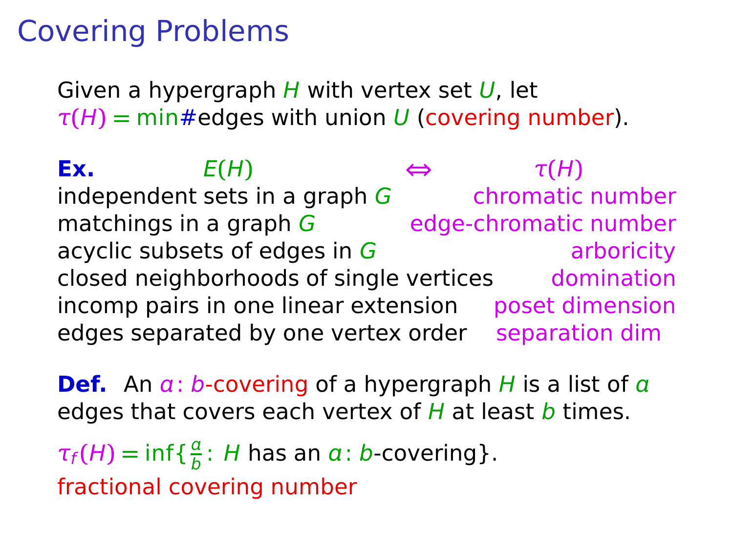# Covering Problems

Given a hypergraph $H$ with vertex set $U$, let $\tau(H) = \min\#$edges with union $U$ (covering number).

**Ex.**

| $E(H)$ | $\Leftrightarrow$ | $\tau(H)$ |
|---|---|---|
| independent sets in a graph $G$ | | chromatic number |
| matchings in a graph $G$ | | edge-chromatic number |
| acyclic subsets of edges in $G$ | | arboricity |
| closed neighborhoods of single vertices | | domination |
| incomp pairs in one linear extension | | poset dimension |
| edges separated by one vertex order | | separation dim |

**Def.** An $a\colon b$-covering of a hypergraph $H$ is a list of $a$ edges that covers each vertex of $H$ at least $b$ times.

$\tau_f(H) = \inf\{\frac{a}{b}\colon H$ has an $a\colon b$-covering$\}$.

fractional covering number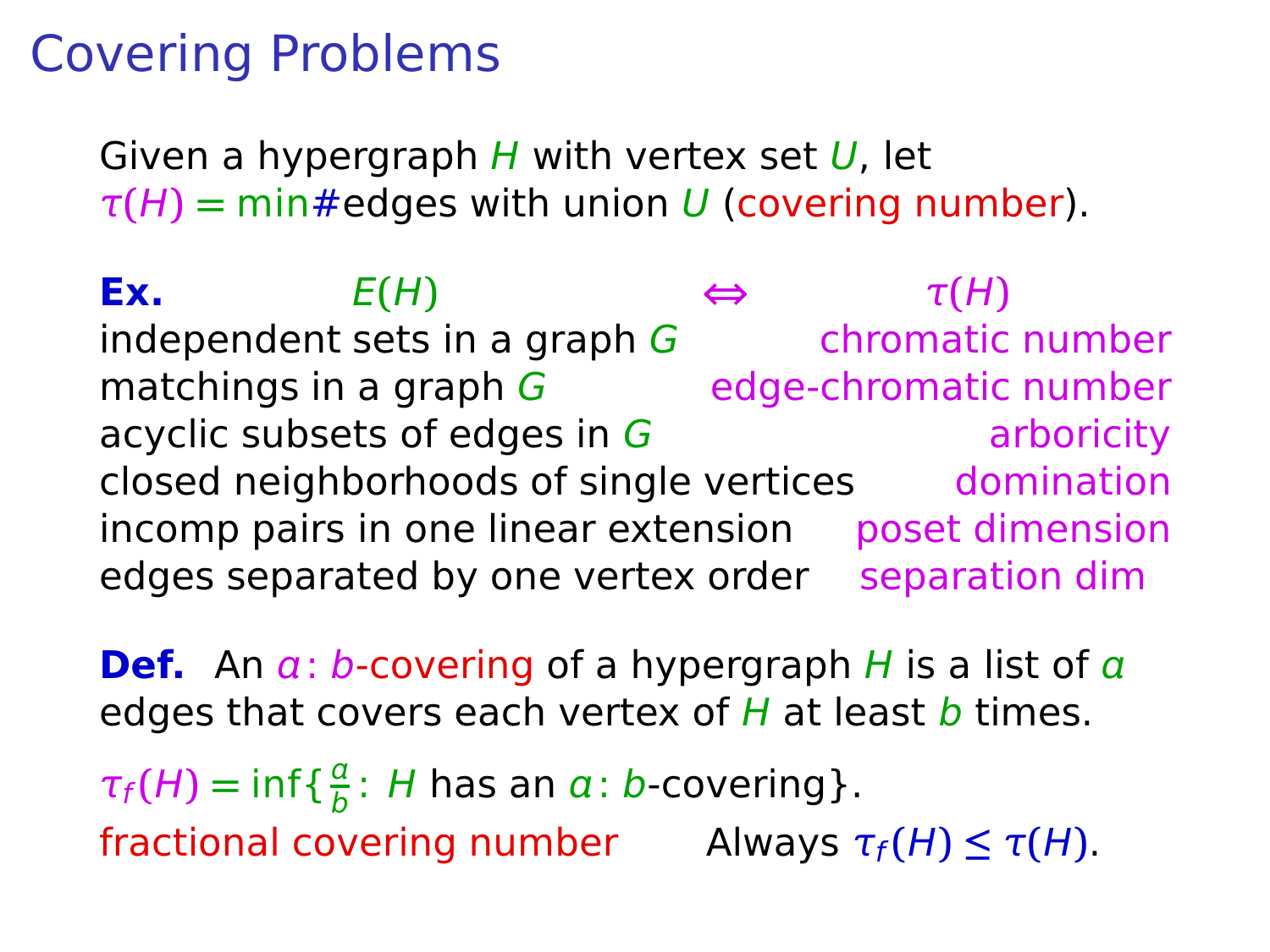# Covering Problems

Given a hypergraph $H$ with vertex set $U$, let $\tau(H) = \min \#$edges with union $U$ (covering number).

**Ex.**

| $E(H)$ | $\Leftrightarrow$ | $\tau(H)$ |
|---|---|---|
| independent sets in a graph $G$ | | chromatic number |
| matchings in a graph $G$ | | edge-chromatic number |
| acyclic subsets of edges in $G$ | | arboricity |
| closed neighborhoods of single vertices | | domination |
| incomp pairs in one linear extension | | poset dimension |
| edges separated by one vertex order | | separation dim |

**Def.** An $a\colon b$-covering of a hypergraph $H$ is a list of $a$ edges that covers each vertex of $H$ at least $b$ times.

$\tau_f(H) = \inf\{\frac{a}{b}\colon H \text{ has an } a\colon b\text{-covering}\}$.

fractional covering number Always $\tau_f(H) \le \tau(H)$.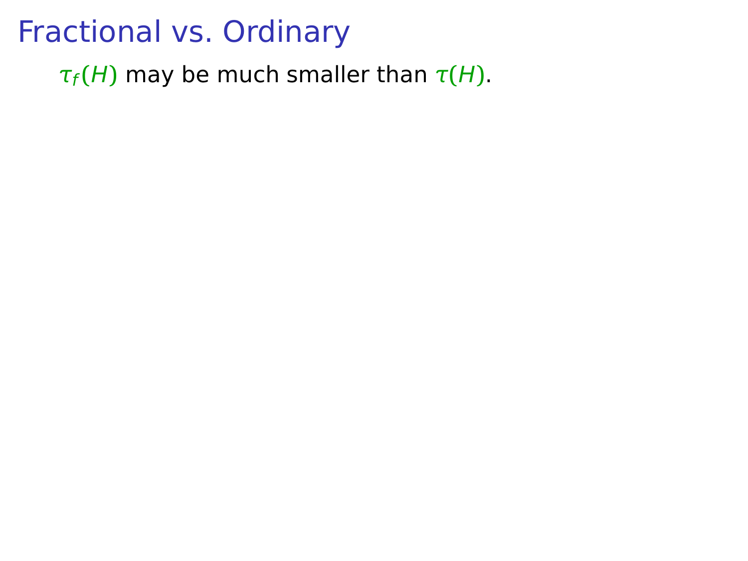# Fractional vs. Ordinary

$\tau_f(H)$ may be much smaller than $\tau(H)$.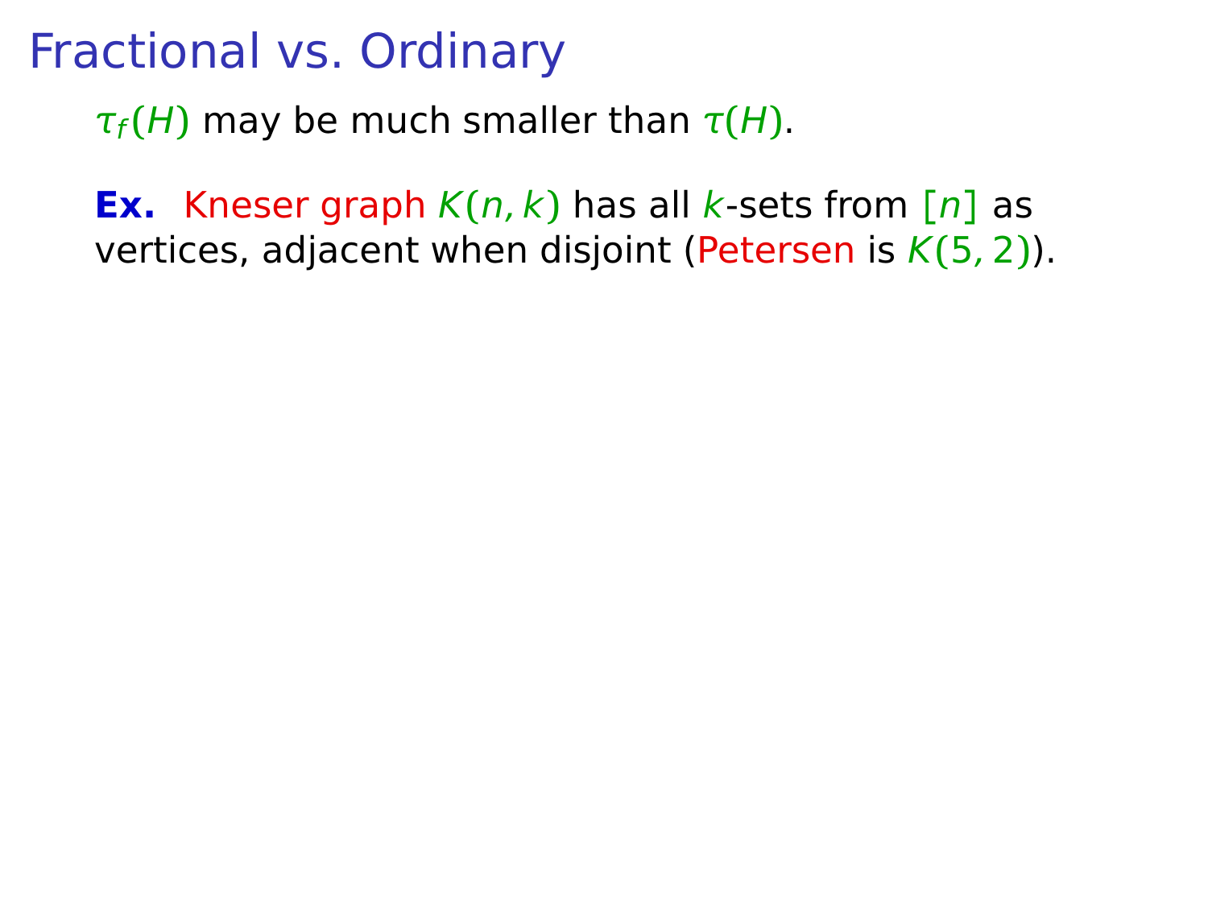# Fractional vs. Ordinary

$\tau_f(H)$ may be much smaller than $\tau(H)$.

**Ex.** Kneser graph $K(n, k)$ has all $k$-sets from $[n]$ as vertices, adjacent when disjoint (Petersen is $K(5, 2)$).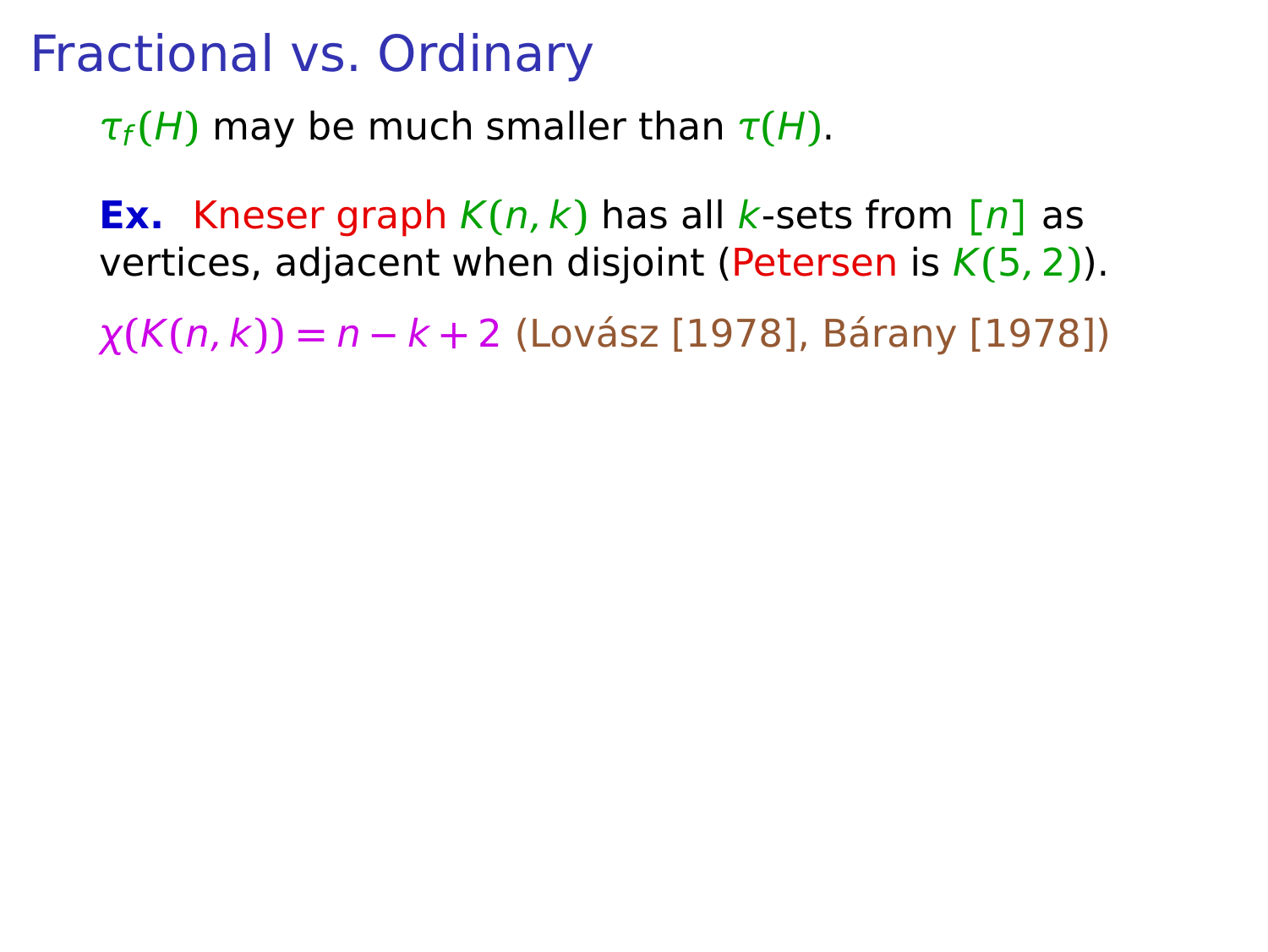# Fractional vs. Ordinary

$\tau_f(H)$ may be much smaller than $\tau(H)$.

**Ex.** Kneser graph $K(n,k)$ has all $k$-sets from $[n]$ as vertices, adjacent when disjoint (Petersen is $K(5,2)$).

$\chi(K(n,k)) = n-k+2$ (Lovász [1978], Bárany [1978])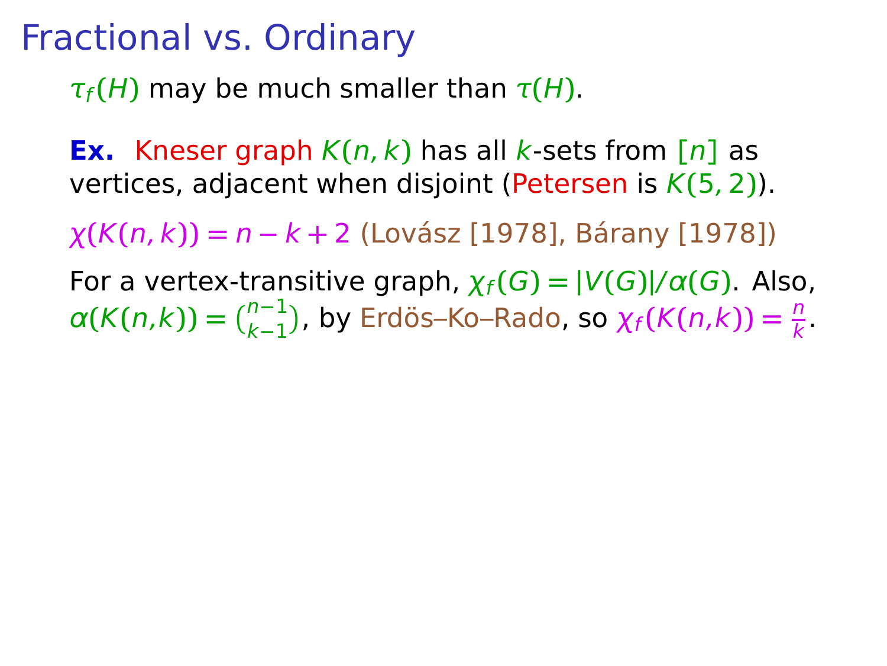# Fractional vs. Ordinary

$\tau_f(H)$ may be much smaller than $\tau(H)$.

**Ex.** Kneser graph $K(n,k)$ has all $k$-sets from $[n]$ as vertices, adjacent when disjoint (Petersen is $K(5,2)$).

$\chi(K(n,k)) = n - k + 2$ (Lovász [1978], Bárany [1978])

For a vertex-transitive graph, $\chi_f(G) = |V(G)|/\alpha(G)$. Also, $\alpha(K(n,k)) = \binom{n-1}{k-1}$, by Erdös–Ko–Rado, so $\chi_f(K(n,k)) = \frac{n}{k}$.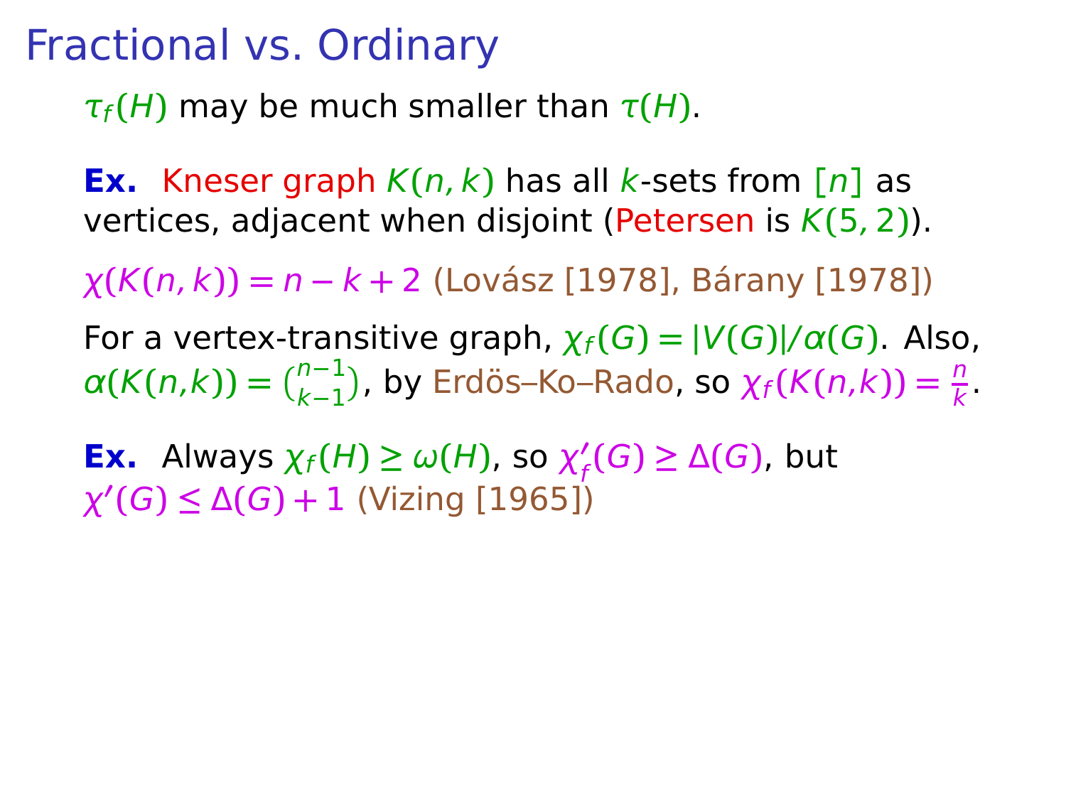# Fractional vs. Ordinary

$\tau_f(H)$ may be much smaller than $\tau(H)$.

**Ex.** Kneser graph $K(n,k)$ has all $k$-sets from $[n]$ as vertices, adjacent when disjoint (Petersen is $K(5,2)$).

$\chi(K(n,k)) = n - k + 2$ (Lovász [1978], Bárany [1978])

For a vertex-transitive graph, $\chi_f(G) = |V(G)|/\alpha(G)$. Also, $\alpha(K(n,k)) = \binom{n-1}{k-1}$, by Erdös–Ko–Rado, so $\chi_f(K(n,k)) = \frac{n}{k}$.

**Ex.** Always $\chi_f(H) \ge \omega(H)$, so $\chi'_f(G) \ge \Delta(G)$, but $\chi'(G) \le \Delta(G) + 1$ (Vizing [1965])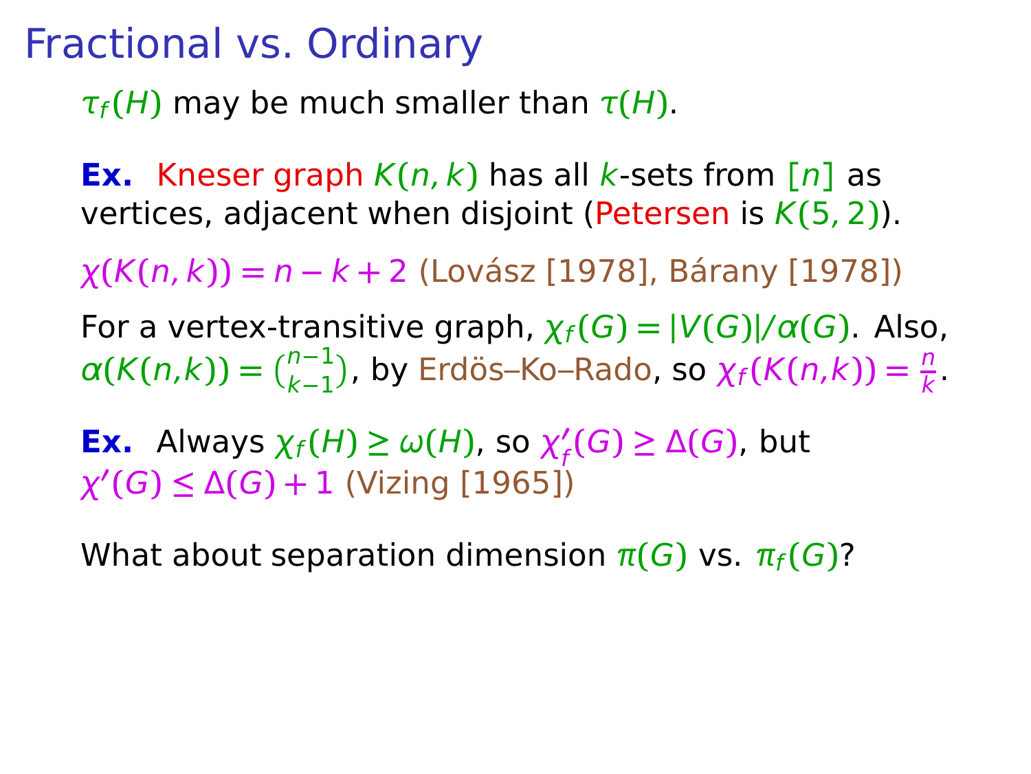# Fractional vs. Ordinary

$\tau_f(H)$ may be much smaller than $\tau(H)$.

**Ex.** Kneser graph $K(n,k)$ has all $k$-sets from $[n]$ as vertices, adjacent when disjoint (Petersen is $K(5,2)$).

$\chi(K(n,k)) = n-k+2$ (Lovász [1978], Bárany [1978])

For a vertex-transitive graph, $\chi_f(G) = |V(G)|/\alpha(G)$. Also, $\alpha(K(n,k)) = \binom{n-1}{k-1}$, by Erdös–Ko–Rado, so $\chi_f(K(n,k)) = \frac{n}{k}$.

**Ex.** Always $\chi_f(H) \geq \omega(H)$, so $\chi'_f(G) \geq \Delta(G)$, but $\chi'(G) \leq \Delta(G)+1$ (Vizing [1965])

What about separation dimension $\pi(G)$ vs. $\pi_f(G)$?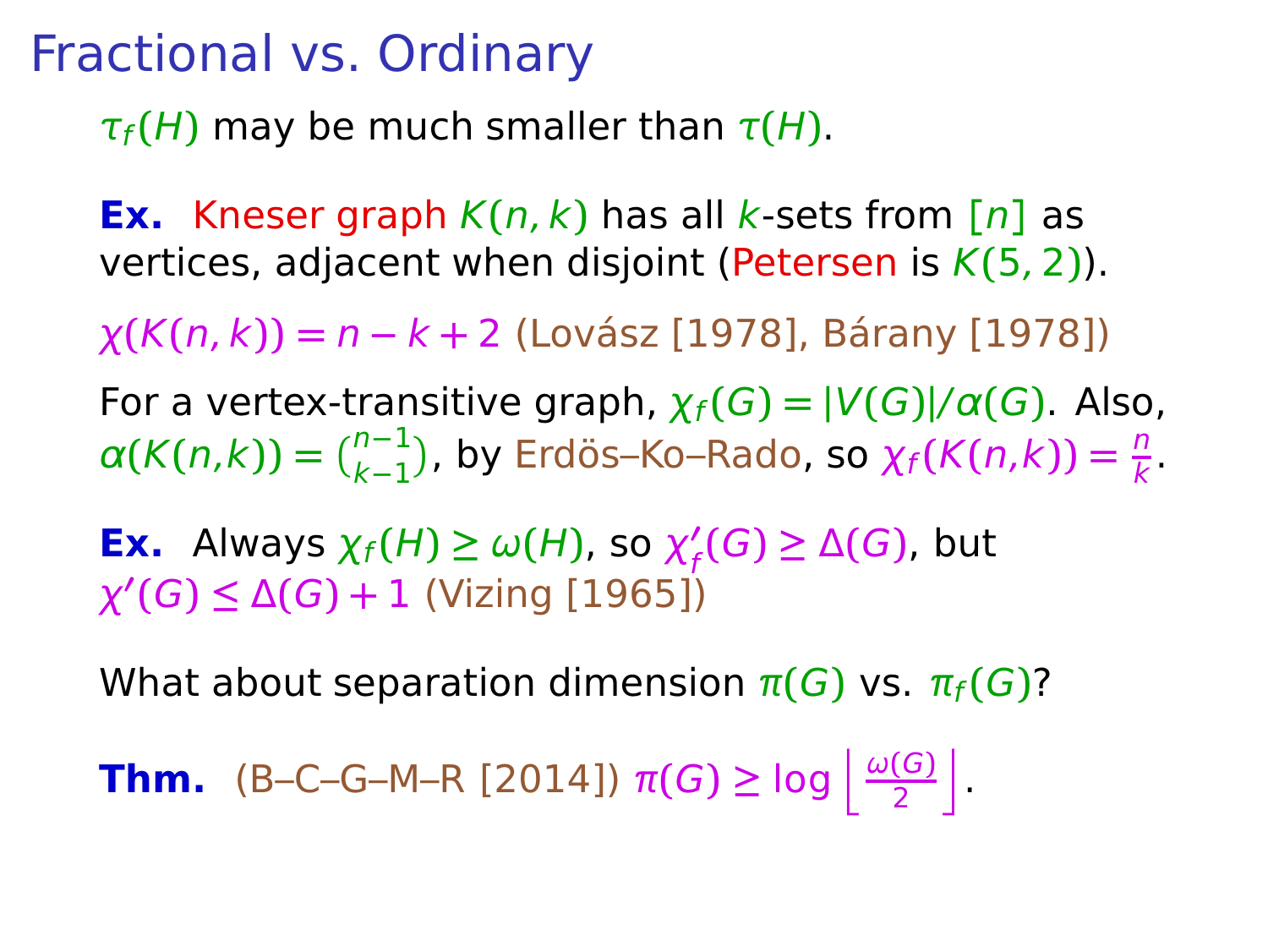# Fractional vs. Ordinary

$\tau_f(H)$ may be much smaller than $\tau(H)$.

**Ex.** Kneser graph $K(n,k)$ has all $k$-sets from $[n]$ as vertices, adjacent when disjoint (Petersen is $K(5,2)$).

$\chi(K(n,k)) = n - k + 2$ (Lovász [1978], Bárany [1978])

For a vertex-transitive graph, $\chi_f(G) = |V(G)|/\alpha(G)$. Also, $\alpha(K(n,k)) = \binom{n-1}{k-1}$, by Erdös–Ko–Rado, so $\chi_f(K(n,k)) = \frac{n}{k}$.

**Ex.** Always $\chi_f(H) \ge \omega(H)$, so $\chi'_f(G) \ge \Delta(G)$, but $\chi'(G) \le \Delta(G) + 1$ (Vizing [1965])

What about separation dimension $\pi(G)$ vs. $\pi_f(G)$?

**Thm.** (B–C–G–M–R [2014]) $\pi(G) \ge \log \left\lfloor \frac{\omega(G)}{2} \right\rfloor$.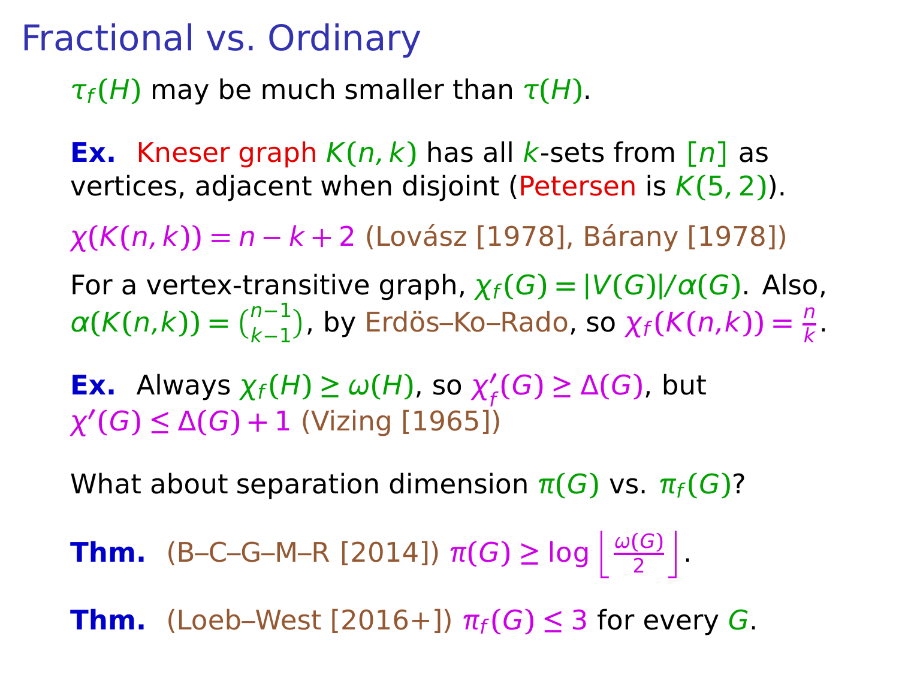# Fractional vs. Ordinary

$\tau_f(H)$ may be much smaller than $\tau(H)$.

**Ex.** Kneser graph $K(n,k)$ has all $k$-sets from $[n]$ as vertices, adjacent when disjoint (Petersen is $K(5,2)$).

$\chi(K(n,k)) = n - k + 2$ (Lovász [1978], Bárany [1978])

For a vertex-transitive graph, $\chi_f(G) = |V(G)|/\alpha(G)$. Also, $\alpha(K(n,k)) = \binom{n-1}{k-1}$, by Erdös–Ko–Rado, so $\chi_f(K(n,k)) = \frac{n}{k}$.

**Ex.** Always $\chi_f(H) \ge \omega(H)$, so $\chi'_f(G) \ge \Delta(G)$, but $\chi'(G) \le \Delta(G) + 1$ (Vizing [1965])

What about separation dimension $\pi(G)$ vs. $\pi_f(G)$?

**Thm.** (B–C–G–M–R [2014]) $\pi(G) \ge \log \left\lfloor \frac{\omega(G)}{2} \right\rfloor$.

**Thm.** (Loeb–West [2016+]) $\pi_f(G) \le 3$ for every $G$.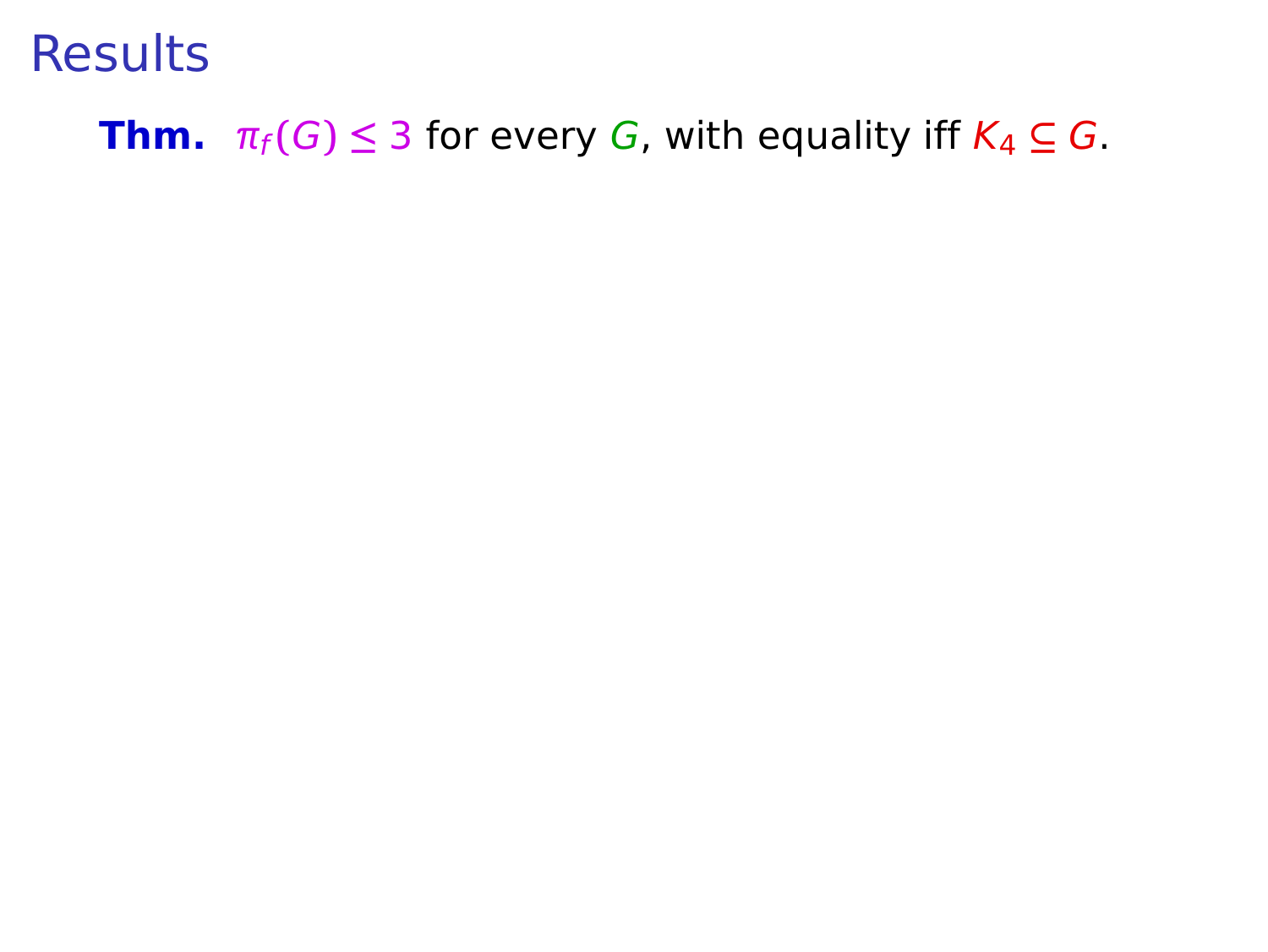# Results

**Thm.** $\pi_f(G) \leq 3$ for every $G$, with equality iff $K_4 \subseteq G$.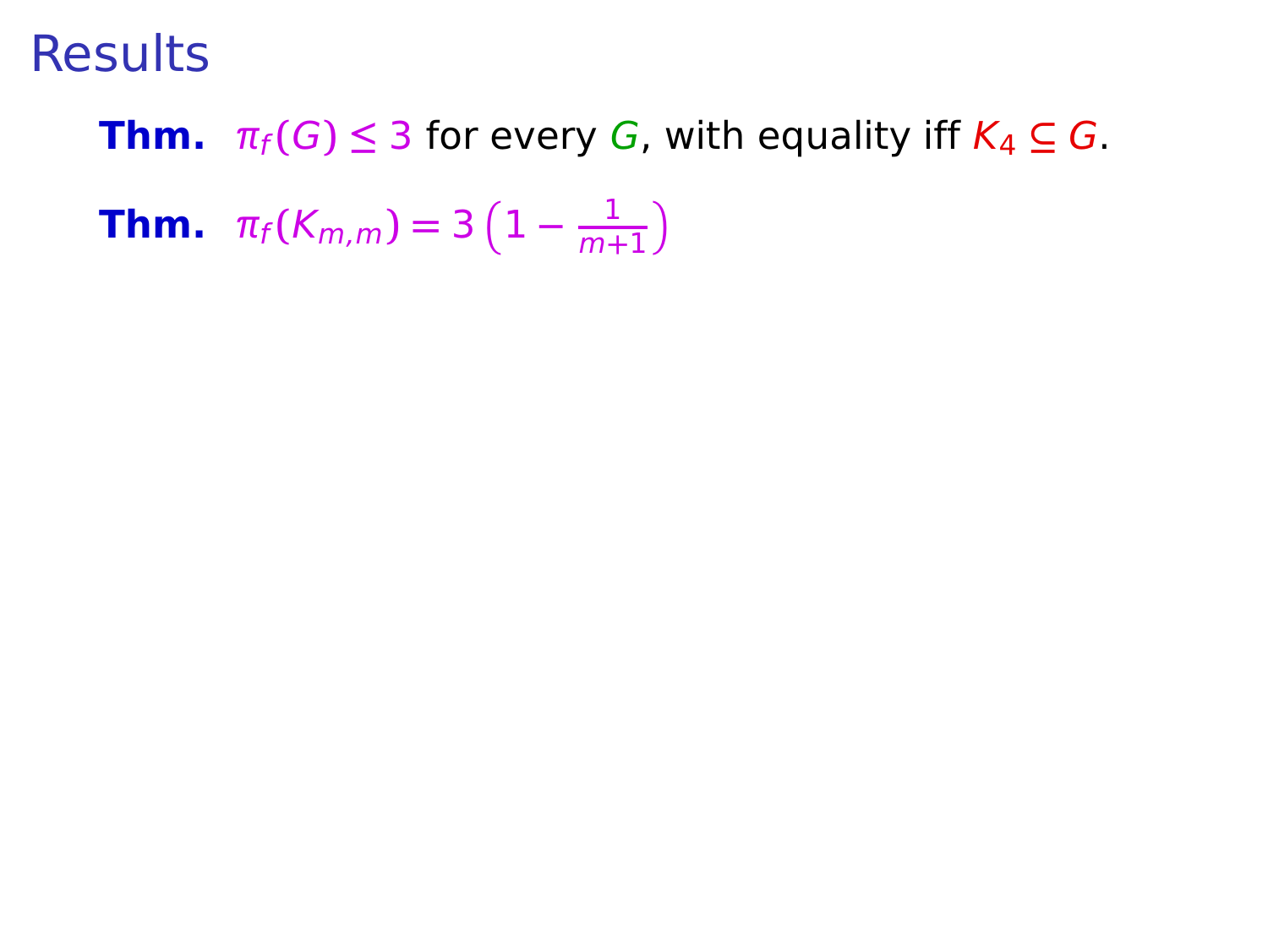# Results

**Thm.** $\pi_f(G) \leq 3$ for every $G$, with equality iff $K_4 \subseteq G$.

**Thm.** $\pi_f(K_{m,m}) = 3\left(1 - \frac{1}{m+1}\right)$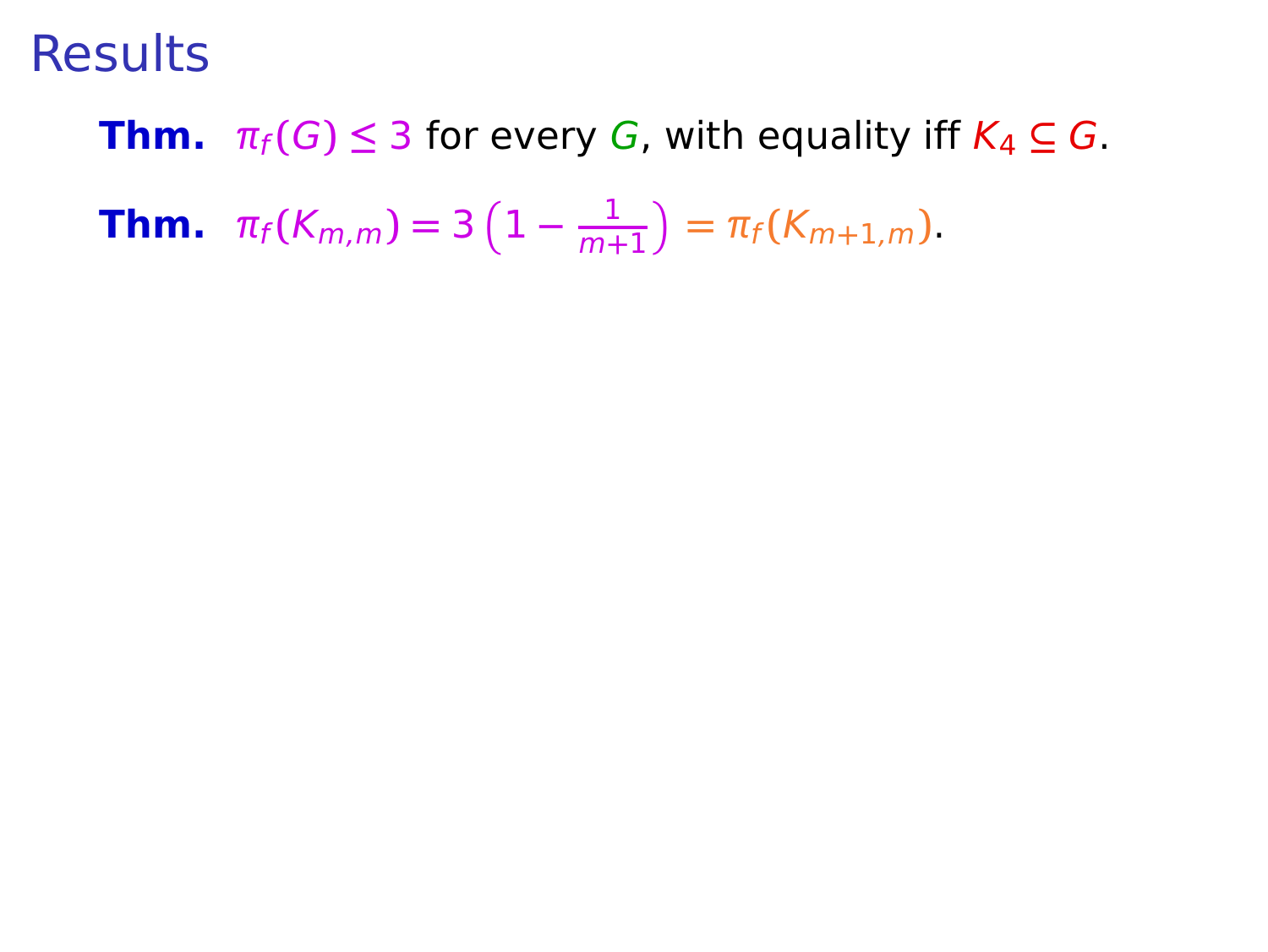# Results

**Thm.** $\pi_f(G) \leq 3$ for every $G$, with equality iff $K_4 \subseteq G$.

**Thm.** $\pi_f(K_{m,m}) = 3\left(1 - \frac{1}{m+1}\right) = \pi_f(K_{m+1,m})$.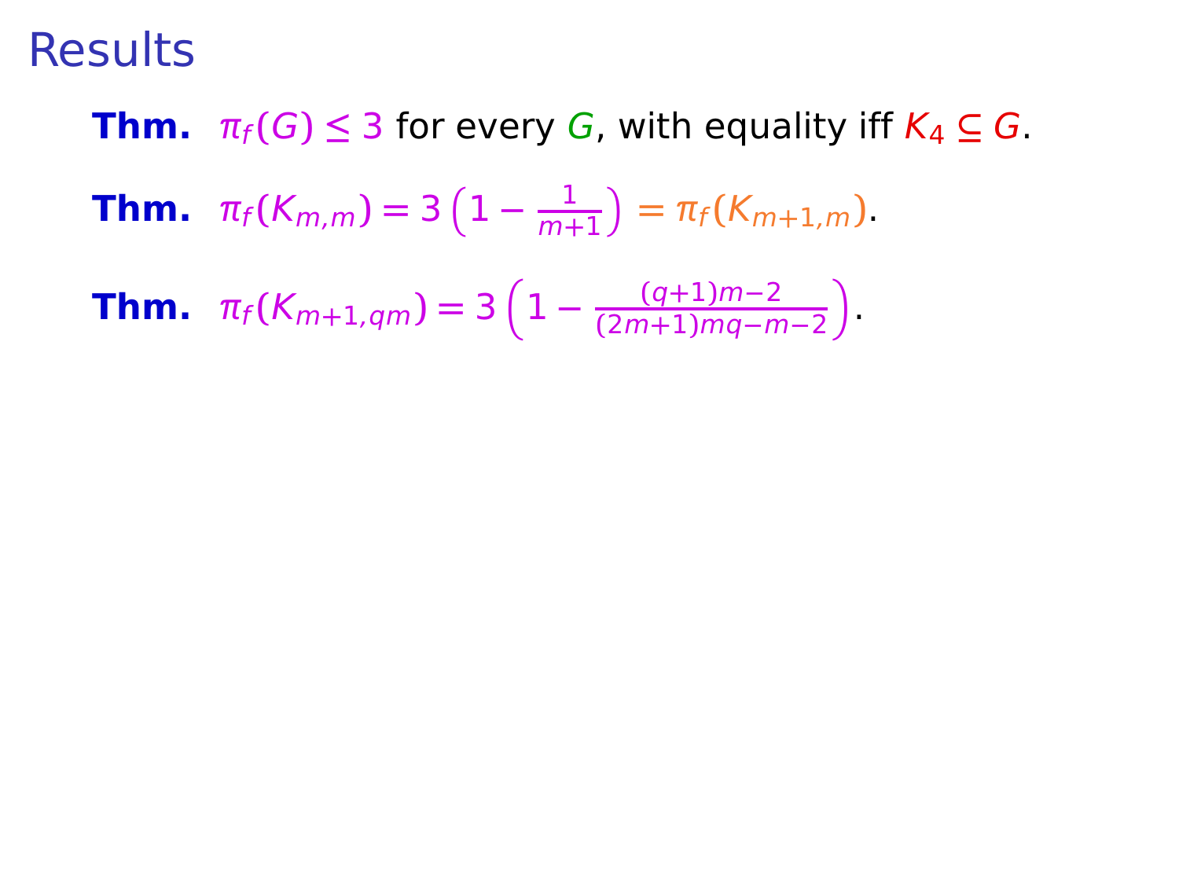# Results

**Thm.** $\pi_f(G) \leq 3$ for every $G$, with equality iff $K_4 \subseteq G$.

**Thm.** $\pi_f(K_{m,m}) = 3\left(1 - \frac{1}{m+1}\right) = \pi_f(K_{m+1,m})$.

**Thm.** $\pi_f(K_{m+1,qm}) = 3\left(1 - \frac{(q+1)m-2}{(2m+1)mq-m-2}\right)$.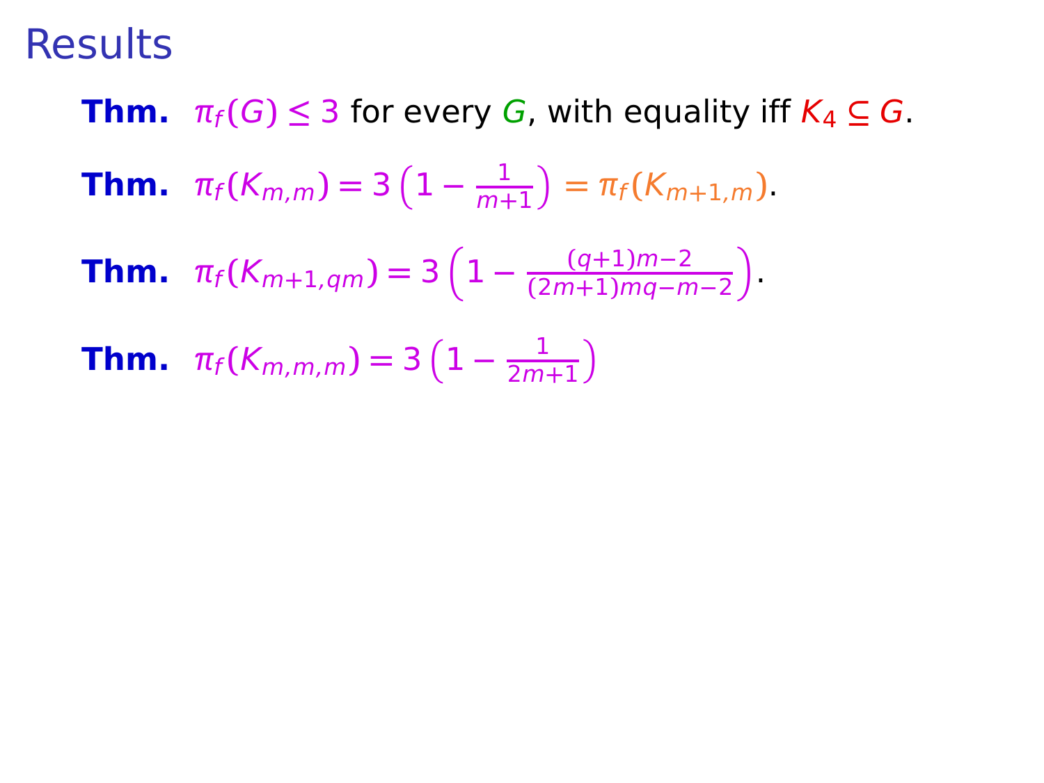# Results

**Thm.** $\pi_f(G) \leq 3$ for every $G$, with equality iff $K_4 \subseteq G$.

**Thm.** $\pi_f(K_{m,m}) = 3\left(1 - \frac{1}{m+1}\right) = \pi_f(K_{m+1,m})$.

**Thm.** $\pi_f(K_{m+1,qm}) = 3\left(1 - \frac{(q+1)m-2}{(2m+1)mq-m-2}\right)$.

**Thm.** $\pi_f(K_{m,m,m}) = 3\left(1 - \frac{1}{2m+1}\right)$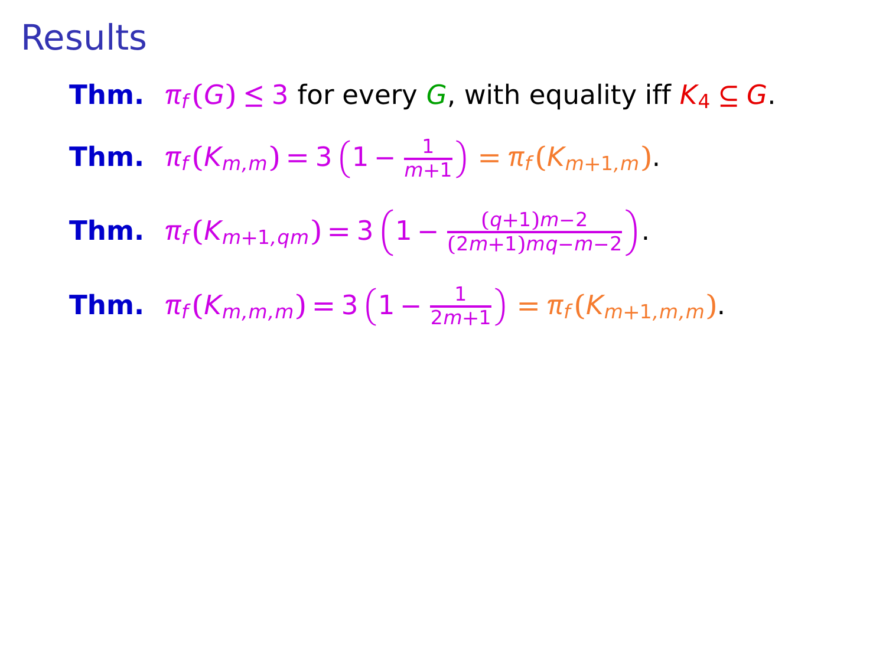# Results

**Thm.** $\pi_f(G) \leq 3$ for every $G$, with equality iff $K_4 \subseteq G$.

**Thm.** $\pi_f(K_{m,m}) = 3\left(1 - \frac{1}{m+1}\right) = \pi_f(K_{m+1,m})$.

**Thm.** $\pi_f(K_{m+1,qm}) = 3\left(1 - \frac{(q+1)m-2}{(2m+1)mq-m-2}\right)$.

**Thm.** $\pi_f(K_{m,m,m}) = 3\left(1 - \frac{1}{2m+1}\right) = \pi_f(K_{m+1,m,m})$.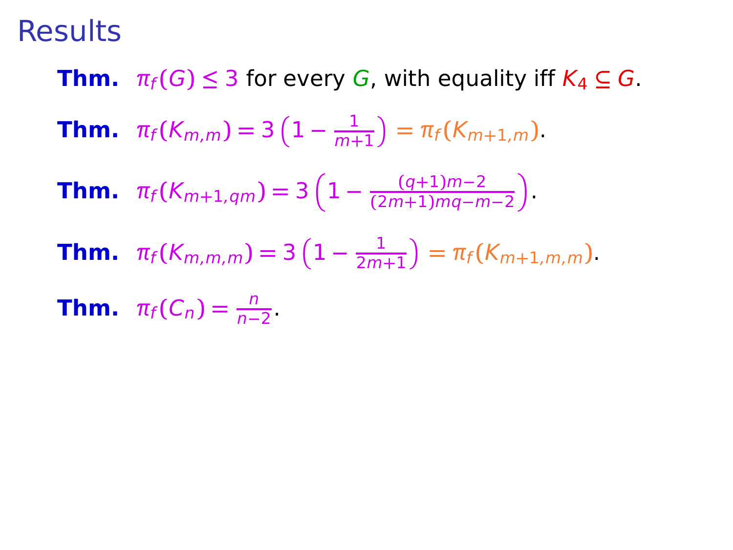# Results

**Thm.** $\pi_f(G) \le 3$ for every $G$, with equality iff $K_4 \subseteq G$.

**Thm.** $\pi_f(K_{m,m}) = 3\left(1 - \frac{1}{m+1}\right) = \pi_f(K_{m+1,m})$.

**Thm.** $\pi_f(K_{m+1,qm}) = 3\left(1 - \frac{(q+1)m-2}{(2m+1)mq-m-2}\right)$.

**Thm.** $\pi_f(K_{m,m,m}) = 3\left(1 - \frac{1}{2m+1}\right) = \pi_f(K_{m+1,m,m})$.

**Thm.** $\pi_f(C_n) = \frac{n}{n-2}$.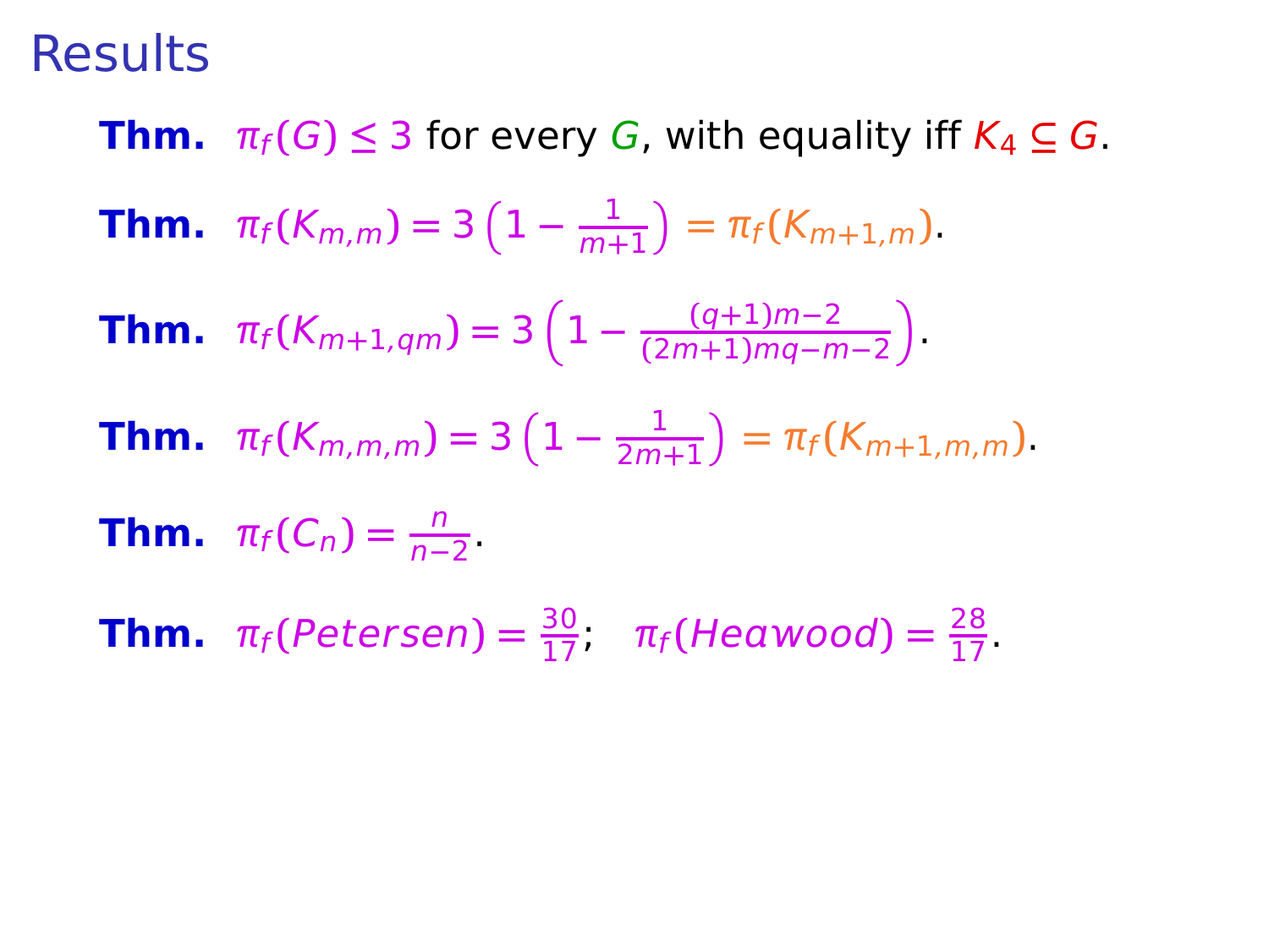# Results

**Thm.** $\pi_f(G) \leq 3$ for every $G$, with equality iff $K_4 \subseteq G$.

**Thm.** $\pi_f(K_{m,m}) = 3\left(1 - \frac{1}{m+1}\right) = \pi_f(K_{m+1,m})$.

**Thm.** $\pi_f(K_{m+1,qm}) = 3\left(1 - \frac{(q+1)m-2}{(2m+1)mq-m-2}\right)$.

**Thm.** $\pi_f(K_{m,m,m}) = 3\left(1 - \frac{1}{2m+1}\right) = \pi_f(K_{m+1,m,m})$.

**Thm.** $\pi_f(C_n) = \frac{n}{n-2}$.

**Thm.** $\pi_f(Petersen) = \frac{30}{17}$; $\pi_f(Heawood) = \frac{28}{17}$.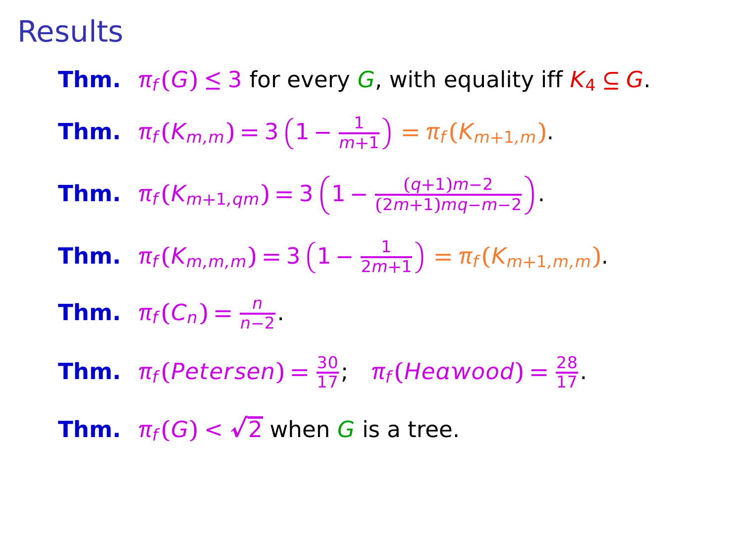# Results

**Thm.** $\pi_f(G) \leq 3$ for every $G$, with equality iff $K_4 \subseteq G$.

**Thm.** $\pi_f(K_{m,m}) = 3\left(1 - \frac{1}{m+1}\right) = \pi_f(K_{m+1,m})$.

**Thm.** $\pi_f(K_{m+1,qm}) = 3\left(1 - \frac{(q+1)m-2}{(2m+1)mq-m-2}\right)$.

**Thm.** $\pi_f(K_{m,m,m}) = 3\left(1 - \frac{1}{2m+1}\right) = \pi_f(K_{m+1,m,m})$.

**Thm.** $\pi_f(C_n) = \frac{n}{n-2}$.

**Thm.** $\pi_f(Petersen) = \frac{30}{17}$; $\pi_f(Heawood) = \frac{28}{17}$.

**Thm.** $\pi_f(G) < \sqrt{2}$ when $G$ is a tree.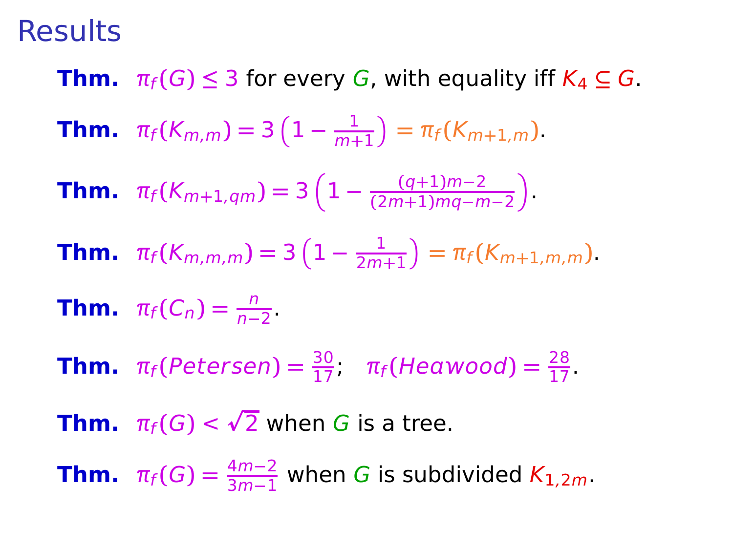# Results

**Thm.** $\pi_f(G) \le 3$ for every $G$, with equality iff $K_4 \subseteq G$.

**Thm.** $\pi_f(K_{m,m}) = 3\left(1 - \frac{1}{m+1}\right) = \pi_f(K_{m+1,m})$.

**Thm.** $\pi_f(K_{m+1,qm}) = 3\left(1 - \frac{(q+1)m-2}{(2m+1)mq-m-2}\right)$.

**Thm.** $\pi_f(K_{m,m,m}) = 3\left(1 - \frac{1}{2m+1}\right) = \pi_f(K_{m+1,m,m})$.

**Thm.** $\pi_f(C_n) = \frac{n}{n-2}$.

**Thm.** $\pi_f(Petersen) = \frac{30}{17}$;   $\pi_f(Heawood) = \frac{28}{17}$.

**Thm.** $\pi_f(G) < \sqrt{2}$ when $G$ is a tree.

**Thm.** $\pi_f(G) = \frac{4m-2}{3m-1}$ when $G$ is subdivided $K_{1,2m}$.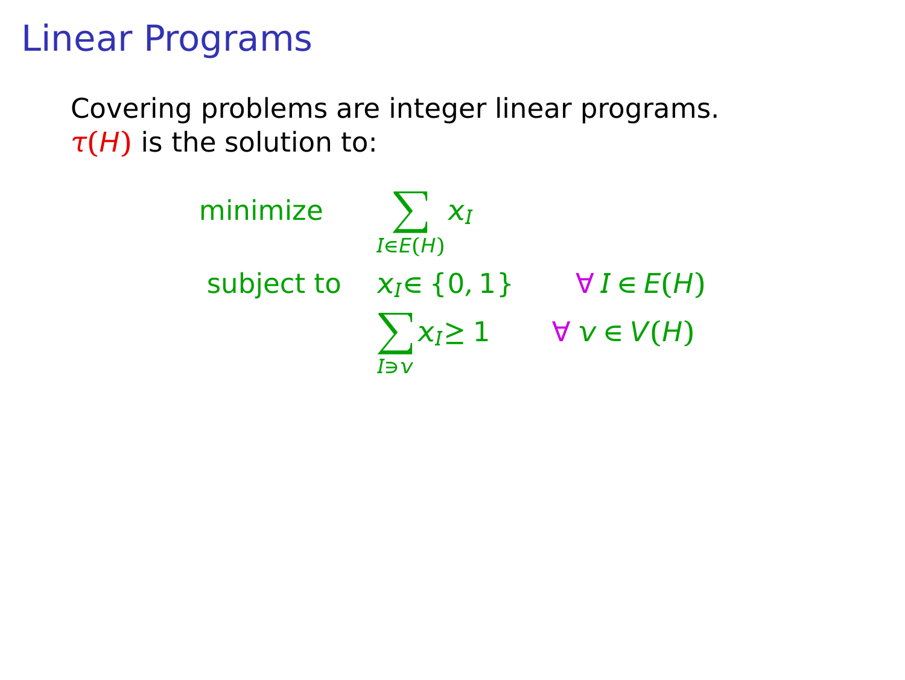# Linear Programs

Covering problems are integer linear programs.
$\tau(H)$ is the solution to:

$$
\begin{array}{lll}
\text{minimize} & \displaystyle\sum_{I \in E(H)} x_I & \\
\text{subject to} & x_I \in \{0, 1\} & \forall\, I \in E(H) \\
 & \displaystyle\sum_{I \ni v} x_I \geq 1 & \forall\, v \in V(H)
\end{array}
$$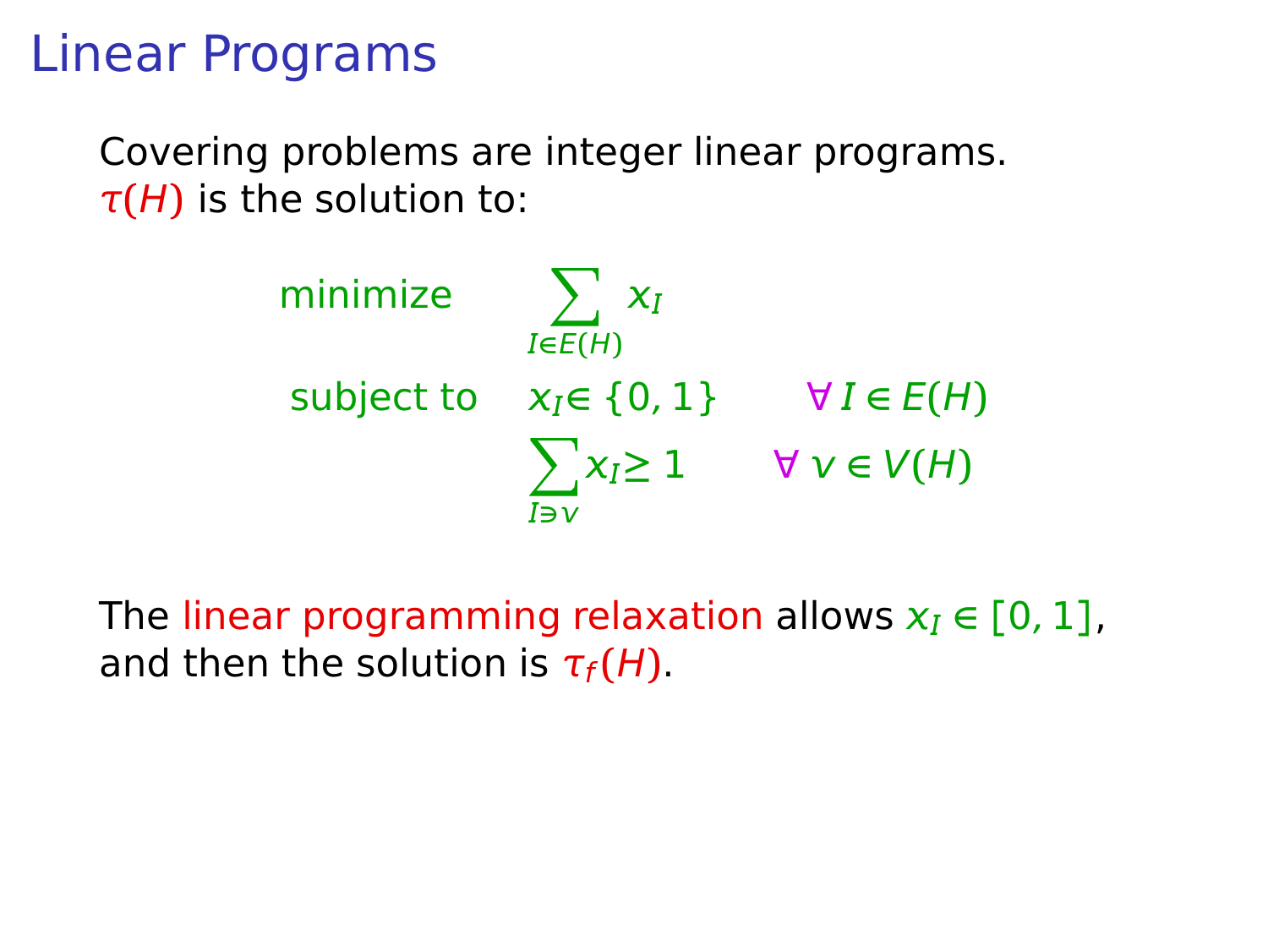# Linear Programs

Covering problems are integer linear programs.
$\tau(H)$ is the solution to:

$$
\begin{array}{lll}
\text{minimize} & \displaystyle\sum_{I \in E(H)} x_I & \\
\text{subject to} & x_I \in \{0, 1\} & \forall\, I \in E(H) \\
 & \displaystyle\sum_{I \ni v} x_I \geq 1 & \forall\, v \in V(H)
\end{array}
$$

The linear programming relaxation allows $x_I \in [0, 1]$, and then the solution is $\tau_f(H)$.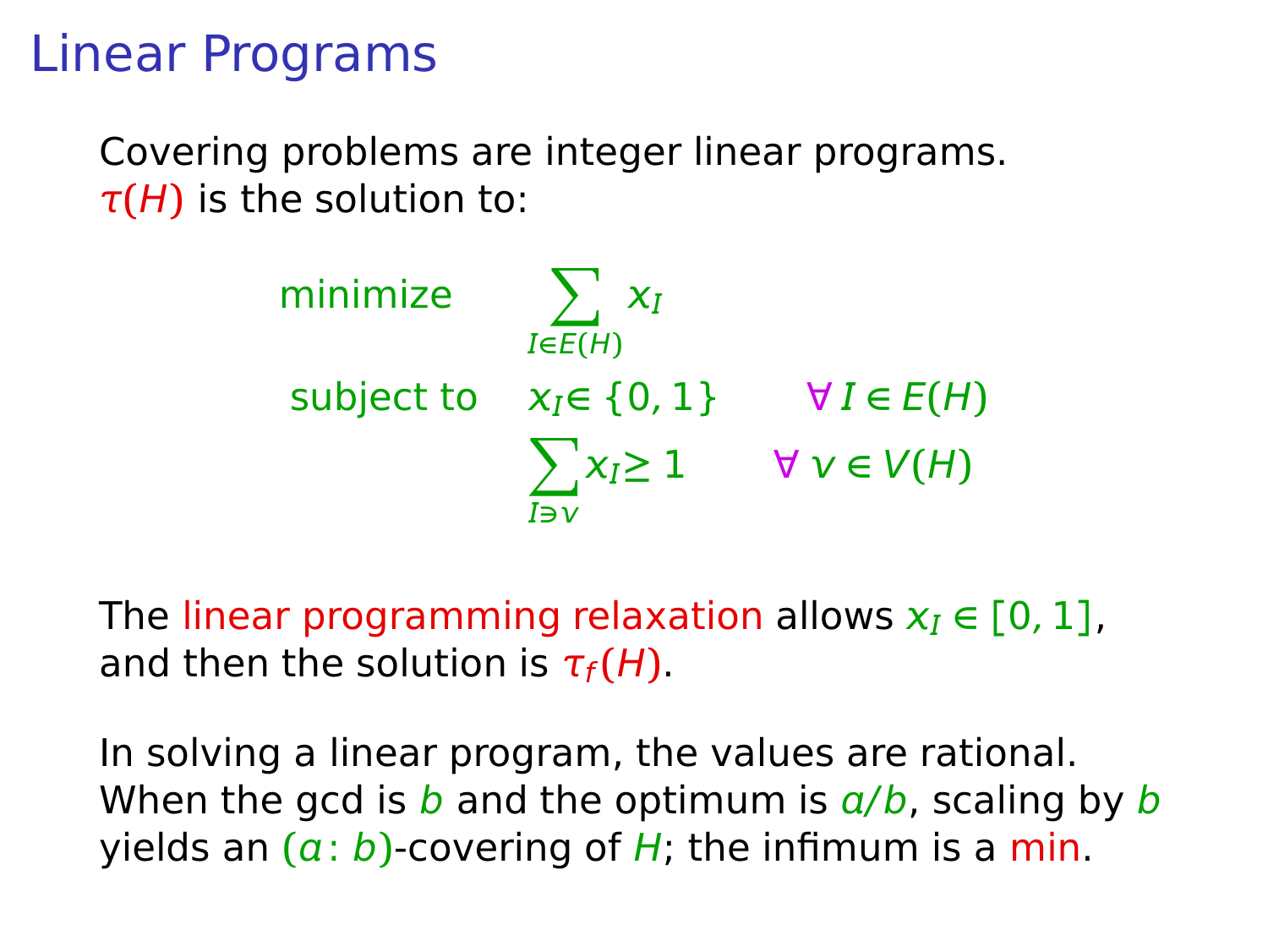# Linear Programs

Covering problems are integer linear programs.
$\tau(H)$ is the solution to:

$$
\begin{array}{lll}
\text{minimize} & \displaystyle\sum_{I \in E(H)} x_I & \\
\text{subject to} & x_I \in \{0,1\} & \forall\, I \in E(H) \\
 & \displaystyle\sum_{I \ni v} x_I \geq 1 & \forall\, v \in V(H)
\end{array}
$$

The linear programming relaxation allows $x_I \in [0,1]$, and then the solution is $\tau_f(H)$.

In solving a linear program, the values are rational. When the gcd is $b$ and the optimum is $a/b$, scaling by $b$ yields an $(a : b)$-covering of $H$; the infimum is a min.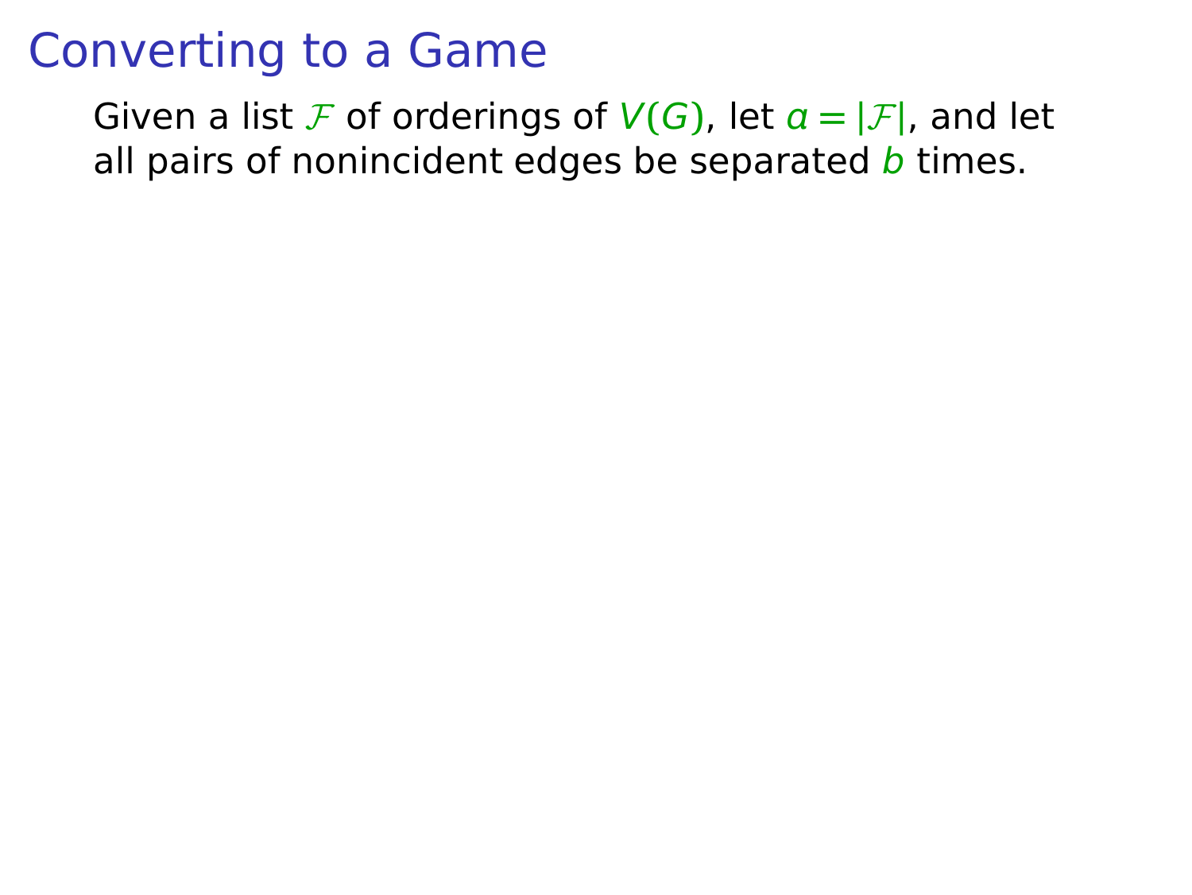# Converting to a Game

Given a list $\mathcal{F}$ of orderings of $V(G)$, let $a = |\mathcal{F}|$, and let all pairs of nonincident edges be separated $b$ times.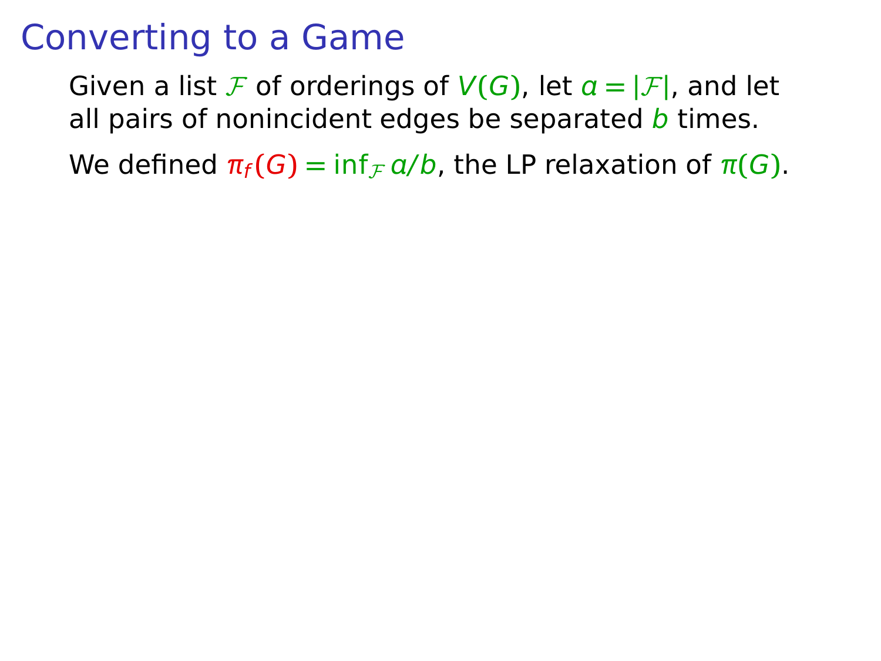# Converting to a Game

Given a list $\mathcal{F}$ of orderings of $V(G)$, let $a = |\mathcal{F}|$, and let all pairs of nonincident edges be separated $b$ times.

We defined $\pi_f(G) = \inf_{\mathcal{F}} a/b$, the LP relaxation of $\pi(G)$.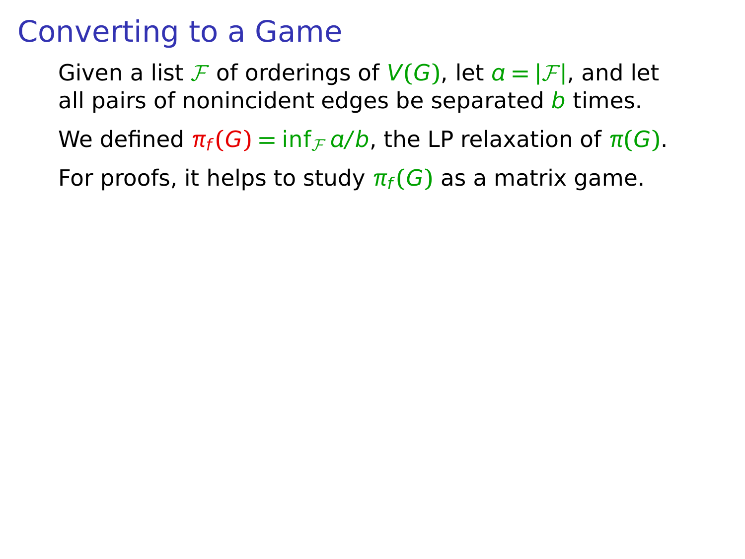# Converting to a Game

Given a list $\mathcal{F}$ of orderings of $V(G)$, let $a = |\mathcal{F}|$, and let all pairs of nonincident edges be separated $b$ times.

We defined $\pi_f(G) = \inf_{\mathcal{F}} a/b$, the LP relaxation of $\pi(G)$.

For proofs, it helps to study $\pi_f(G)$ as a matrix game.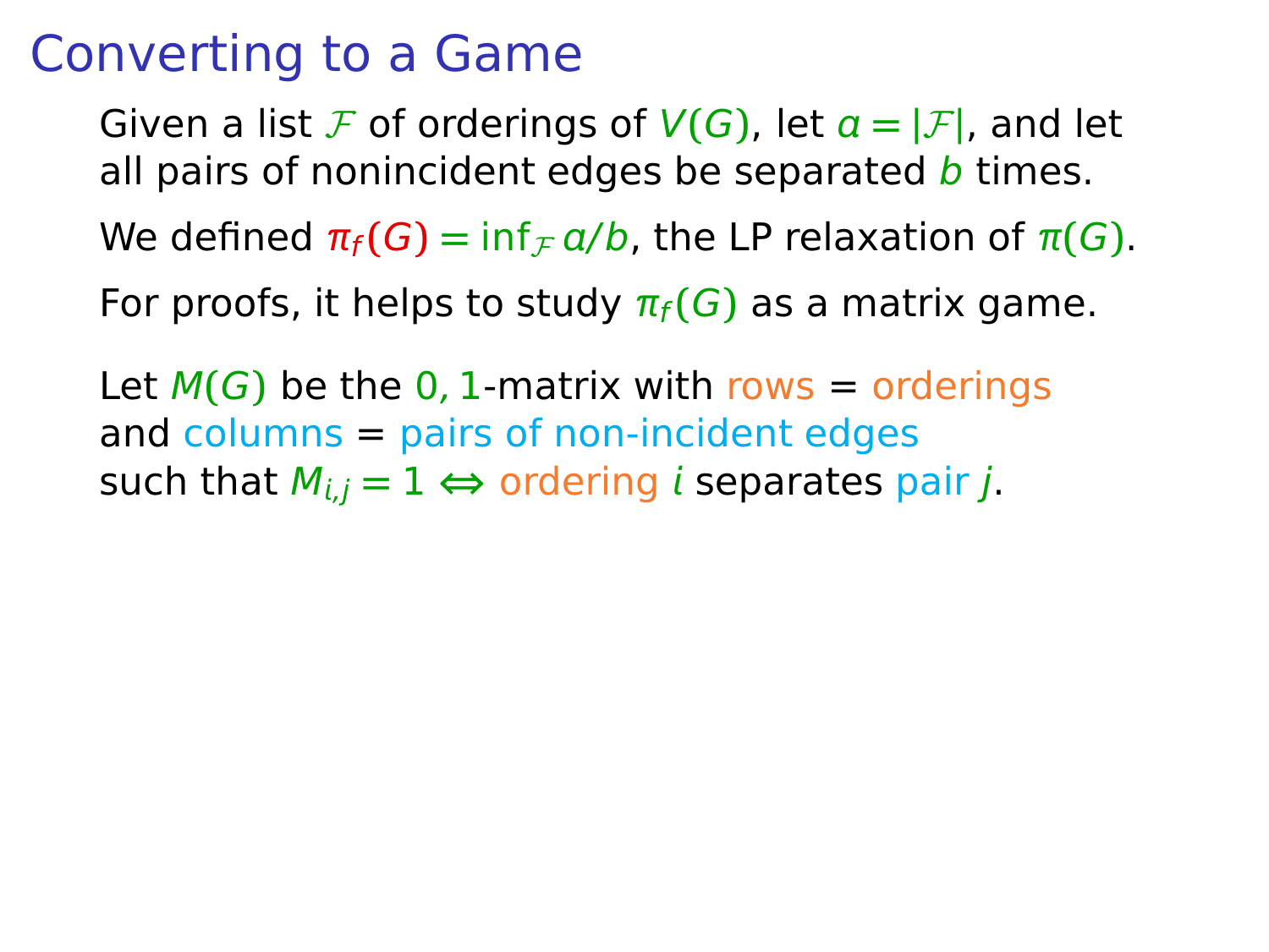# Converting to a Game

Given a list $\mathcal{F}$ of orderings of $V(G)$, let $a = |\mathcal{F}|$, and let all pairs of nonincident edges be separated $b$ times.

We defined $\pi_f(G) = \inf_{\mathcal{F}} a/b$, the LP relaxation of $\pi(G)$.

For proofs, it helps to study $\pi_f(G)$ as a matrix game.

Let $M(G)$ be the $0,1$-matrix with rows = orderings and columns = pairs of non-incident edges such that $M_{i,j} = 1 \Leftrightarrow$ ordering $i$ separates pair $j$.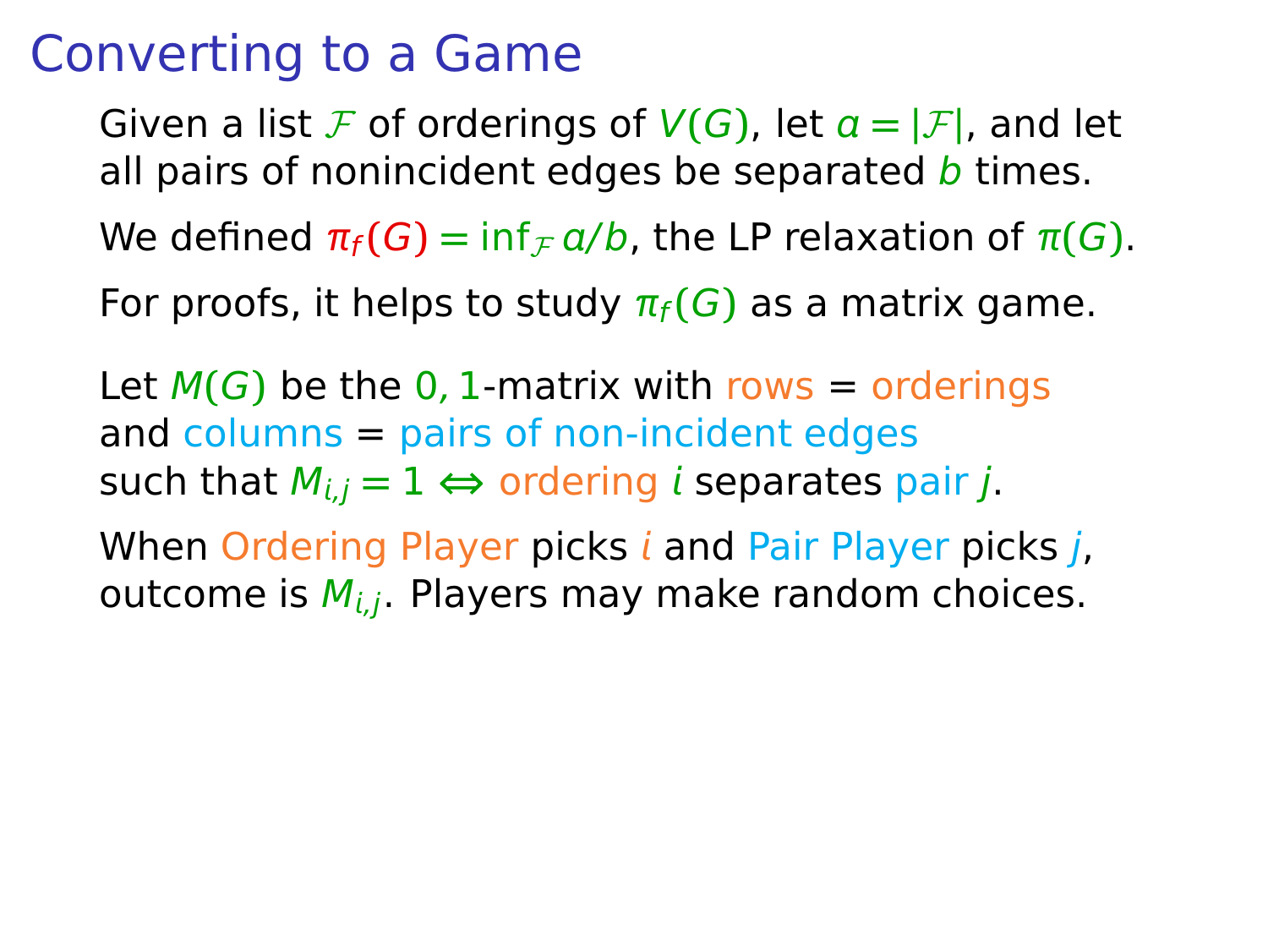# Converting to a Game

Given a list $\mathcal{F}$ of orderings of $V(G)$, let $a = |\mathcal{F}|$, and let all pairs of nonincident edges be separated $b$ times.

We defined $\pi_f(G) = \inf_{\mathcal{F}} a/b$, the LP relaxation of $\pi(G)$.

For proofs, it helps to study $\pi_f(G)$ as a matrix game.

Let $M(G)$ be the $0, 1$-matrix with rows = orderings and columns = pairs of non-incident edges such that $M_{i,j} = 1 \Leftrightarrow$ ordering $i$ separates pair $j$.

When Ordering Player picks $i$ and Pair Player picks $j$, outcome is $M_{i,j}$. Players may make random choices.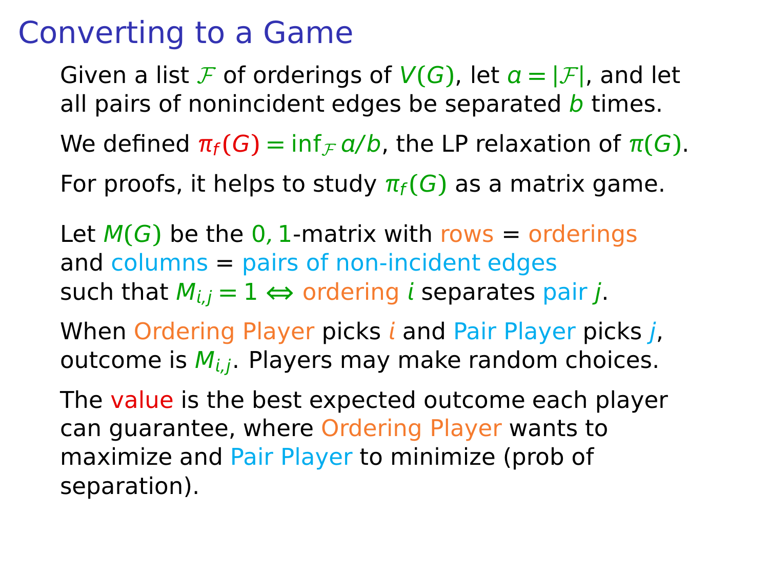# Converting to a Game

Given a list $\mathcal{F}$ of orderings of $V(G)$, let $a = |\mathcal{F}|$, and let all pairs of nonincident edges be separated $b$ times.

We defined $\pi_f(G) = \inf_{\mathcal{F}} a/b$, the LP relaxation of $\pi(G)$.

For proofs, it helps to study $\pi_f(G)$ as a matrix game.

Let $M(G)$ be the $0,1$-matrix with rows = orderings and columns = pairs of non-incident edges such that $M_{i,j} = 1 \Leftrightarrow$ ordering $i$ separates pair $j$.

When Ordering Player picks $i$ and Pair Player picks $j$, outcome is $M_{i,j}$. Players may make random choices.

The value is the best expected outcome each player can guarantee, where Ordering Player wants to maximize and Pair Player to minimize (prob of separation).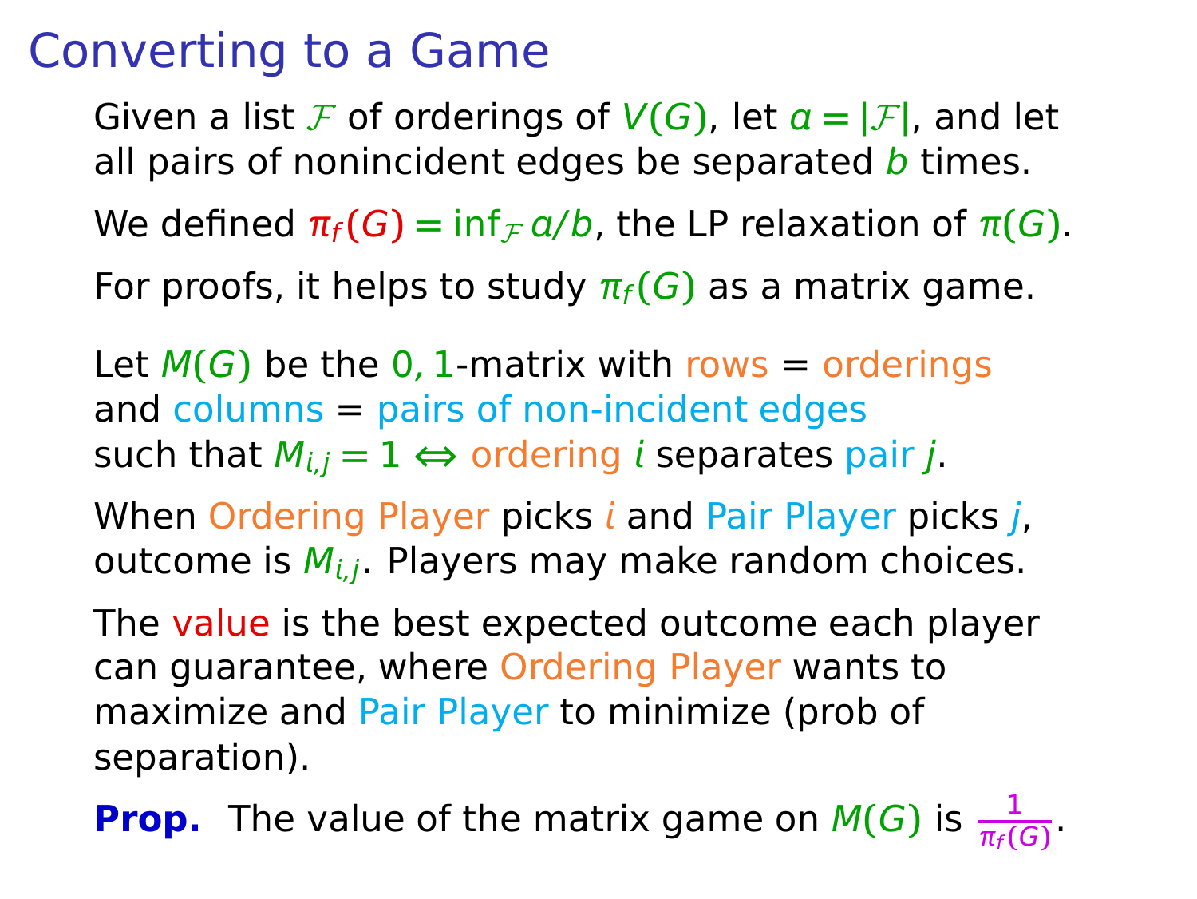# Converting to a Game

Given a list $\mathcal{F}$ of orderings of $V(G)$, let $a = |\mathcal{F}|$, and let all pairs of nonincident edges be separated $b$ times.

We defined $\pi_f(G) = \inf_{\mathcal{F}} a/b$, the LP relaxation of $\pi(G)$.

For proofs, it helps to study $\pi_f(G)$ as a matrix game.

Let $M(G)$ be the $0, 1$-matrix with rows = orderings and columns = pairs of non-incident edges such that $M_{i,j} = 1 \Leftrightarrow$ ordering $i$ separates pair $j$.

When Ordering Player picks $i$ and Pair Player picks $j$, outcome is $M_{i,j}$. Players may make random choices.

The value is the best expected outcome each player can guarantee, where Ordering Player wants to maximize and Pair Player to minimize (prob of separation).

**Prop.** The value of the matrix game on $M(G)$ is $\frac{1}{\pi_f(G)}$.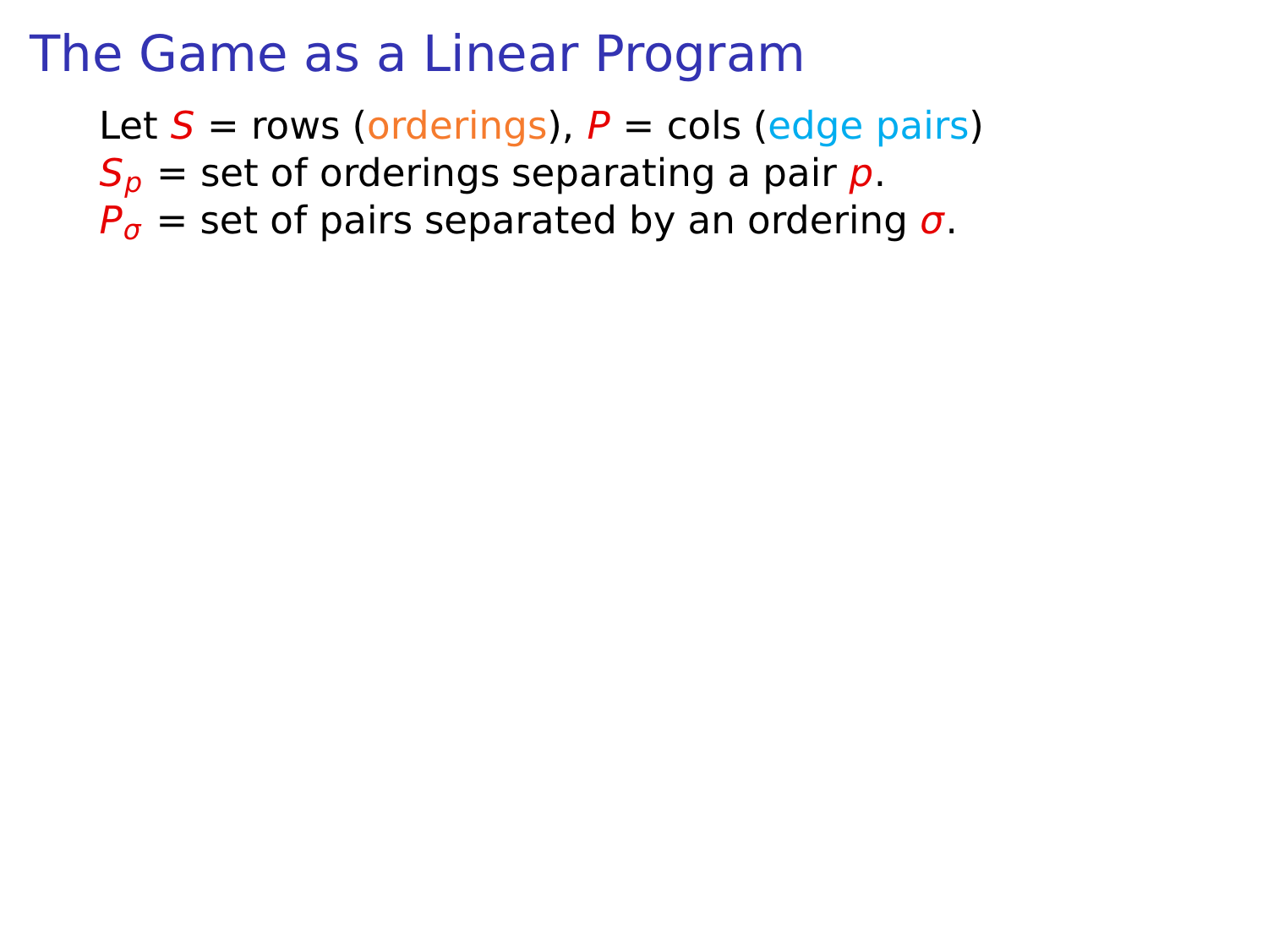# The Game as a Linear Program

Let $S$ = rows (orderings), $P$ = cols (edge pairs)
$S_p$ = set of orderings separating a pair $p$.
$P_\sigma$ = set of pairs separated by an ordering $\sigma$.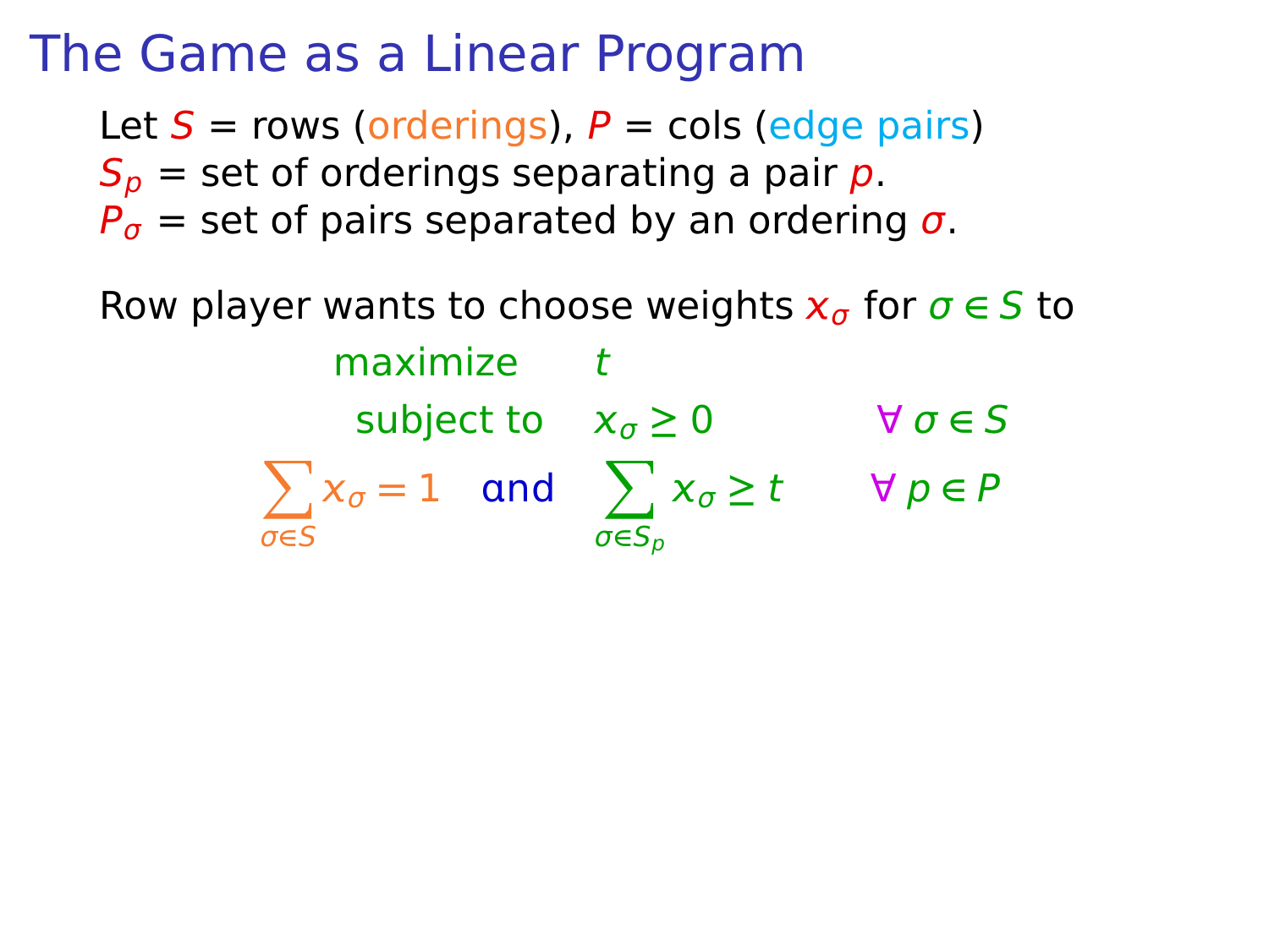# The Game as a Linear Program

Let $S$ = rows (orderings), $P$ = cols (edge pairs)
$S_p$ = set of orderings separating a pair $p$.
$P_\sigma$ = set of pairs separated by an ordering $\sigma$.

Row player wants to choose weights $x_\sigma$ for $\sigma \in S$ to

$$
\begin{aligned}
&\text{maximize} \quad t \\
&\text{subject to} \quad x_\sigma \geq 0 \qquad \forall\, \sigma \in S \\
&\sum_{\sigma \in S} x_\sigma = 1 \quad \text{and} \quad \sum_{\sigma \in S_p} x_\sigma \geq t \qquad \forall\, p \in P
\end{aligned}
$$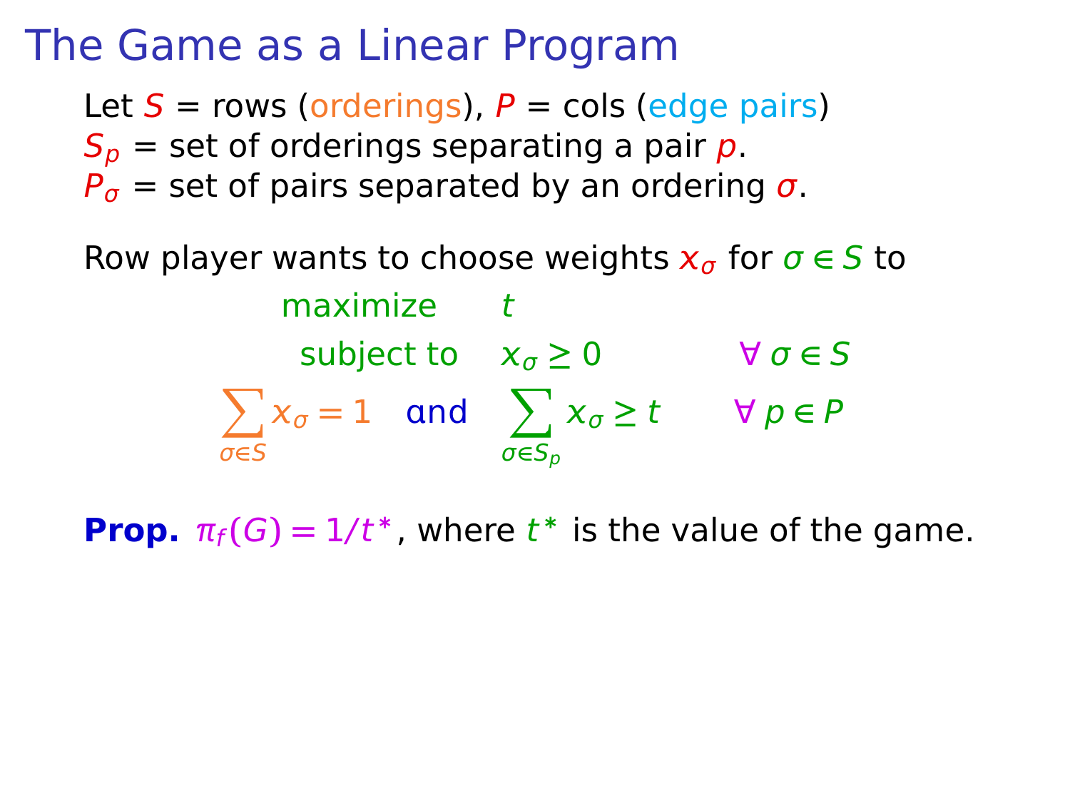# The Game as a Linear Program

Let $S$ = rows (orderings), $P$ = cols (edge pairs)
$S_p$ = set of orderings separating a pair $p$.
$P_\sigma$ = set of pairs separated by an ordering $\sigma$.

Row player wants to choose weights $x_\sigma$ for $\sigma \in S$ to

$$
\begin{aligned}
&\text{maximize} && t \\
&\text{subject to} && x_\sigma \geq 0 && \forall\, \sigma \in S \\
&\sum_{\sigma \in S} x_\sigma = 1 \quad \text{and} && \sum_{\sigma \in S_p} x_\sigma \geq t && \forall\, p \in P
\end{aligned}
$$

**Prop.** $\pi_f(G) = 1/t^*$, where $t^*$ is the value of the game.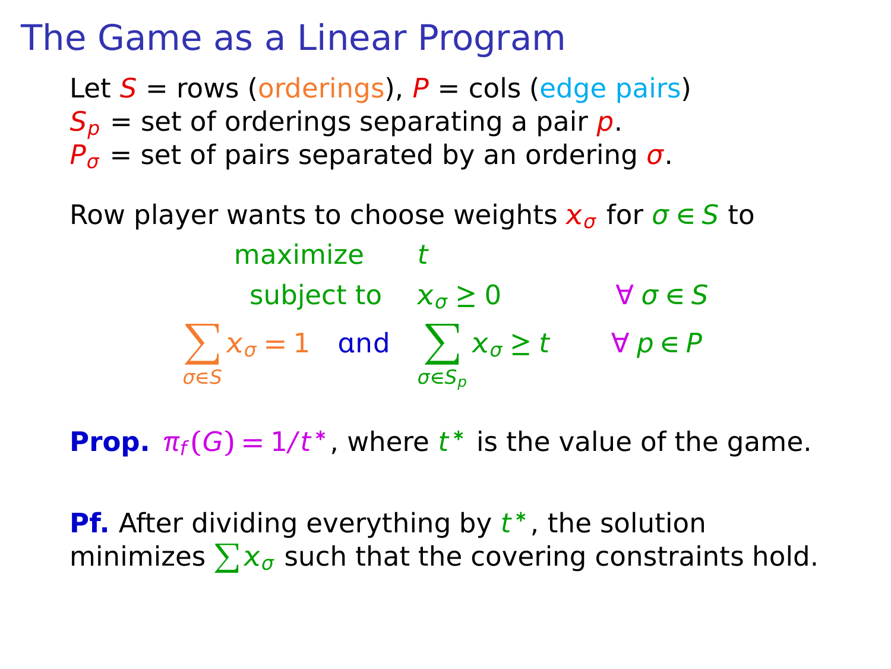# The Game as a Linear Program

Let $S$ = rows (orderings), $P$ = cols (edge pairs)
$S_p$ = set of orderings separating a pair $p$.
$P_\sigma$ = set of pairs separated by an ordering $\sigma$.

Row player wants to choose weights $x_\sigma$ for $\sigma \in S$ to

$$
\begin{array}{lll}
\text{maximize} & t & \\
\text{subject to} & x_\sigma \geq 0 & \forall\, \sigma \in S \\
\displaystyle\sum_{\sigma \in S} x_\sigma = 1 \quad \text{and} & \displaystyle\sum_{\sigma \in S_p} x_\sigma \geq t & \forall\, p \in P
\end{array}
$$

**Prop.** $\pi_f(G) = 1/t^*$, where $t^*$ is the value of the game.

**Pf.** After dividing everything by $t^*$, the solution minimizes $\sum x_\sigma$ such that the covering constraints hold.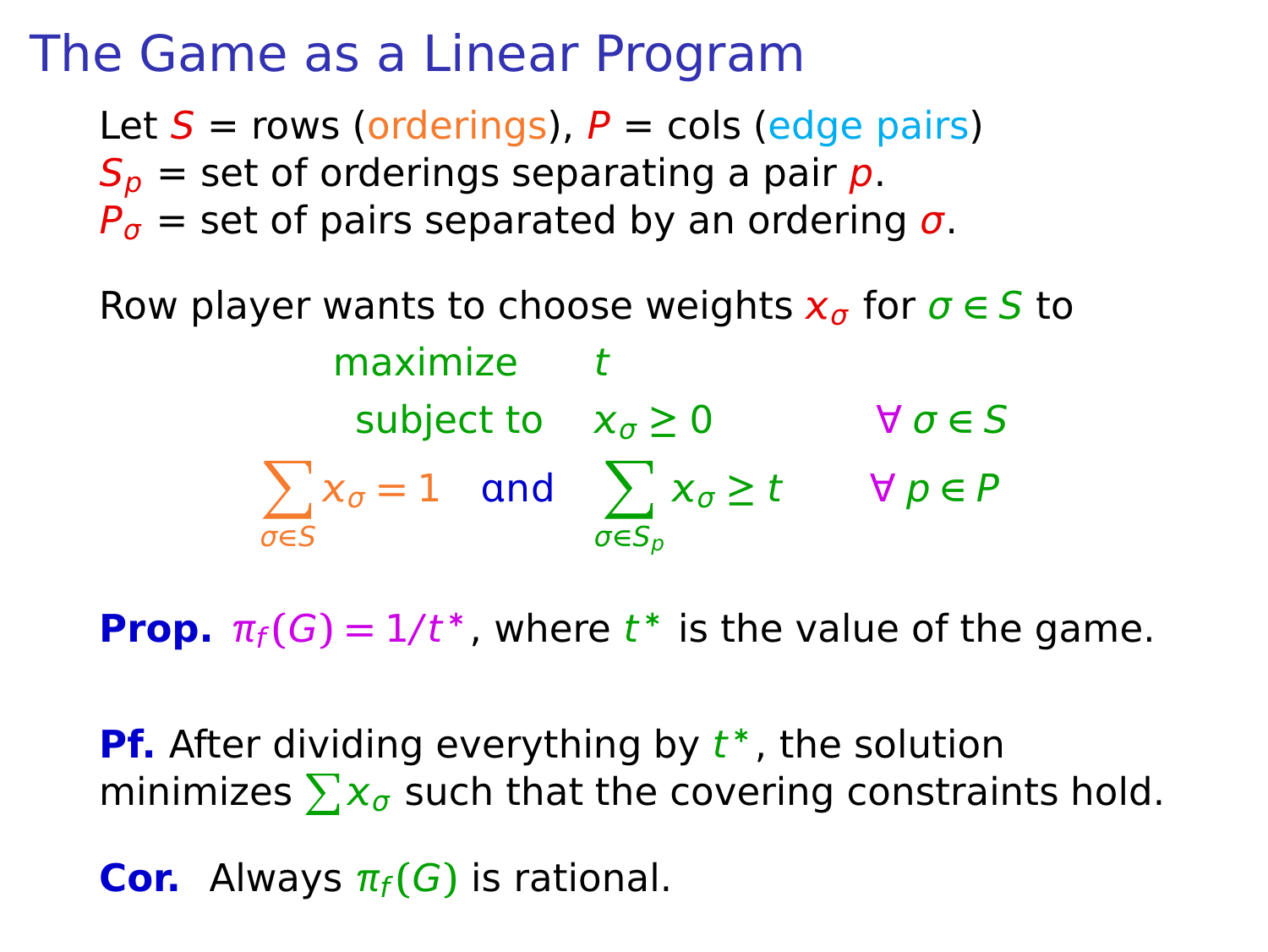# The Game as a Linear Program

Let $S$ = rows (orderings), $P$ = cols (edge pairs)
$S_p$ = set of orderings separating a pair $p$.
$P_\sigma$ = set of pairs separated by an ordering $\sigma$.

Row player wants to choose weights $x_\sigma$ for $\sigma \in S$ to

$$
\begin{array}{lll}
\text{maximize} & t & \\
\text{subject to} & x_\sigma \geq 0 & \forall\, \sigma \in S \\
\displaystyle\sum_{\sigma \in S} x_\sigma = 1 \quad \text{and} & \displaystyle\sum_{\sigma \in S_p} x_\sigma \geq t & \forall\, p \in P
\end{array}
$$

**Prop.** $\pi_f(G) = 1/t^*$, where $t^*$ is the value of the game.

**Pf.** After dividing everything by $t^*$, the solution minimizes $\sum x_\sigma$ such that the covering constraints hold.

**Cor.** Always $\pi_f(G)$ is rational.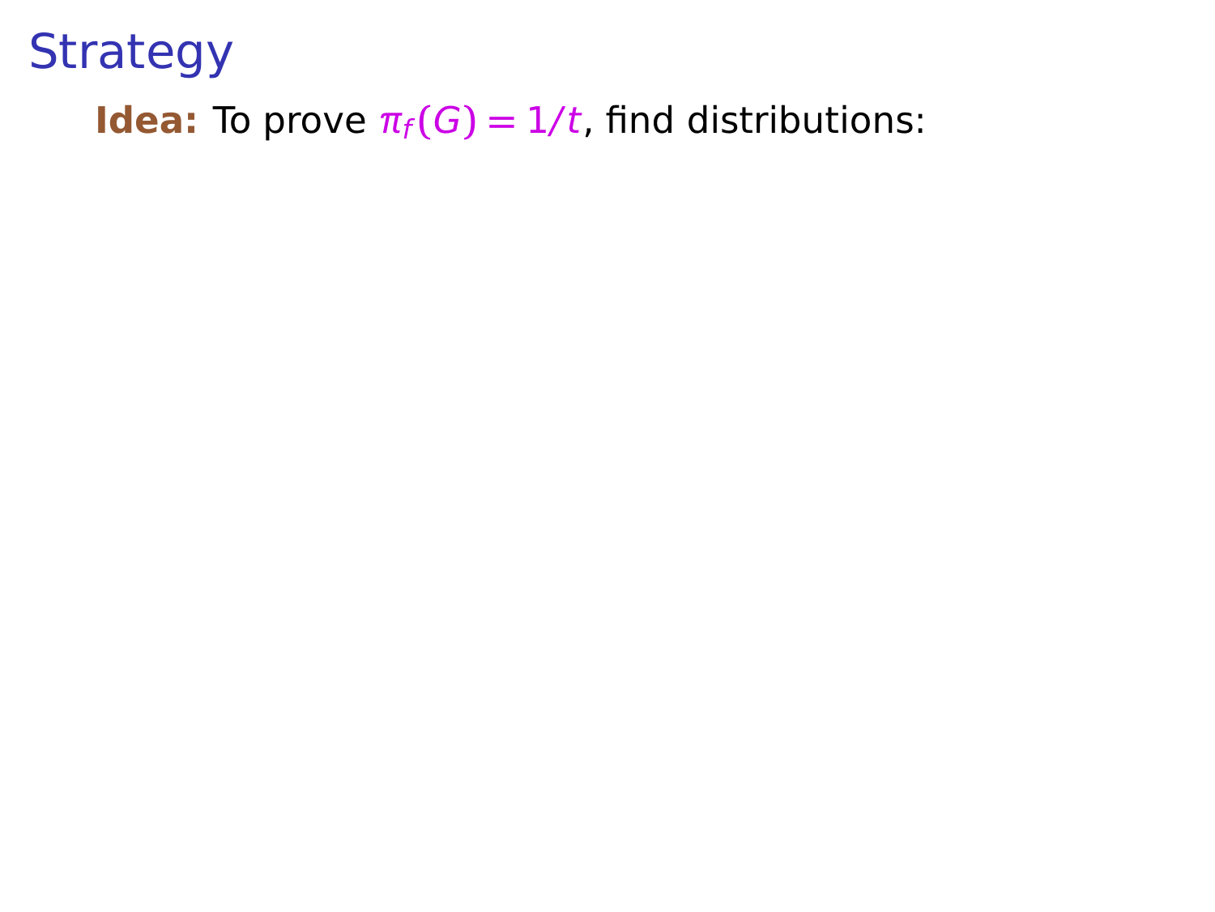# Strategy

**Idea:** To prove $\pi_f(G) = 1/t$, find distributions: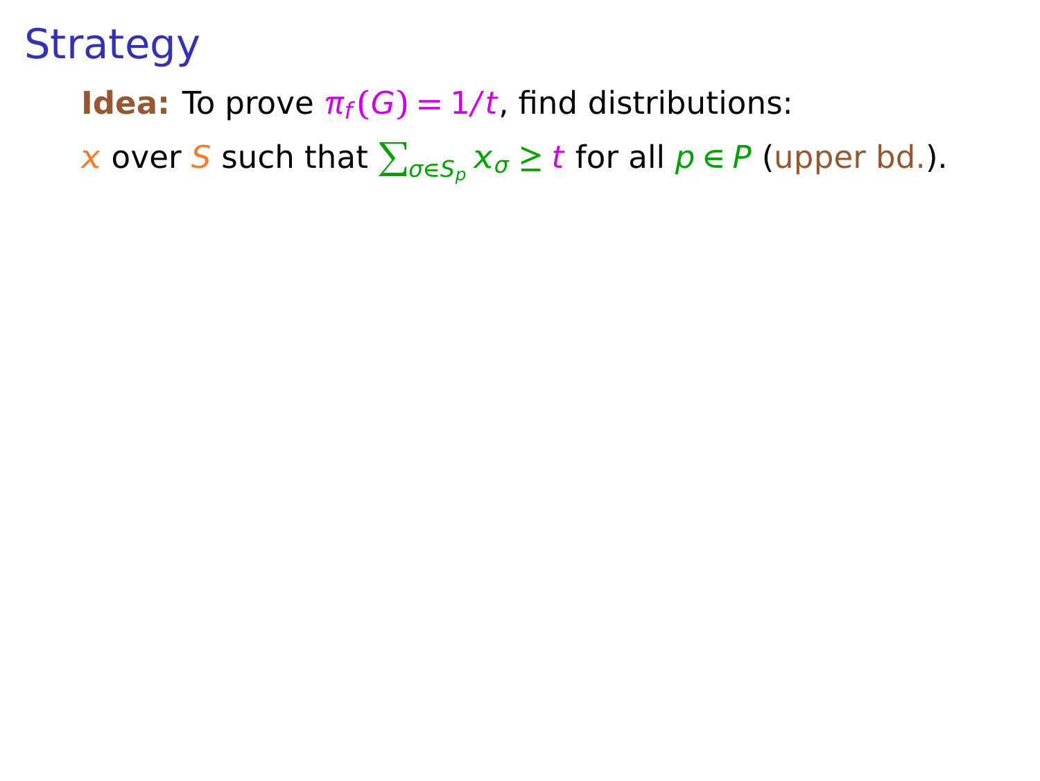# Strategy

**Idea:** To prove $\pi_f(G) = 1/t$, find distributions:

$x$ over $S$ such that $\sum_{\sigma \in S_p} x_\sigma \geq t$ for all $p \in P$ (upper bd.).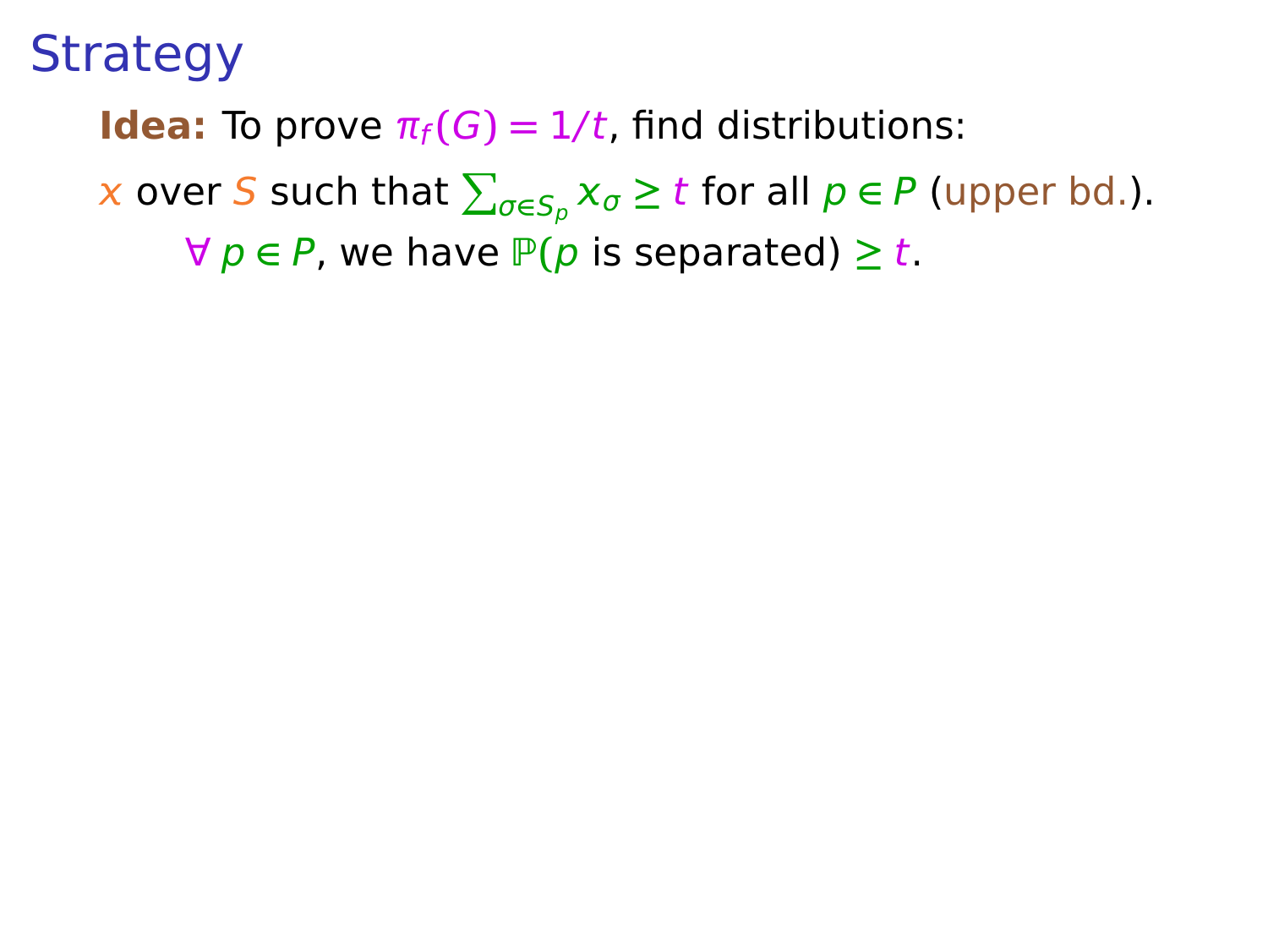# Strategy

**Idea:** To prove $\pi_f(G) = 1/t$, find distributions:

$x$ over $S$ such that $\sum_{\sigma \in S_p} x_\sigma \geq t$ for all $p \in P$ (upper bd.).

- $\forall\, p \in P$, we have $\mathbb{P}(p$ is separated$) \geq t$.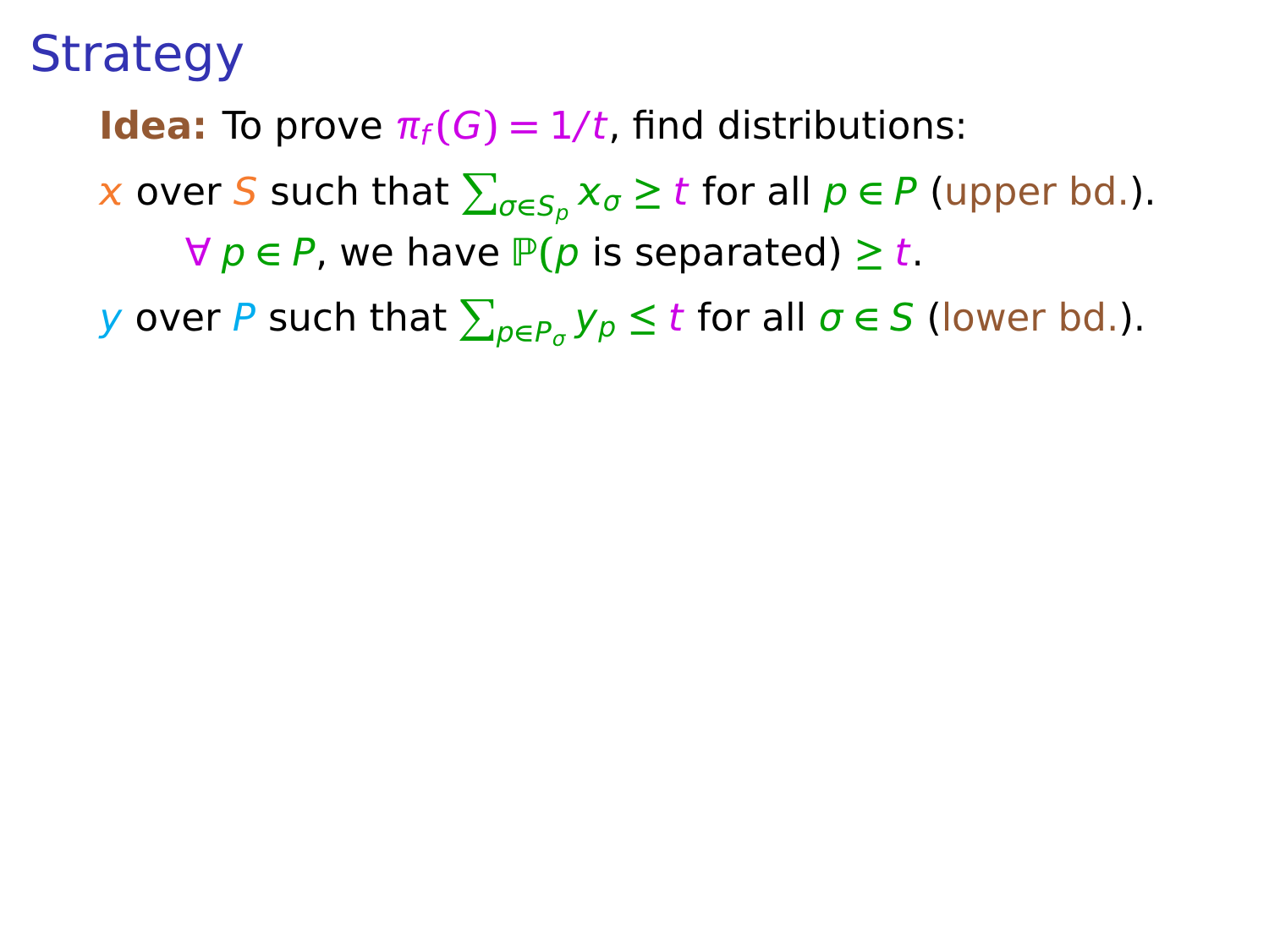# Strategy

**Idea:** To prove $\pi_f(G) = 1/t$, find distributions:

$x$ over $S$ such that $\sum_{\sigma \in S_p} x_\sigma \geq t$ for all $p \in P$ (upper bd.).

- $\forall\, p \in P$, we have $\mathbb{P}(p$ is separated$) \geq t$.

$y$ over $P$ such that $\sum_{p \in P_\sigma} y_p \leq t$ for all $\sigma \in S$ (lower bd.).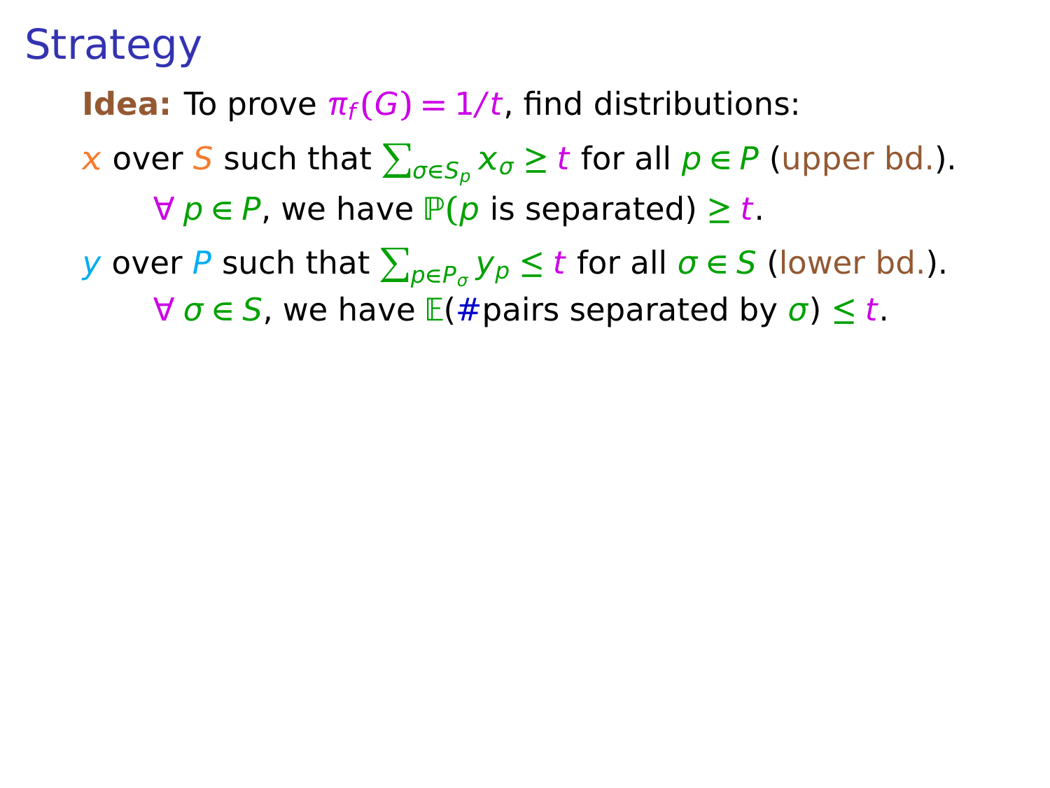# Strategy

**Idea:** To prove $\pi_f(G) = 1/t$, find distributions:

$x$ over $S$ such that $\sum_{\sigma \in S_p} x_\sigma \geq t$ for all $p \in P$ (upper bd.).

- $\forall\, p \in P$, we have $\mathbb{P}(p \text{ is separated}) \geq t$.

$y$ over $P$ such that $\sum_{p \in P_\sigma} y_p \leq t$ for all $\sigma \in S$ (lower bd.).

- $\forall\, \sigma \in S$, we have $\mathbb{E}(\#\text{pairs separated by } \sigma) \leq t$.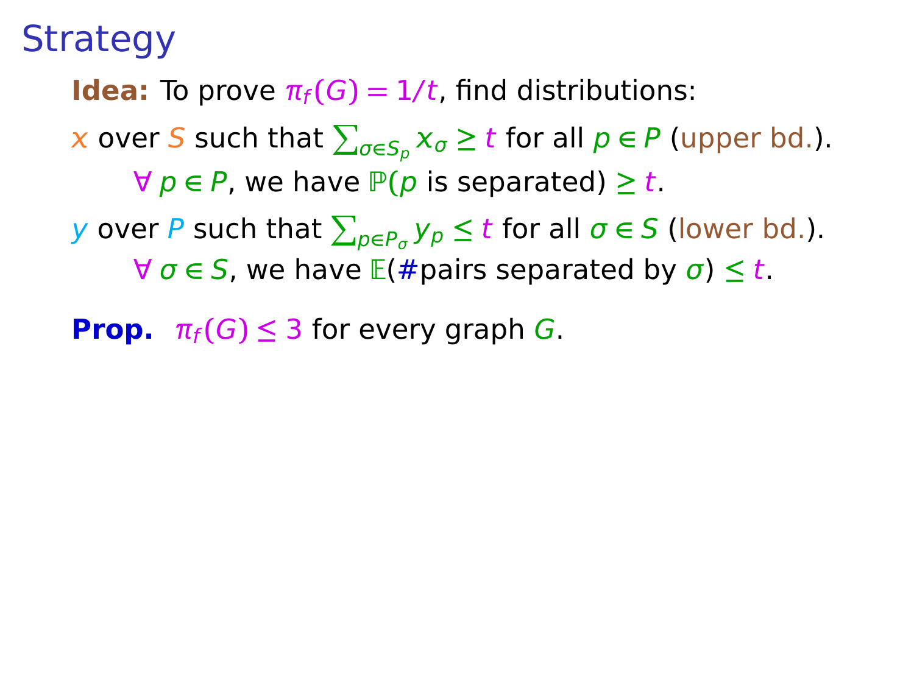# Strategy

**Idea:** To prove $\pi_f(G) = 1/t$, find distributions:

$x$ over $S$ such that $\sum_{\sigma \in S_p} x_\sigma \geq t$ for all $p \in P$ (upper bd.).

$\forall\, p \in P$, we have $\mathbb{P}(p \text{ is separated}) \geq t$.

$y$ over $P$ such that $\sum_{p \in P_\sigma} y_p \leq t$ for all $\sigma \in S$ (lower bd.).

$\forall\, \sigma \in S$, we have $\mathbb{E}(\#\text{pairs separated by } \sigma) \leq t$.

**Prop.** $\pi_f(G) \leq 3$ for every graph $G$.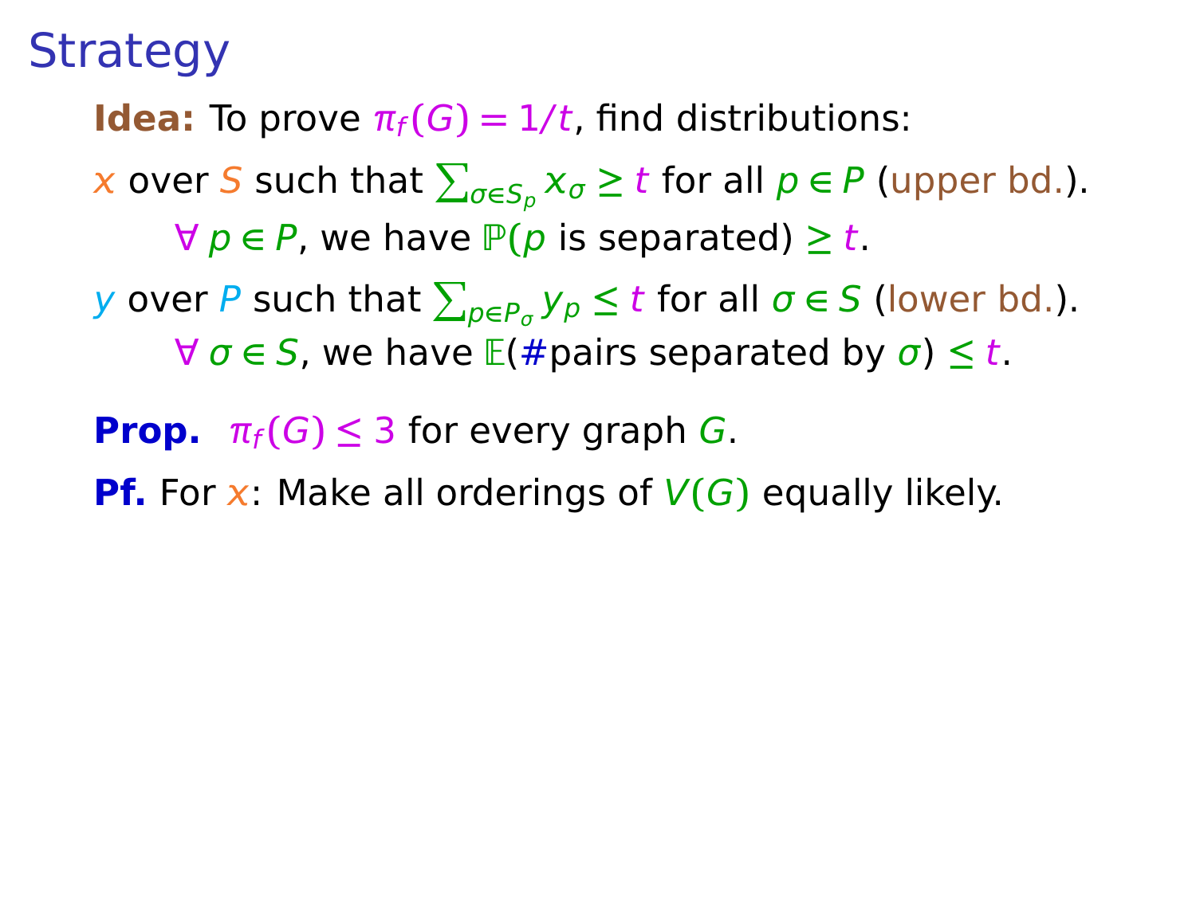# Strategy

**Idea:** To prove $\pi_f(G) = 1/t$, find distributions:

$x$ over $S$ such that $\sum_{\sigma \in S_p} x_\sigma \geq t$ for all $p \in P$ (upper bd.).

$\forall\, p \in P$, we have $\mathbb{P}(p$ is separated$) \geq t$.

$y$ over $P$ such that $\sum_{p \in P_\sigma} y_p \leq t$ for all $\sigma \in S$ (lower bd.).

$\forall\, \sigma \in S$, we have $\mathbb{E}(\#$pairs separated by $\sigma) \leq t$.

**Prop.** $\pi_f(G) \leq 3$ for every graph $G$.

**Pf.** For $x$: Make all orderings of $V(G)$ equally likely.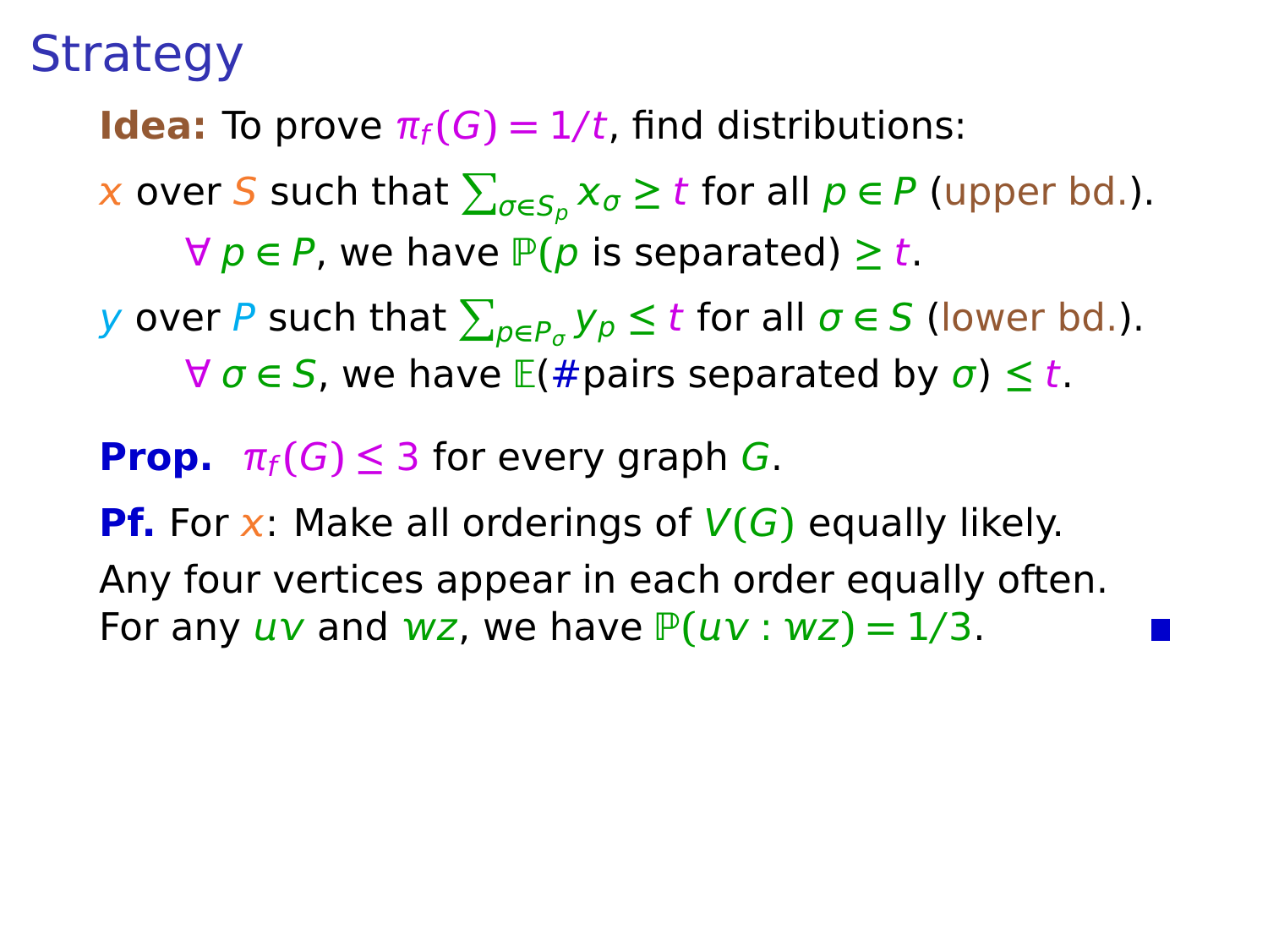# Strategy

**Idea:** To prove $\pi_f(G) = 1/t$, find distributions:

$x$ over $S$ such that $\sum_{\sigma \in S_p} x_\sigma \geq t$ for all $p \in P$ (upper bd.).

$\forall\, p \in P$, we have $\mathbb{P}(p \text{ is separated}) \geq t$.

$y$ over $P$ such that $\sum_{p \in P_\sigma} y_p \leq t$ for all $\sigma \in S$ (lower bd.).

$\forall\, \sigma \in S$, we have $\mathbb{E}(\#\text{pairs separated by } \sigma) \leq t$.

**Prop.** $\pi_f(G) \leq 3$ for every graph $G$.

**Pf.** For $x$: Make all orderings of $V(G)$ equally likely.
Any four vertices appear in each order equally often.
For any $uv$ and $wz$, we have $\mathbb{P}(uv : wz) = 1/3$. ■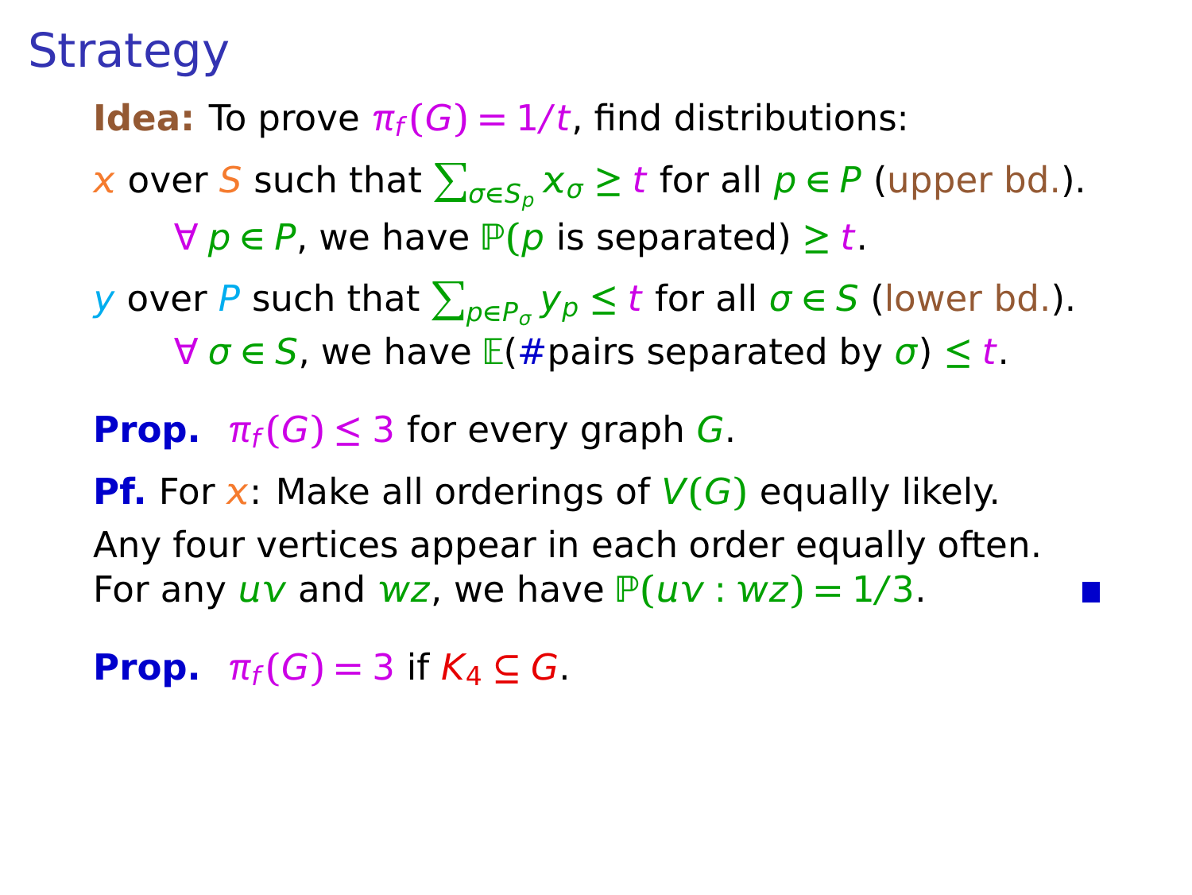# Strategy

**Idea:** To prove $\pi_f(G) = 1/t$, find distributions:

$x$ over $S$ such that $\sum_{\sigma \in S_p} x_\sigma \geq t$ for all $p \in P$ (upper bd.).

$\forall\, p \in P$, we have $\mathbb{P}(p \text{ is separated}) \geq t$.

$y$ over $P$ such that $\sum_{p \in P_\sigma} y_p \leq t$ for all $\sigma \in S$ (lower bd.).

$\forall\, \sigma \in S$, we have $\mathbb{E}(\#\text{pairs separated by } \sigma) \leq t$.

**Prop.** $\pi_f(G) \leq 3$ for every graph $G$.

**Pf.** For $x$: Make all orderings of $V(G)$ equally likely.
Any four vertices appear in each order equally often.
For any $uv$ and $wz$, we have $\mathbb{P}(uv : wz) = 1/3$. ∎

**Prop.** $\pi_f(G) = 3$ if $K_4 \subseteq G$.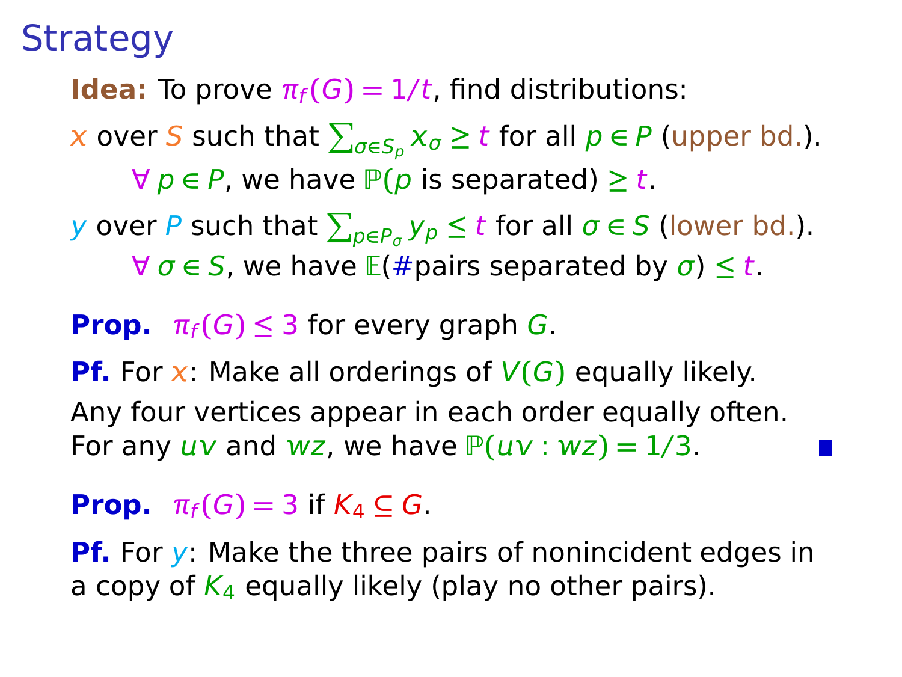# Strategy

**Idea:** To prove $\pi_f(G) = 1/t$, find distributions:

$x$ over $S$ such that $\sum_{\sigma \in S_p} x_\sigma \geq t$ for all $p \in P$ (upper bd.).

$\forall\, p \in P$, we have $\mathbb{P}(p \text{ is separated}) \geq t$.

$y$ over $P$ such that $\sum_{p \in P_\sigma} y_p \leq t$ for all $\sigma \in S$ (lower bd.).

$\forall\, \sigma \in S$, we have $\mathbb{E}(\#\text{pairs separated by } \sigma) \leq t$.

**Prop.** $\pi_f(G) \leq 3$ for every graph $G$.

**Pf.** For $x$: Make all orderings of $V(G)$ equally likely.
Any four vertices appear in each order equally often.
For any $uv$ and $wz$, we have $\mathbb{P}(uv : wz) = 1/3$. ■

**Prop.** $\pi_f(G) = 3$ if $K_4 \subseteq G$.

**Pf.** For $y$: Make the three pairs of nonincident edges in a copy of $K_4$ equally likely (play no other pairs).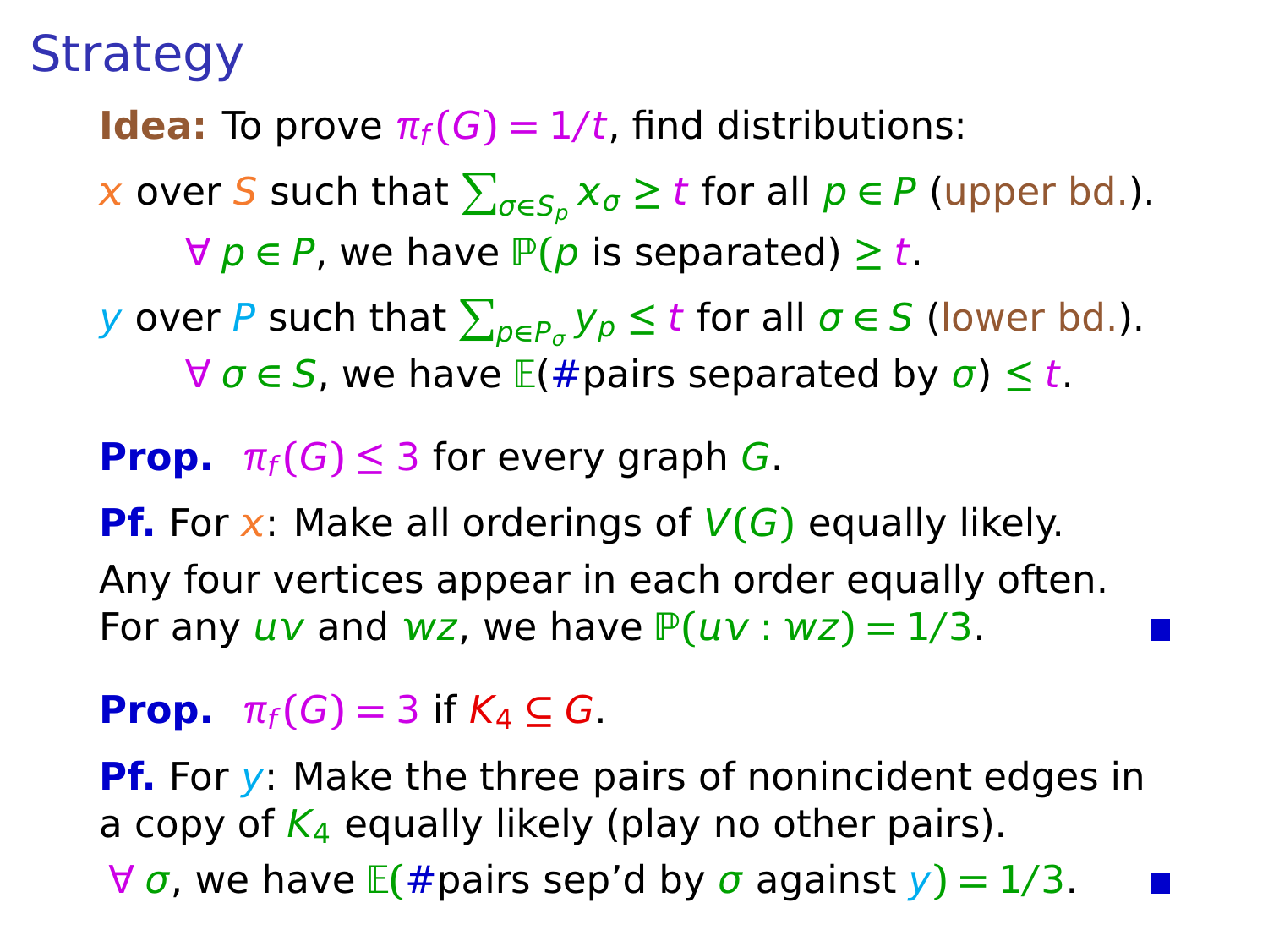# Strategy

**Idea:** To prove $\pi_f(G) = 1/t$, find distributions:

$x$ over $S$ such that $\sum_{\sigma \in S_p} x_\sigma \geq t$ for all $p \in P$ (upper bd.).

$\quad \forall\, p \in P$, we have $\mathbb{P}(p \text{ is separated}) \geq t$.

$y$ over $P$ such that $\sum_{p \in P_\sigma} y_p \leq t$ for all $\sigma \in S$ (lower bd.).

$\quad \forall\, \sigma \in S$, we have $\mathbb{E}(\#\text{pairs separated by } \sigma) \leq t$.

**Prop.** $\pi_f(G) \leq 3$ for every graph $G$.

**Pf.** For $x$: Make all orderings of $V(G)$ equally likely.
Any four vertices appear in each order equally often.
For any $uv$ and $wz$, we have $\mathbb{P}(uv : wz) = 1/3$. ■

**Prop.** $\pi_f(G) = 3$ if $K_4 \subseteq G$.

**Pf.** For $y$: Make the three pairs of nonincident edges in a copy of $K_4$ equally likely (play no other pairs).
$\forall\, \sigma$, we have $\mathbb{E}(\#\text{pairs sep'd by } \sigma \text{ against } y) = 1/3$. ■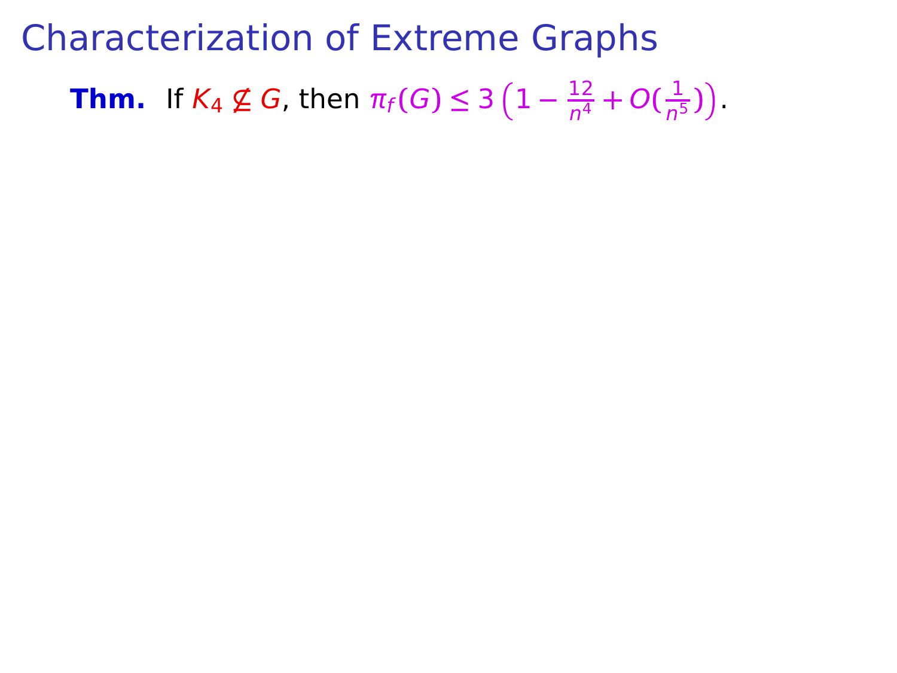# Characterization of Extreme Graphs

**Thm.** If $K_4 \not\subseteq G$, then $\pi_f(G) \le 3\left(1 - \frac{12}{n^4} + O(\frac{1}{n^5})\right)$.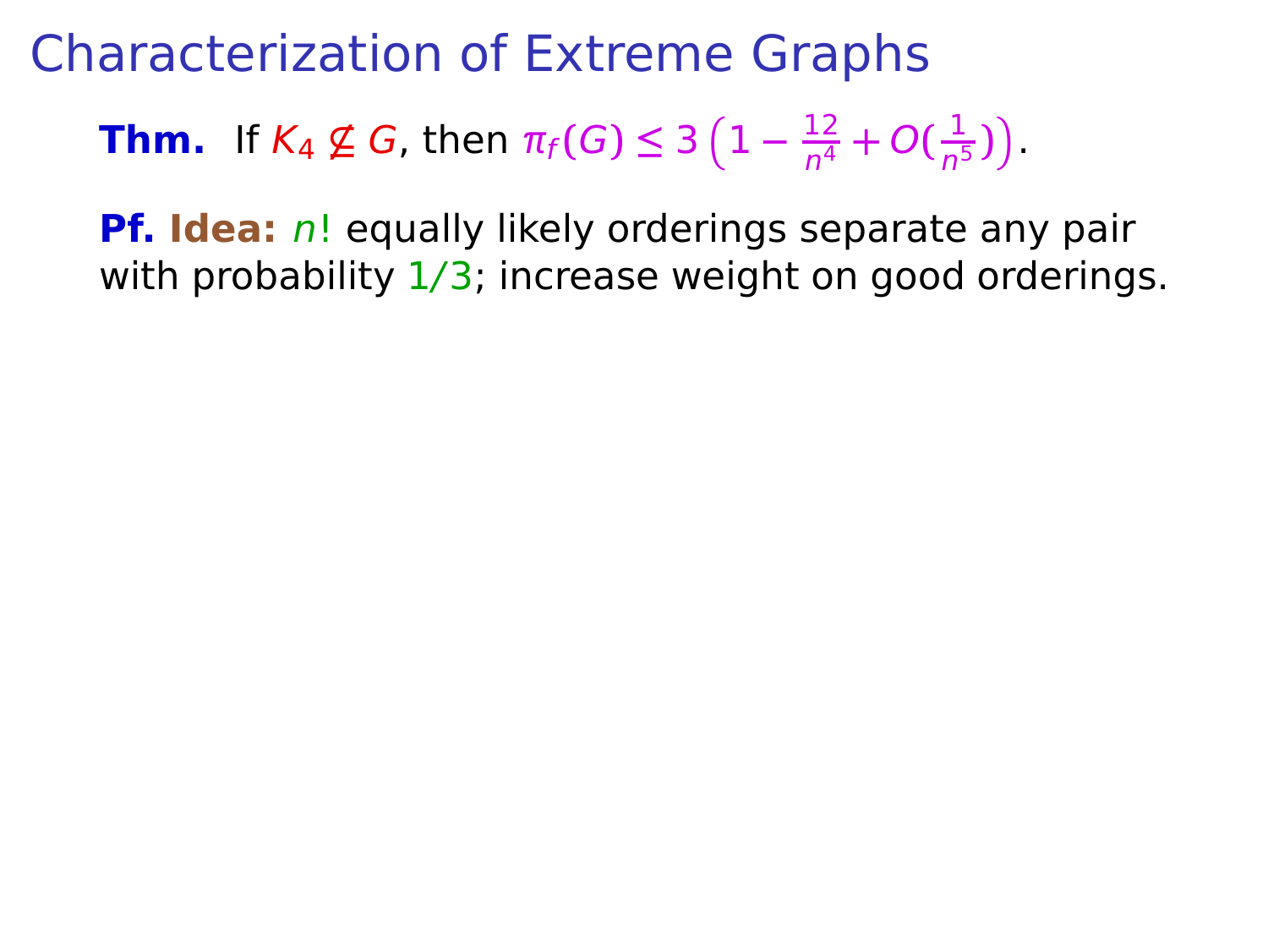# Characterization of Extreme Graphs

**Thm.** If $K_4 \not\subseteq G$, then $\pi_f(G) \le 3\left(1 - \frac{12}{n^4} + O(\frac{1}{n^5})\right)$.

**Pf. Idea:** $n!$ equally likely orderings separate any pair with probability $1/3$; increase weight on good orderings.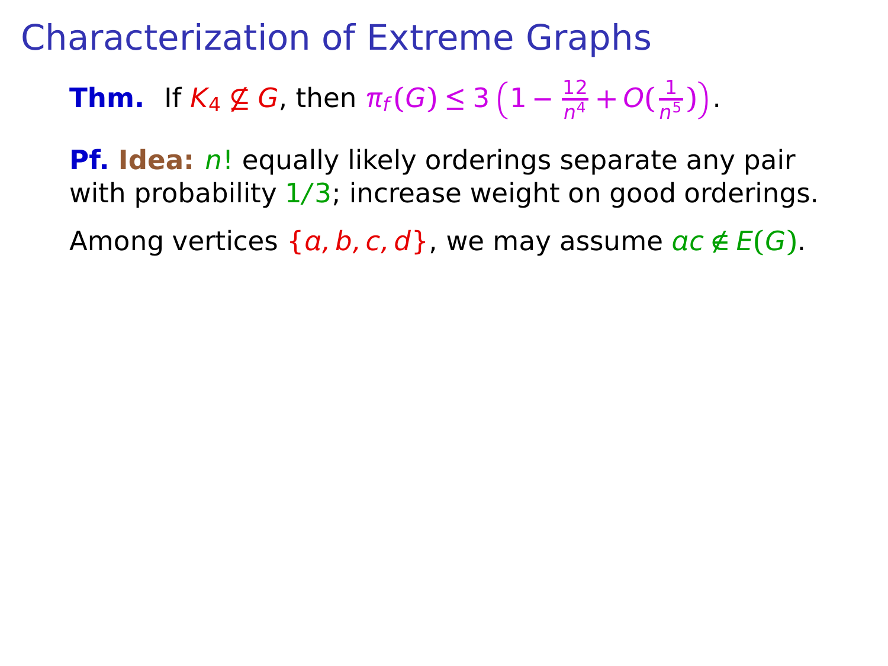# Characterization of Extreme Graphs

**Thm.** If $K_4 \not\subseteq G$, then $\pi_f(G) \le 3\left(1 - \frac{12}{n^4} + O(\frac{1}{n^5})\right)$.

**Pf.** **Idea:** $n!$ equally likely orderings separate any pair with probability $1/3$; increase weight on good orderings.

Among vertices $\{a, b, c, d\}$, we may assume $ac \notin E(G)$.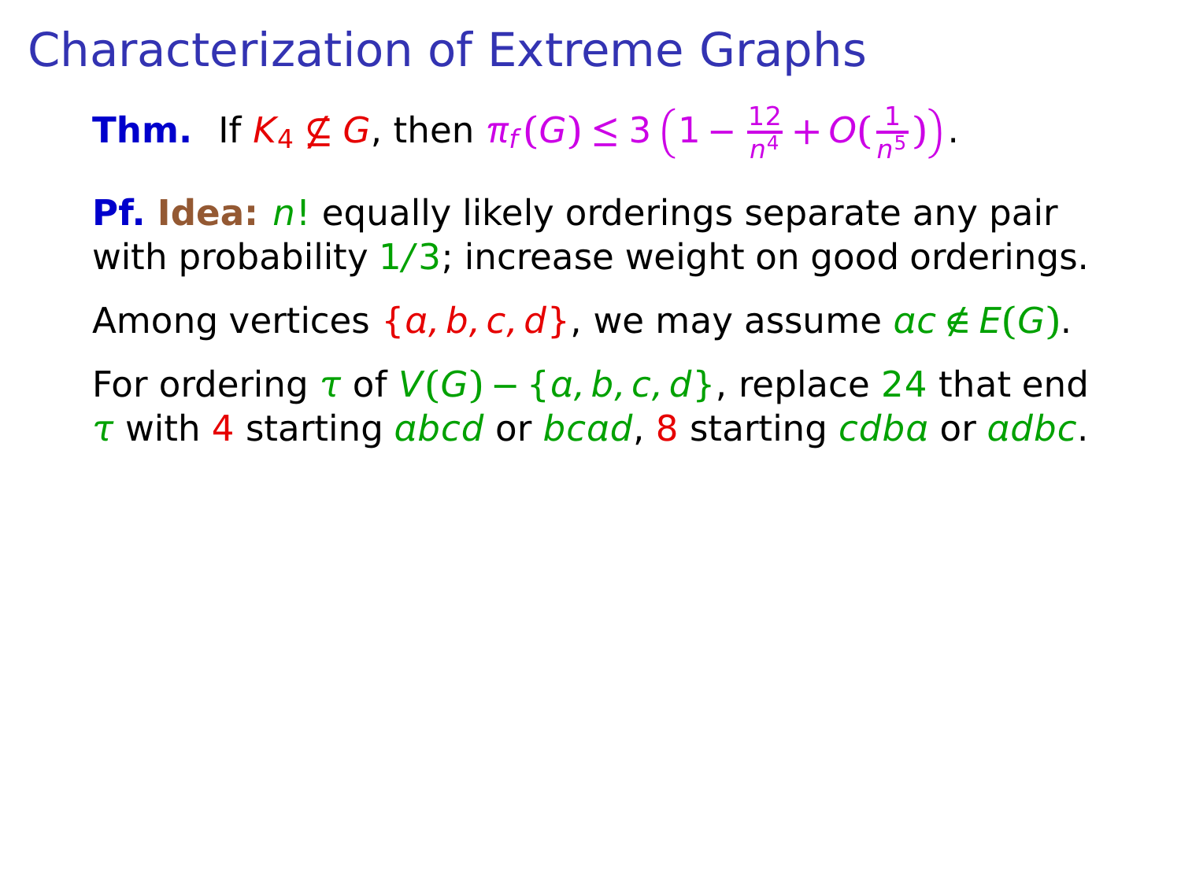# Characterization of Extreme Graphs

**Thm.** If $K_4 \not\subseteq G$, then $\pi_f(G) \leq 3\left(1 - \frac{12}{n^4} + O(\frac{1}{n^5})\right)$.

**Pf. Idea:** $n!$ equally likely orderings separate any pair with probability $1/3$; increase weight on good orderings.

Among vertices $\{a, b, c, d\}$, we may assume $ac \notin E(G)$.

For ordering $\tau$ of $V(G) - \{a, b, c, d\}$, replace $24$ that end $\tau$ with $4$ starting $abcd$ or $bcad$, $8$ starting $cdba$ or $adbc$.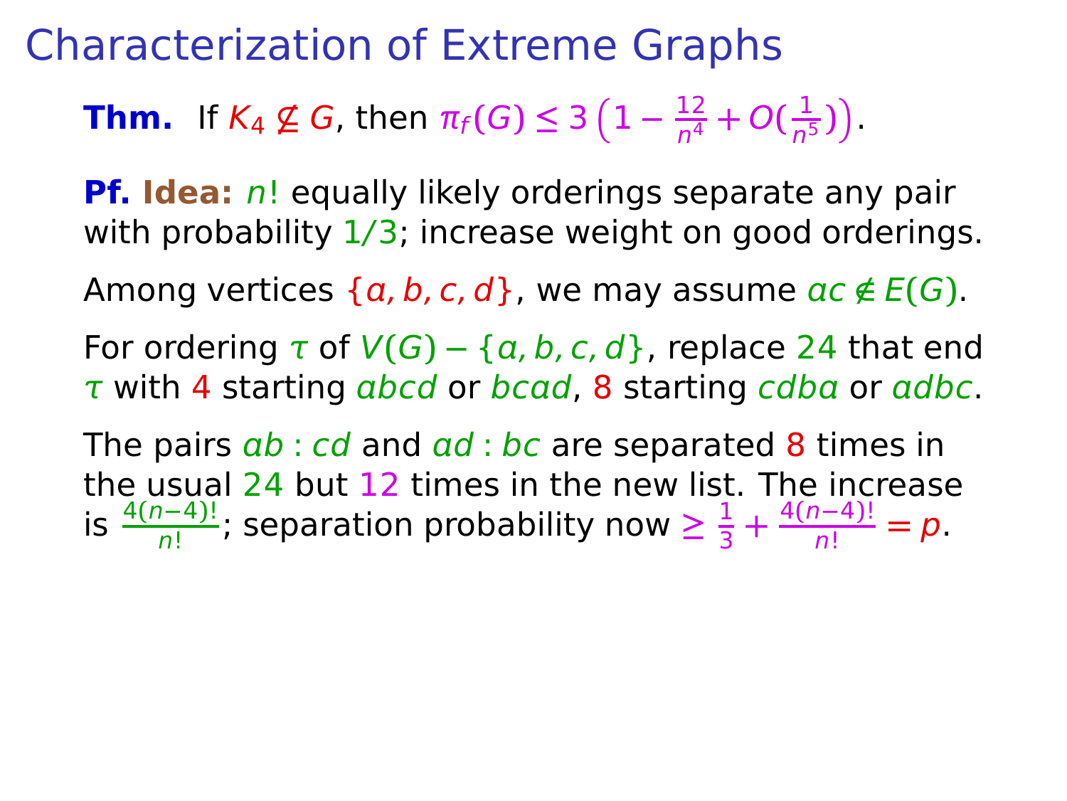# Characterization of Extreme Graphs

**Thm.** If $K_4 \not\subseteq G$, then $\pi_f(G) \le 3\left(1 - \frac{12}{n^4} + O(\frac{1}{n^5})\right)$.

**Pf.** **Idea:** $n!$ equally likely orderings separate any pair with probability $1/3$; increase weight on good orderings.

Among vertices $\{a, b, c, d\}$, we may assume $ac \notin E(G)$.

For ordering $\tau$ of $V(G) - \{a, b, c, d\}$, replace $24$ that end $\tau$ with $4$ starting $abcd$ or $bcad$, $8$ starting $cdba$ or $adbc$.

The pairs $ab : cd$ and $ad : bc$ are separated $8$ times in the usual $24$ but $12$ times in the new list. The increase is $\frac{4(n-4)!}{n!}$; separation probability now $\ge \frac{1}{3} + \frac{4(n-4)!}{n!} = p$.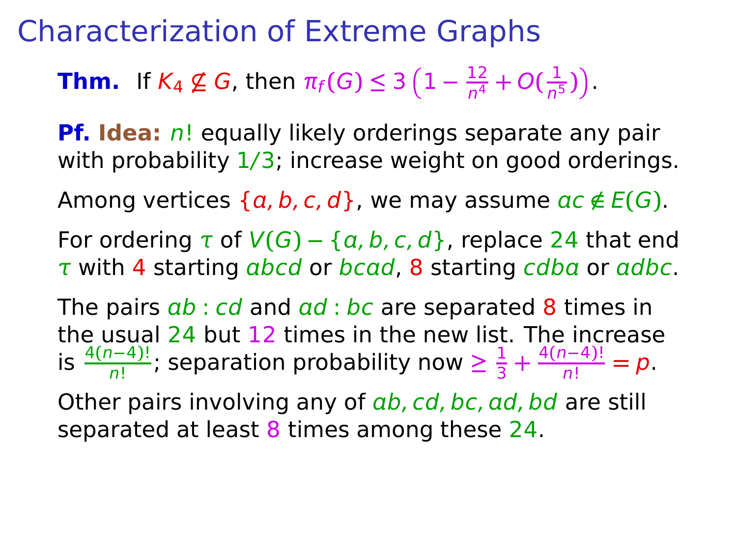# Characterization of Extreme Graphs

**Thm.** If $K_4 \not\subseteq G$, then $\pi_f(G) \le 3\left(1 - \frac{12}{n^4} + O(\frac{1}{n^5})\right)$.

**Pf. Idea:** $n!$ equally likely orderings separate any pair with probability $1/3$; increase weight on good orderings.

Among vertices $\{a, b, c, d\}$, we may assume $ac \notin E(G)$.

For ordering $\tau$ of $V(G) - \{a, b, c, d\}$, replace $24$ that end $\tau$ with $4$ starting $abcd$ or $bcad$, $8$ starting $cdba$ or $adbc$.

The pairs $ab : cd$ and $ad : bc$ are separated $8$ times in the usual $24$ but $12$ times in the new list. The increase is $\frac{4(n-4)!}{n!}$; separation probability now $\ge \frac{1}{3} + \frac{4(n-4)!}{n!} = p$.

Other pairs involving any of $ab, cd, bc, ad, bd$ are still separated at least $8$ times among these $24$.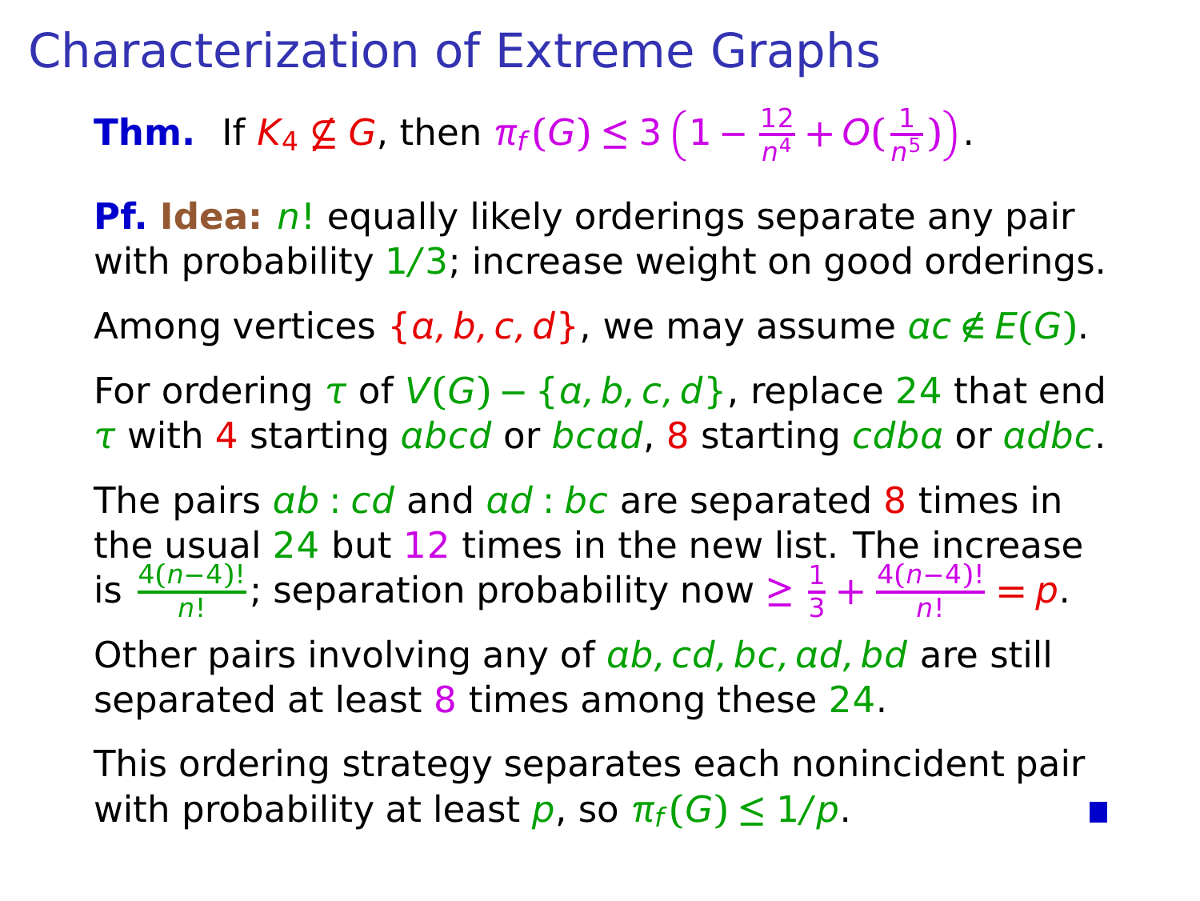# Characterization of Extreme Graphs

**Thm.** If $K_4 \not\subseteq G$, then $\pi_f(G) \le 3\left(1 - \frac{12}{n^4} + O(\frac{1}{n^5})\right)$.

**Pf. Idea:** $n!$ equally likely orderings separate any pair with probability $1/3$; increase weight on good orderings.

Among vertices $\{a, b, c, d\}$, we may assume $ac \notin E(G)$.

For ordering $\tau$ of $V(G) - \{a, b, c, d\}$, replace $24$ that end $\tau$ with $4$ starting $abcd$ or $bcad$, $8$ starting $cdba$ or $adbc$.

The pairs $ab : cd$ and $ad : bc$ are separated $8$ times in the usual $24$ but $12$ times in the new list. The increase is $\frac{4(n-4)!}{n!}$; separation probability now $\ge \frac{1}{3} + \frac{4(n-4)!}{n!} = p$.

Other pairs involving any of $ab, cd, bc, ad, bd$ are still separated at least $8$ times among these $24$.

This ordering strategy separates each nonincident pair with probability at least $p$, so $\pi_f(G) \le 1/p$. ∎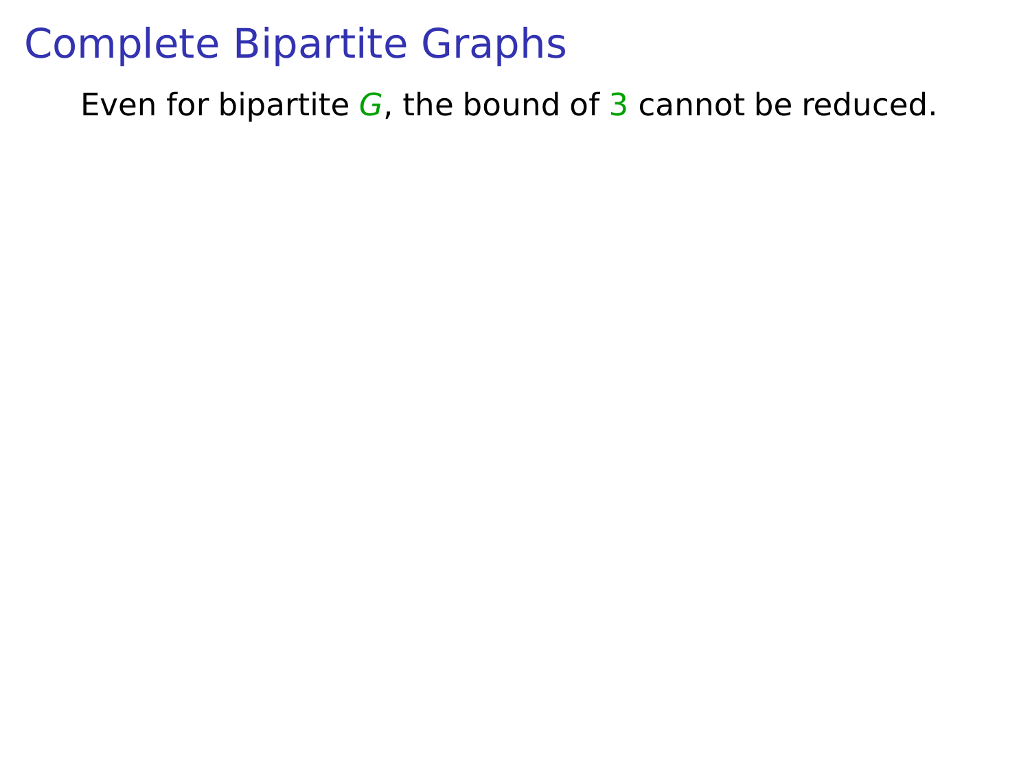# Complete Bipartite Graphs

Even for bipartite $G$, the bound of $3$ cannot be reduced.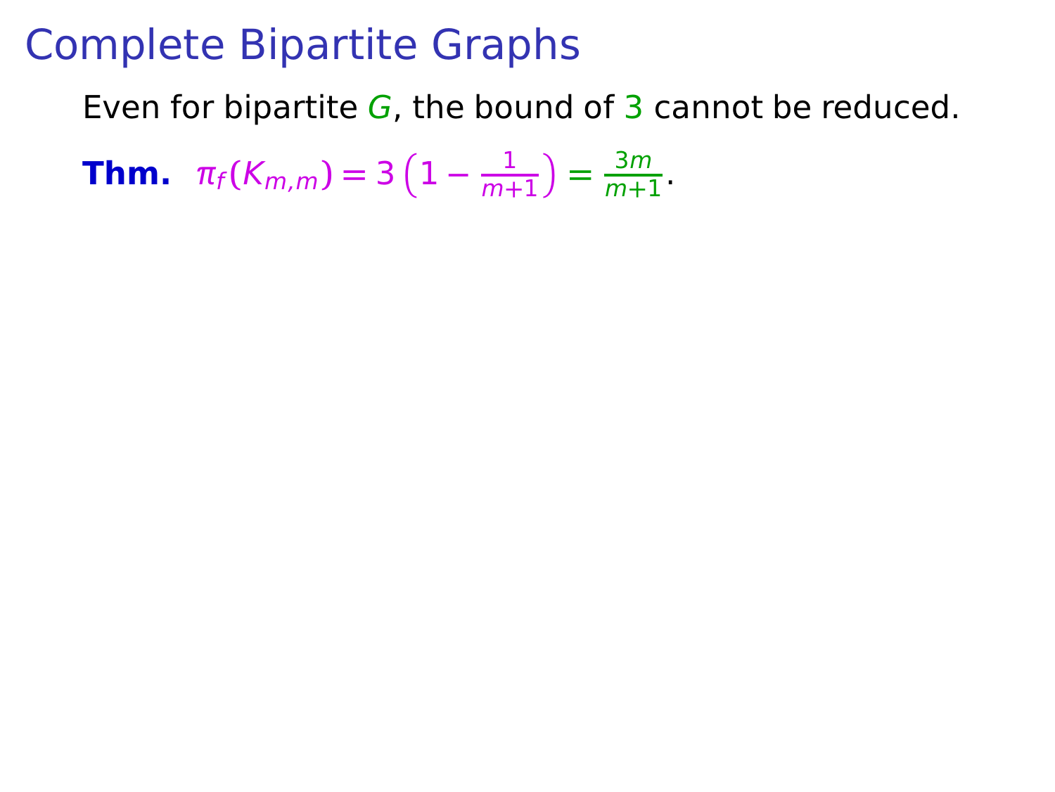# Complete Bipartite Graphs

Even for bipartite $G$, the bound of 3 cannot be reduced.

**Thm.** $\pi_f(K_{m,m}) = 3\left(1 - \frac{1}{m+1}\right) = \frac{3m}{m+1}$.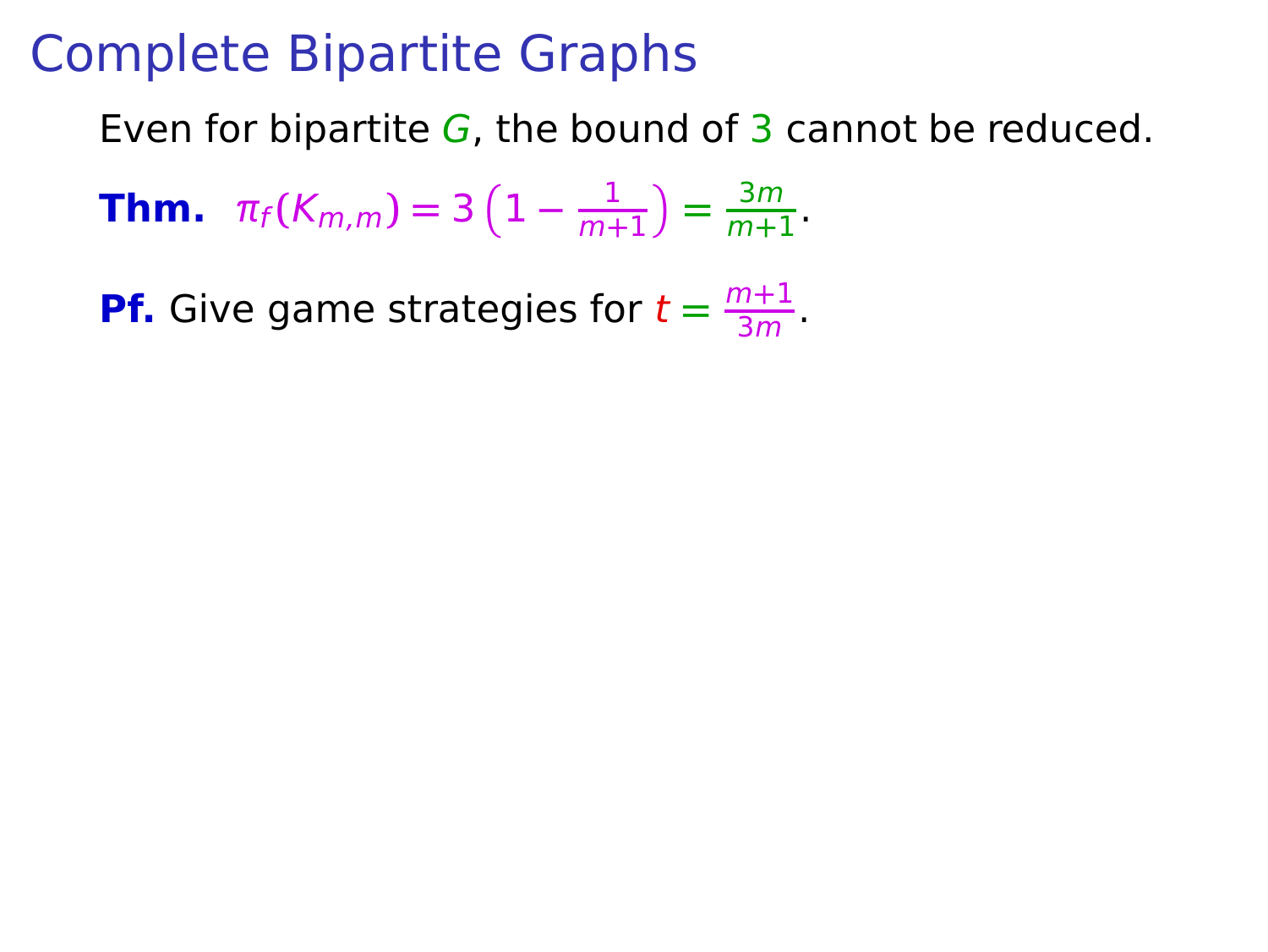# Complete Bipartite Graphs

Even for bipartite $G$, the bound of 3 cannot be reduced.

**Thm.** $\pi_f(K_{m,m}) = 3\left(1 - \frac{1}{m+1}\right) = \frac{3m}{m+1}$.

**Pf.** Give game strategies for $t = \frac{m+1}{3m}$.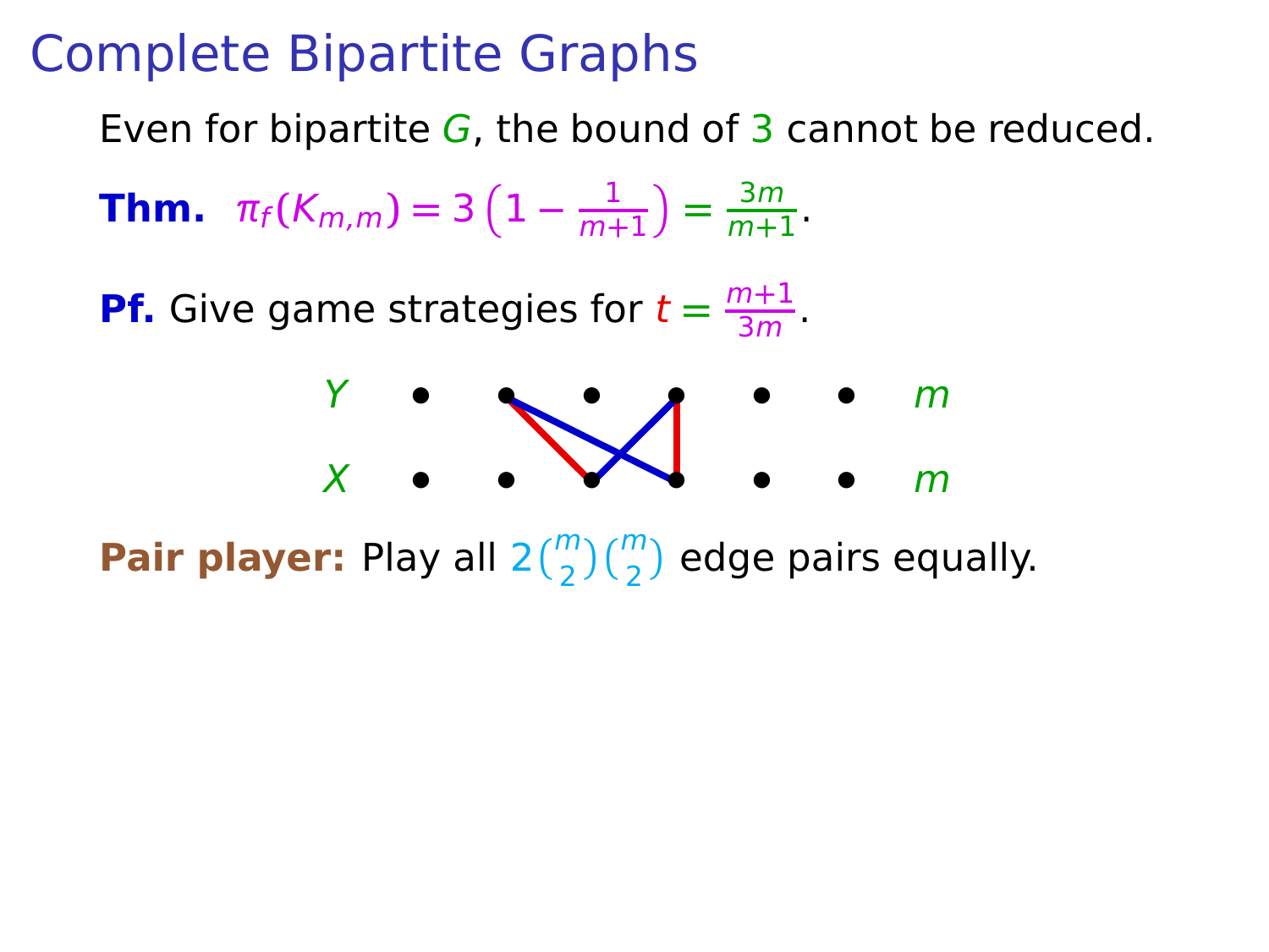# Complete Bipartite Graphs

Even for bipartite $G$, the bound of 3 cannot be reduced.

**Thm.** $\pi_f(K_{m,m}) = 3\left(1 - \frac{1}{m+1}\right) = \frac{3m}{m+1}$.

**Pf.** Give game strategies for $t = \frac{m+1}{3m}$.

$Y$ $m$

$X$ $m$

**Pair player:** Play all $2\binom{m}{2}\binom{m}{2}$ edge pairs equally.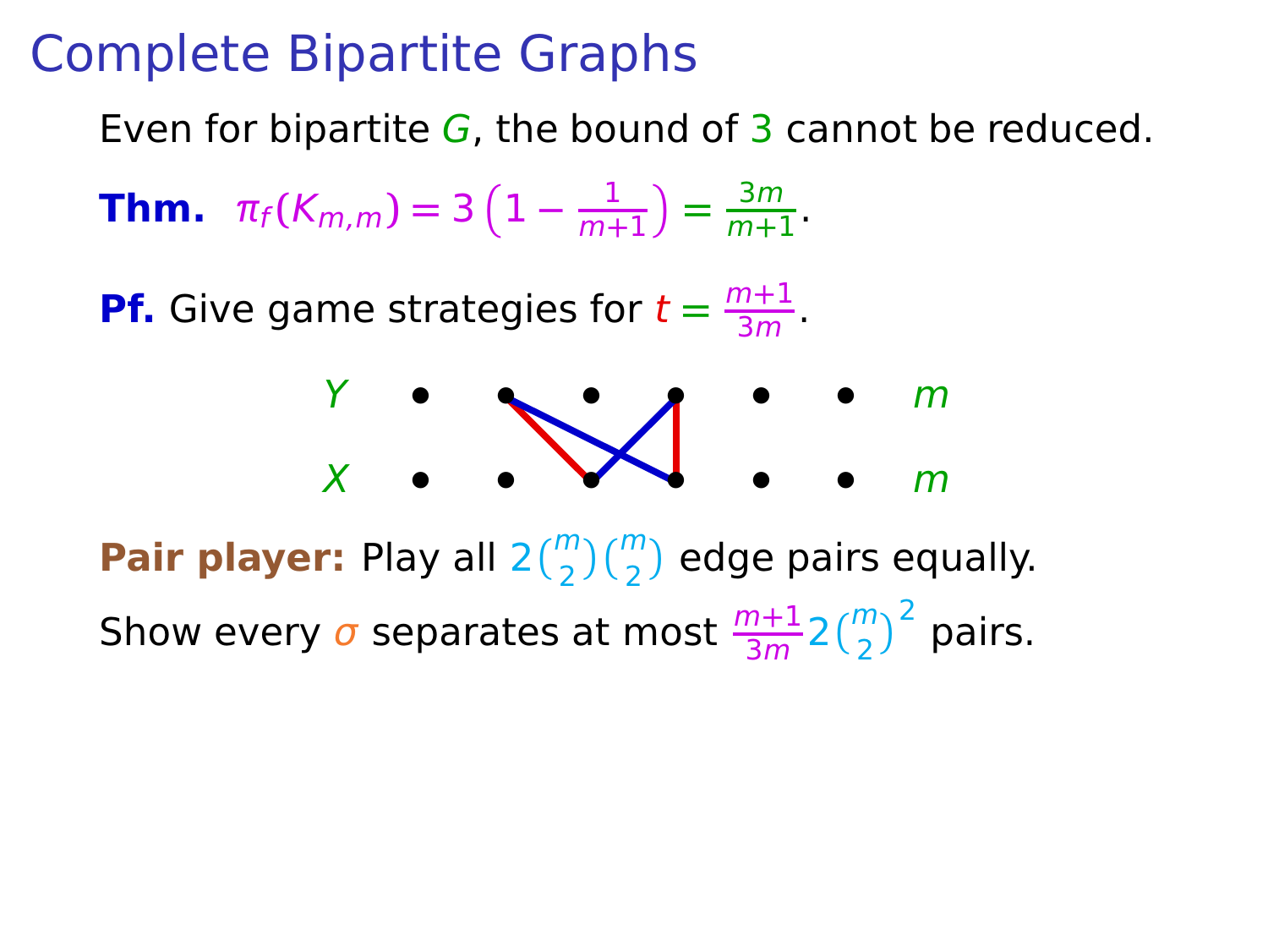# Complete Bipartite Graphs

Even for bipartite $G$, the bound of $3$ cannot be reduced.

**Thm.** $\pi_f(K_{m,m}) = 3\left(1 - \frac{1}{m+1}\right) = \frac{3m}{m+1}$.

**Pf.** Give game strategies for $t = \frac{m+1}{3m}$.

**Pair player:** Play all $2\binom{m}{2}\binom{m}{2}$ edge pairs equally.

Show every $\sigma$ separates at most $\frac{m+1}{3m}2\binom{m}{2}^2$ pairs.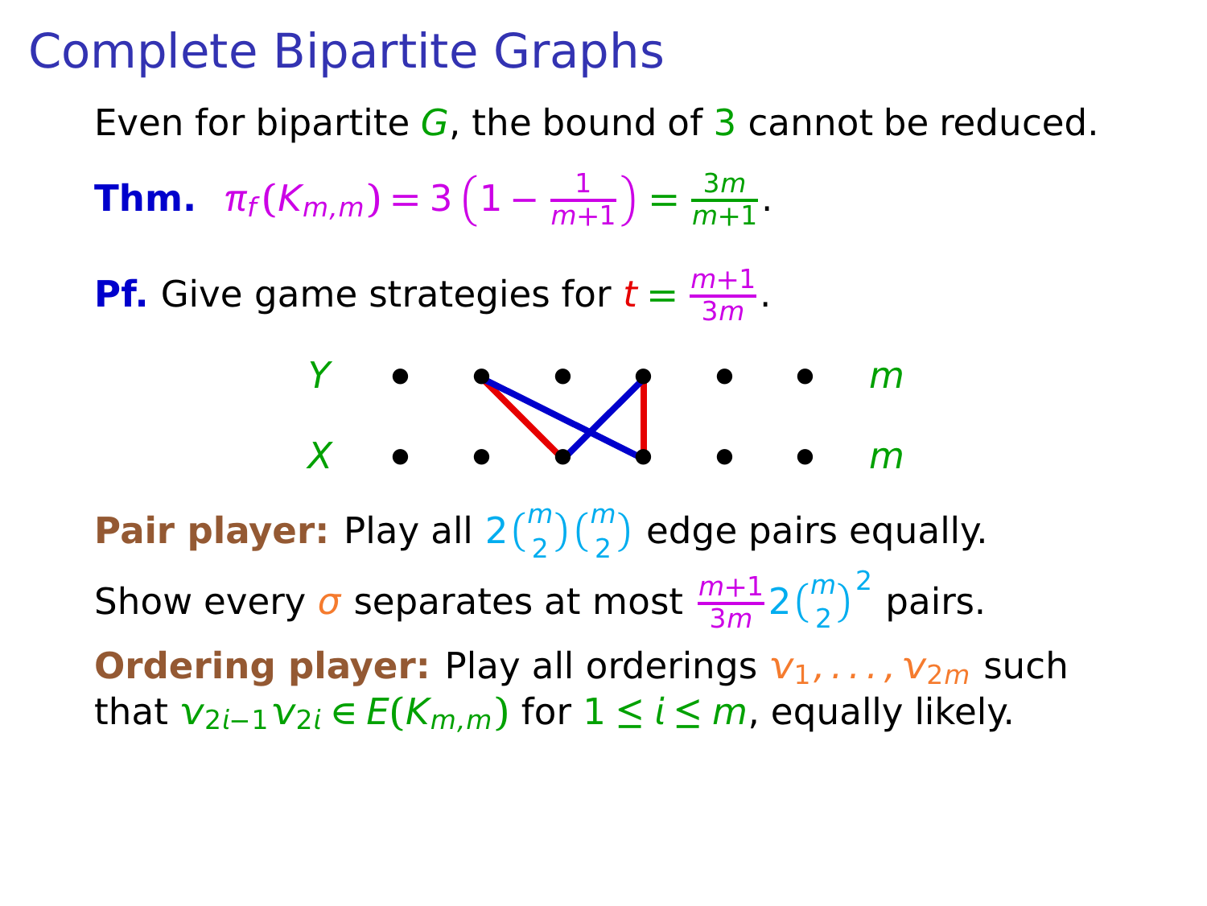# Complete Bipartite Graphs

Even for bipartite $G$, the bound of $3$ cannot be reduced.

**Thm.** $\pi_f(K_{m,m}) = 3\left(1 - \frac{1}{m+1}\right) = \frac{3m}{m+1}$.

**Pf.** Give game strategies for $t = \frac{m+1}{3m}$.

$Y$ ... $m$

$X$ ... $m$

**Pair player:** Play all $2\binom{m}{2}\binom{m}{2}$ edge pairs equally.

Show every $\sigma$ separates at most $\frac{m+1}{3m}2\binom{m}{2}^2$ pairs.

**Ordering player:** Play all orderings $v_1, \ldots, v_{2m}$ such that $v_{2i-1}v_{2i} \in E(K_{m,m})$ for $1 \le i \le m$, equally likely.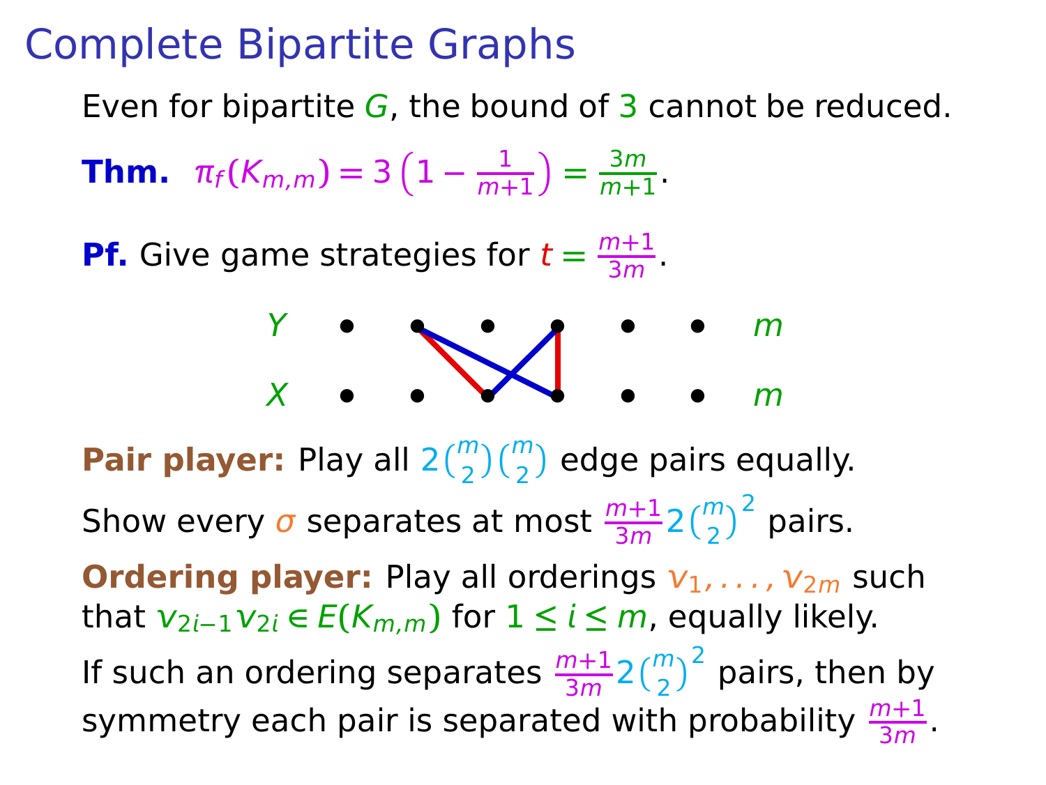# Complete Bipartite Graphs

Even for bipartite $G$, the bound of $3$ cannot be reduced.

**Thm.** $\pi_f(K_{m,m}) = 3\left(1 - \frac{1}{m+1}\right) = \frac{3m}{m+1}$.

**Pf.** Give game strategies for $t = \frac{m+1}{3m}$.

$Y$ $m$

$X$ $m$

**Pair player:** Play all $2\binom{m}{2}\binom{m}{2}$ edge pairs equally.

Show every $\sigma$ separates at most $\frac{m+1}{3m}2\binom{m}{2}^2$ pairs.

**Ordering player:** Play all orderings $v_1, \ldots, v_{2m}$ such that $v_{2i-1}v_{2i} \in E(K_{m,m})$ for $1 \le i \le m$, equally likely.

If such an ordering separates $\frac{m+1}{3m}2\binom{m}{2}^2$ pairs, then by symmetry each pair is separated with probability $\frac{m+1}{3m}$.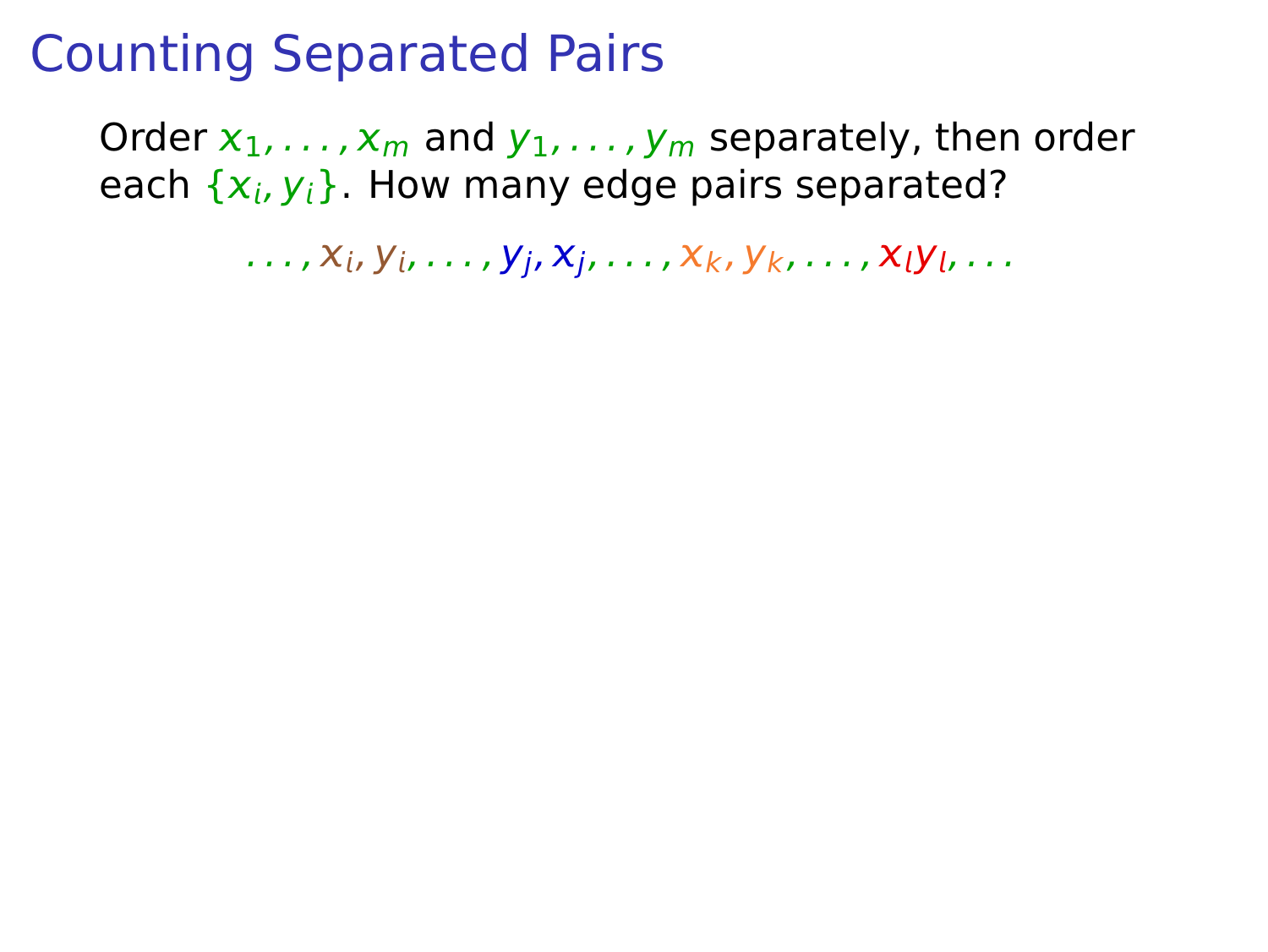# Counting Separated Pairs

Order $x_1, \ldots, x_m$ and $y_1, \ldots, y_m$ separately, then order each $\{x_i, y_i\}$. How many edge pairs separated?

$$\ldots, x_i, y_i, \ldots, y_j, x_j, \ldots, x_k, y_k, \ldots, x_l y_l, \ldots$$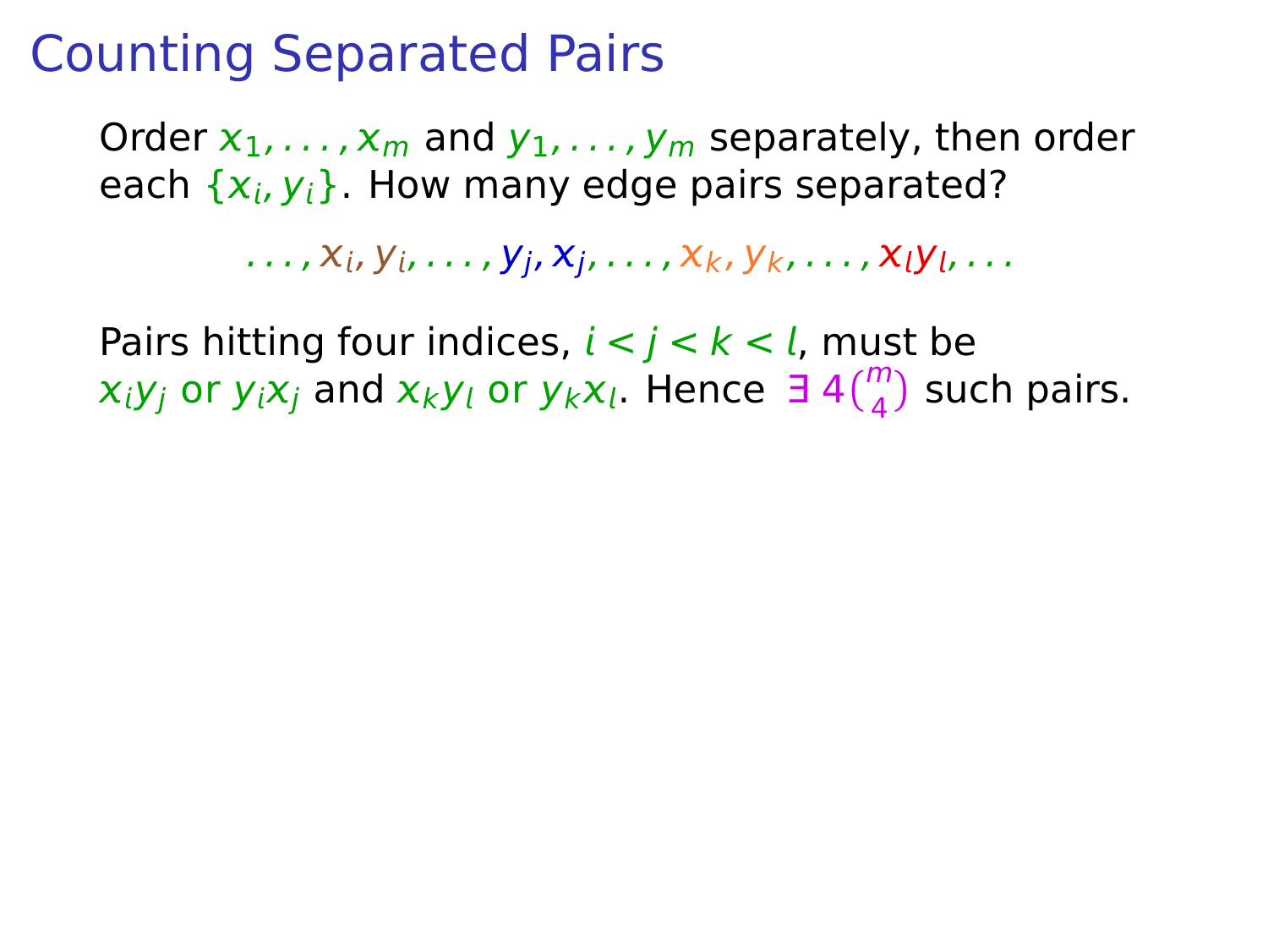# Counting Separated Pairs

Order $x_1, \ldots, x_m$ and $y_1, \ldots, y_m$ separately, then order each $\{x_i, y_i\}$. How many edge pairs separated?

$$\ldots, x_i, y_i, \ldots, y_j, x_j, \ldots, x_k, y_k, \ldots, x_l y_l, \ldots$$

Pairs hitting four indices, $i < j < k < l$, must be $x_i y_j$ or $y_i x_j$ and $x_k y_l$ or $y_k x_l$. Hence $\exists\, 4\binom{m}{4}$ such pairs.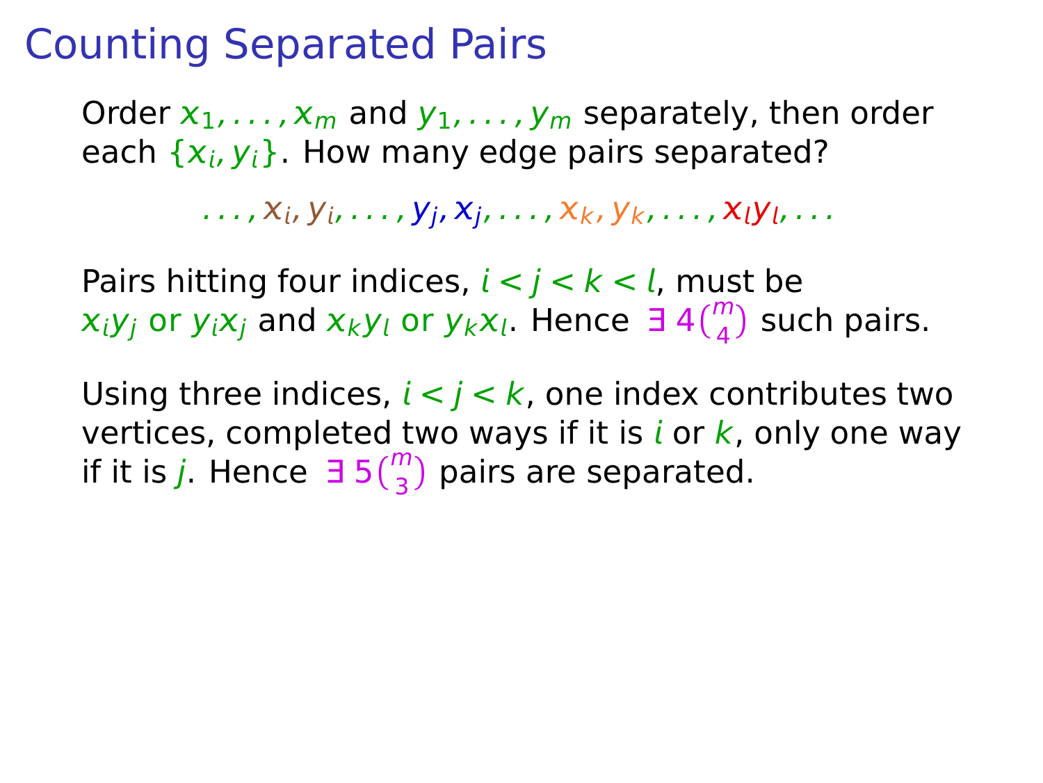# Counting Separated Pairs

Order $x_1, \ldots, x_m$ and $y_1, \ldots, y_m$ separately, then order each $\{x_i, y_i\}$. How many edge pairs separated?

$$\ldots, x_i, y_i, \ldots, y_j, x_j, \ldots, x_k, y_k, \ldots, x_l y_l, \ldots$$

Pairs hitting four indices, $i < j < k < l$, must be $x_i y_j$ or $y_i x_j$ and $x_k y_l$ or $y_k x_l$. Hence $\exists\, 4\binom{m}{4}$ such pairs.

Using three indices, $i < j < k$, one index contributes two vertices, completed two ways if it is $i$ or $k$, only one way if it is $j$. Hence $\exists\, 5\binom{m}{3}$ pairs are separated.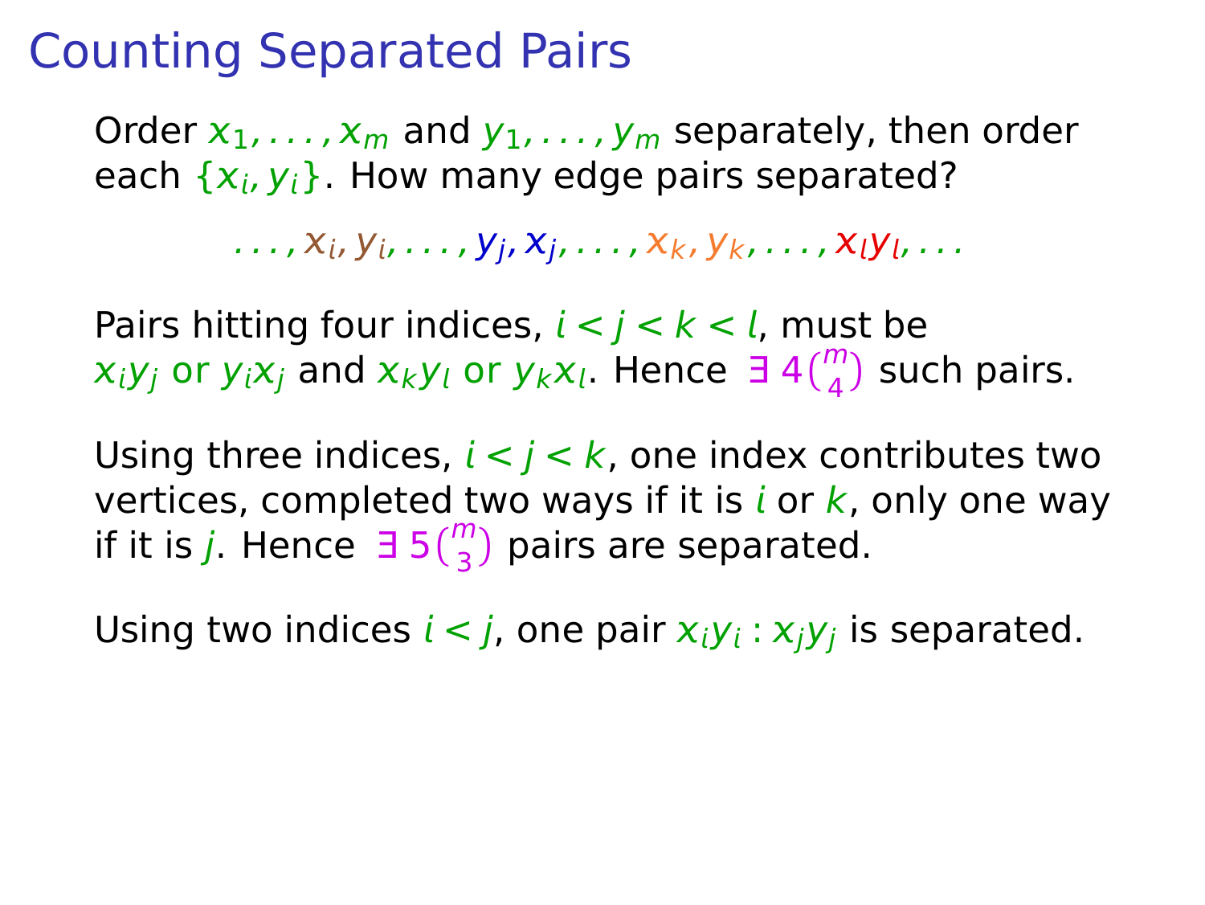# Counting Separated Pairs

Order $x_1, \ldots, x_m$ and $y_1, \ldots, y_m$ separately, then order each $\{x_i, y_i\}$. How many edge pairs separated?

$$\ldots, x_i, y_i, \ldots, y_j, x_j, \ldots, x_k, y_k, \ldots, x_l y_l, \ldots$$

Pairs hitting four indices, $i < j < k < l$, must be $x_i y_j$ or $y_i x_j$ and $x_k y_l$ or $y_k x_l$. Hence $\exists\, 4\binom{m}{4}$ such pairs.

Using three indices, $i < j < k$, one index contributes two vertices, completed two ways if it is $i$ or $k$, only one way if it is $j$. Hence $\exists\, 5\binom{m}{3}$ pairs are separated.

Using two indices $i < j$, one pair $x_i y_i : x_j y_j$ is separated.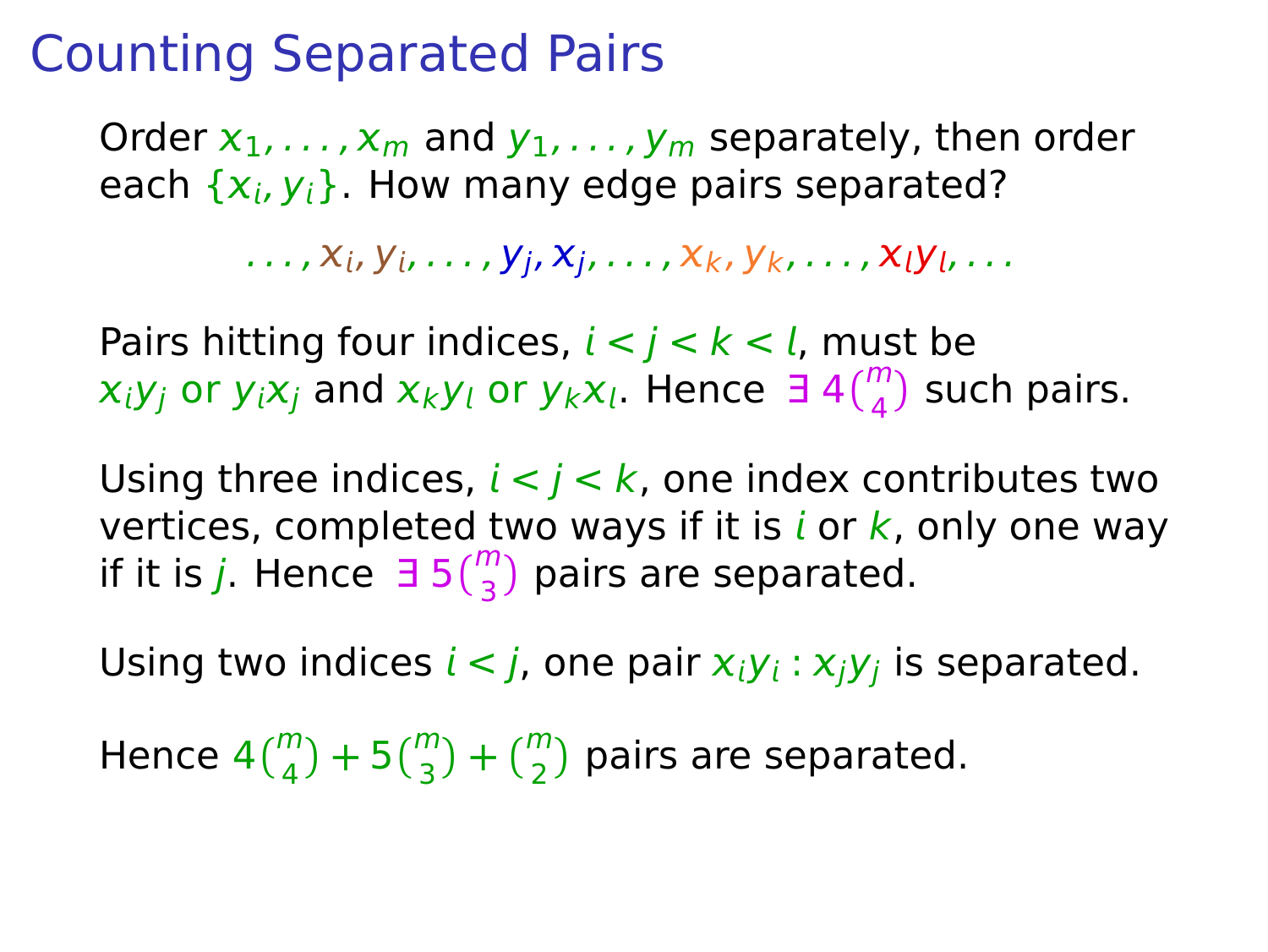# Counting Separated Pairs

Order $x_1, \ldots, x_m$ and $y_1, \ldots, y_m$ separately, then order each $\{x_i, y_i\}$. How many edge pairs separated?

$$\ldots, x_i, y_i, \ldots, y_j, x_j, \ldots, x_k, y_k, \ldots, x_l y_l, \ldots$$

Pairs hitting four indices, $i < j < k < l$, must be $x_i y_j$ or $y_i x_j$ and $x_k y_l$ or $y_k x_l$. Hence $\exists\, 4\binom{m}{4}$ such pairs.

Using three indices, $i < j < k$, one index contributes two vertices, completed two ways if it is $i$ or $k$, only one way if it is $j$. Hence $\exists\, 5\binom{m}{3}$ pairs are separated.

Using two indices $i < j$, one pair $x_i y_i : x_j y_j$ is separated.

Hence $4\binom{m}{4} + 5\binom{m}{3} + \binom{m}{2}$ pairs are separated.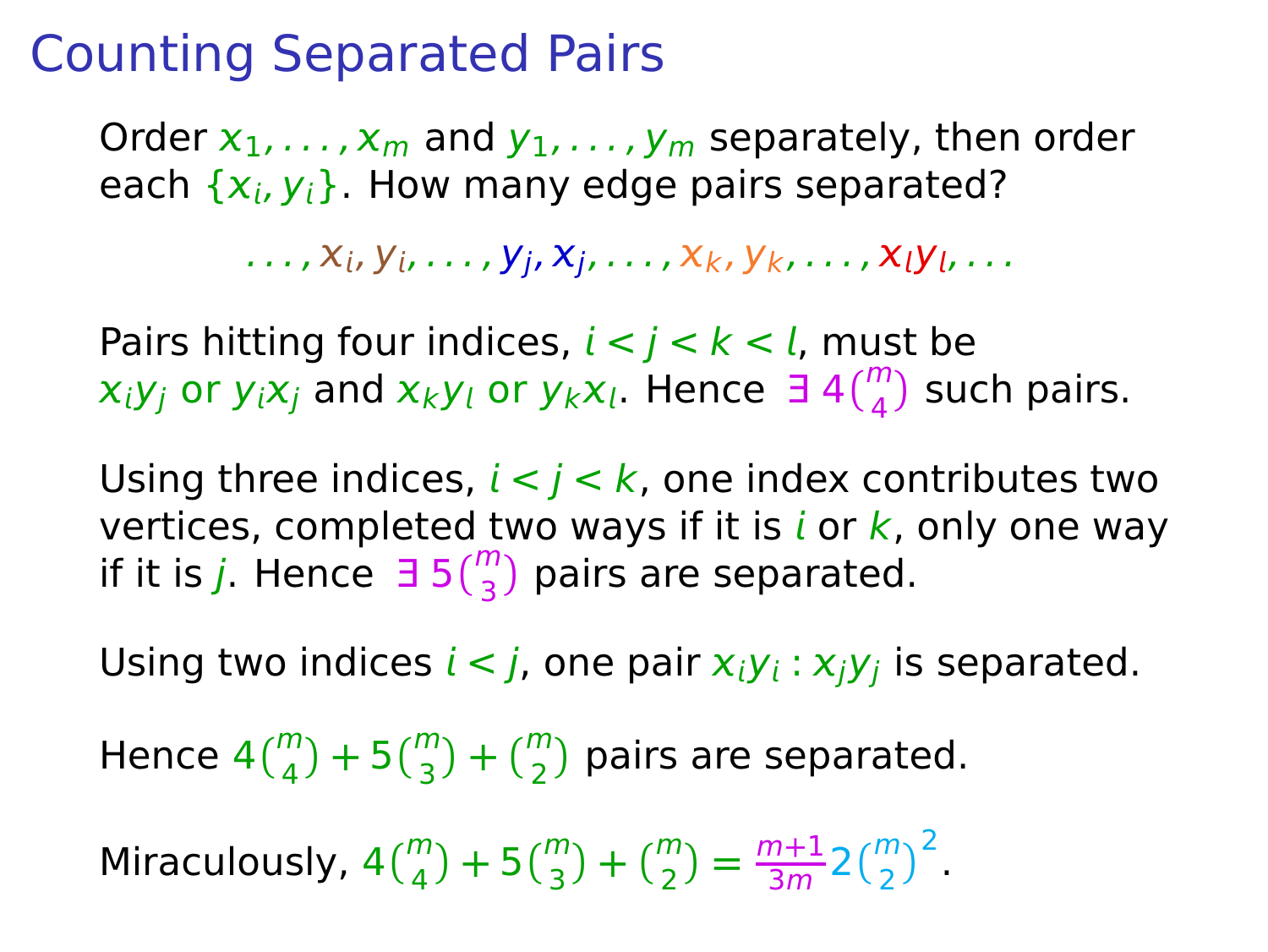# Counting Separated Pairs

Order $x_1, \ldots, x_m$ and $y_1, \ldots, y_m$ separately, then order each $\{x_i, y_i\}$. How many edge pairs separated?

$$\ldots, x_i, y_i, \ldots, y_j, x_j, \ldots, x_k, y_k, \ldots, x_l y_l, \ldots$$

Pairs hitting four indices, $i < j < k < l$, must be $x_i y_j$ or $y_i x_j$ and $x_k y_l$ or $y_k x_l$. Hence $\exists\, 4\binom{m}{4}$ such pairs.

Using three indices, $i < j < k$, one index contributes two vertices, completed two ways if it is $i$ or $k$, only one way if it is $j$. Hence $\exists\, 5\binom{m}{3}$ pairs are separated.

Using two indices $i < j$, one pair $x_i y_i : x_j y_j$ is separated.

Hence $4\binom{m}{4} + 5\binom{m}{3} + \binom{m}{2}$ pairs are separated.

Miraculously, $4\binom{m}{4} + 5\binom{m}{3} + \binom{m}{2} = \frac{m+1}{3m} 2\binom{m}{2}^2$.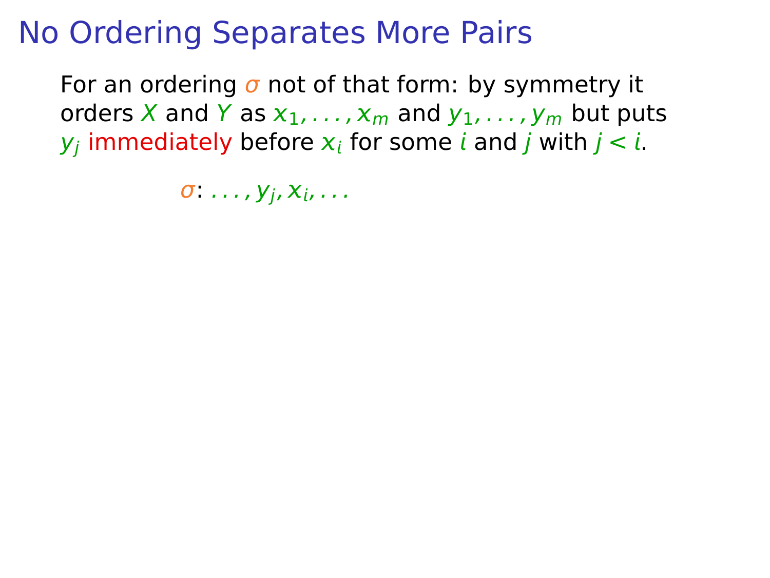# No Ordering Separates More Pairs

For an ordering $\sigma$ not of that form: by symmetry it orders $X$ and $Y$ as $x_1, \ldots, x_m$ and $y_1, \ldots, y_m$ but puts $y_j$ immediately before $x_i$ for some $i$ and $j$ with $j < i$.

$$\sigma\colon \ldots, y_j, x_i, \ldots$$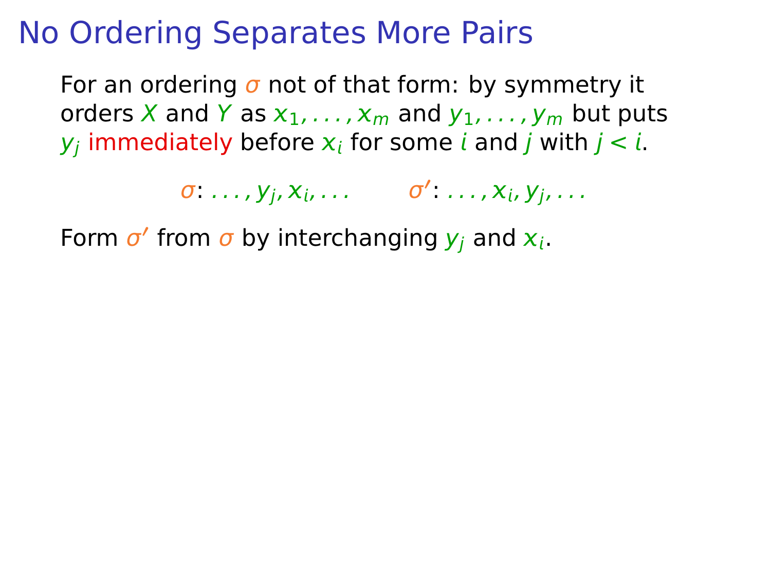# No Ordering Separates More Pairs

For an ordering $\sigma$ not of that form: by symmetry it orders $X$ and $Y$ as $x_1, \ldots, x_m$ and $y_1, \ldots, y_m$ but puts $y_j$ immediately before $x_i$ for some $i$ and $j$ with $j < i$.

$$\sigma\colon \ldots, y_j, x_i, \ldots \qquad \sigma'\colon \ldots, x_i, y_j, \ldots$$

Form $\sigma'$ from $\sigma$ by interchanging $y_j$ and $x_i$.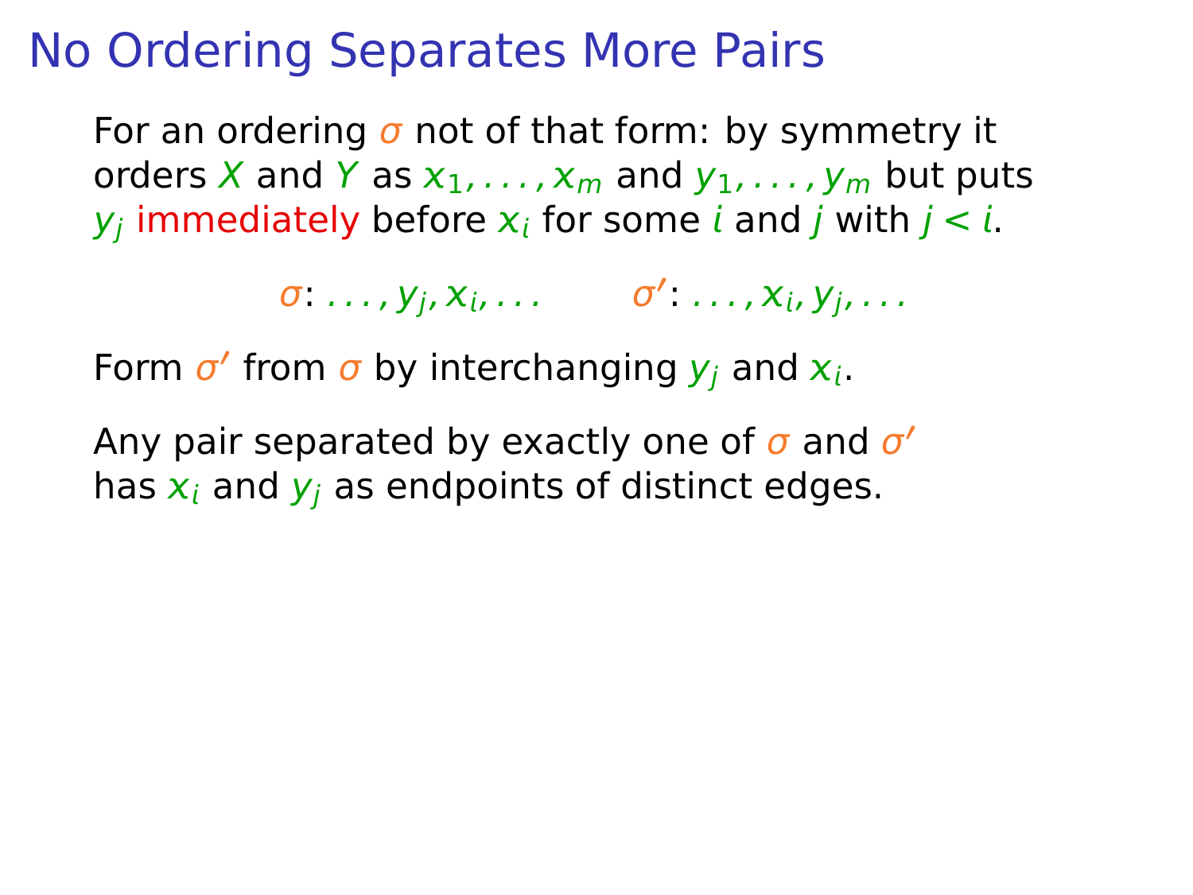# No Ordering Separates More Pairs

For an ordering $\sigma$ not of that form: by symmetry it orders $X$ and $Y$ as $x_1, \ldots, x_m$ and $y_1, \ldots, y_m$ but puts $y_j$ immediately before $x_i$ for some $i$ and $j$ with $j < i$.

$$\sigma\colon \ldots, y_j, x_i, \ldots \qquad \sigma'\colon \ldots, x_i, y_j, \ldots$$

Form $\sigma'$ from $\sigma$ by interchanging $y_j$ and $x_i$.

Any pair separated by exactly one of $\sigma$ and $\sigma'$ has $x_i$ and $y_j$ as endpoints of distinct edges.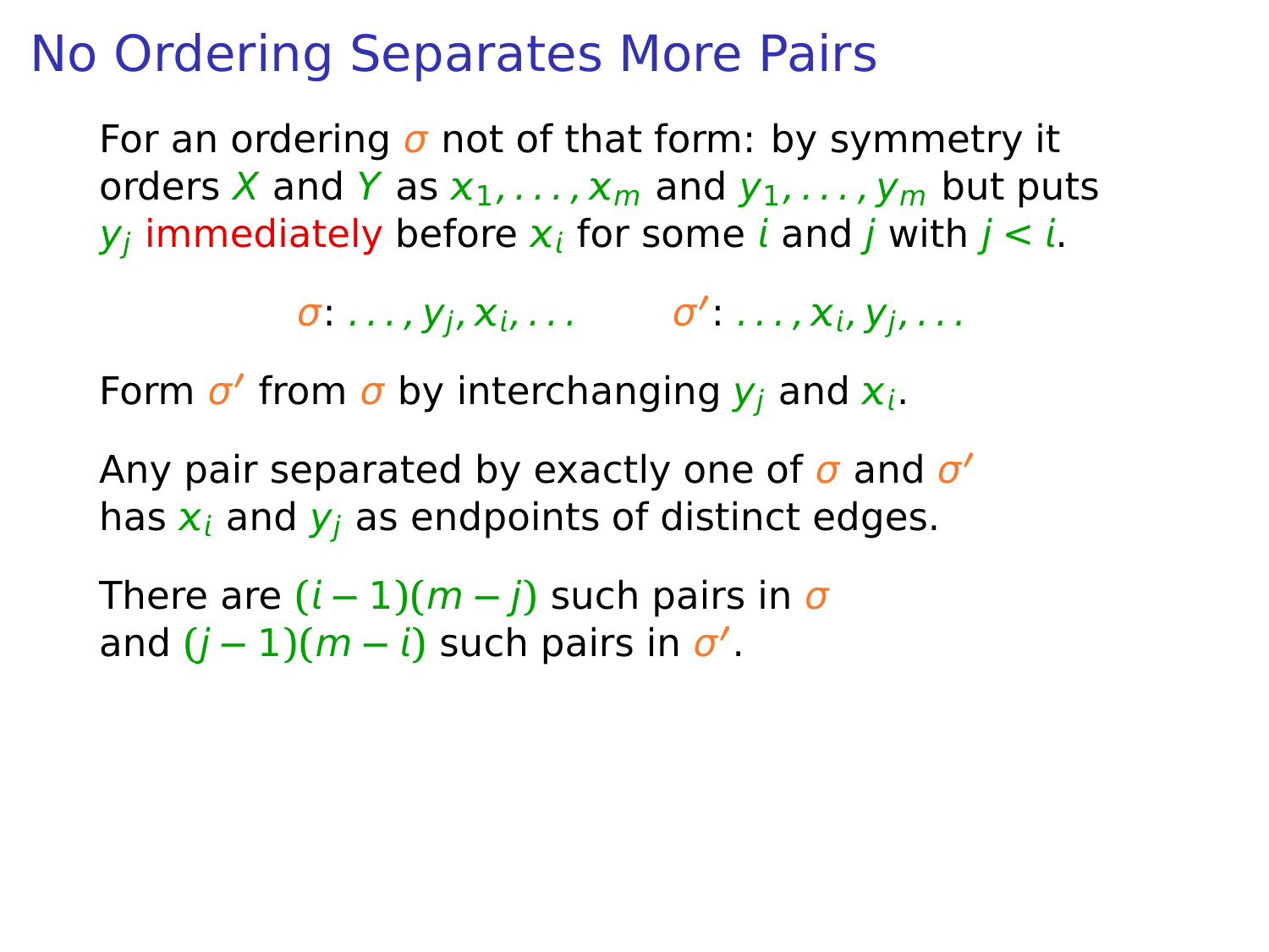# No Ordering Separates More Pairs

For an ordering $\sigma$ not of that form: by symmetry it orders $X$ and $Y$ as $x_1, \ldots, x_m$ and $y_1, \ldots, y_m$ but puts $y_j$ immediately before $x_i$ for some $i$ and $j$ with $j < i$.

$$\sigma\colon \ldots, y_j, x_i, \ldots \qquad \sigma'\colon \ldots, x_i, y_j, \ldots$$

Form $\sigma'$ from $\sigma$ by interchanging $y_j$ and $x_i$.

Any pair separated by exactly one of $\sigma$ and $\sigma'$ has $x_i$ and $y_j$ as endpoints of distinct edges.

There are $(i-1)(m-j)$ such pairs in $\sigma$ and $(j-1)(m-i)$ such pairs in $\sigma'$.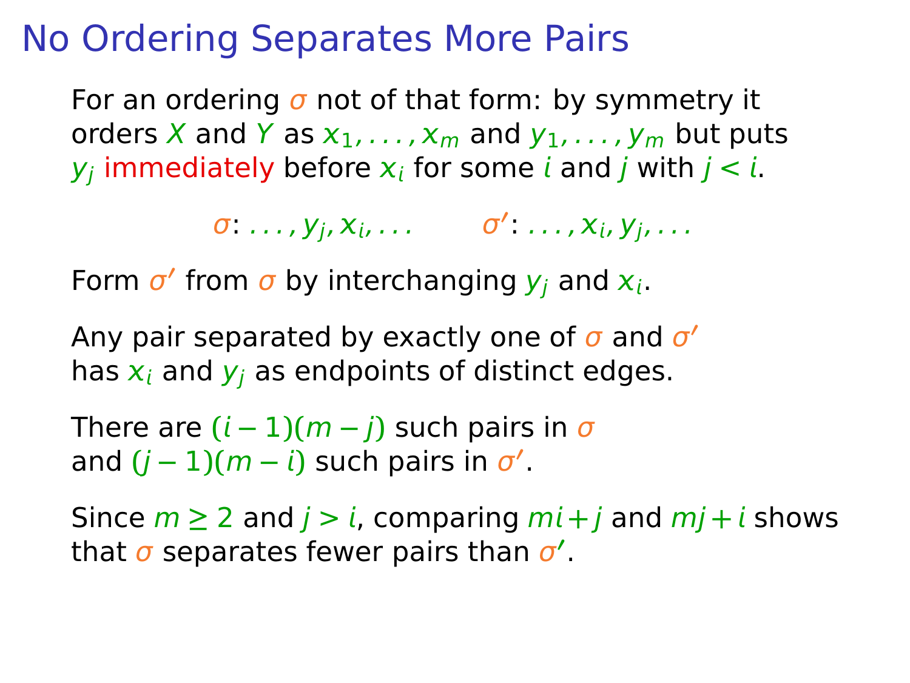# No Ordering Separates More Pairs

For an ordering $\sigma$ not of that form: by symmetry it orders $X$ and $Y$ as $x_1, \dots, x_m$ and $y_1, \dots, y_m$ but puts $y_j$ immediately before $x_i$ for some $i$ and $j$ with $j < i$.

$$\sigma\colon \dots, y_j, x_i, \dots \qquad \sigma'\colon \dots, x_i, y_j, \dots$$

Form $\sigma'$ from $\sigma$ by interchanging $y_j$ and $x_i$.

Any pair separated by exactly one of $\sigma$ and $\sigma'$ has $x_i$ and $y_j$ as endpoints of distinct edges.

There are $(i-1)(m-j)$ such pairs in $\sigma$ and $(j-1)(m-i)$ such pairs in $\sigma'$.

Since $m \geq 2$ and $j > i$, comparing $mi + j$ and $mj + i$ shows that $\sigma$ separates fewer pairs than $\sigma'$.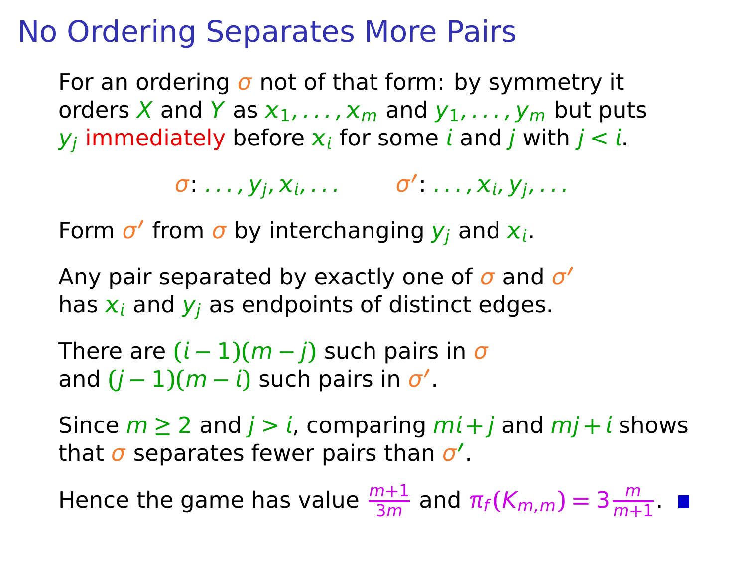# No Ordering Separates More Pairs

For an ordering $\sigma$ not of that form: by symmetry it orders $X$ and $Y$ as $x_1, \ldots, x_m$ and $y_1, \ldots, y_m$ but puts $y_j$ immediately before $x_i$ for some $i$ and $j$ with $j < i$.

$$\sigma\colon \ldots, y_j, x_i, \ldots \qquad \sigma'\colon \ldots, x_i, y_j, \ldots$$

Form $\sigma'$ from $\sigma$ by interchanging $y_j$ and $x_i$.

Any pair separated by exactly one of $\sigma$ and $\sigma'$ has $x_i$ and $y_j$ as endpoints of distinct edges.

There are $(i-1)(m-j)$ such pairs in $\sigma$ and $(j-1)(m-i)$ such pairs in $\sigma'$.

Since $m \geq 2$ and $j > i$, comparing $mi + j$ and $mj + i$ shows that $\sigma$ separates fewer pairs than $\sigma'$.

Hence the game has value $\frac{m+1}{3m}$ and $\pi_f(K_{m,m}) = 3\frac{m}{m+1}$. ■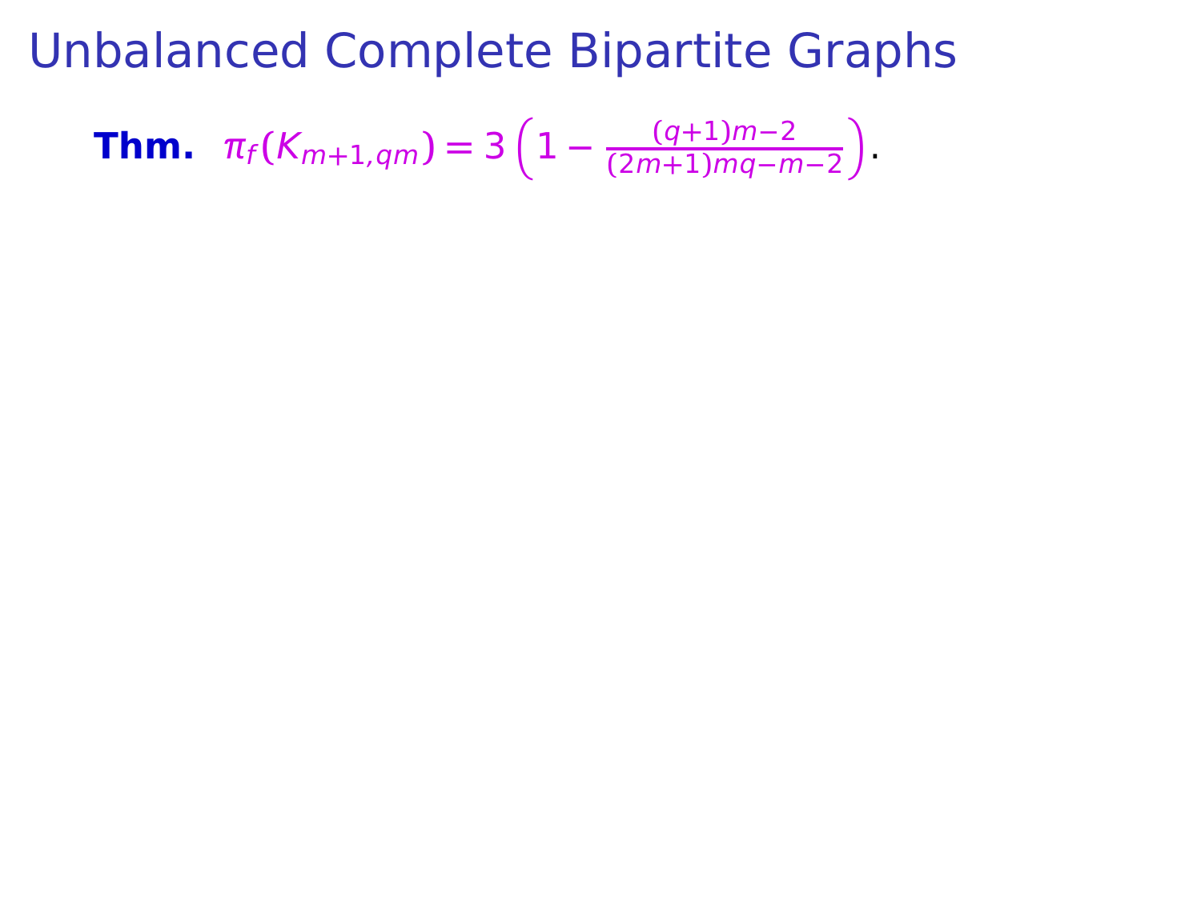# Unbalanced Complete Bipartite Graphs

**Thm.** $\pi_f(K_{m+1,qm}) = 3\left(1 - \frac{(q+1)m-2}{(2m+1)mq-m-2}\right)$.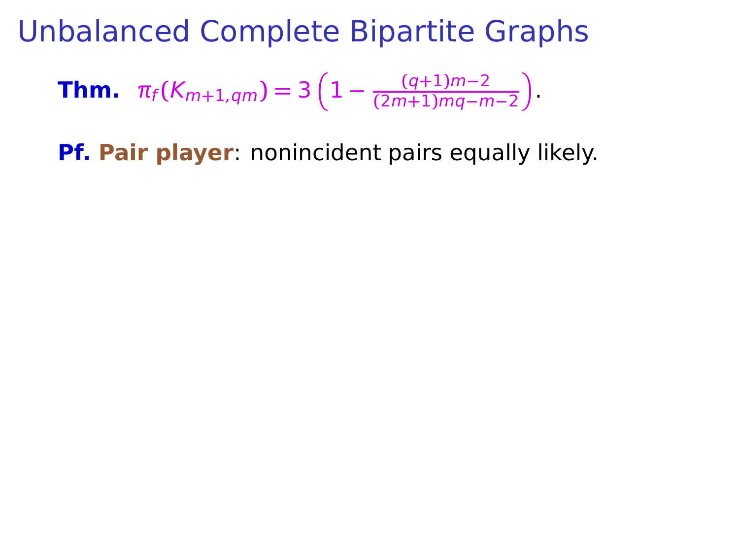# Unbalanced Complete Bipartite Graphs

**Thm.** $\pi_f(K_{m+1,qm}) = 3\left(1 - \frac{(q+1)m-2}{(2m+1)mq-m-2}\right)$.

**Pf.** **Pair player**: nonincident pairs equally likely.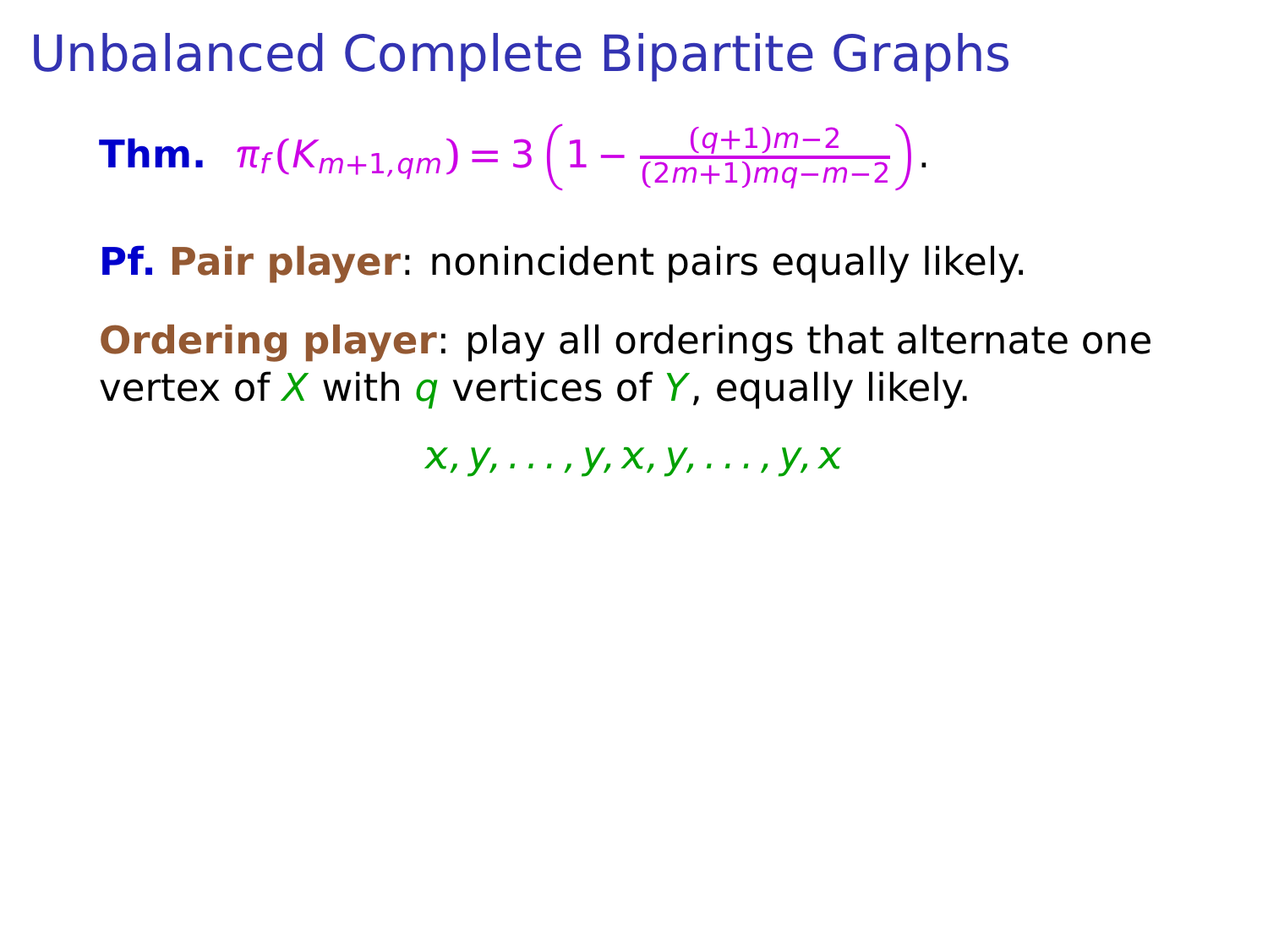# Unbalanced Complete Bipartite Graphs

**Thm.** $\pi_f(K_{m+1,qm}) = 3\left(1 - \frac{(q+1)m-2}{(2m+1)mq-m-2}\right)$.

**Pf. Pair player**: nonincident pairs equally likely.

**Ordering player**: play all orderings that alternate one vertex of $X$ with $q$ vertices of $Y$, equally likely.

$$x, y, \ldots, y, x, y, \ldots, y, x$$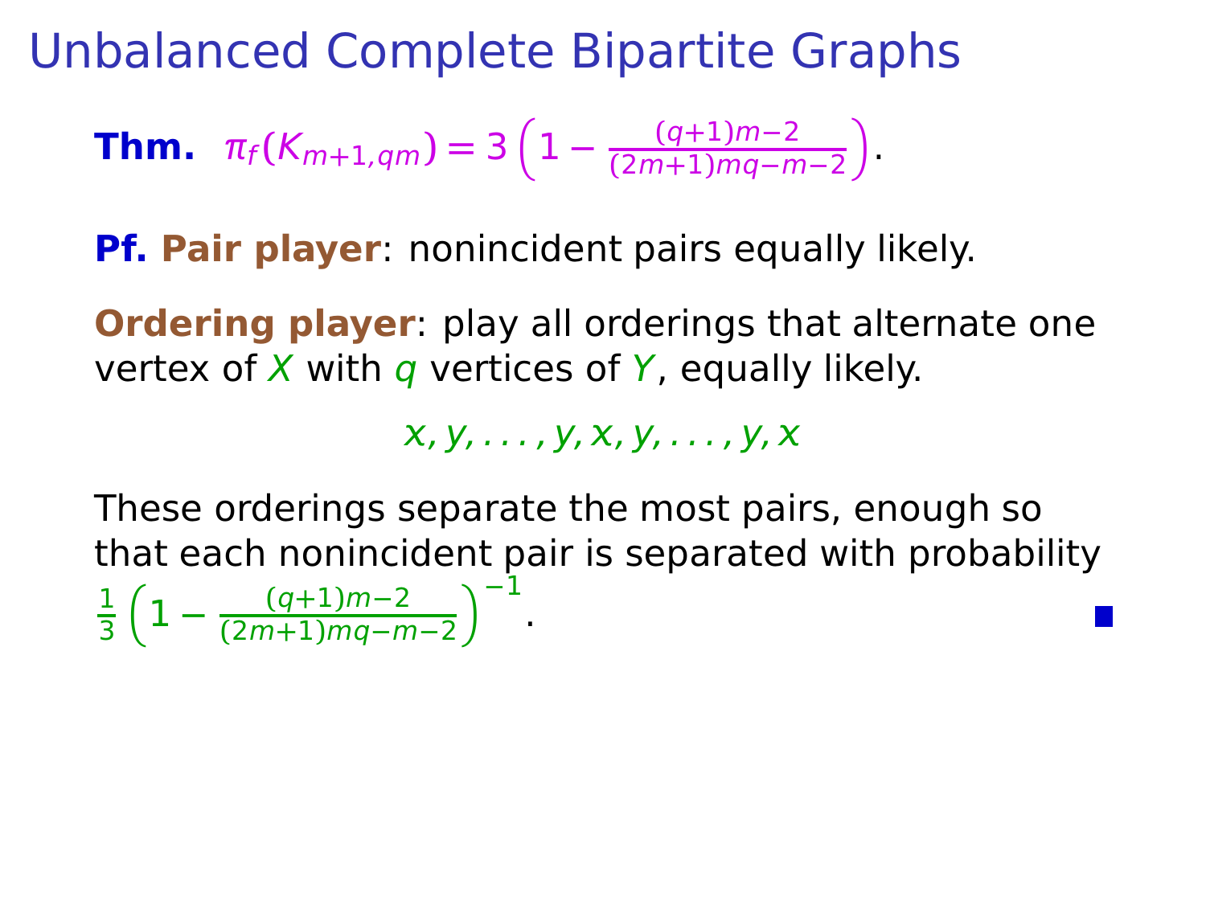# Unbalanced Complete Bipartite Graphs

**Thm.** $\pi_f(K_{m+1,qm}) = 3\left(1 - \frac{(q+1)m-2}{(2m+1)mq-m-2}\right)$.

**Pf. Pair player**: nonincident pairs equally likely.

**Ordering player**: play all orderings that alternate one vertex of $X$ with $q$ vertices of $Y$, equally likely.

$$x, y, \ldots, y, x, y, \ldots, y, x$$

These orderings separate the most pairs, enough so that each nonincident pair is separated with probability $\frac{1}{3}\left(1 - \frac{(q+1)m-2}{(2m+1)mq-m-2}\right)^{-1}$. ∎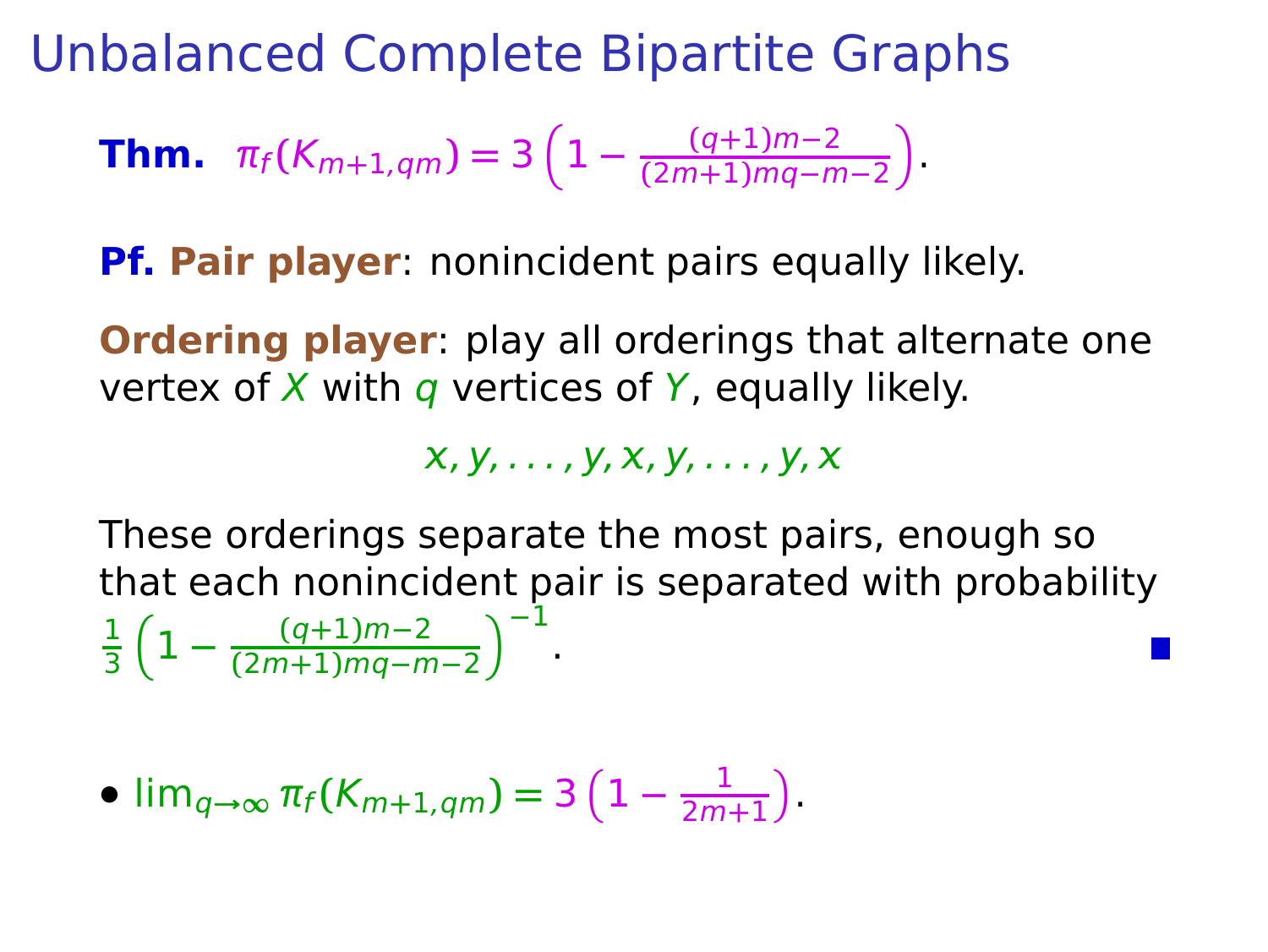# Unbalanced Complete Bipartite Graphs

**Thm.** $\pi_f(K_{m+1,qm}) = 3\left(1 - \frac{(q+1)m-2}{(2m+1)mq-m-2}\right)$.

**Pf. Pair player**: nonincident pairs equally likely.

**Ordering player**: play all orderings that alternate one vertex of $X$ with $q$ vertices of $Y$, equally likely.

$$x, y, \ldots, y, x, y, \ldots, y, x$$

These orderings separate the most pairs, enough so that each nonincident pair is separated with probability $\frac{1}{3}\left(1 - \frac{(q+1)m-2}{(2m+1)mq-m-2}\right)^{-1}$. ∎

- $\lim_{q\to\infty} \pi_f(K_{m+1,qm}) = 3\left(1 - \frac{1}{2m+1}\right)$.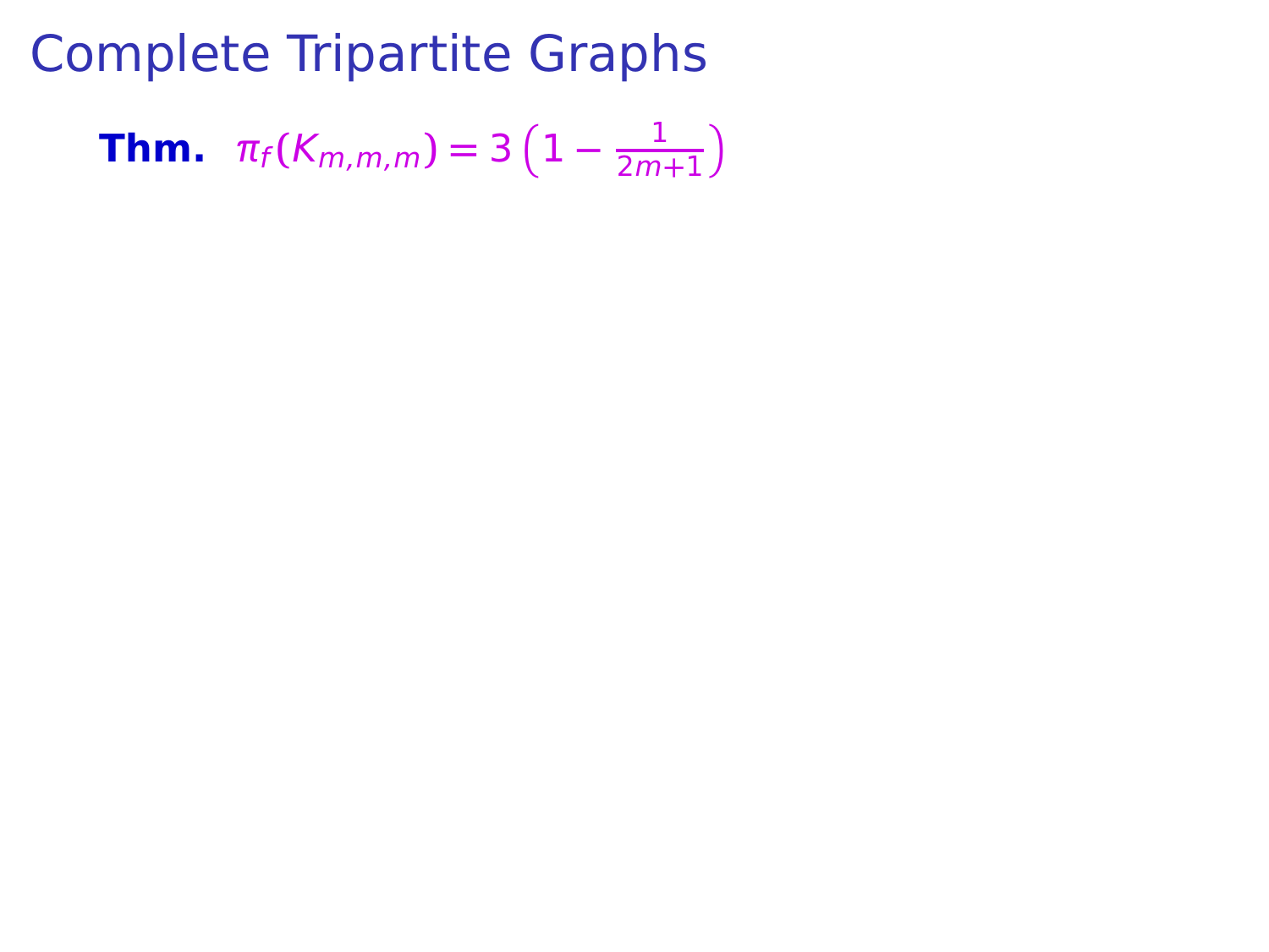# Complete Tripartite Graphs

**Thm.** $\pi_f(K_{m,m,m}) = 3\left(1 - \frac{1}{2m+1}\right)$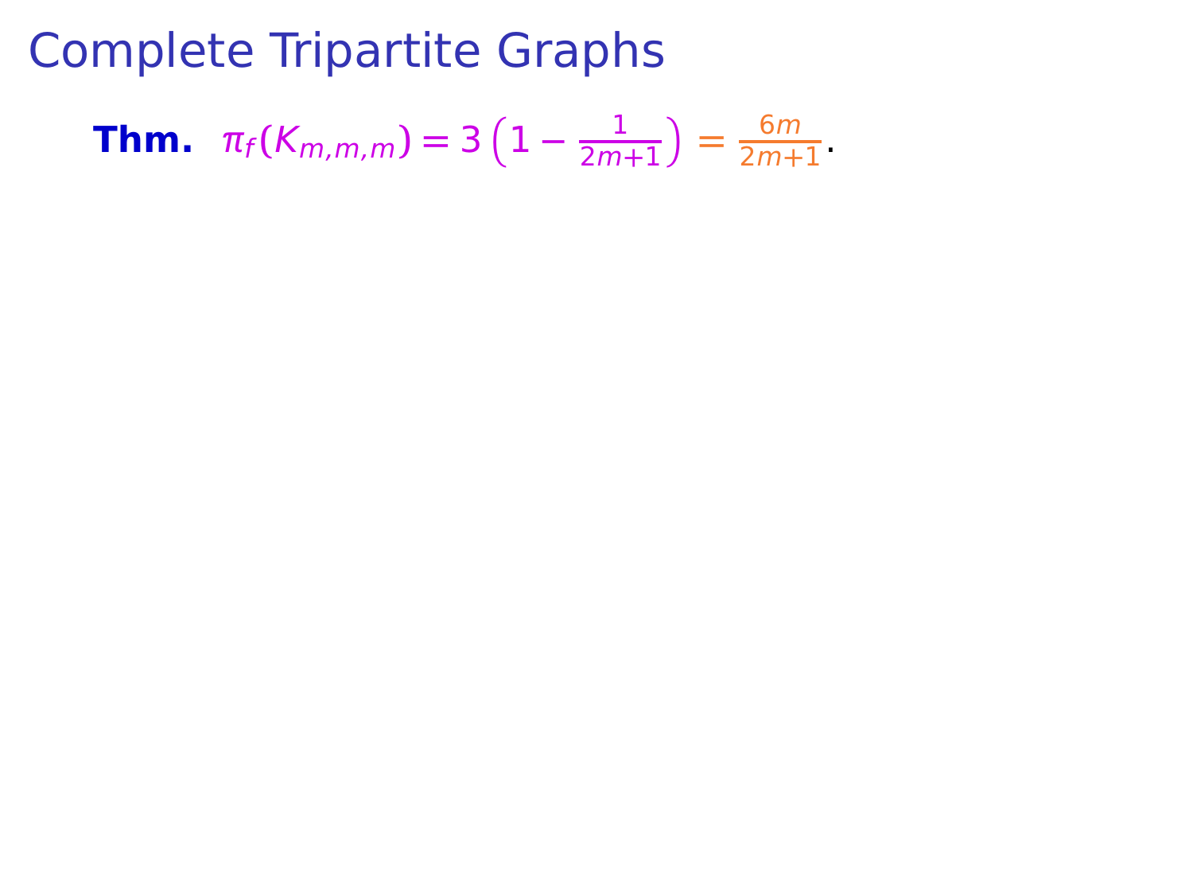# Complete Tripartite Graphs

**Thm.** $\pi_f(K_{m,m,m}) = 3\left(1 - \frac{1}{2m+1}\right) = \frac{6m}{2m+1}$.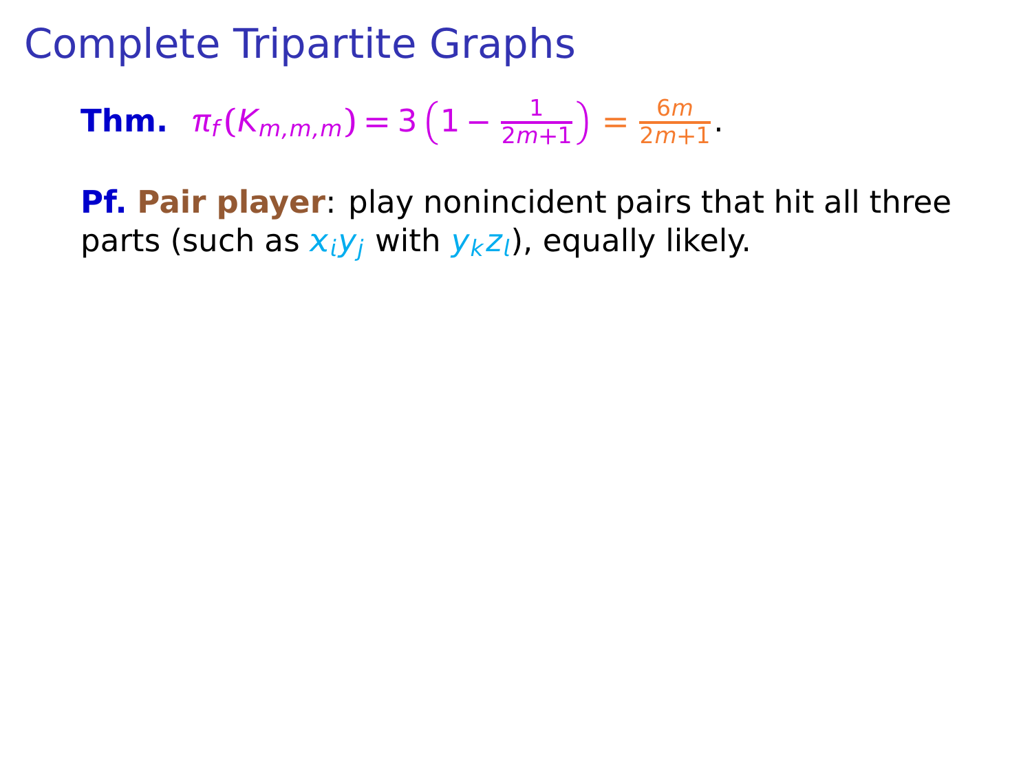# Complete Tripartite Graphs

**Thm.** $\pi_f(K_{m,m,m}) = 3\left(1 - \frac{1}{2m+1}\right) = \frac{6m}{2m+1}$.

**Pf.** **Pair player**: play nonincident pairs that hit all three parts (such as $x_i y_j$ with $y_k z_l$), equally likely.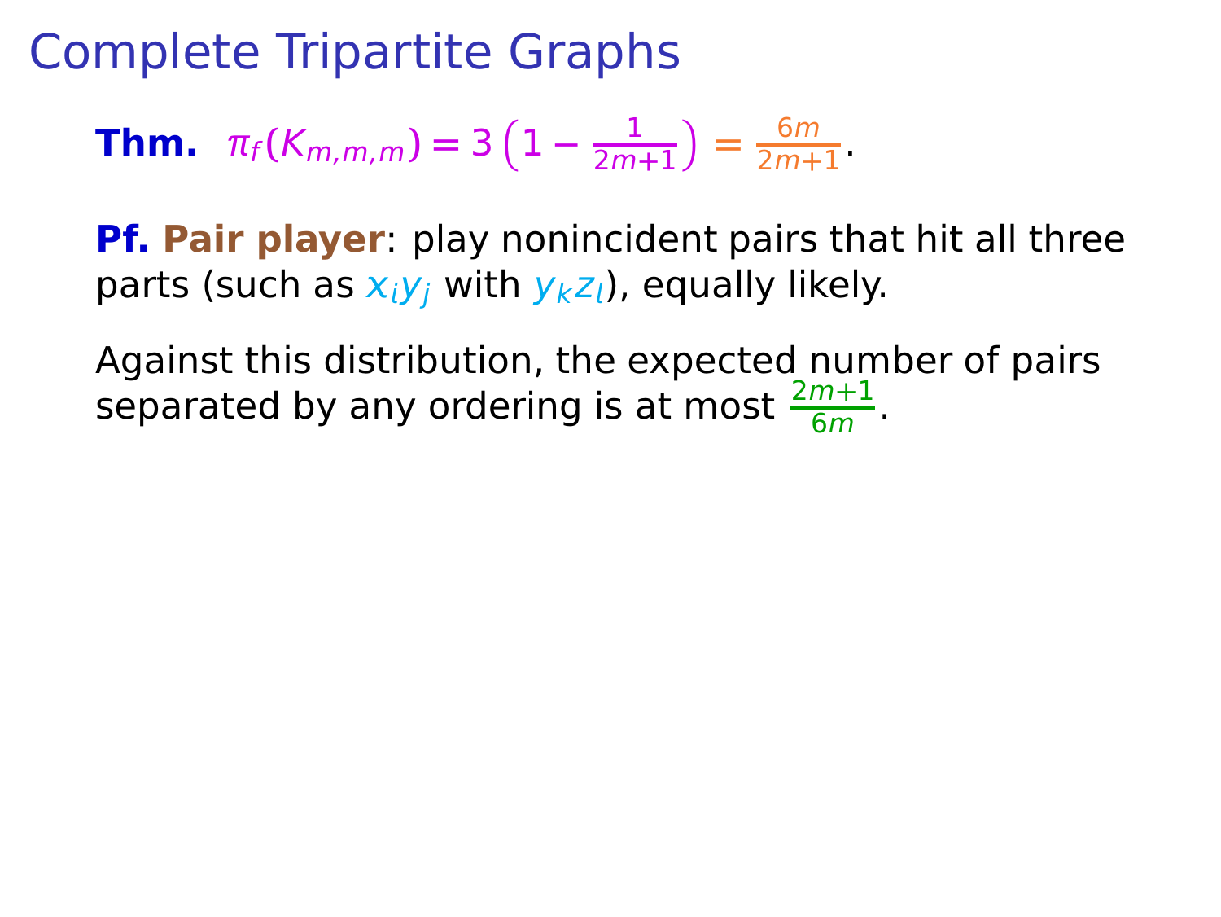# Complete Tripartite Graphs

**Thm.** $\pi_f(K_{m,m,m}) = 3\left(1 - \frac{1}{2m+1}\right) = \frac{6m}{2m+1}$.

**Pf.** **Pair player**: play nonincident pairs that hit all three parts (such as $x_i y_j$ with $y_k z_l$), equally likely.

Against this distribution, the expected number of pairs separated by any ordering is at most $\frac{2m+1}{6m}$.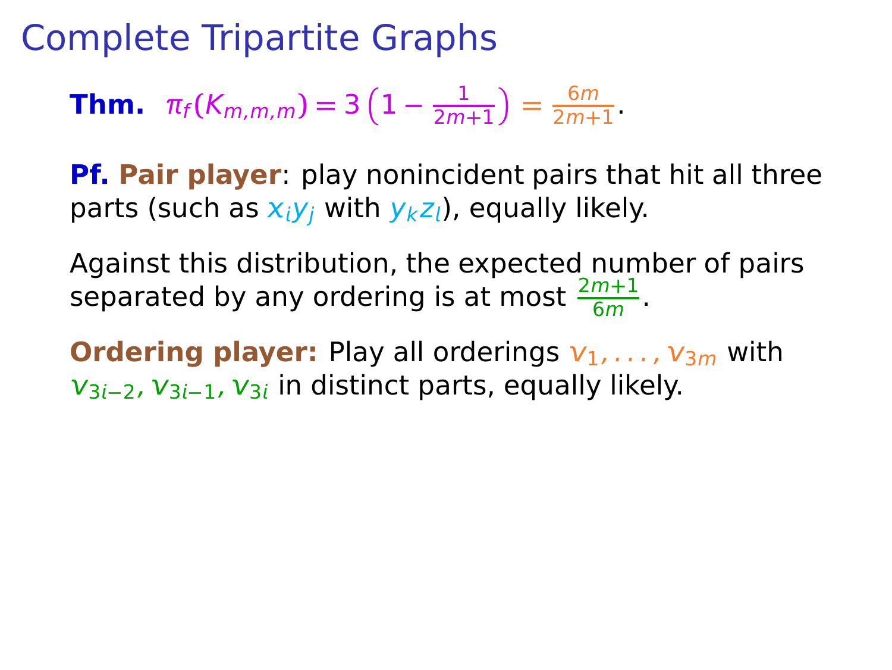# Complete Tripartite Graphs

**Thm.** $\pi_f(K_{m,m,m}) = 3\left(1 - \frac{1}{2m+1}\right) = \frac{6m}{2m+1}$.

**Pf. Pair player**: play nonincident pairs that hit all three parts (such as $x_i y_j$ with $y_k z_l$), equally likely.

Against this distribution, the expected number of pairs separated by any ordering is at most $\frac{2m+1}{6m}$.

**Ordering player:** Play all orderings $v_1, \ldots, v_{3m}$ with $v_{3i-2}, v_{3i-1}, v_{3i}$ in distinct parts, equally likely.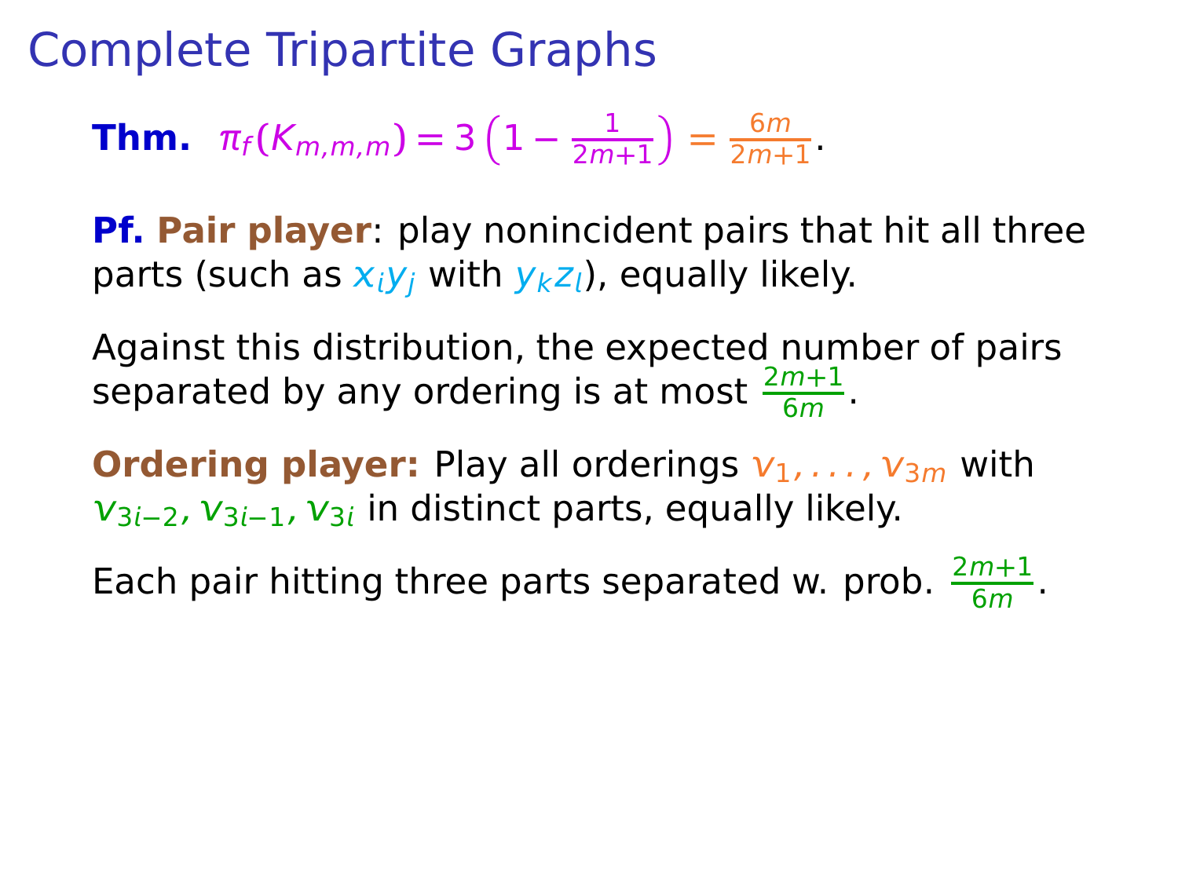# Complete Tripartite Graphs

**Thm.** $\pi_f(K_{m,m,m}) = 3\left(1 - \frac{1}{2m+1}\right) = \frac{6m}{2m+1}$.

**Pf.** **Pair player**: play nonincident pairs that hit all three parts (such as $x_i y_j$ with $y_k z_l$), equally likely.

Against this distribution, the expected number of pairs separated by any ordering is at most $\frac{2m+1}{6m}$.

**Ordering player:** Play all orderings $v_1, \ldots, v_{3m}$ with $v_{3i-2}, v_{3i-1}, v_{3i}$ in distinct parts, equally likely.

Each pair hitting three parts separated w. prob. $\frac{2m+1}{6m}$.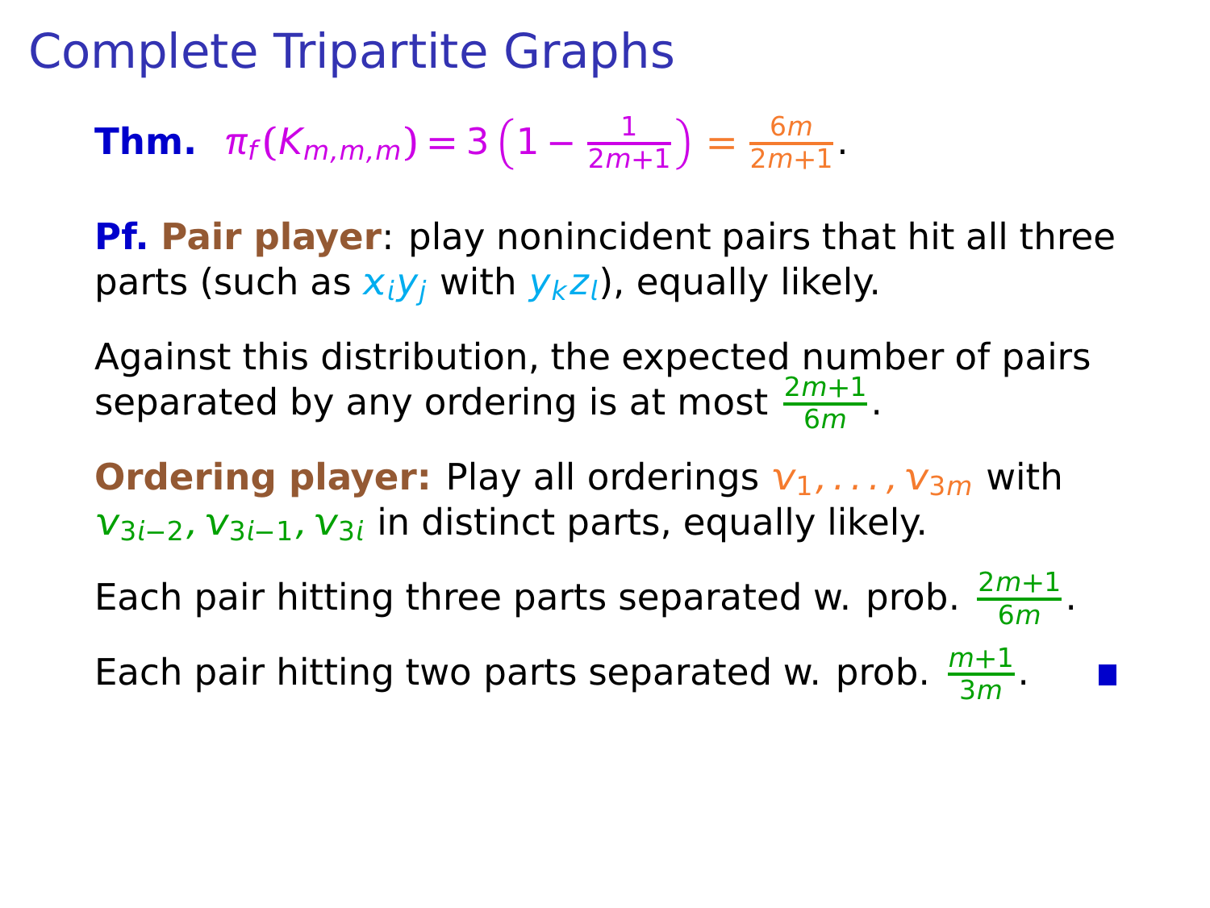# Complete Tripartite Graphs

**Thm.** $\pi_f(K_{m,m,m}) = 3\left(1 - \frac{1}{2m+1}\right) = \frac{6m}{2m+1}$.

**Pf.** **Pair player**: play nonincident pairs that hit all three parts (such as $x_i y_j$ with $y_k z_l$), equally likely.

Against this distribution, the expected number of pairs separated by any ordering is at most $\frac{2m+1}{6m}$.

**Ordering player:** Play all orderings $v_1, \ldots, v_{3m}$ with $v_{3i-2}, v_{3i-1}, v_{3i}$ in distinct parts, equally likely.

Each pair hitting three parts separated w. prob. $\frac{2m+1}{6m}$.

Each pair hitting two parts separated w. prob. $\frac{m+1}{3m}$. ■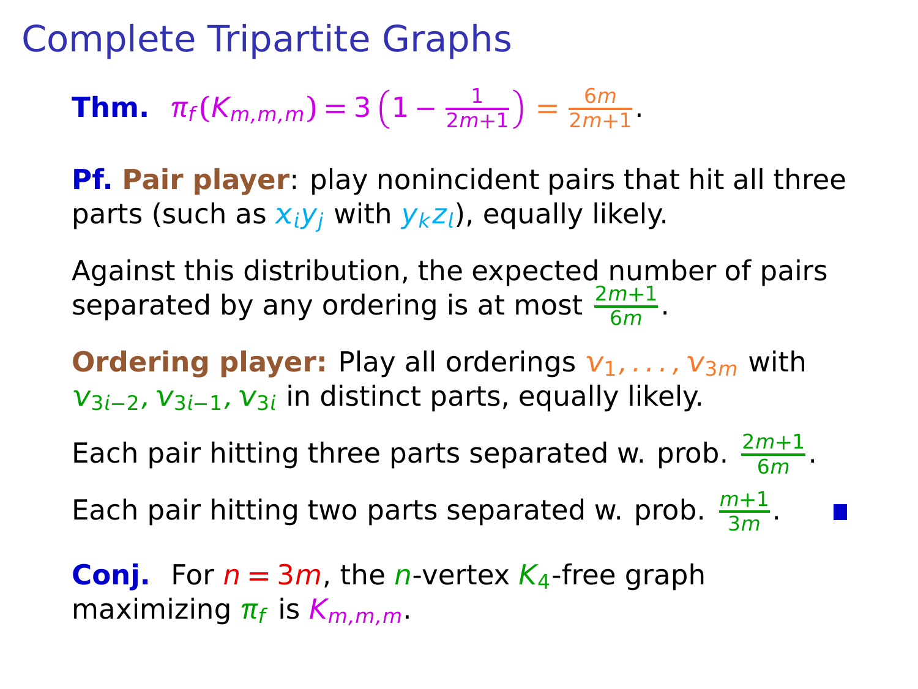# Complete Tripartite Graphs

**Thm.** $\pi_f(K_{m,m,m}) = 3\left(1 - \frac{1}{2m+1}\right) = \frac{6m}{2m+1}$.

**Pf.** **Pair player**: play nonincident pairs that hit all three parts (such as $x_i y_j$ with $y_k z_l$), equally likely.

Against this distribution, the expected number of pairs separated by any ordering is at most $\frac{2m+1}{6m}$.

**Ordering player:** Play all orderings $v_1, \ldots, v_{3m}$ with $v_{3i-2}, v_{3i-1}, v_{3i}$ in distinct parts, equally likely.

Each pair hitting three parts separated w. prob. $\frac{2m+1}{6m}$.

Each pair hitting two parts separated w. prob. $\frac{m+1}{3m}$. ∎

**Conj.** For $n = 3m$, the $n$-vertex $K_4$-free graph maximizing $\pi_f$ is $K_{m,m,m}$.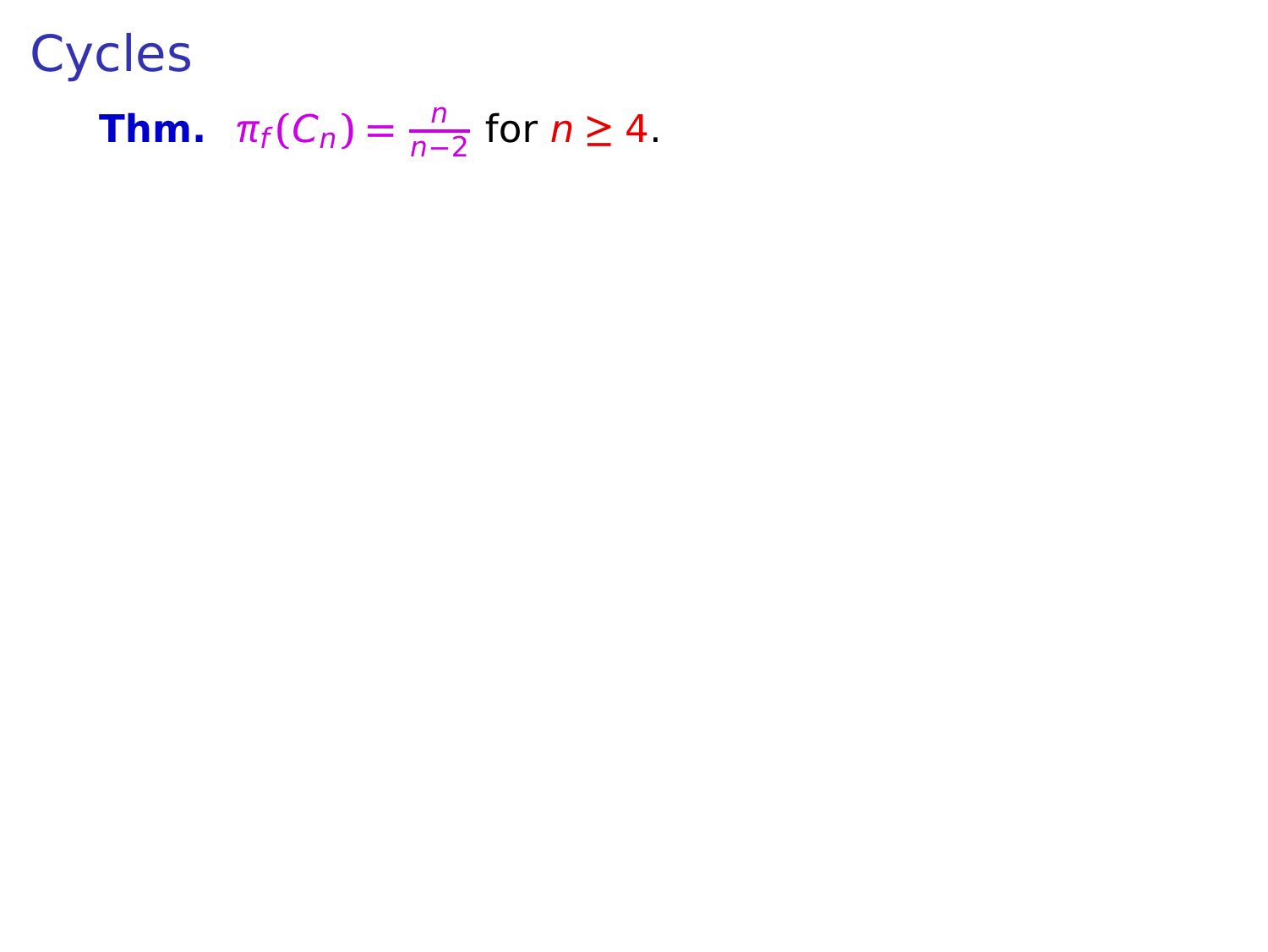# Cycles

**Thm.** $\pi_f(C_n) = \frac{n}{n-2}$ for $n \geq 4$.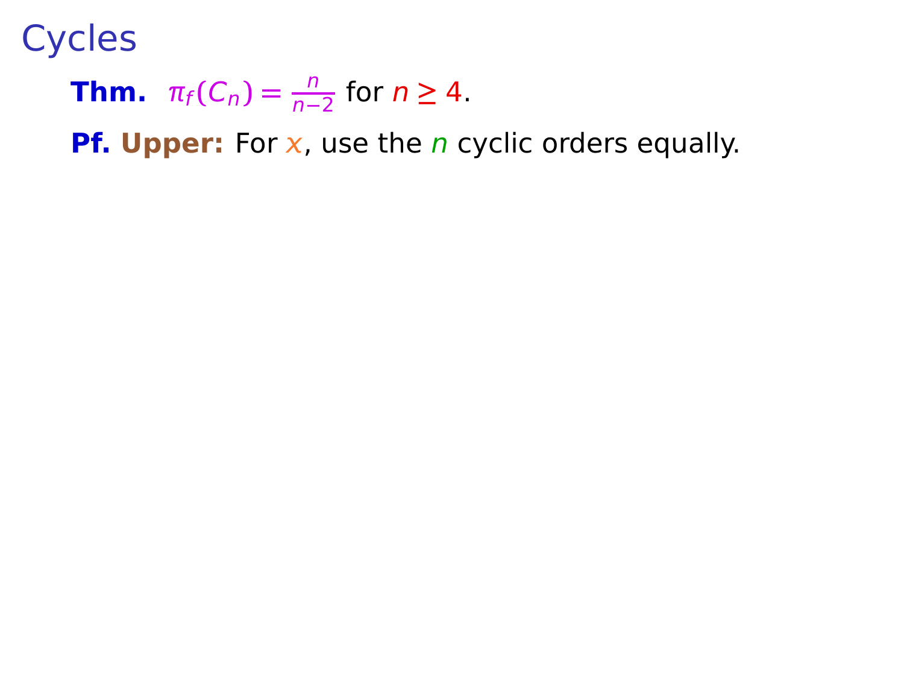# Cycles

**Thm.** $\pi_f(C_n) = \frac{n}{n-2}$ for $n \geq 4$.

**Pf.** **Upper:** For $x$, use the $n$ cyclic orders equally.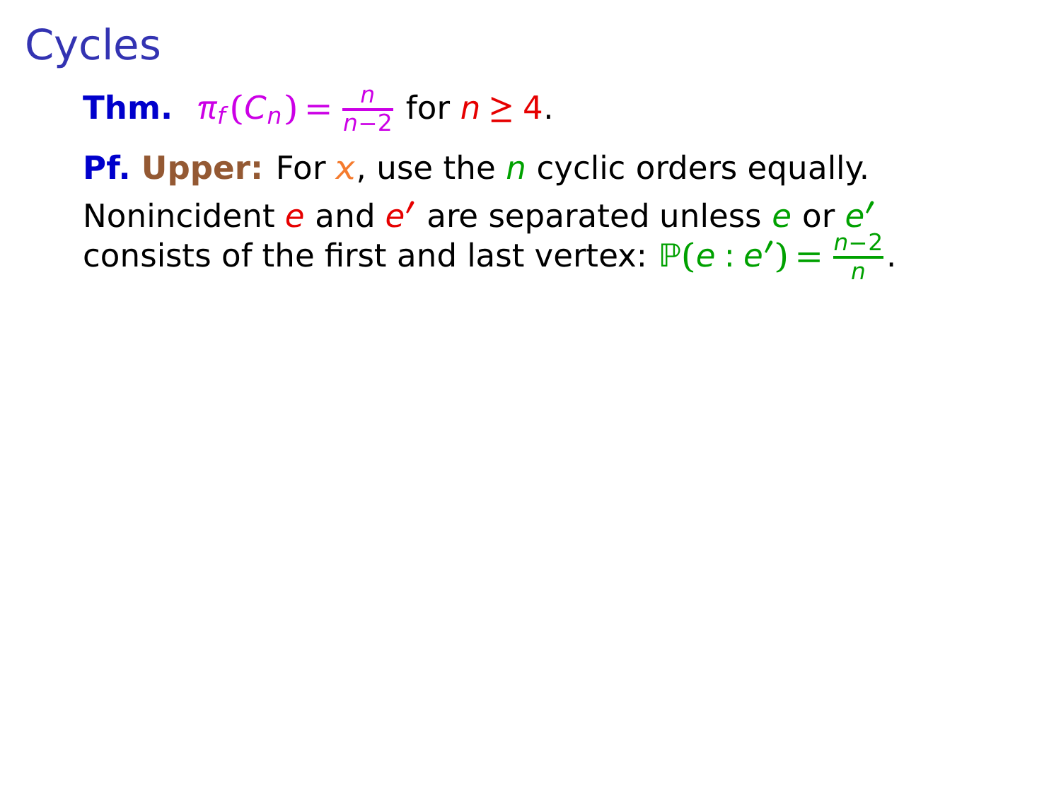# Cycles

**Thm.** $\pi_f(C_n) = \frac{n}{n-2}$ for $n \geq 4$.

**Pf.** **Upper:** For $x$, use the $n$ cyclic orders equally.

Nonincident $e$ and $e'$ are separated unless $e$ or $e'$ consists of the first and last vertex: $\mathbb{P}(e : e') = \frac{n-2}{n}$.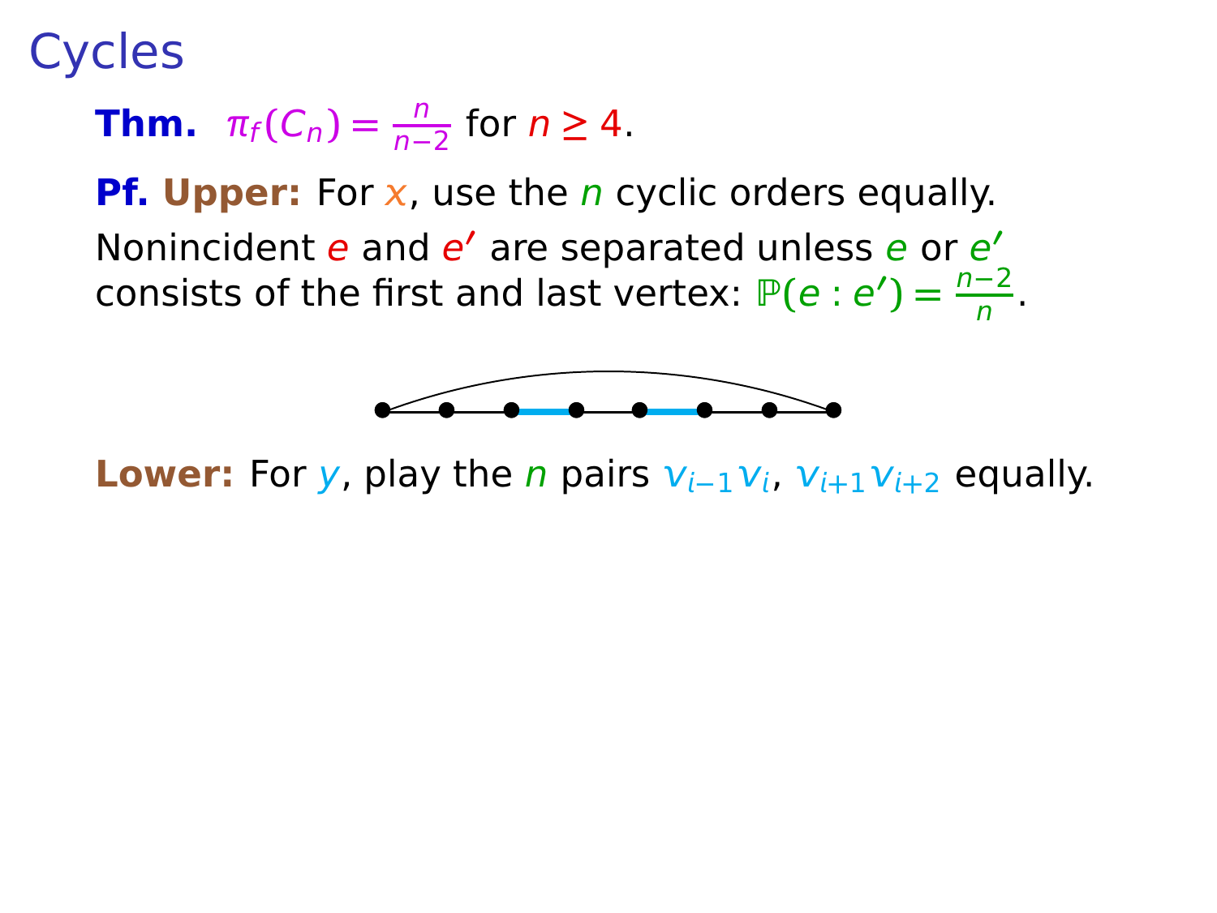# Cycles

**Thm.** $\pi_f(C_n) = \frac{n}{n-2}$ for $n \geq 4$.

**Pf. Upper:** For $x$, use the $n$ cyclic orders equally.

Nonincident $e$ and $e'$ are separated unless $e$ or $e'$ consists of the first and last vertex: $\mathbb{P}(e : e') = \frac{n-2}{n}$.

**Lower:** For $y$, play the $n$ pairs $v_{i-1}v_i$, $v_{i+1}v_{i+2}$ equally.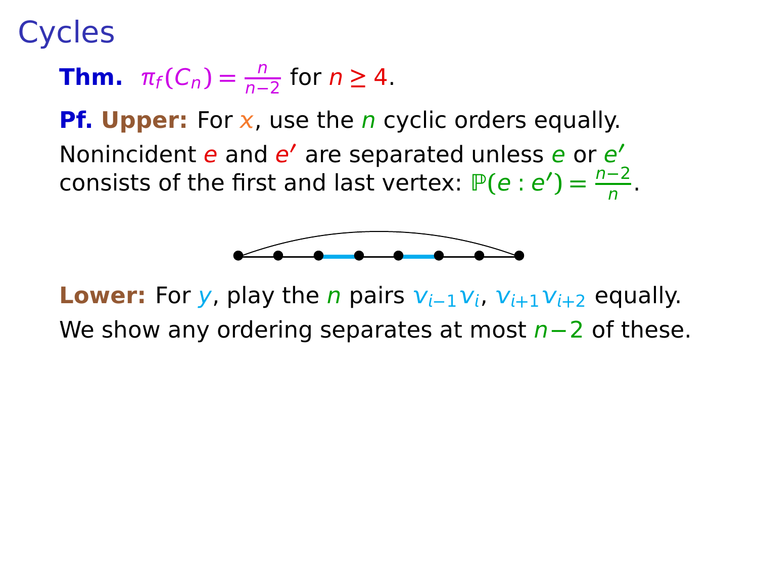# Cycles

**Thm.** $\pi_f(C_n) = \frac{n}{n-2}$ for $n \geq 4$.

**Pf. Upper:** For $x$, use the $n$ cyclic orders equally.

Nonincident $e$ and $e'$ are separated unless $e$ or $e'$ consists of the first and last vertex: $\mathbb{P}(e : e') = \frac{n-2}{n}$.

**Lower:** For $y$, play the $n$ pairs $v_{i-1}v_i$, $v_{i+1}v_{i+2}$ equally.

We show any ordering separates at most $n-2$ of these.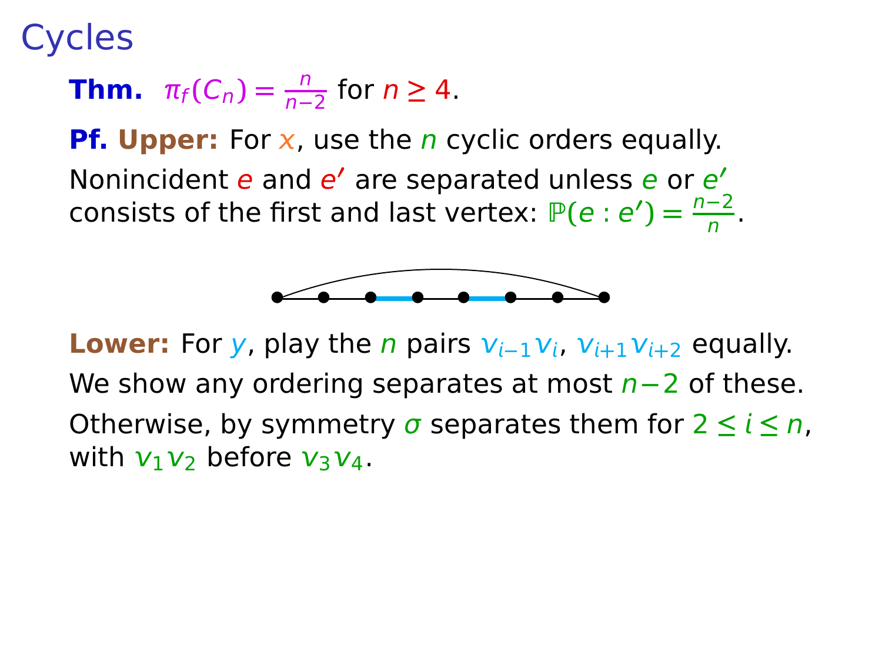# Cycles

**Thm.** $\pi_f(C_n) = \frac{n}{n-2}$ for $n \geq 4$.

**Pf. Upper:** For $x$, use the $n$ cyclic orders equally.

Nonincident $e$ and $e'$ are separated unless $e$ or $e'$ consists of the first and last vertex: $\mathbb{P}(e : e') = \frac{n-2}{n}$.

**Lower:** For $y$, play the $n$ pairs $v_{i-1}v_i$, $v_{i+1}v_{i+2}$ equally.

We show any ordering separates at most $n-2$ of these.

Otherwise, by symmetry $\sigma$ separates them for $2 \leq i \leq n$, with $v_1v_2$ before $v_3v_4$.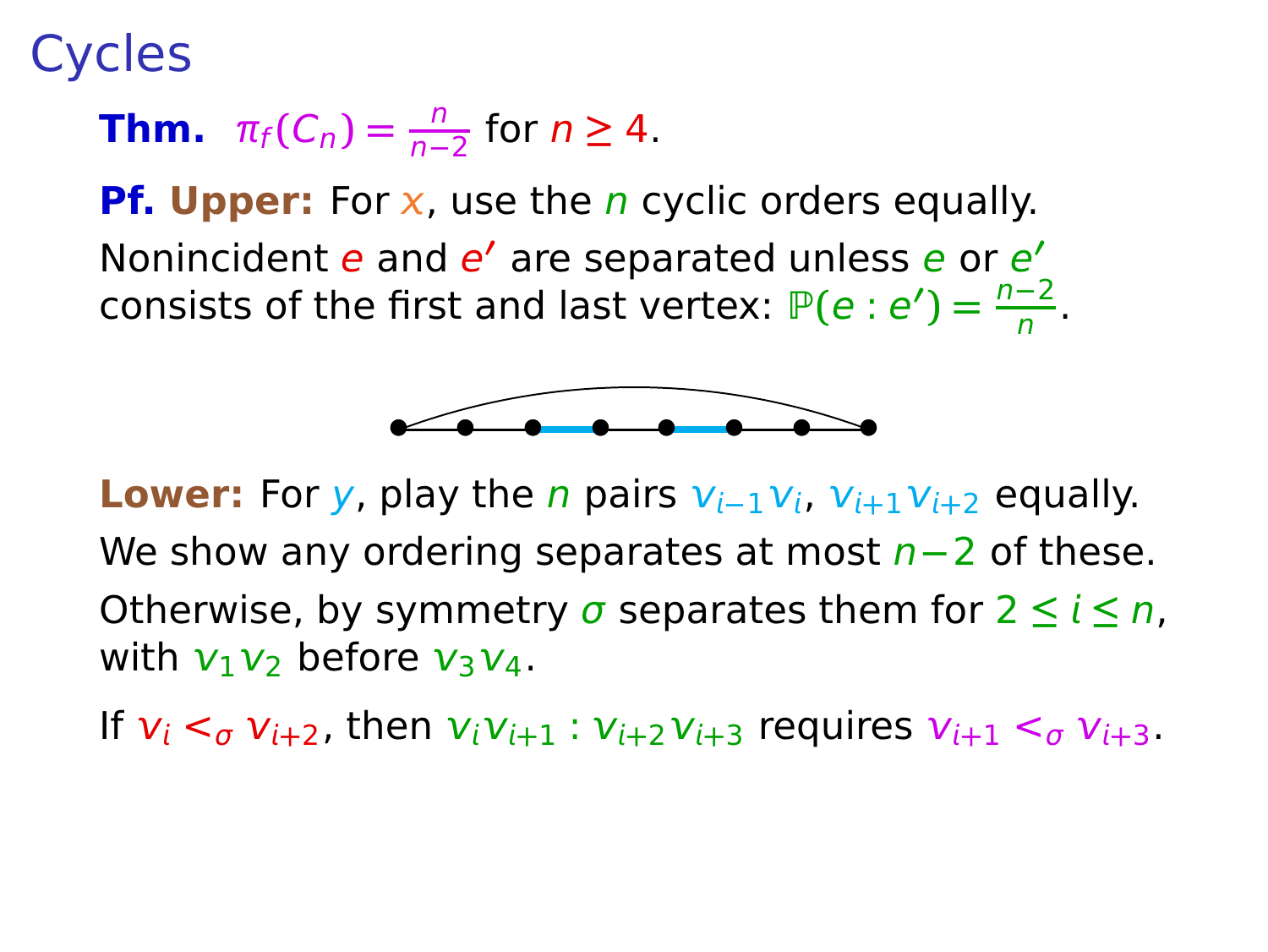# Cycles

**Thm.** $\pi_f(C_n) = \frac{n}{n-2}$ for $n \geq 4$.

**Pf. Upper:** For $x$, use the $n$ cyclic orders equally.

Nonincident $e$ and $e'$ are separated unless $e$ or $e'$ consists of the first and last vertex: $\mathbb{P}(e : e') = \frac{n-2}{n}$.

**Lower:** For $y$, play the $n$ pairs $v_{i-1}v_i$, $v_{i+1}v_{i+2}$ equally.

We show any ordering separates at most $n-2$ of these.

Otherwise, by symmetry $\sigma$ separates them for $2 \leq i \leq n$, with $v_1v_2$ before $v_3v_4$.

If $v_i <_\sigma v_{i+2}$, then $v_iv_{i+1} : v_{i+2}v_{i+3}$ requires $v_{i+1} <_\sigma v_{i+3}$.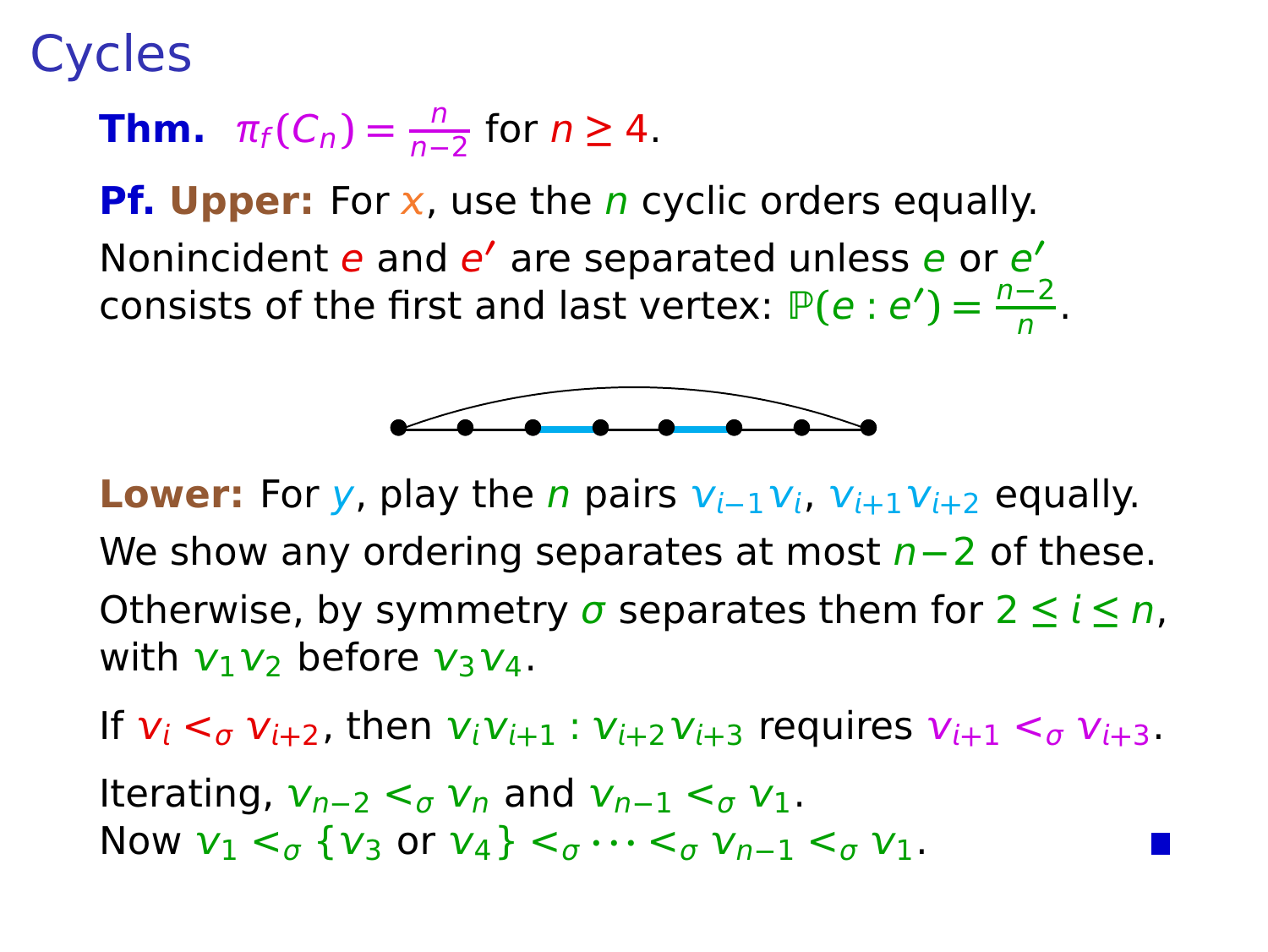# Cycles

**Thm.** $\pi_f(C_n) = \frac{n}{n-2}$ for $n \geq 4$.

**Pf. Upper:** For $x$, use the $n$ cyclic orders equally.
Nonincident $e$ and $e'$ are separated unless $e$ or $e'$ consists of the first and last vertex: $\mathbb{P}(e : e') = \frac{n-2}{n}$.

**Lower:** For $y$, play the $n$ pairs $v_{i-1}v_i$, $v_{i+1}v_{i+2}$ equally.

We show any ordering separates at most $n-2$ of these.

Otherwise, by symmetry $\sigma$ separates them for $2 \leq i \leq n$, with $v_1v_2$ before $v_3v_4$.

If $v_i <_\sigma v_{i+2}$, then $v_iv_{i+1} : v_{i+2}v_{i+3}$ requires $v_{i+1} <_\sigma v_{i+3}$.

Iterating, $v_{n-2} <_\sigma v_n$ and $v_{n-1} <_\sigma v_1$.
Now $v_1 <_\sigma \{v_3 \text{ or } v_4\} <_\sigma \cdots <_\sigma v_{n-1} <_\sigma v_1$. ∎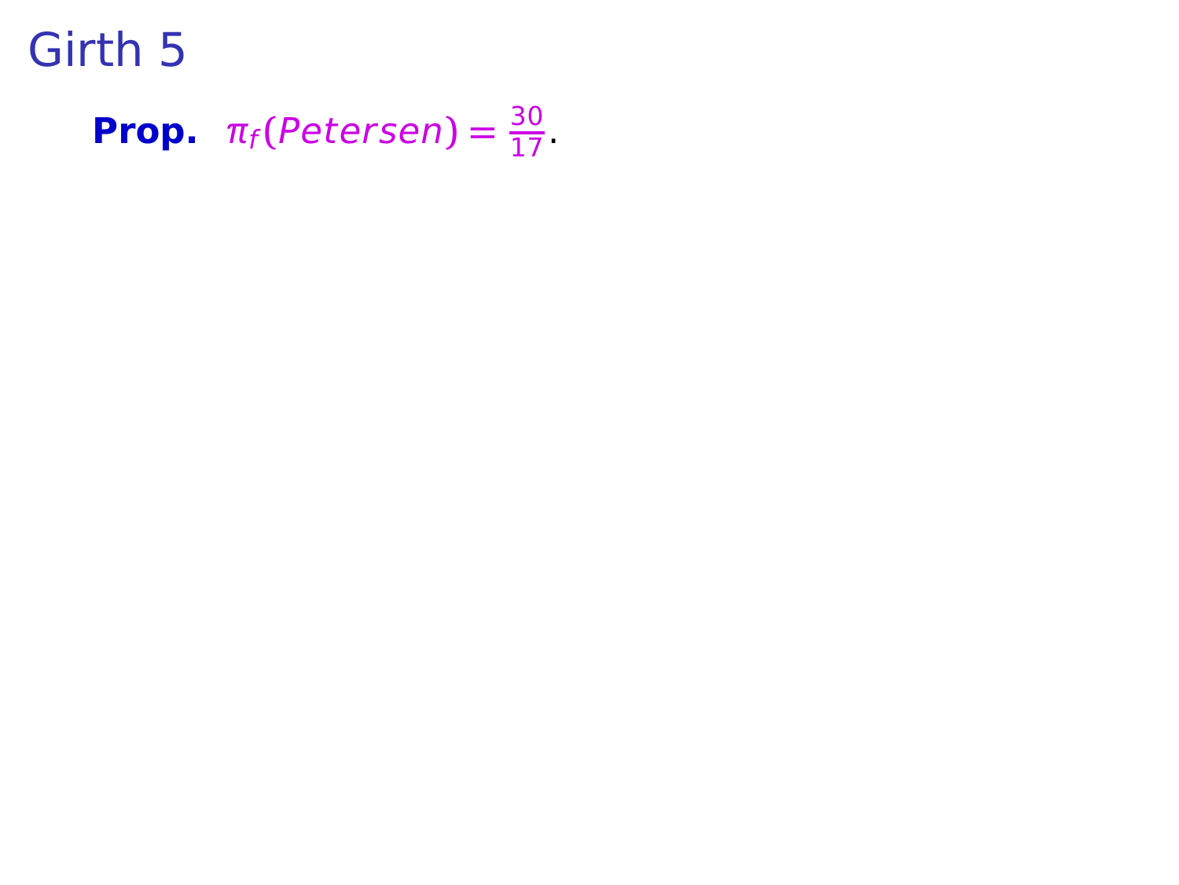# Girth 5

**Prop.** $\pi_f(Petersen) = \frac{30}{17}$.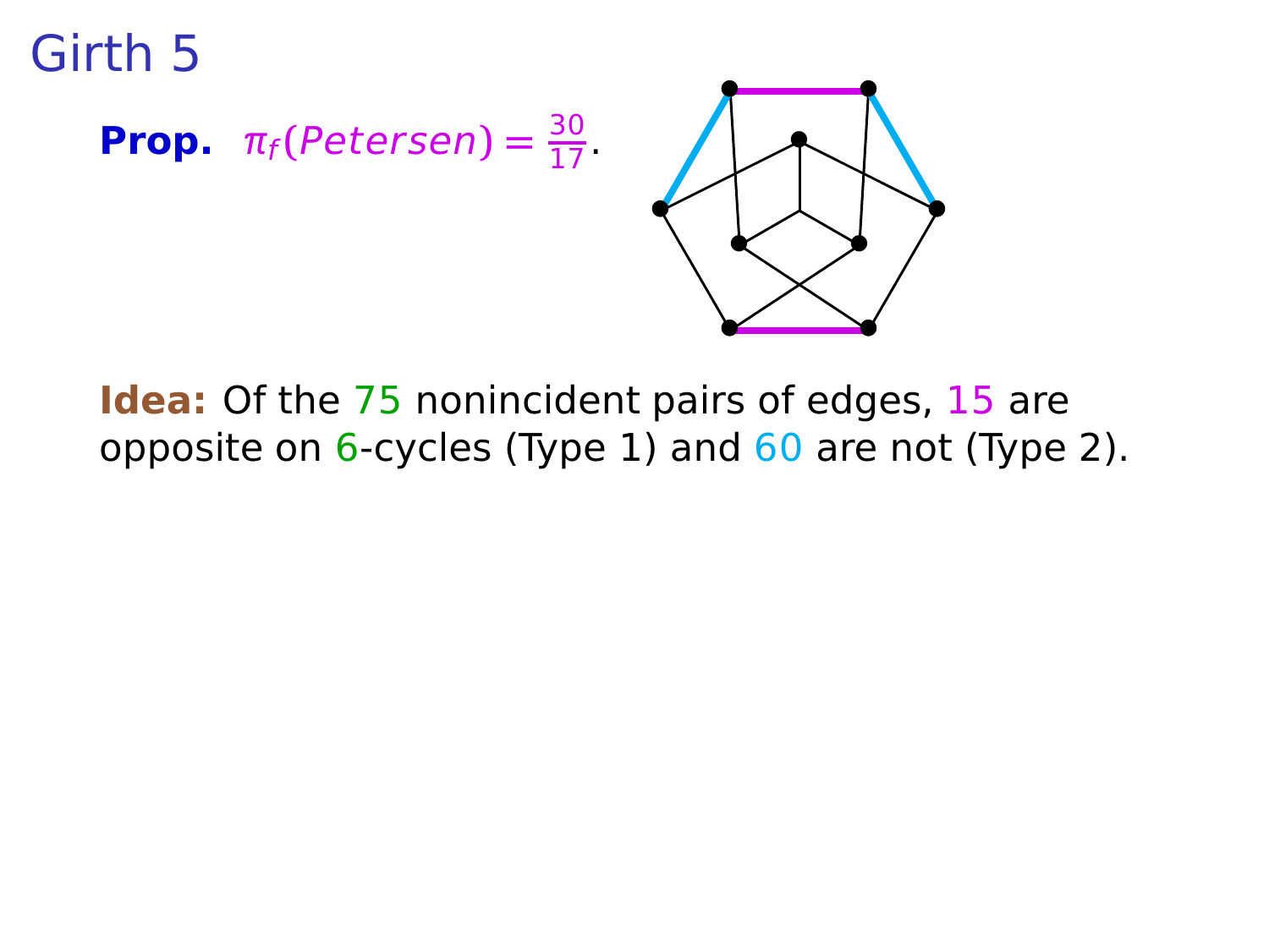# Girth 5

**Prop.** $\pi_f(Petersen) = \frac{30}{17}$.

**Idea:** Of the 75 nonincident pairs of edges, 15 are opposite on 6-cycles (Type 1) and 60 are not (Type 2).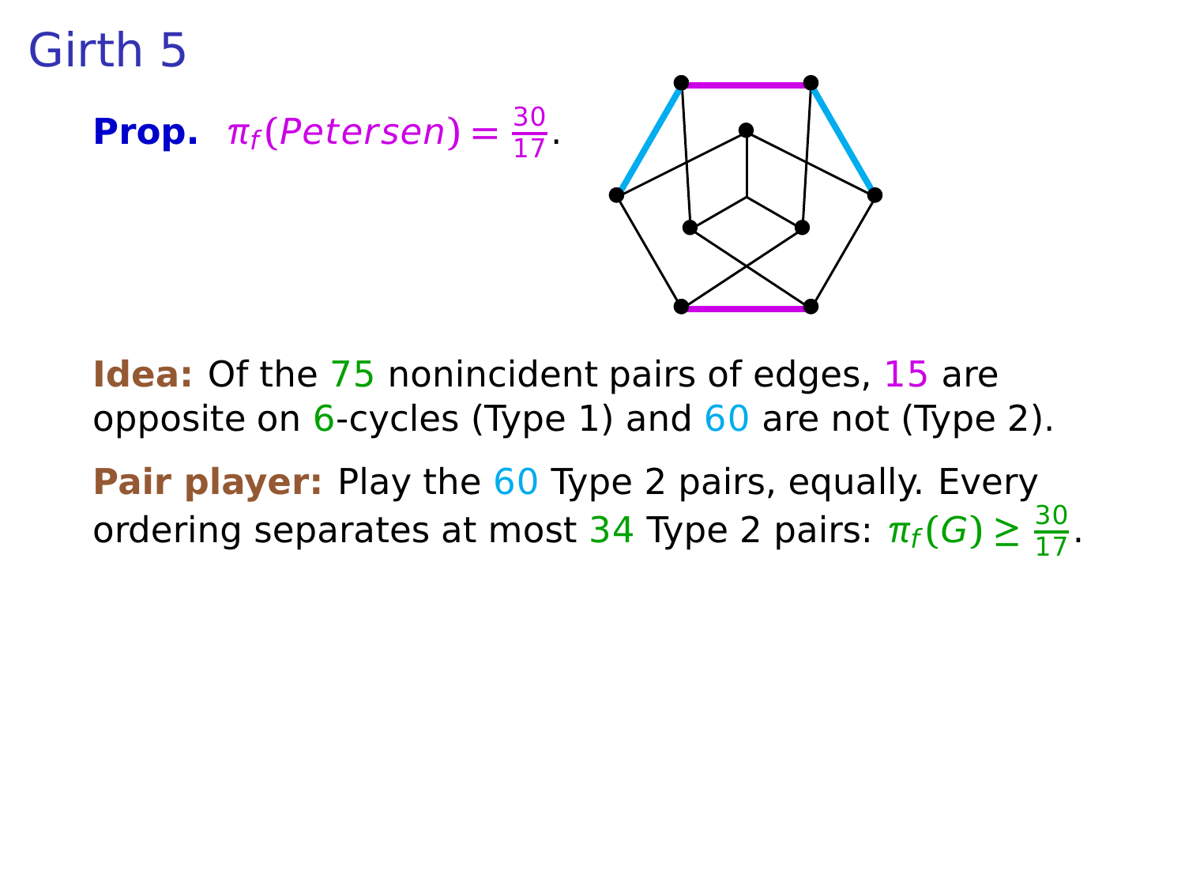# Girth 5

**Prop.** $\pi_f(Petersen) = \frac{30}{17}$.

**Idea:** Of the 75 nonincident pairs of edges, 15 are opposite on 6-cycles (Type 1) and 60 are not (Type 2).

**Pair player:** Play the 60 Type 2 pairs, equally. Every ordering separates at most 34 Type 2 pairs: $\pi_f(G) \geq \frac{30}{17}$.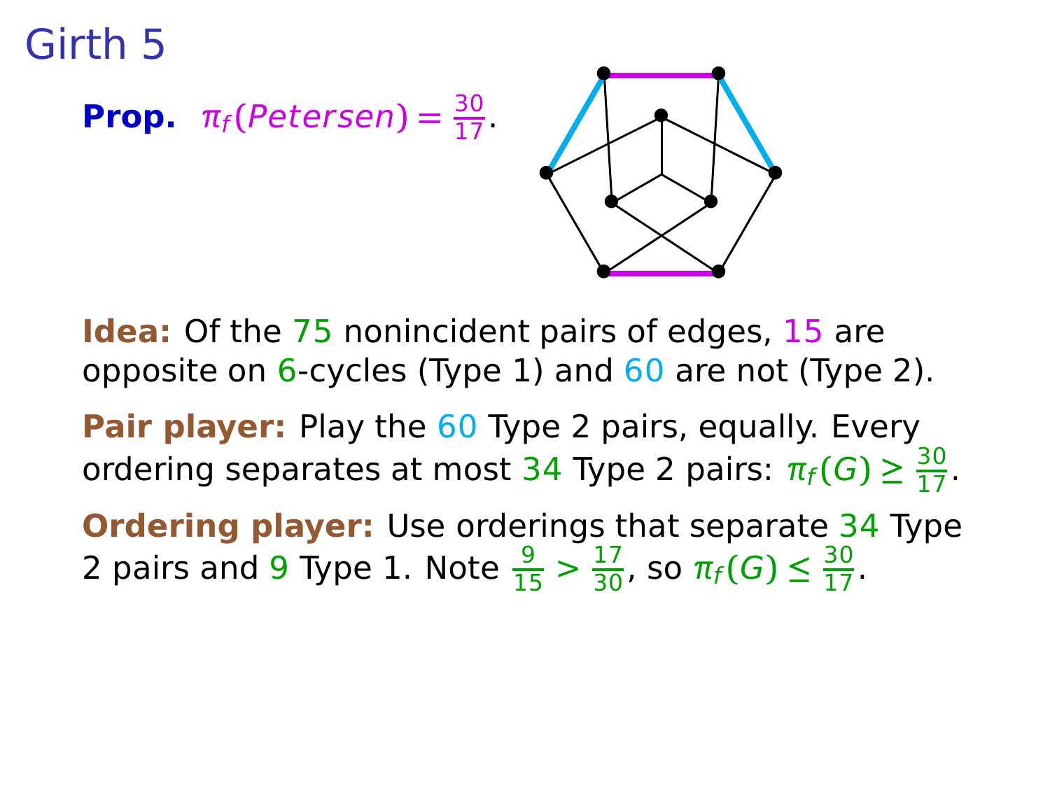# Girth 5

**Prop.** $\pi_f(Petersen) = \frac{30}{17}$.

**Idea:** Of the 75 nonincident pairs of edges, 15 are opposite on 6-cycles (Type 1) and 60 are not (Type 2).

**Pair player:** Play the 60 Type 2 pairs, equally. Every ordering separates at most 34 Type 2 pairs: $\pi_f(G) \geq \frac{30}{17}$.

**Ordering player:** Use orderings that separate 34 Type 2 pairs and 9 Type 1. Note $\frac{9}{15} > \frac{17}{30}$, so $\pi_f(G) \leq \frac{30}{17}$.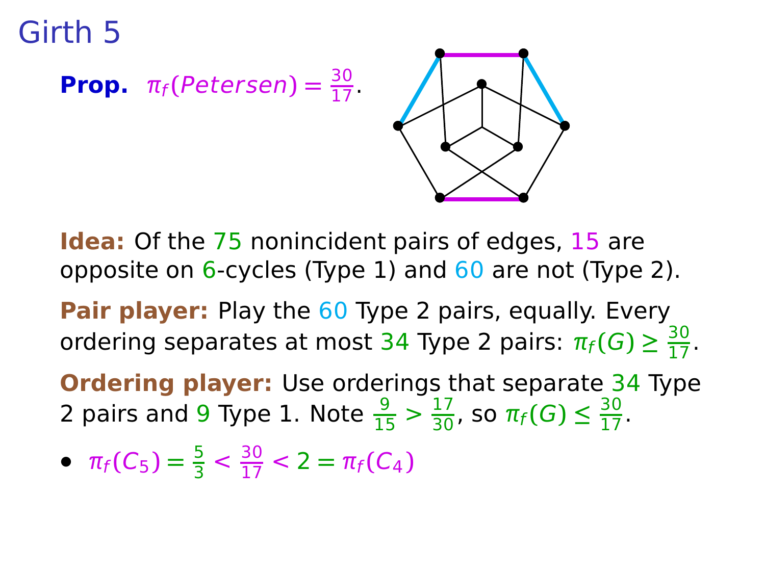# Girth 5

**Prop.** $\pi_f(Petersen) = \frac{30}{17}$.

**Idea:** Of the 75 nonincident pairs of edges, 15 are opposite on 6-cycles (Type 1) and 60 are not (Type 2).

**Pair player:** Play the 60 Type 2 pairs, equally. Every ordering separates at most 34 Type 2 pairs: $\pi_f(G) \geq \frac{30}{17}$.

**Ordering player:** Use orderings that separate 34 Type 2 pairs and 9 Type 1. Note $\frac{9}{15} > \frac{17}{30}$, so $\pi_f(G) \leq \frac{30}{17}$.

- $\pi_f(C_5) = \frac{5}{3} < \frac{30}{17} < 2 = \pi_f(C_4)$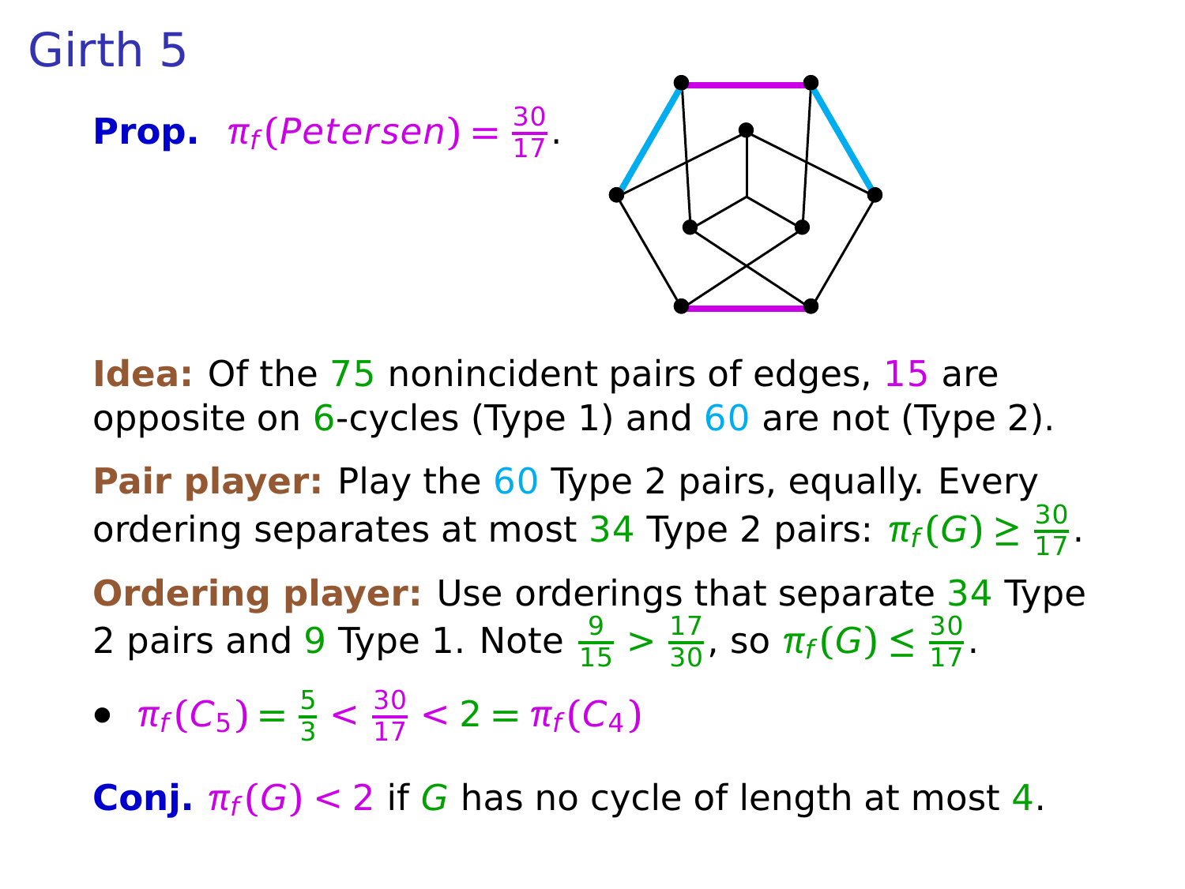# Girth 5

**Prop.** $\pi_f(Petersen) = \frac{30}{17}$.

**Idea:** Of the 75 nonincident pairs of edges, 15 are opposite on 6-cycles (Type 1) and 60 are not (Type 2).

**Pair player:** Play the 60 Type 2 pairs, equally. Every ordering separates at most 34 Type 2 pairs: $\pi_f(G) \geq \frac{30}{17}$.

**Ordering player:** Use orderings that separate 34 Type 2 pairs and 9 Type 1. Note $\frac{9}{15} > \frac{17}{30}$, so $\pi_f(G) \leq \frac{30}{17}$.

- $\pi_f(C_5) = \frac{5}{3} < \frac{30}{17} < 2 = \pi_f(C_4)$

**Conj.** $\pi_f(G) < 2$ if $G$ has no cycle of length at most 4.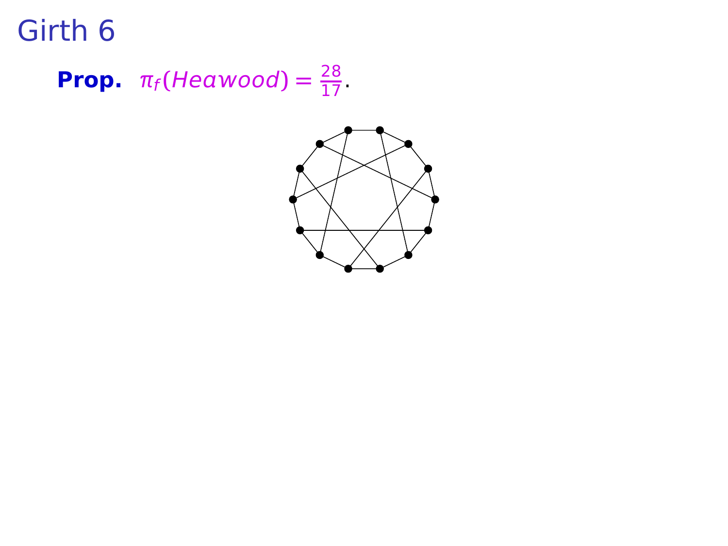# Girth 6

**Prop.** $\pi_f(Heawood) = \frac{28}{17}$.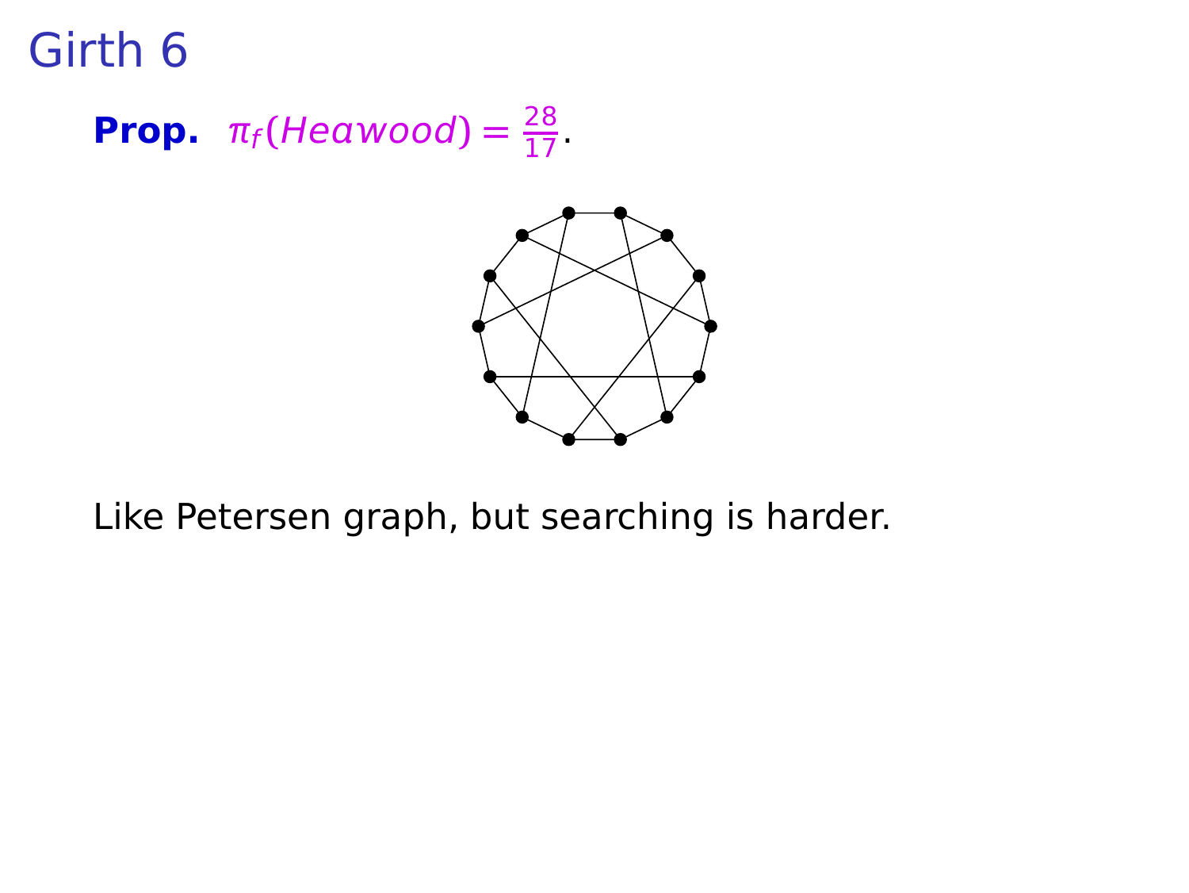# Girth 6

**Prop.** $\pi_f(Heawood) = \frac{28}{17}$.

Like Petersen graph, but searching is harder.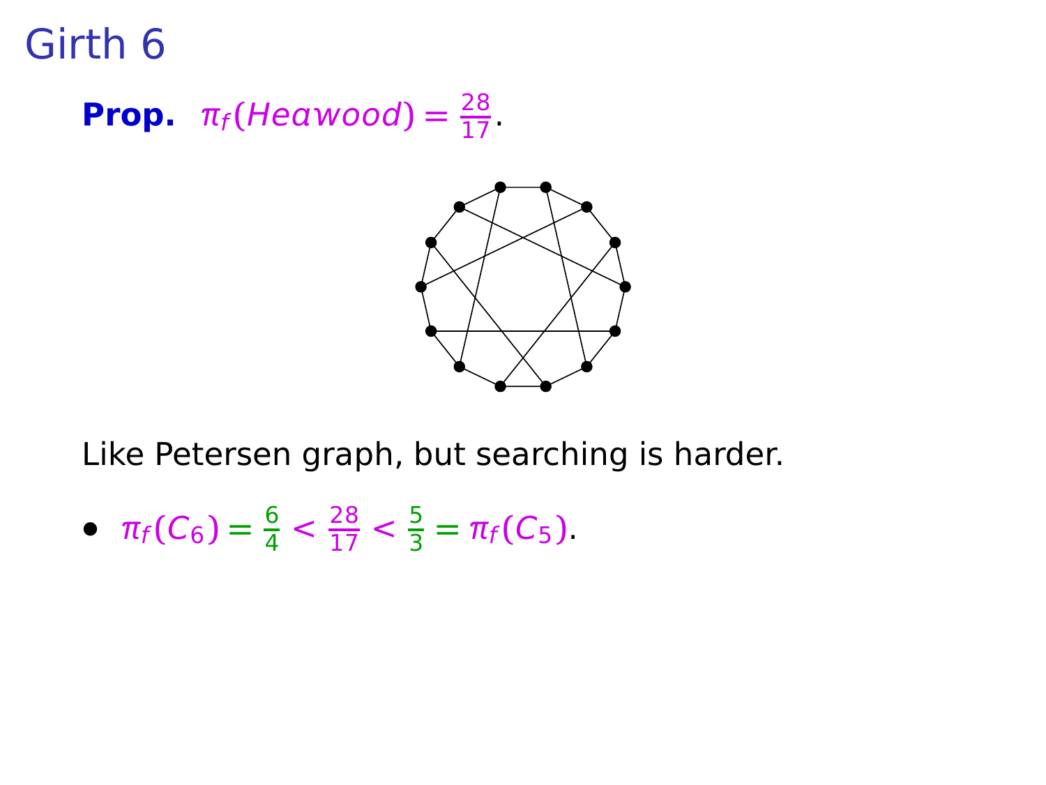# Girth 6

**Prop.** $\pi_f(Heawood) = \frac{28}{17}$.

Like Petersen graph, but searching is harder.

- $\pi_f(C_6) = \frac{6}{4} < \frac{28}{17} < \frac{5}{3} = \pi_f(C_5)$.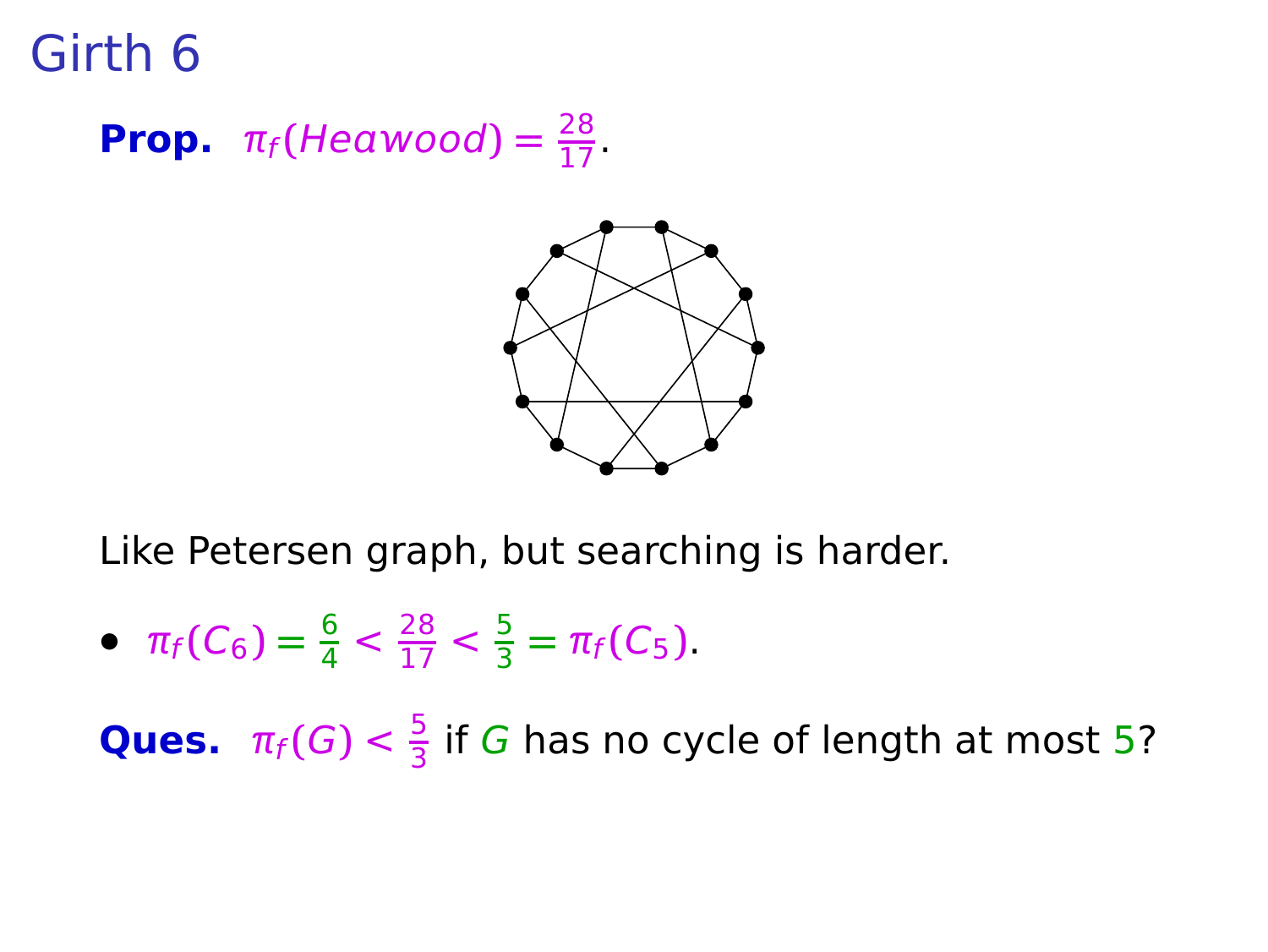# Girth 6

**Prop.** $\pi_f(Heawood) = \frac{28}{17}$.

Like Petersen graph, but searching is harder.

- $\pi_f(C_6) = \frac{6}{4} < \frac{28}{17} < \frac{5}{3} = \pi_f(C_5)$.

**Ques.** $\pi_f(G) < \frac{5}{3}$ if $G$ has no cycle of length at most 5?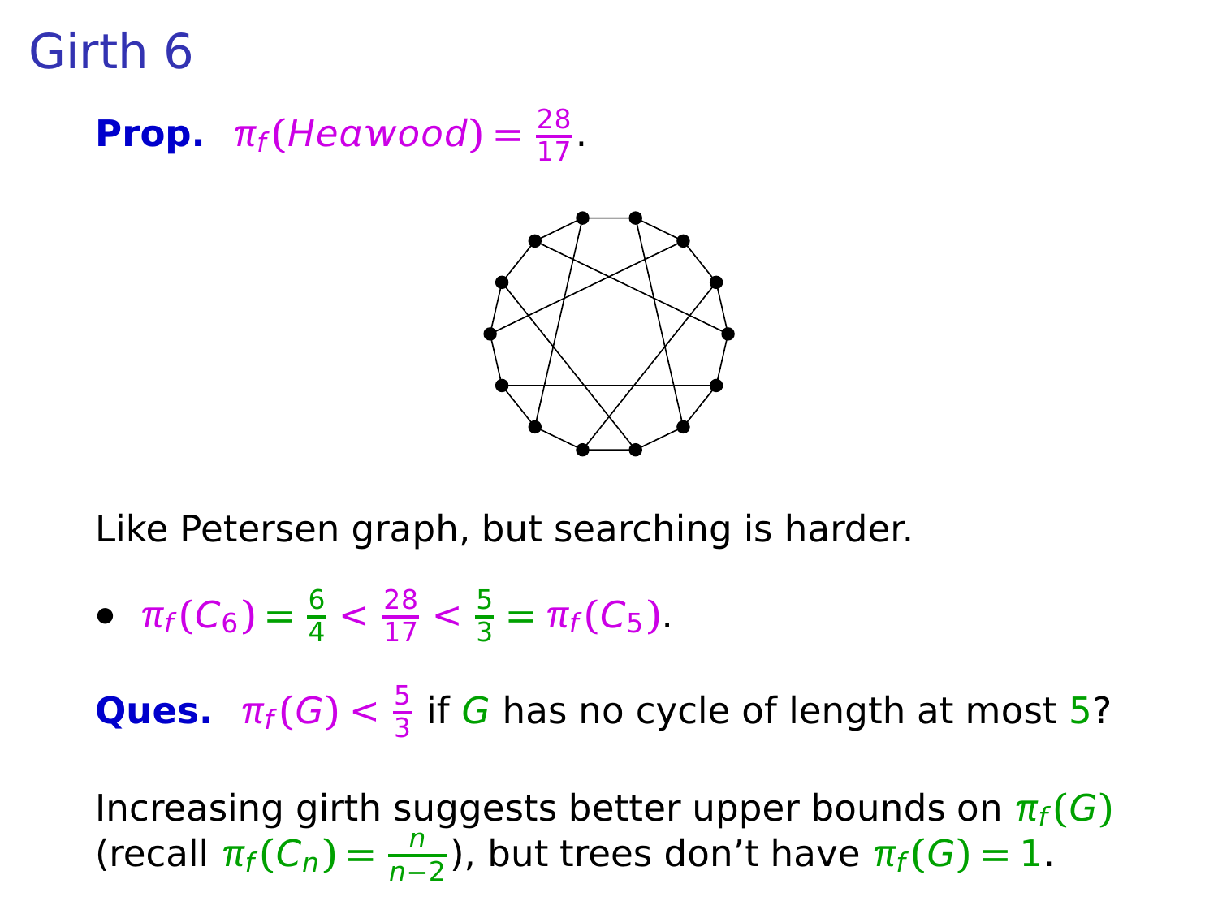# Girth 6

**Prop.** $\pi_f(Heawood) = \frac{28}{17}$.

Like Petersen graph, but searching is harder.

- $\pi_f(C_6) = \frac{6}{4} < \frac{28}{17} < \frac{5}{3} = \pi_f(C_5)$.

**Ques.** $\pi_f(G) < \frac{5}{3}$ if $G$ has no cycle of length at most $5$?

Increasing girth suggests better upper bounds on $\pi_f(G)$ (recall $\pi_f(C_n) = \frac{n}{n-2}$), but trees don't have $\pi_f(G) = 1$.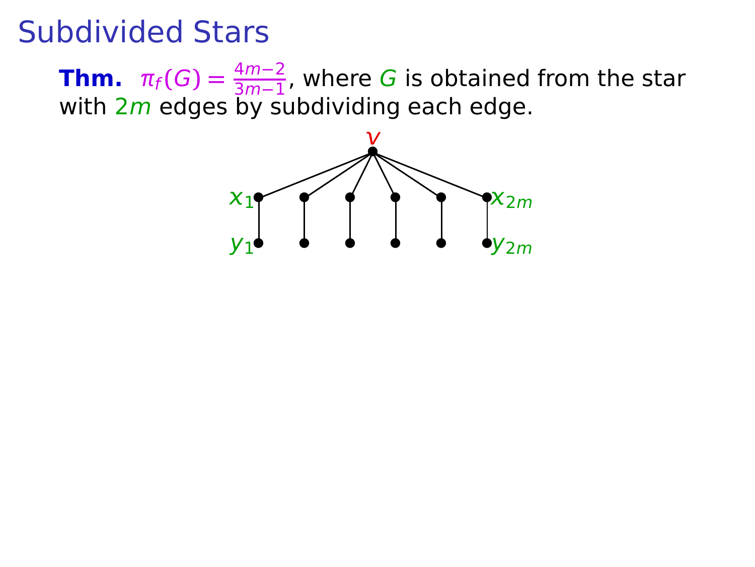# Subdivided Stars

**Thm.** $\pi_f(G) = \frac{4m-2}{3m-1}$, where $G$ is obtained from the star with $2m$ edges by subdividing each edge.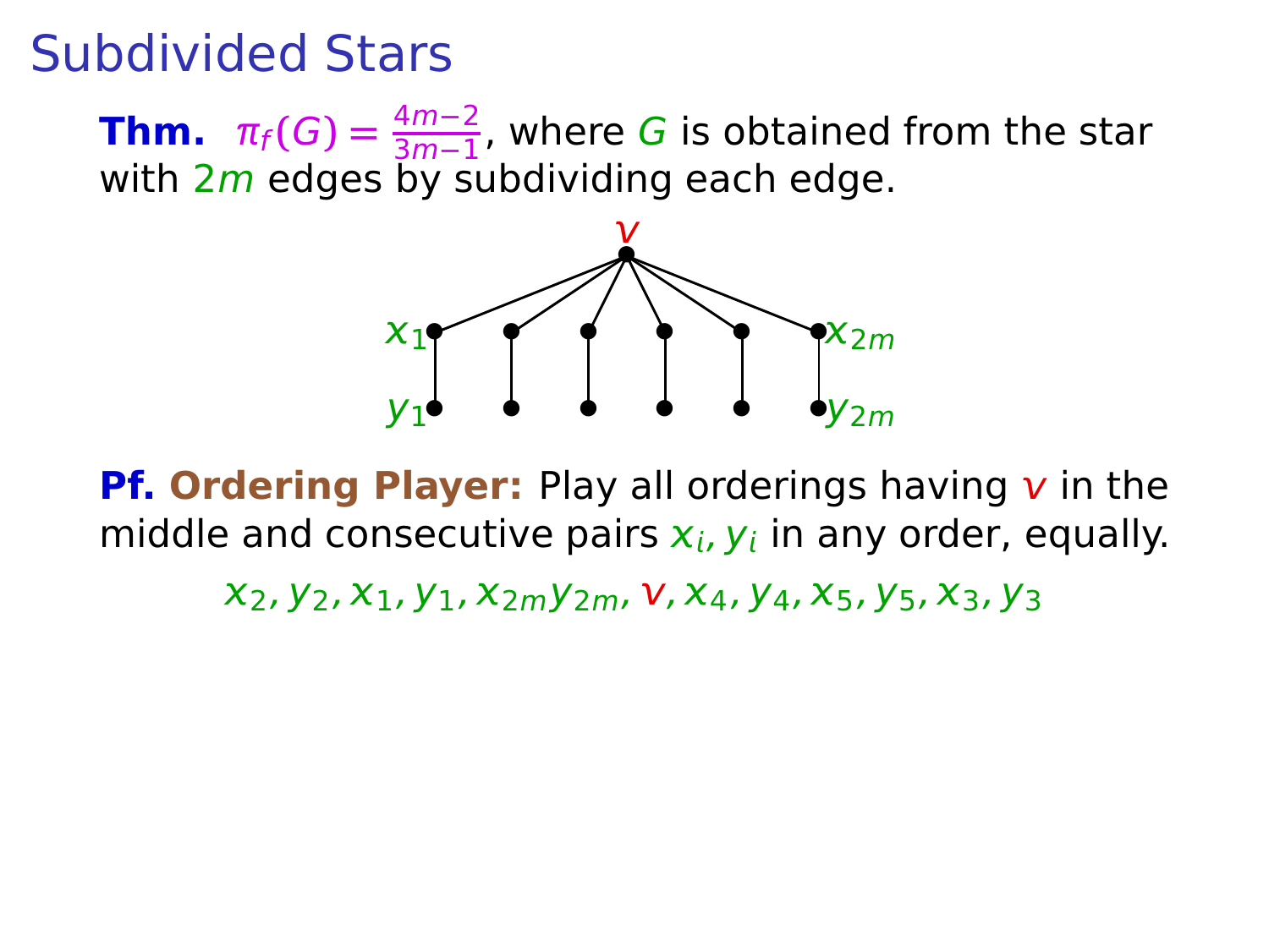# Subdivided Stars

**Thm.** $\pi_f(G) = \frac{4m-2}{3m-1}$, where $G$ is obtained from the star with $2m$ edges by subdividing each edge.

**Pf. Ordering Player:** Play all orderings having $v$ in the middle and consecutive pairs $x_i, y_i$ in any order, equally.

$$x_2, y_2, x_1, y_1, x_{2m} y_{2m}, v, x_4, y_4, x_5, y_5, x_3, y_3$$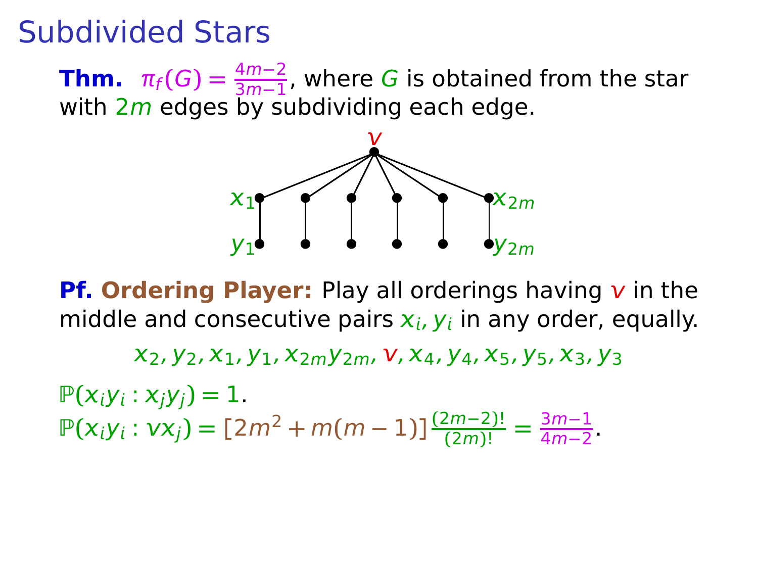# Subdivided Stars

**Thm.** $\pi_f(G) = \frac{4m-2}{3m-1}$, where $G$ is obtained from the star with $2m$ edges by subdividing each edge.

$v$

$x_1$ $x_{2m}$

$y_1$ $y_{2m}$

**Pf. Ordering Player:** Play all orderings having $v$ in the middle and consecutive pairs $x_i, y_i$ in any order, equally.

$$x_2, y_2, x_1, y_1, x_{2m} y_{2m}, v, x_4, y_4, x_5, y_5, x_3, y_3$$

$\mathbb{P}(x_i y_i : x_j y_j) = 1$.

$\mathbb{P}(x_i y_i : v x_j) = [2m^2 + m(m-1)] \frac{(2m-2)!}{(2m)!} = \frac{3m-1}{4m-2}$.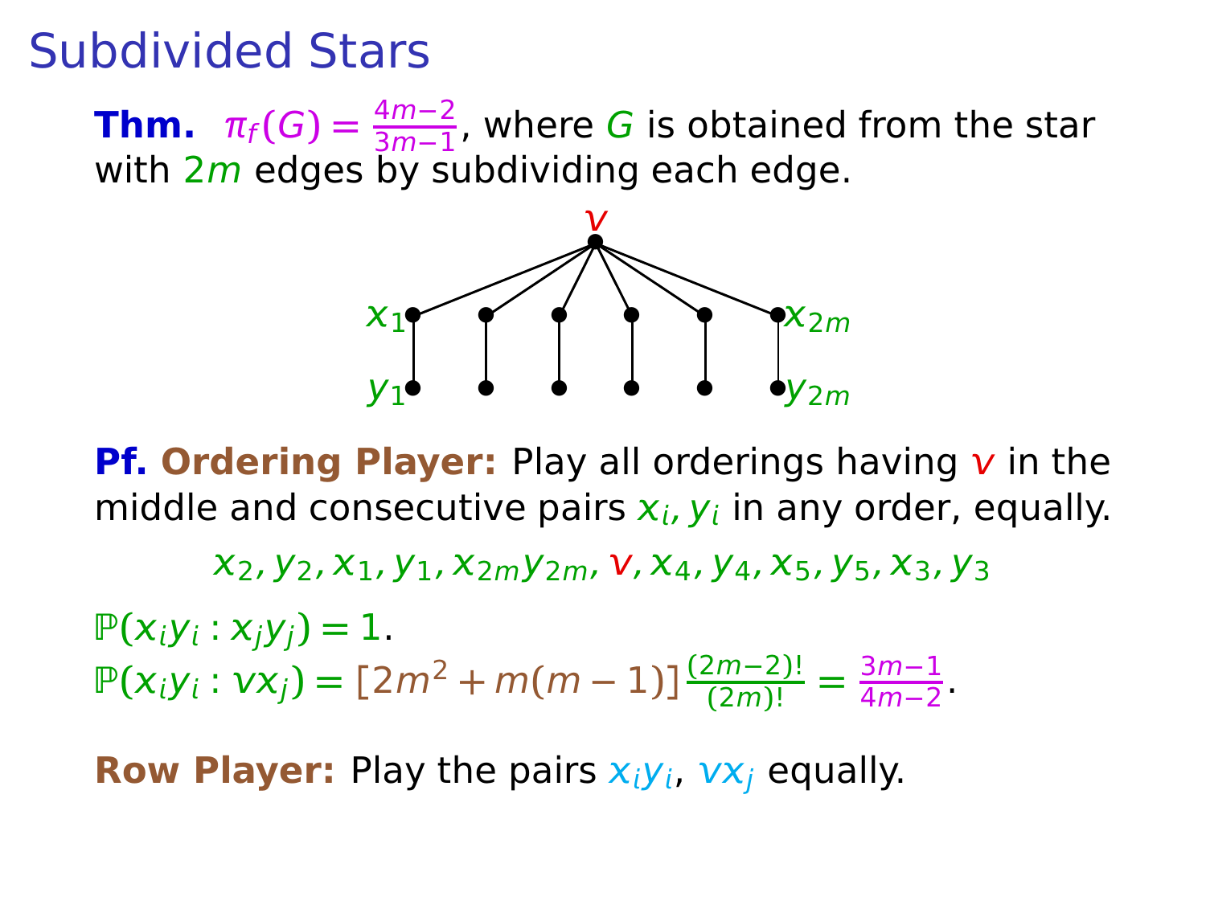# Subdivided Stars

**Thm.** $\pi_f(G) = \frac{4m-2}{3m-1}$, where $G$ is obtained from the star with $2m$ edges by subdividing each edge.

**Pf. Ordering Player:** Play all orderings having $v$ in the middle and consecutive pairs $x_i, y_i$ in any order, equally.

$$x_2, y_2, x_1, y_1, x_{2m} y_{2m}, v, x_4, y_4, x_5, y_5, x_3, y_3$$

$\mathbb{P}(x_i y_i : x_j y_j) = 1.$

$\mathbb{P}(x_i y_i : v x_j) = [2m^2 + m(m-1)]\frac{(2m-2)!}{(2m)!} = \frac{3m-1}{4m-2}.$

**Row Player:** Play the pairs $x_i y_i$, $v x_j$ equally.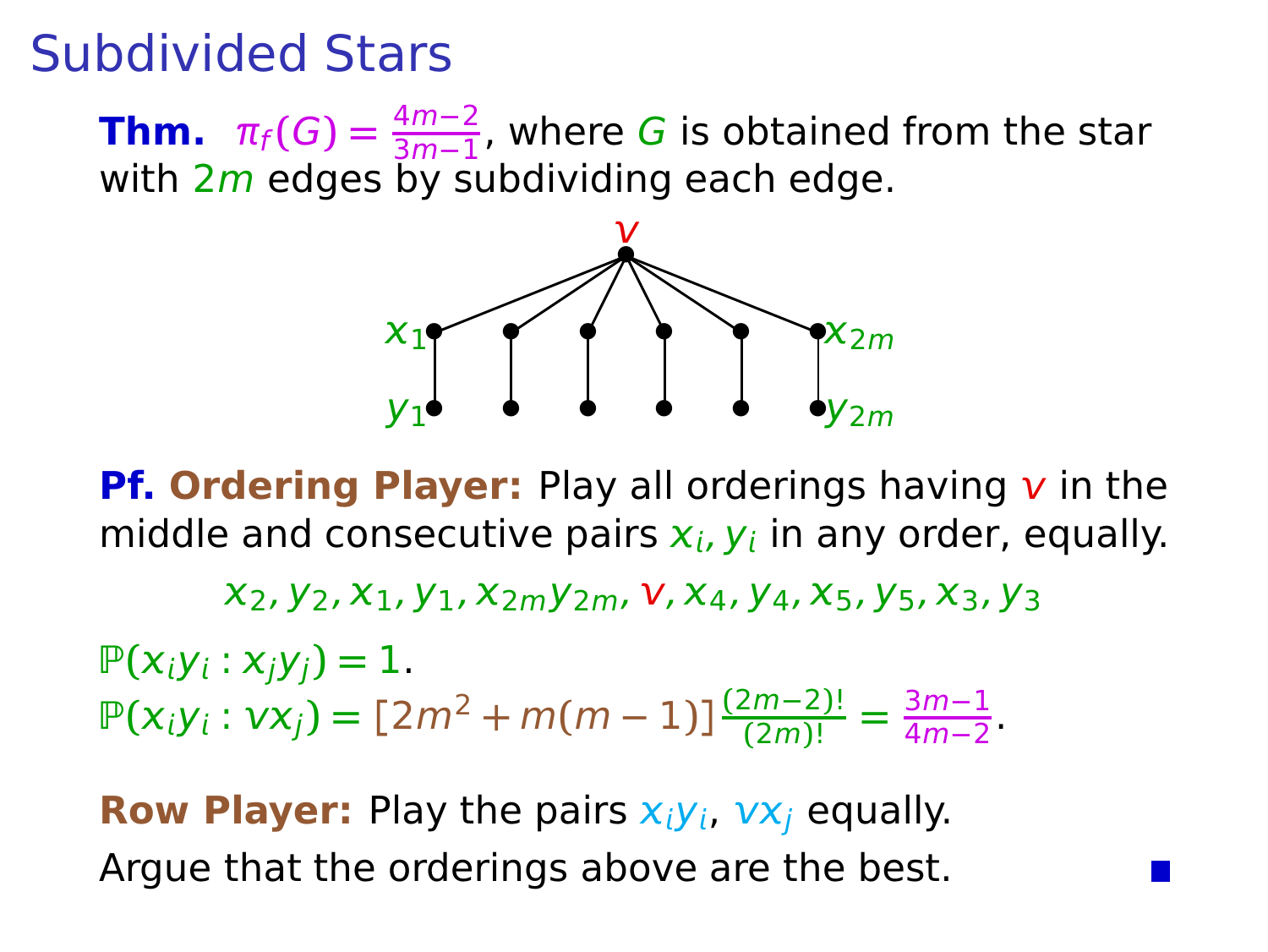# Subdivided Stars

**Thm.** $\pi_f(G) = \frac{4m-2}{3m-1}$, where $G$ is obtained from the star with $2m$ edges by subdividing each edge.

**Pf. Ordering Player:** Play all orderings having $v$ in the middle and consecutive pairs $x_i, y_i$ in any order, equally.

$$x_2, y_2, x_1, y_1, x_{2m} y_{2m}, v, x_4, y_4, x_5, y_5, x_3, y_3$$

$\mathbb{P}(x_i y_i : x_j y_j) = 1$.

$\mathbb{P}(x_i y_i : v x_j) = [2m^2 + m(m-1)] \frac{(2m-2)!}{(2m)!} = \frac{3m-1}{4m-2}$.

**Row Player:** Play the pairs $x_i y_i$, $v x_j$ equally.

Argue that the orderings above are the best. ∎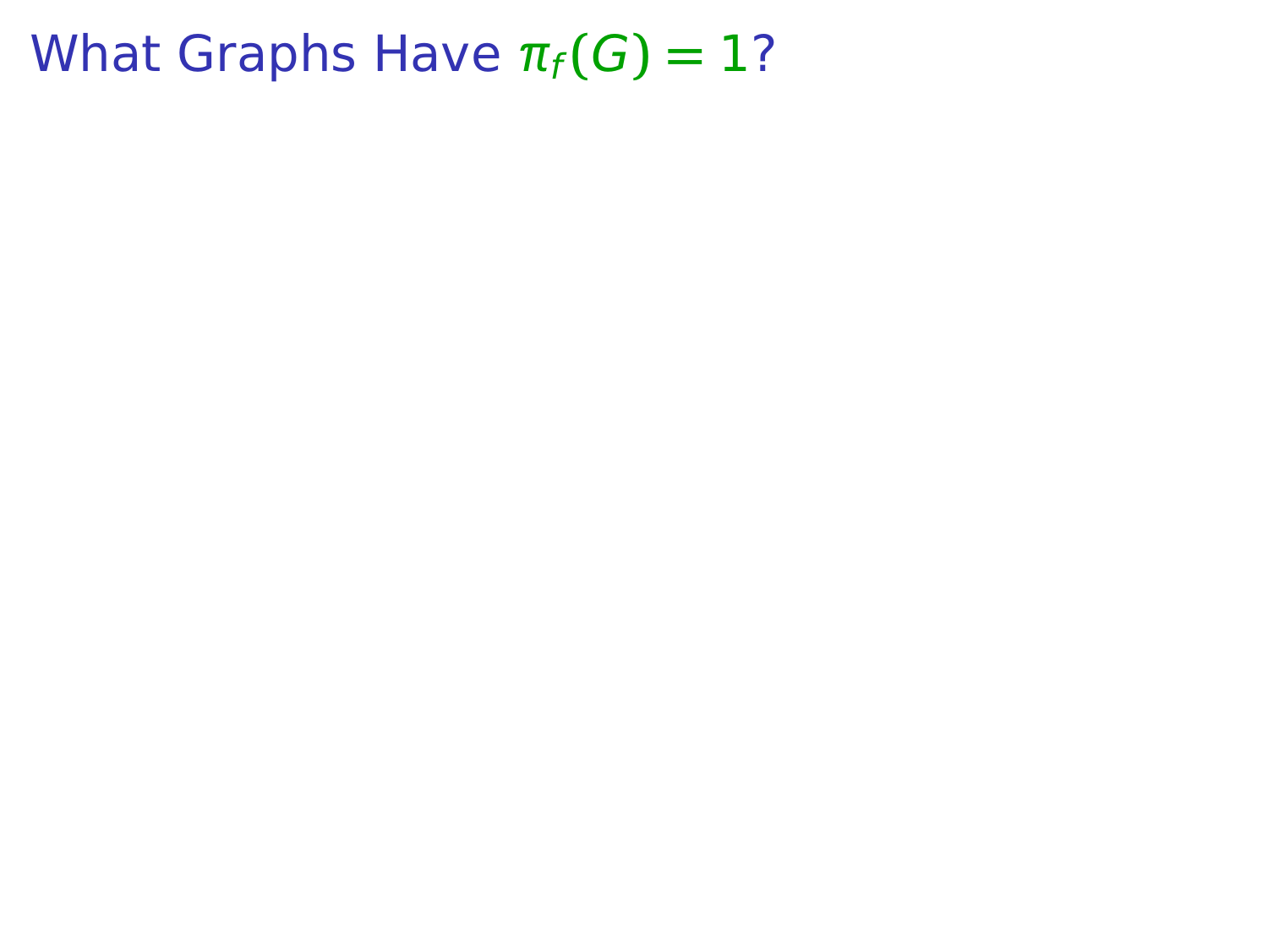# What Graphs Have $\pi_f(G) = 1$?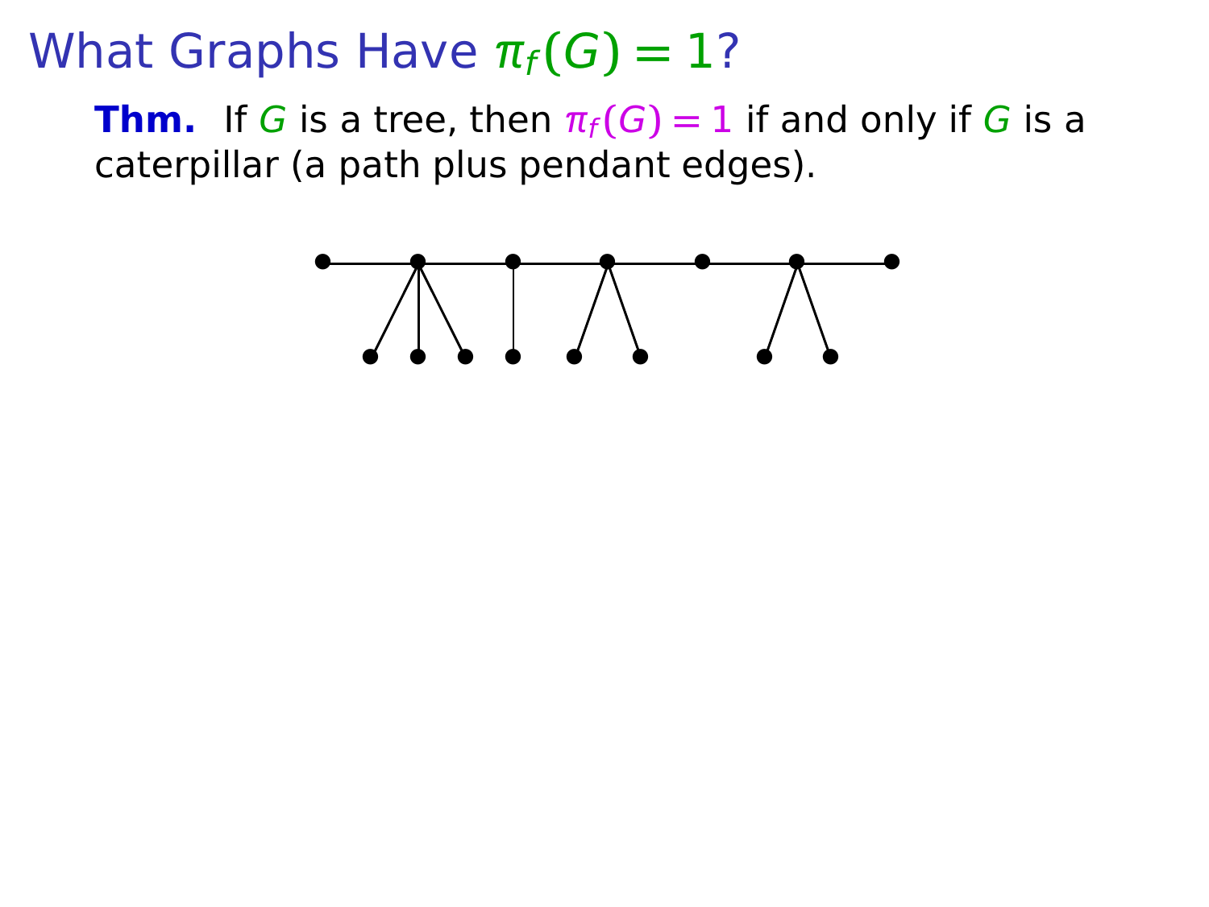# What Graphs Have $\pi_f(G) = 1$?

**Thm.** If $G$ is a tree, then $\pi_f(G) = 1$ if and only if $G$ is a caterpillar (a path plus pendant edges).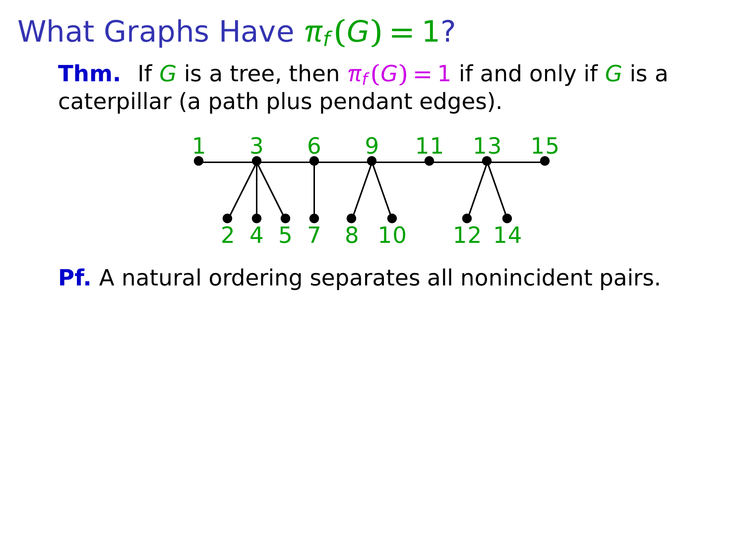# What Graphs Have $\pi_f(G) = 1$?

**Thm.** If $G$ is a tree, then $\pi_f(G) = 1$ if and only if $G$ is a caterpillar (a path plus pendant edges).

**Pf.** A natural ordering separates all nonincident pairs.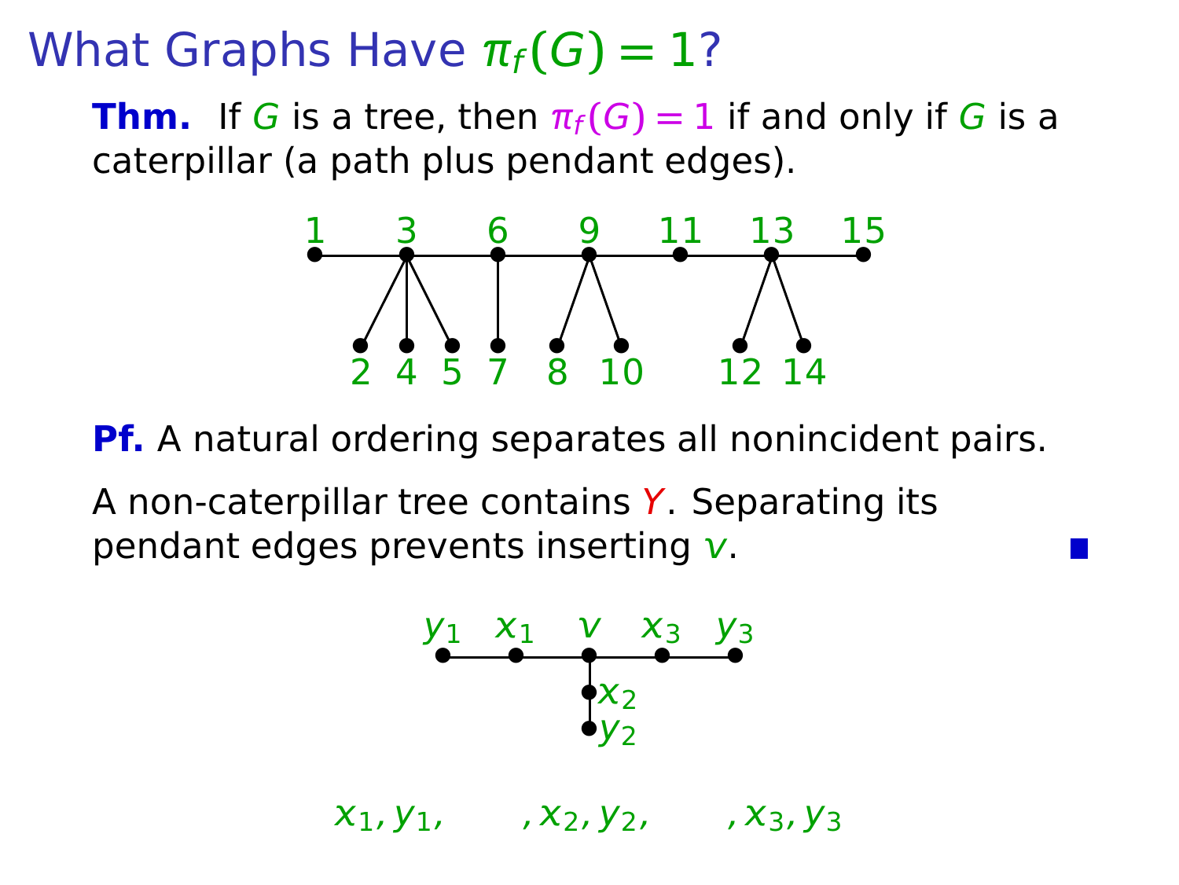# What Graphs Have $\pi_f(G) = 1$?

**Thm.** If $G$ is a tree, then $\pi_f(G) = 1$ if and only if $G$ is a caterpillar (a path plus pendant edges).

**Pf.** A natural ordering separates all nonincident pairs.

A non-caterpillar tree contains $Y$. Separating its pendant edges prevents inserting $v$. ■

$x_1, y_1, \quad , x_2, y_2, \quad , x_3, y_3$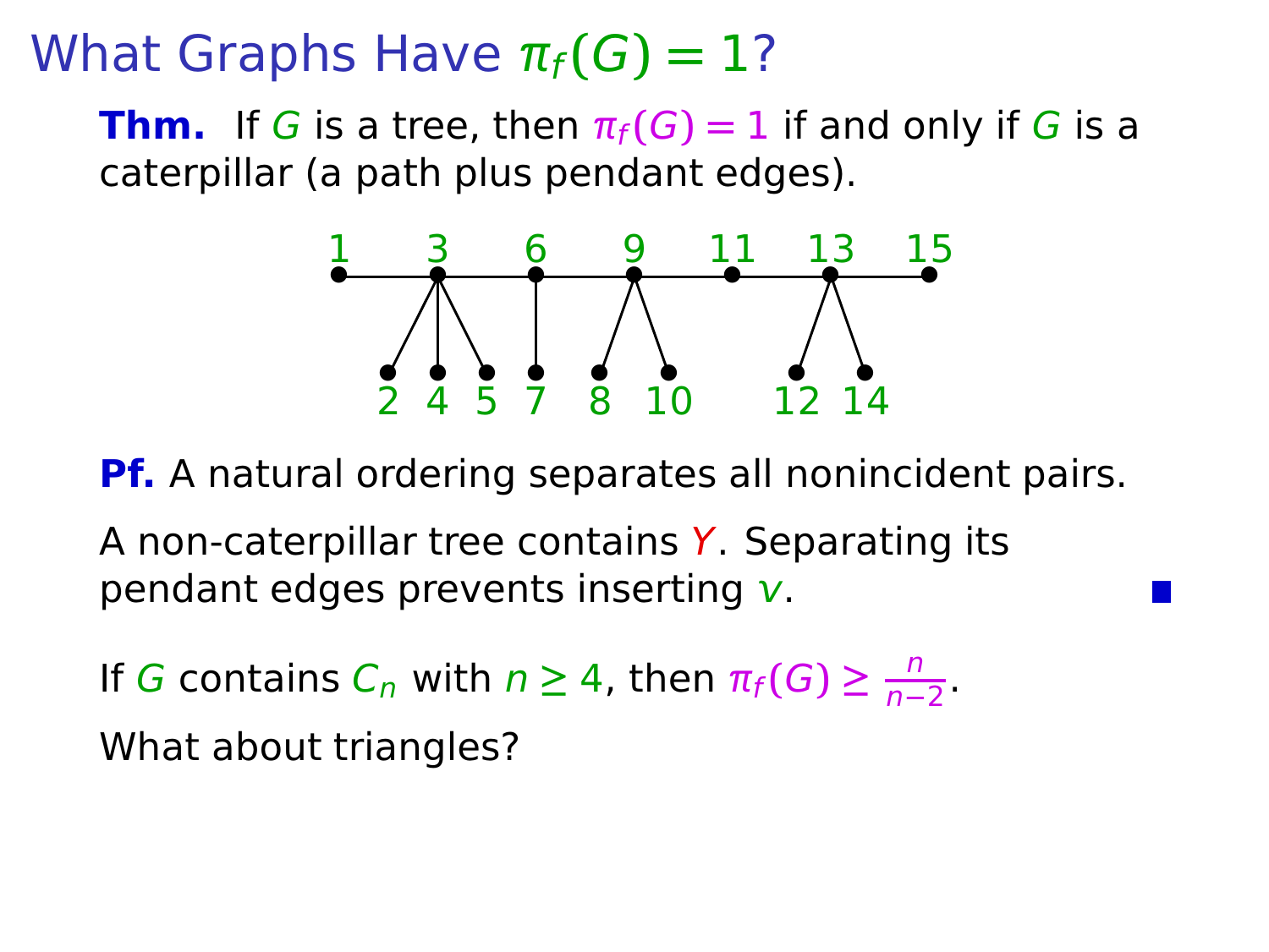# What Graphs Have $\pi_f(G) = 1$?

**Thm.** If $G$ is a tree, then $\pi_f(G) = 1$ if and only if $G$ is a caterpillar (a path plus pendant edges).

**Pf.** A natural ordering separates all nonincident pairs.

A non-caterpillar tree contains $Y$. Separating its pendant edges prevents inserting $v$. ■

If $G$ contains $C_n$ with $n \geq 4$, then $\pi_f(G) \geq \frac{n}{n-2}$.

What about triangles?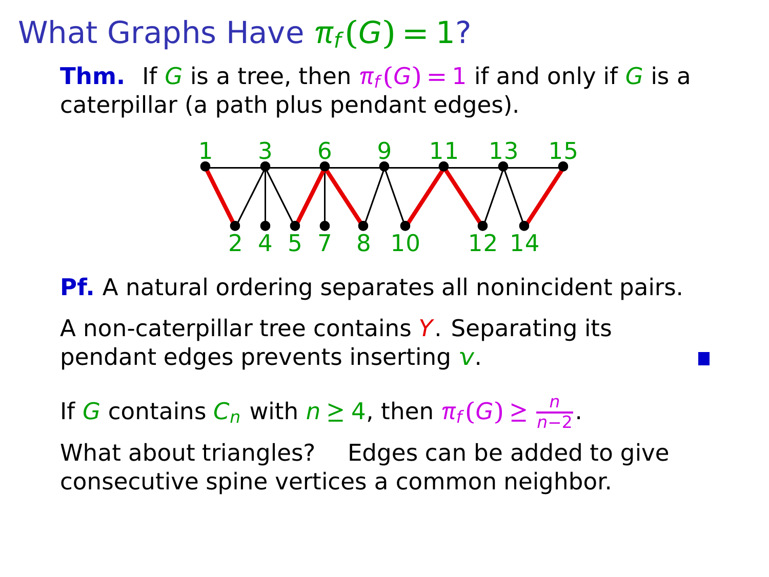# What Graphs Have $\pi_f(G) = 1$?

**Thm.** If $G$ is a tree, then $\pi_f(G) = 1$ if and only if $G$ is a caterpillar (a path plus pendant edges).

**Pf.** A natural ordering separates all nonincident pairs.

A non-caterpillar tree contains $Y$. Separating its pendant edges prevents inserting $v$. ■

If $G$ contains $C_n$ with $n \geq 4$, then $\pi_f(G) \geq \frac{n}{n-2}$.

What about triangles? Edges can be added to give consecutive spine vertices a common neighbor.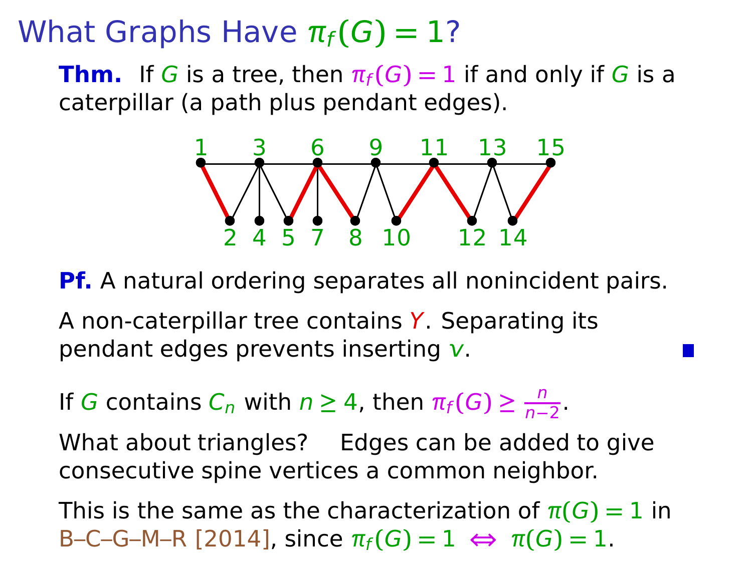# What Graphs Have $\pi_f(G) = 1$?

**Thm.** If $G$ is a tree, then $\pi_f(G) = 1$ if and only if $G$ is a caterpillar (a path plus pendant edges).

**Pf.** A natural ordering separates all nonincident pairs.

A non-caterpillar tree contains $Y$. Separating its pendant edges prevents inserting $v$. ∎

If $G$ contains $C_n$ with $n \geq 4$, then $\pi_f(G) \geq \frac{n}{n-2}$.

What about triangles? Edges can be added to give consecutive spine vertices a common neighbor.

This is the same as the characterization of $\pi(G) = 1$ in B–C–G–M–R [2014], since $\pi_f(G) = 1 \iff \pi(G) = 1$.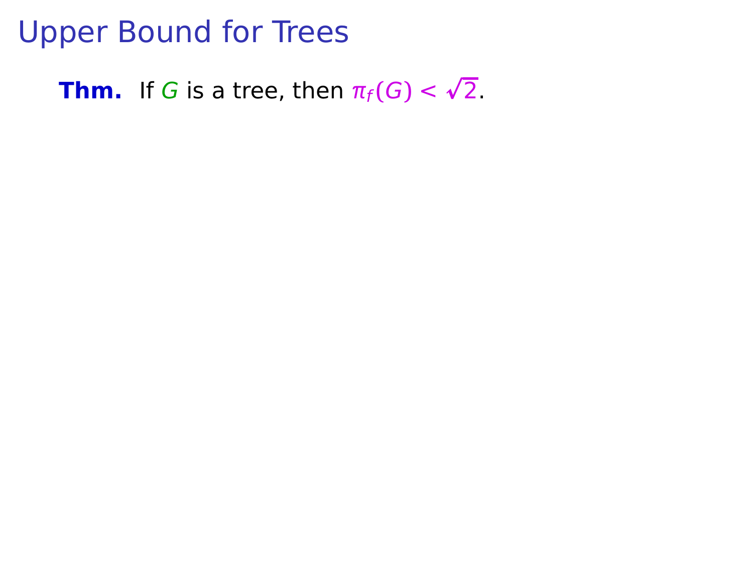# Upper Bound for Trees

**Thm.** If $G$ is a tree, then $\pi_f(G) < \sqrt{2}$.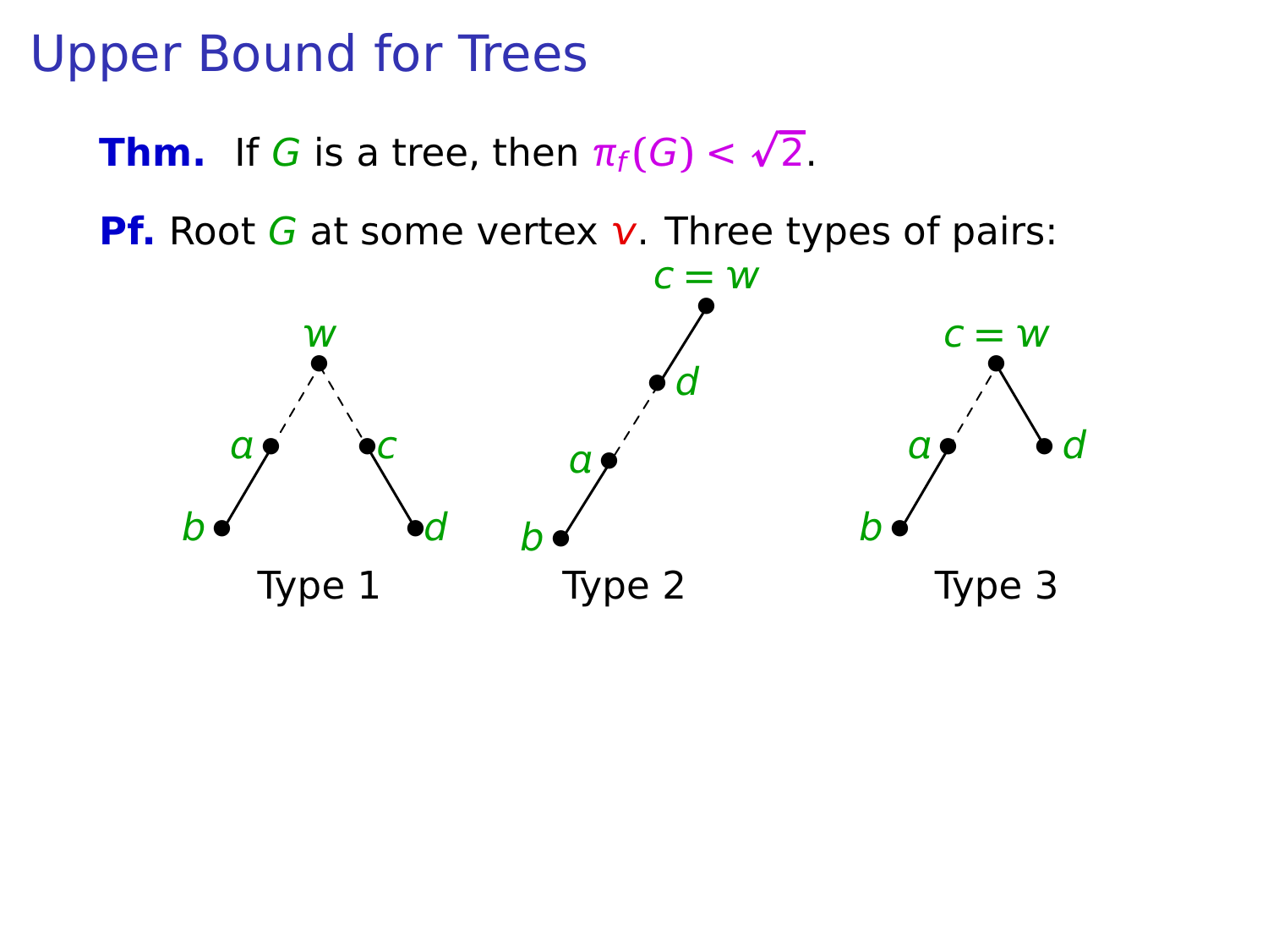# Upper Bound for Trees

**Thm.** If $G$ is a tree, then $\pi_f(G) < \sqrt{2}$.

**Pf.** Root $G$ at some vertex $v$. Three types of pairs:

Type 1 Type 2 Type 3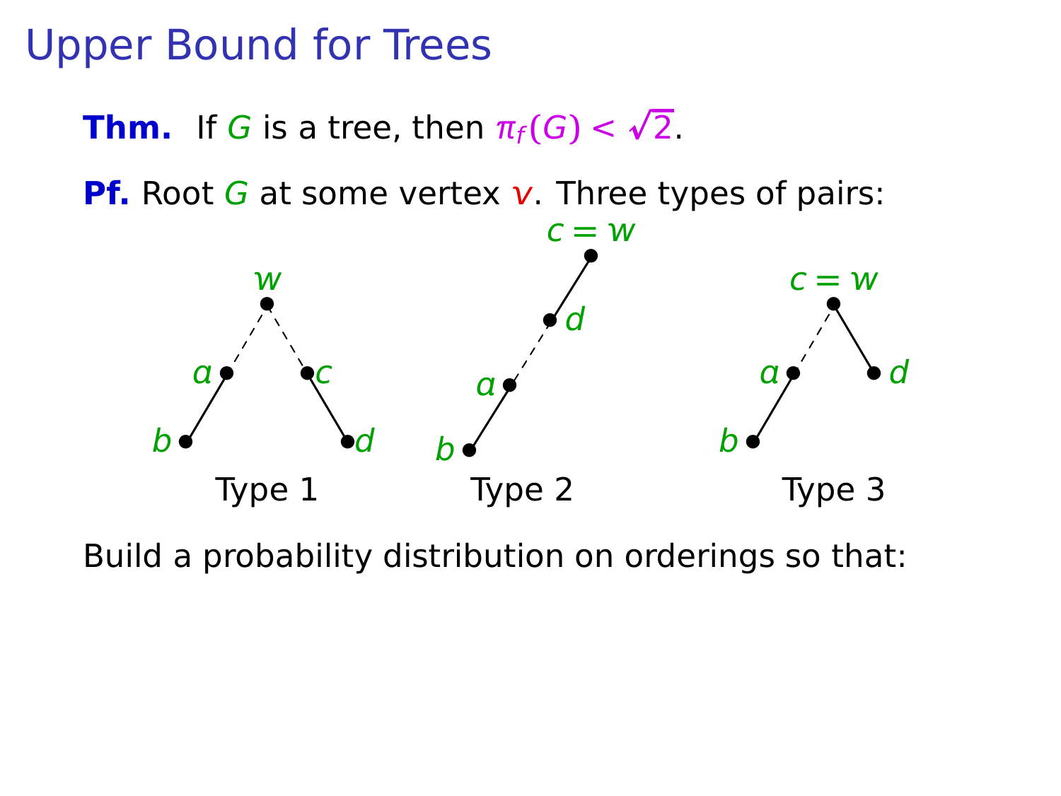# Upper Bound for Trees

**Thm.** If $G$ is a tree, then $\pi_f(G) < \sqrt{2}$.

**Pf.** Root $G$ at some vertex $v$. Three types of pairs:

Type 1   Type 2   Type 3

Build a probability distribution on orderings so that: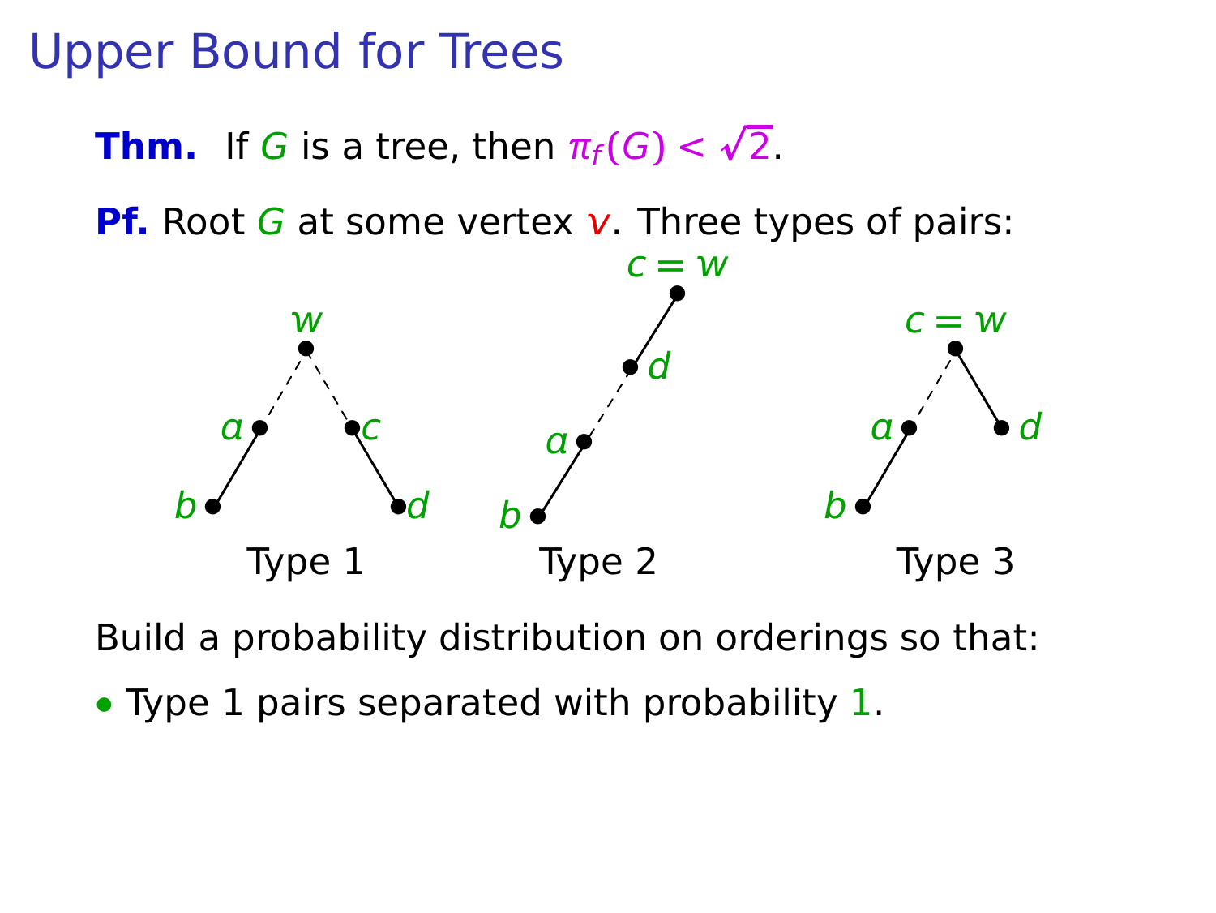# Upper Bound for Trees

**Thm.** If $G$ is a tree, then $\pi_f(G) < \sqrt{2}$.

**Pf.** Root $G$ at some vertex $v$. Three types of pairs:

Type 1 Type 2 Type 3

Build a probability distribution on orderings so that:

- Type 1 pairs separated with probability 1.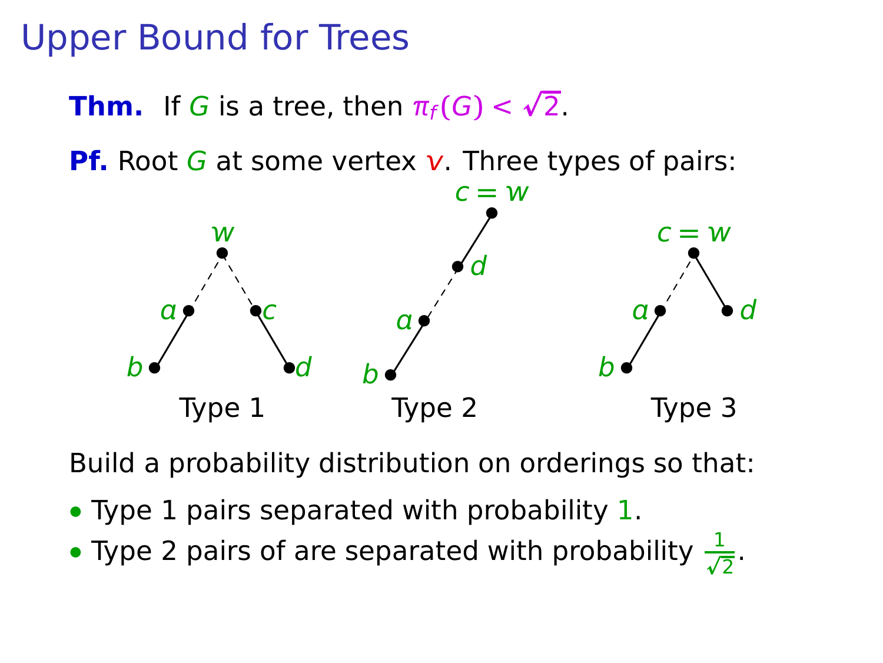# Upper Bound for Trees

**Thm.** If $G$ is a tree, then $\pi_f(G) < \sqrt{2}$.

**Pf.** Root $G$ at some vertex $v$. Three types of pairs:

Type 1 Type 2 Type 3

Build a probability distribution on orderings so that:

- Type 1 pairs separated with probability $1$.
- Type 2 pairs of are separated with probability $\frac{1}{\sqrt{2}}$.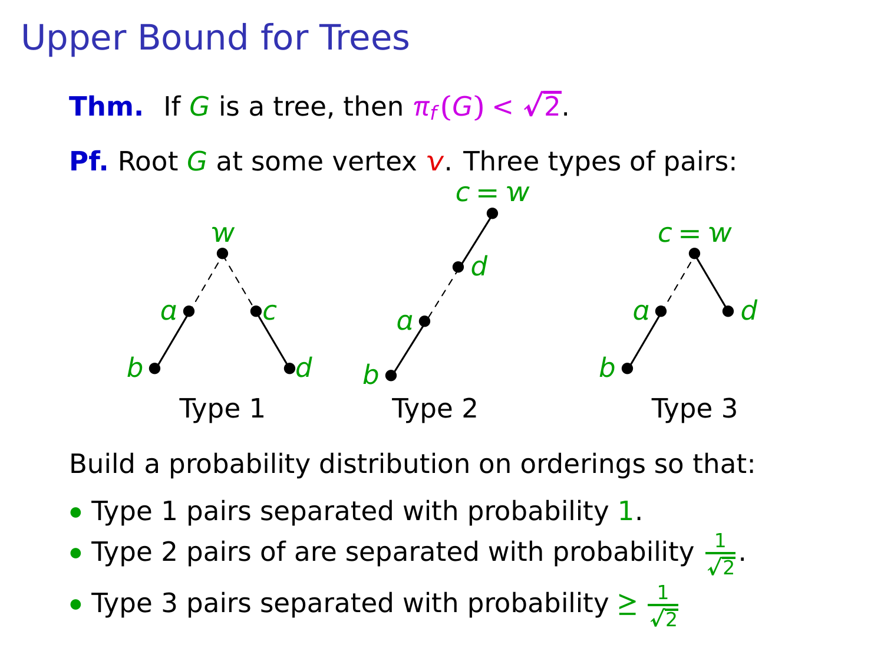# Upper Bound for Trees

**Thm.** If $G$ is a tree, then $\pi_f(G) < \sqrt{2}$.

**Pf.** Root $G$ at some vertex $v$. Three types of pairs:

Type 1 Type 2 Type 3

Build a probability distribution on orderings so that:

- Type 1 pairs separated with probability $1$.
- Type 2 pairs of are separated with probability $\frac{1}{\sqrt{2}}$.
- Type 3 pairs separated with probability $\geq \frac{1}{\sqrt{2}}$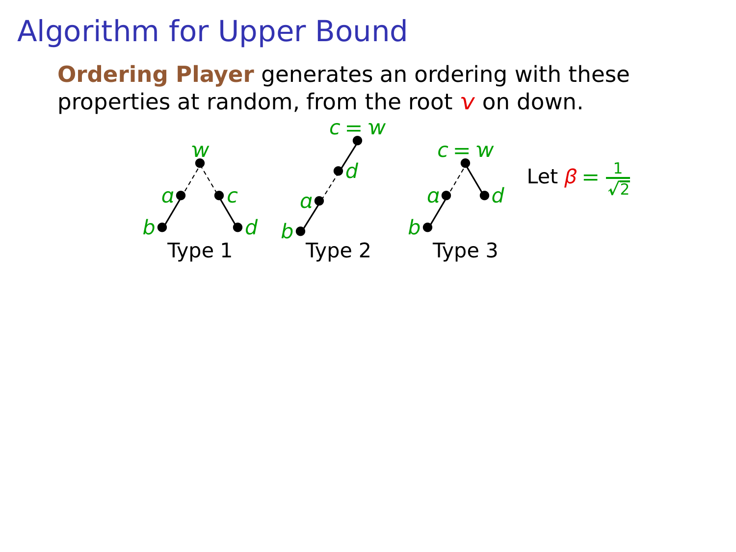# Algorithm for Upper Bound

**Ordering Player** generates an ordering with these properties at random, from the root $v$ on down.

Type 1

Type 2

Type 3

Let $\beta = \frac{1}{\sqrt{2}}$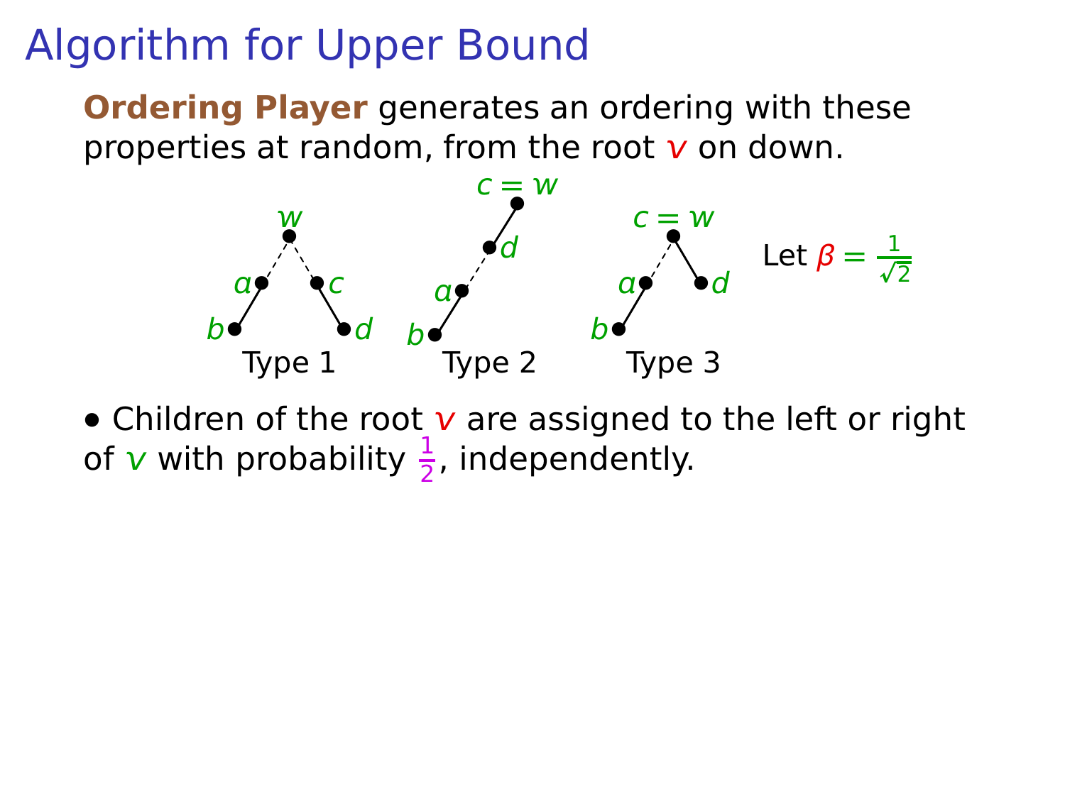# Algorithm for Upper Bound

**Ordering Player** generates an ordering with these properties at random, from the root $v$ on down.

Type 1 Type 2 Type 3

Let $\beta = \frac{1}{\sqrt{2}}$

- Children of the root $v$ are assigned to the left or right of $v$ with probability $\frac{1}{2}$, independently.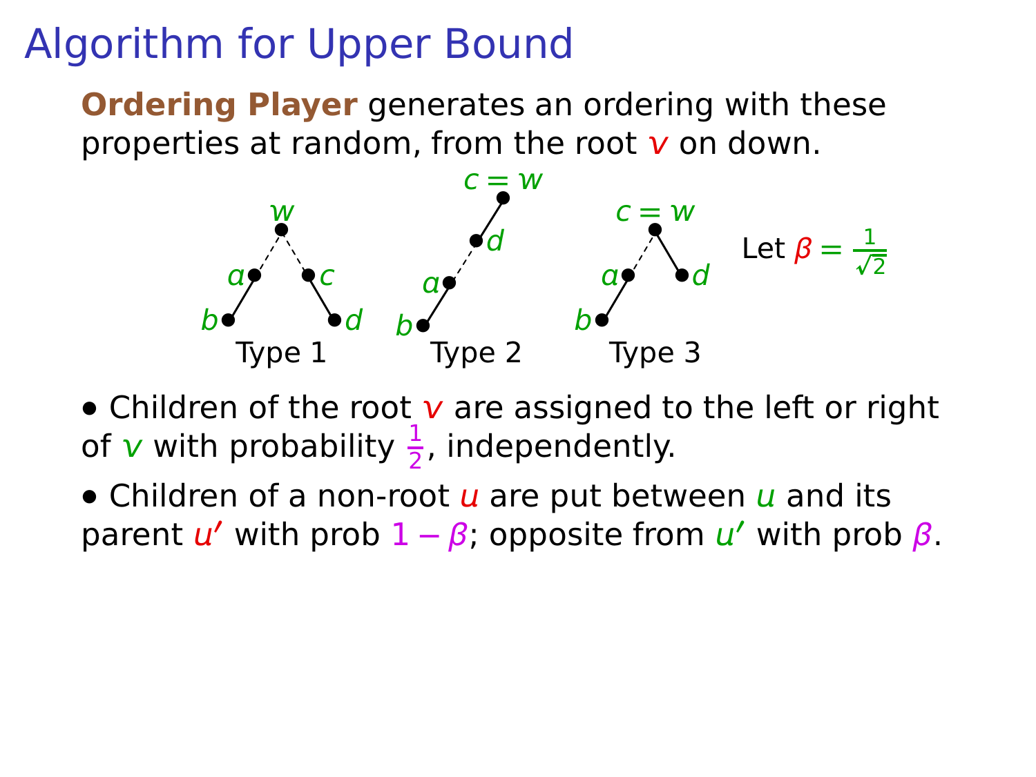# Algorithm for Upper Bound

**Ordering Player** generates an ordering with these properties at random, from the root $v$ on down.

Type 1 Type 2 Type 3

Let $\beta = \frac{1}{\sqrt{2}}$

- Children of the root $v$ are assigned to the left or right of $v$ with probability $\frac{1}{2}$, independently.
- Children of a non-root $u$ are put between $u$ and its parent $u'$ with prob $1 - \beta$; opposite from $u'$ with prob $\beta$.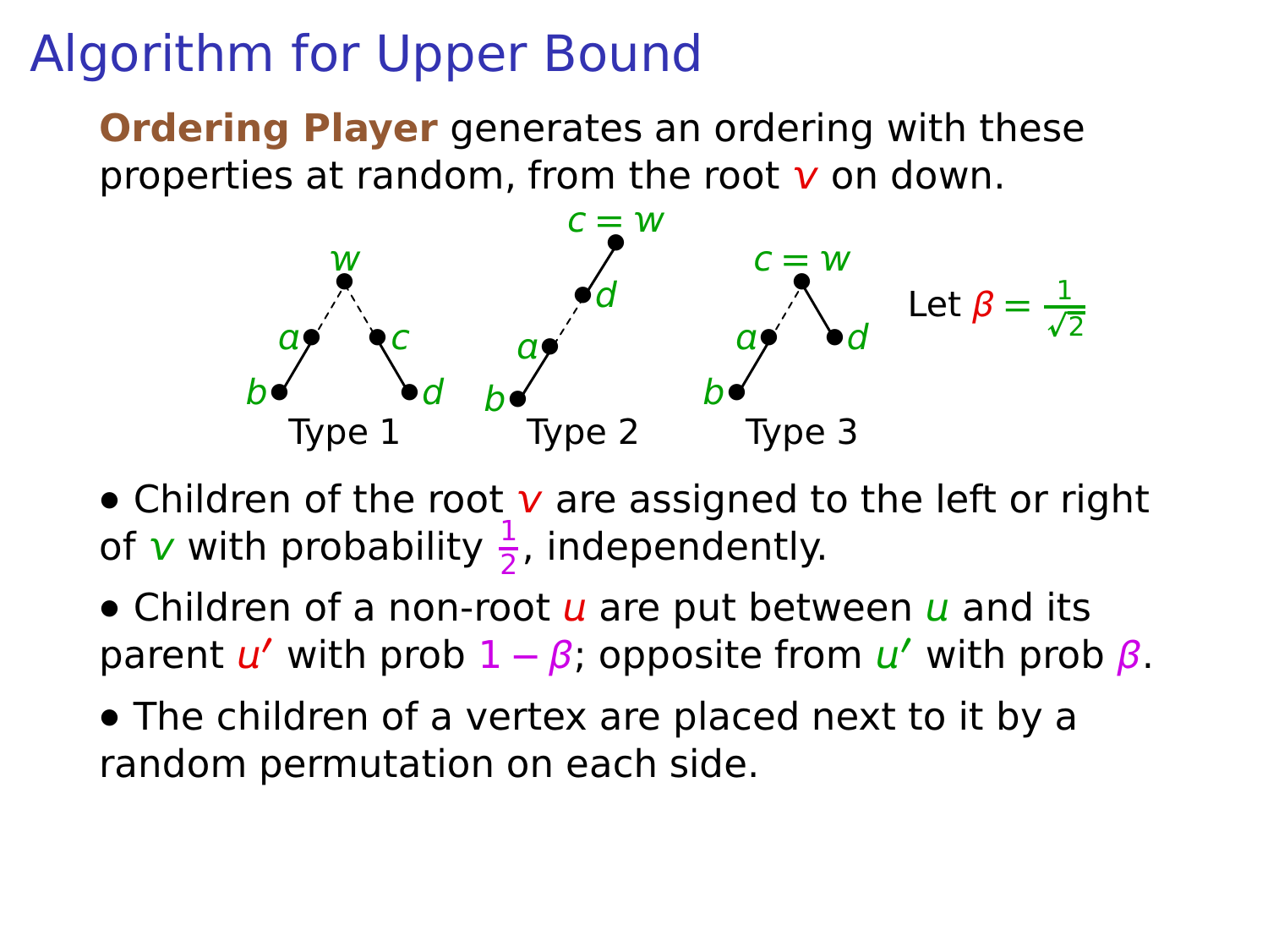# Algorithm for Upper Bound

**Ordering Player** generates an ordering with these properties at random, from the root $v$ on down.

Type 1 Type 2 Type 3

Let $\beta = \frac{1}{\sqrt{2}}$

- Children of the root $v$ are assigned to the left or right of $v$ with probability $\frac{1}{2}$, independently.
- Children of a non-root $u$ are put between $u$ and its parent $u'$ with prob $1 - \beta$; opposite from $u'$ with prob $\beta$.
- The children of a vertex are placed next to it by a random permutation on each side.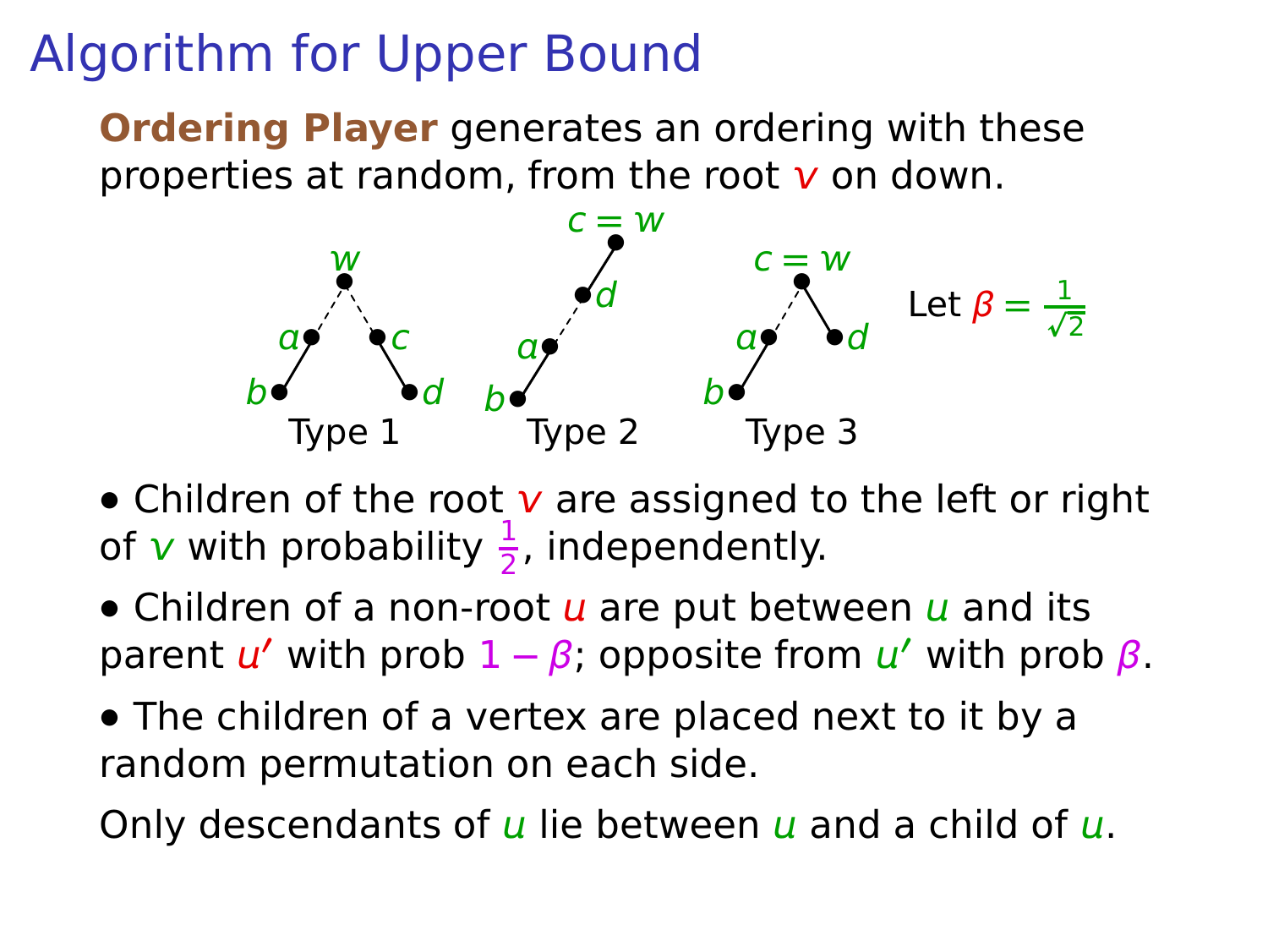# Algorithm for Upper Bound

**Ordering Player** generates an ordering with these properties at random, from the root $v$ on down.

Type 1 Type 2 Type 3

Let $\beta = \frac{1}{\sqrt{2}}$

- Children of the root $v$ are assigned to the left or right of $v$ with probability $\frac{1}{2}$, independently.
- Children of a non-root $u$ are put between $u$ and its parent $u'$ with prob $1 - \beta$; opposite from $u'$ with prob $\beta$.
- The children of a vertex are placed next to it by a random permutation on each side.

Only descendants of $u$ lie between $u$ and a child of $u$.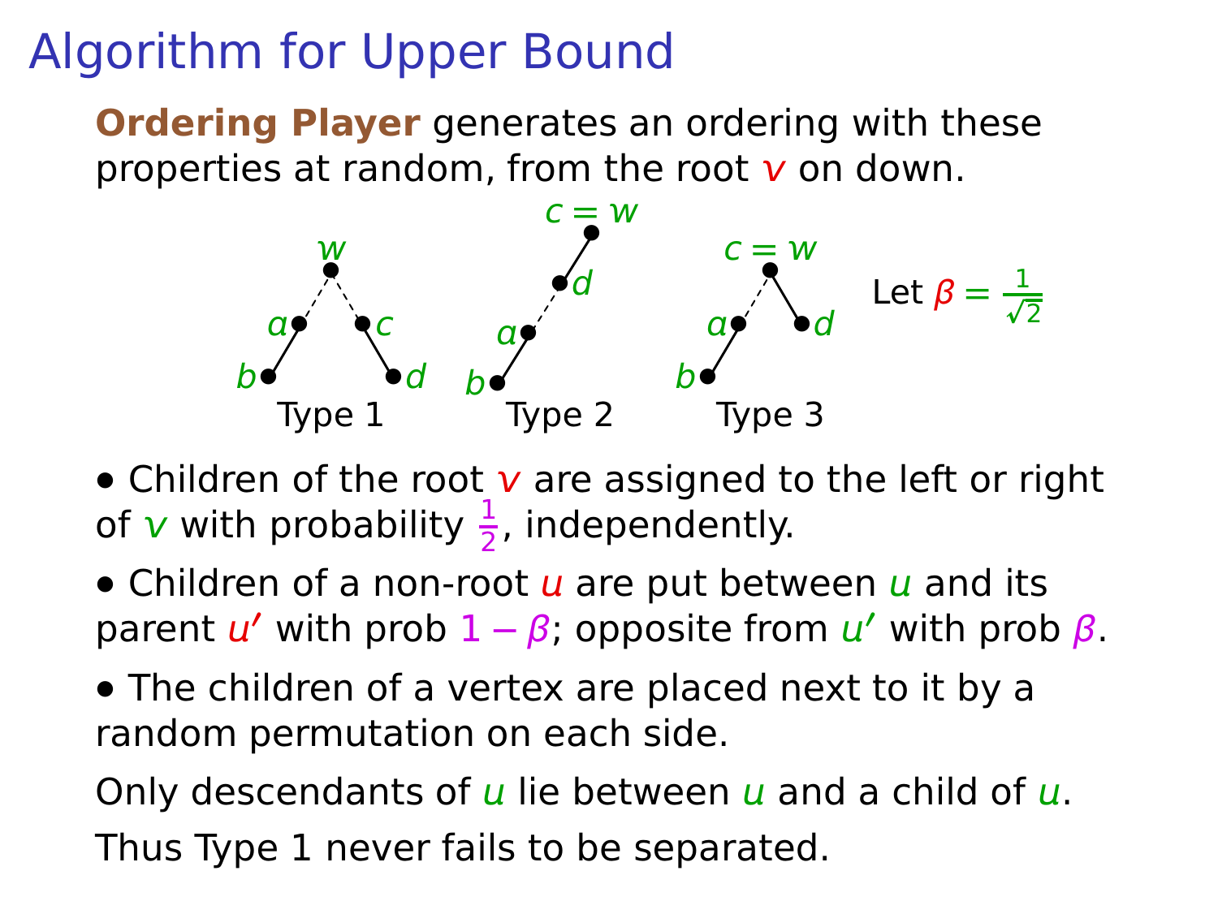# Algorithm for Upper Bound

**Ordering Player** generates an ordering with these properties at random, from the root $v$ on down.

Type 1 Type 2 Type 3

Let $\beta = \frac{1}{\sqrt{2}}$

- Children of the root $v$ are assigned to the left or right of $v$ with probability $\frac{1}{2}$, independently.
- Children of a non-root $u$ are put between $u$ and its parent $u'$ with prob $1 - \beta$; opposite from $u'$ with prob $\beta$.
- The children of a vertex are placed next to it by a random permutation on each side.

Only descendants of $u$ lie between $u$ and a child of $u$.

Thus Type 1 never fails to be separated.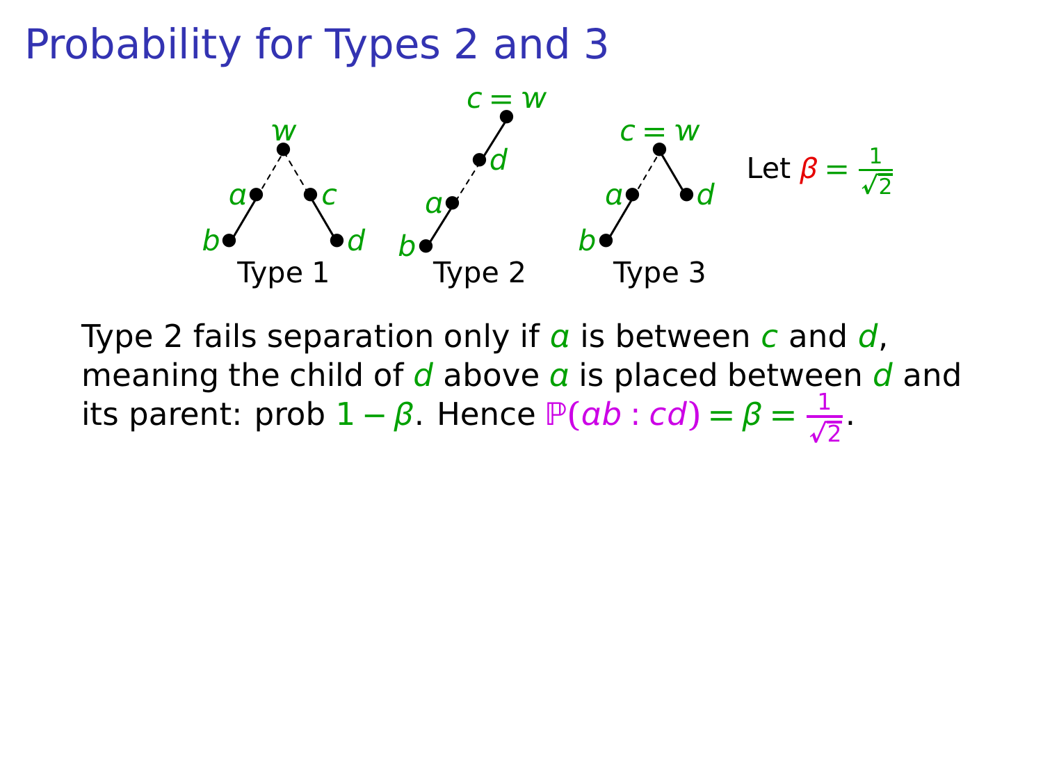# Probability for Types 2 and 3

Type 1 Type 2 Type 3

Let $\beta = \frac{1}{\sqrt{2}}$

Type 2 fails separation only if $a$ is between $c$ and $d$, meaning the child of $d$ above $a$ is placed between $d$ and its parent: prob $1 - \beta$. Hence $\mathbb{P}(ab : cd) = \beta = \frac{1}{\sqrt{2}}$.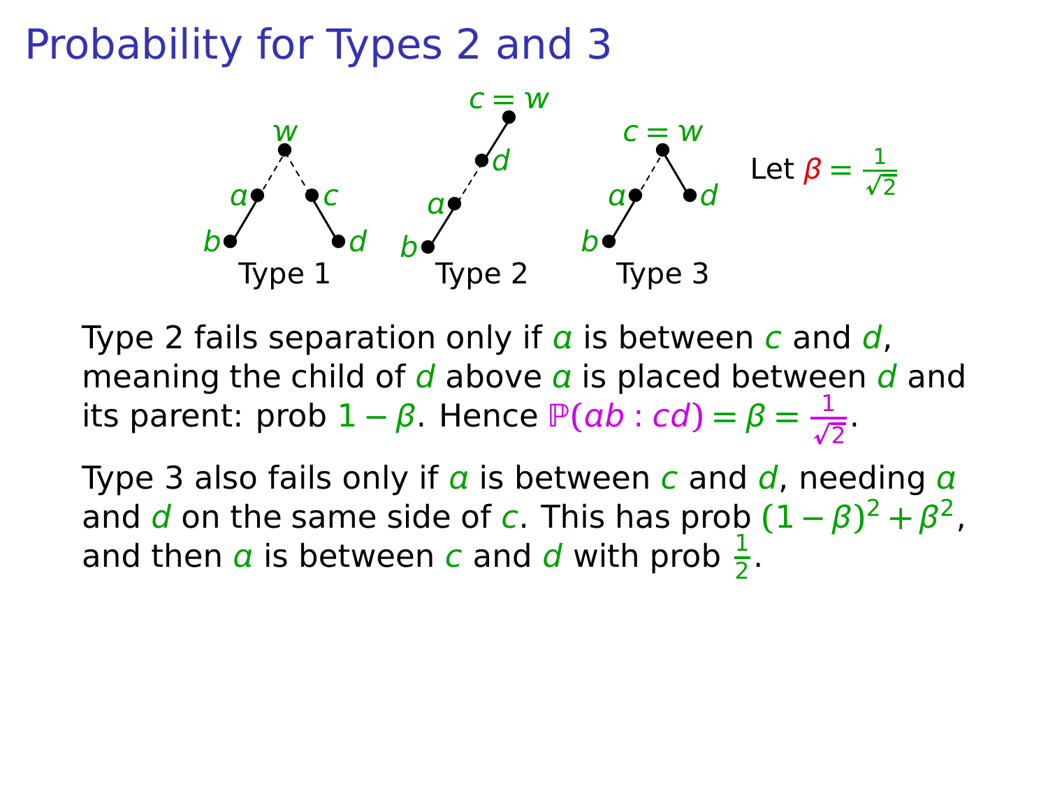# Probability for Types 2 and 3

Type 1 Type 2 Type 3

Let $\beta = \frac{1}{\sqrt{2}}$

Type 2 fails separation only if $a$ is between $c$ and $d$, meaning the child of $d$ above $a$ is placed between $d$ and its parent: prob $1 - \beta$. Hence $\mathbb{P}(ab : cd) = \beta = \frac{1}{\sqrt{2}}$.

Type 3 also fails only if $a$ is between $c$ and $d$, needing $a$ and $d$ on the same side of $c$. This has prob $(1-\beta)^2 + \beta^2$, and then $a$ is between $c$ and $d$ with prob $\frac{1}{2}$.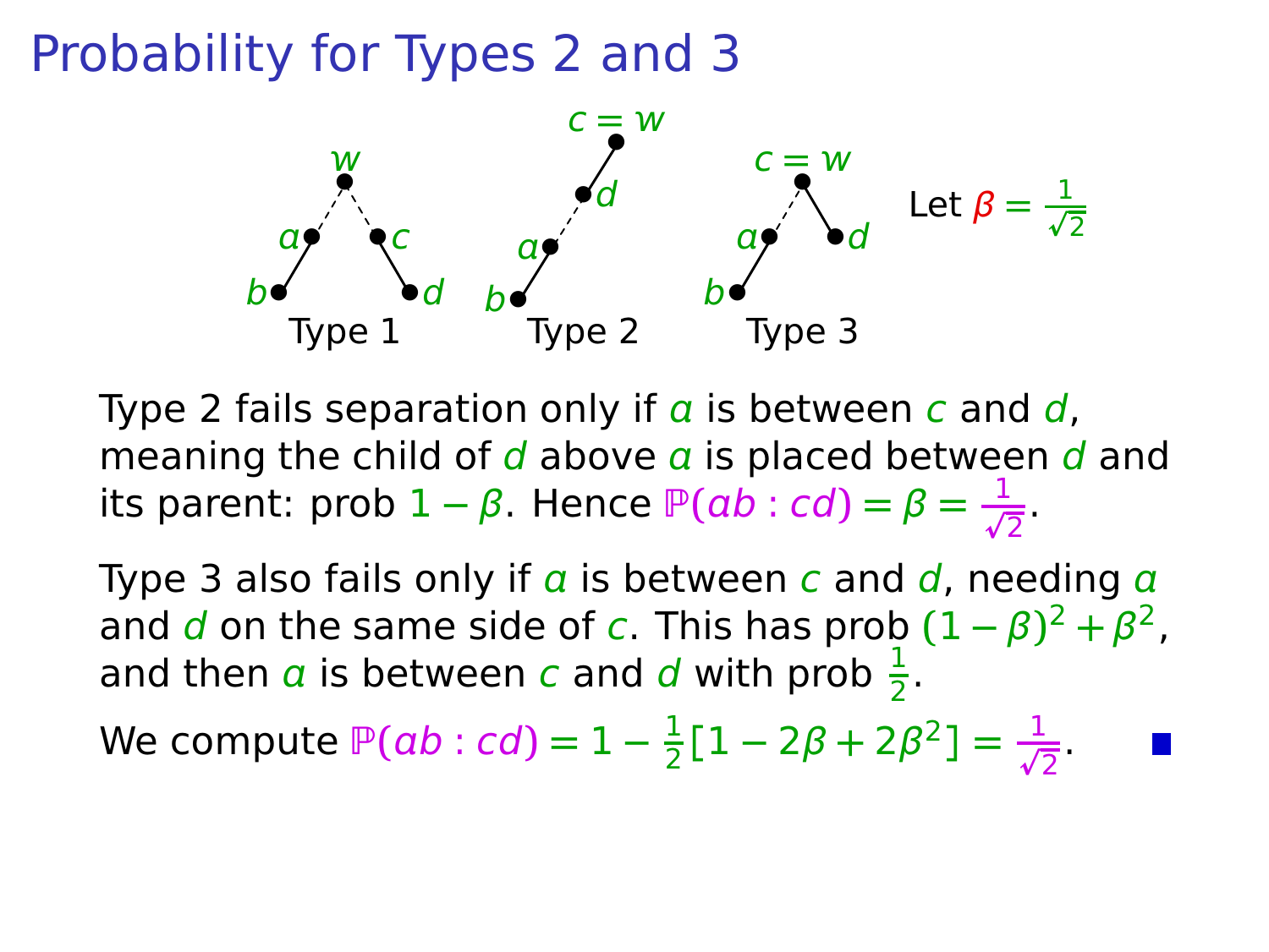# Probability for Types 2 and 3

Type 1 Type 2 Type 3

Let $\beta = \frac{1}{\sqrt{2}}$

Type 2 fails separation only if $a$ is between $c$ and $d$, meaning the child of $d$ above $a$ is placed between $d$ and its parent: prob $1-\beta$. Hence $\mathbb{P}(ab:cd) = \beta = \frac{1}{\sqrt{2}}$.

Type 3 also fails only if $a$ is between $c$ and $d$, needing $a$ and $d$ on the same side of $c$. This has prob $(1-\beta)^2 + \beta^2$, and then $a$ is between $c$ and $d$ with prob $\frac{1}{2}$.

We compute $\mathbb{P}(ab:cd) = 1 - \frac{1}{2}[1 - 2\beta + 2\beta^2] = \frac{1}{\sqrt{2}}$. ■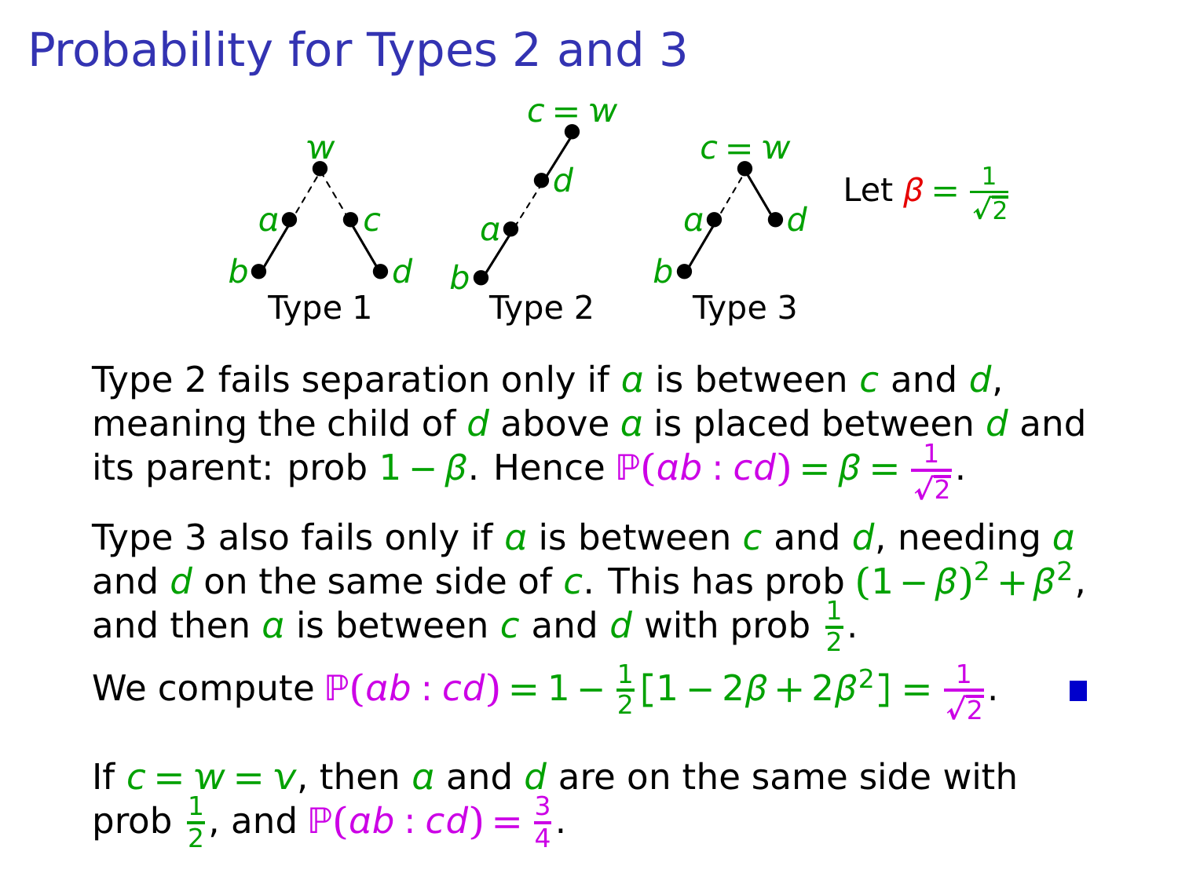# Probability for Types 2 and 3

Type 1 Type 2 Type 3

Let $\beta = \frac{1}{\sqrt{2}}$

Type 2 fails separation only if $a$ is between $c$ and $d$, meaning the child of $d$ above $a$ is placed between $d$ and its parent: prob $1-\beta$. Hence $\mathbb{P}(ab:cd) = \beta = \frac{1}{\sqrt{2}}$.

Type 3 also fails only if $a$ is between $c$ and $d$, needing $a$ and $d$ on the same side of $c$. This has prob $(1-\beta)^2 + \beta^2$, and then $a$ is between $c$ and $d$ with prob $\frac{1}{2}$.

We compute $\mathbb{P}(ab:cd) = 1 - \frac{1}{2}[1 - 2\beta + 2\beta^2] = \frac{1}{\sqrt{2}}$. ■

If $c = w = v$, then $a$ and $d$ are on the same side with prob $\frac{1}{2}$, and $\mathbb{P}(ab:cd) = \frac{3}{4}$.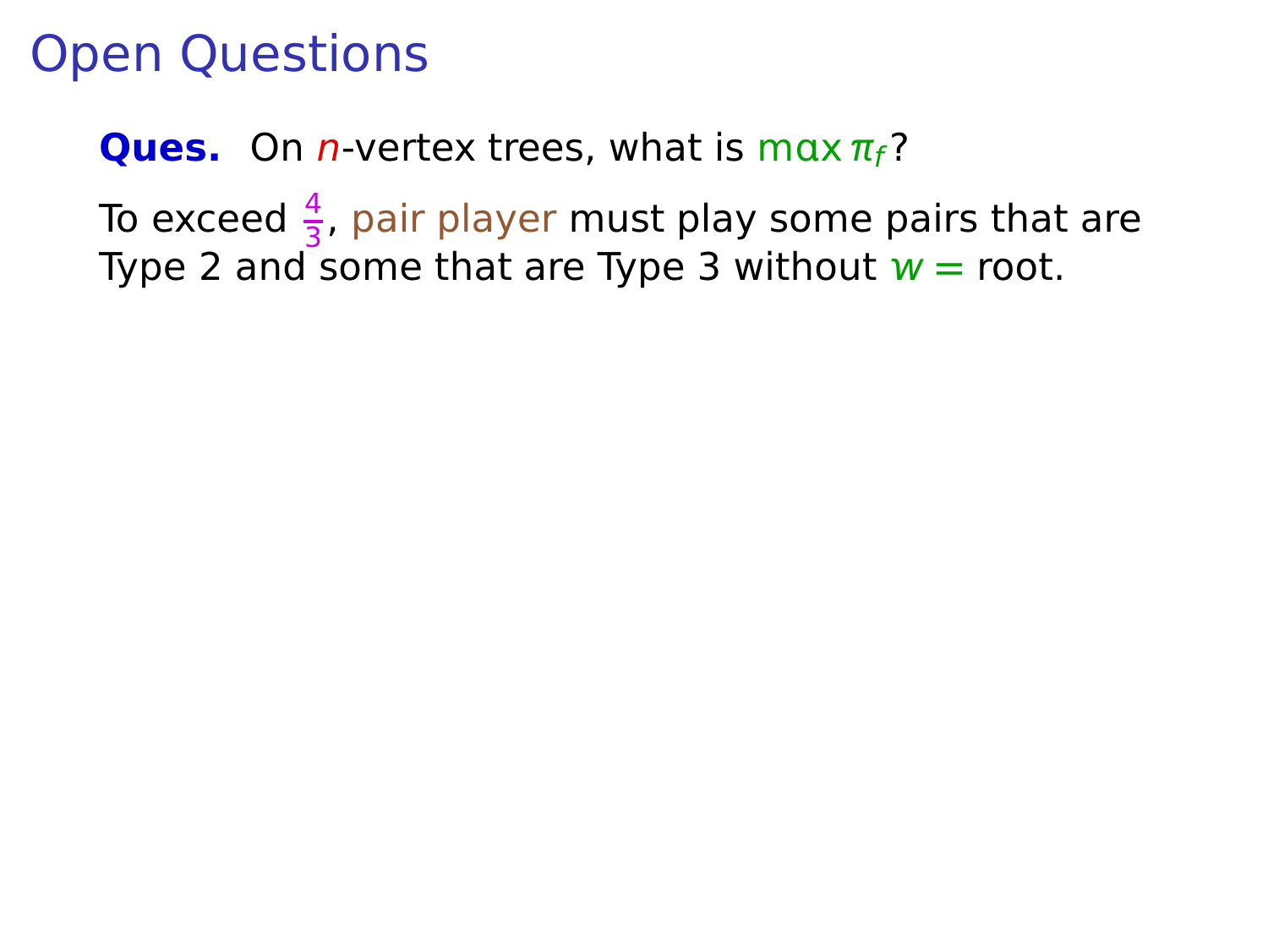# Open Questions

**Ques.** On $n$-vertex trees, what is $\max \pi_f$?

To exceed $\frac{4}{3}$, pair player must play some pairs that are Type 2 and some that are Type 3 without $w =$ root.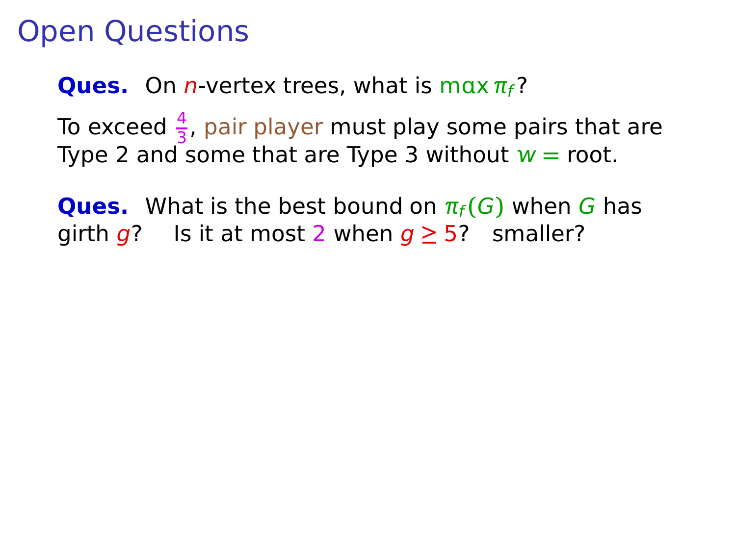# Open Questions

**Ques.** On $n$-vertex trees, what is $\max \pi_f$?

To exceed $\frac{4}{3}$, pair player must play some pairs that are Type 2 and some that are Type 3 without $w =$ root.

**Ques.** What is the best bound on $\pi_f(G)$ when $G$ has girth $g$? Is it at most $2$ when $g \geq 5$? smaller?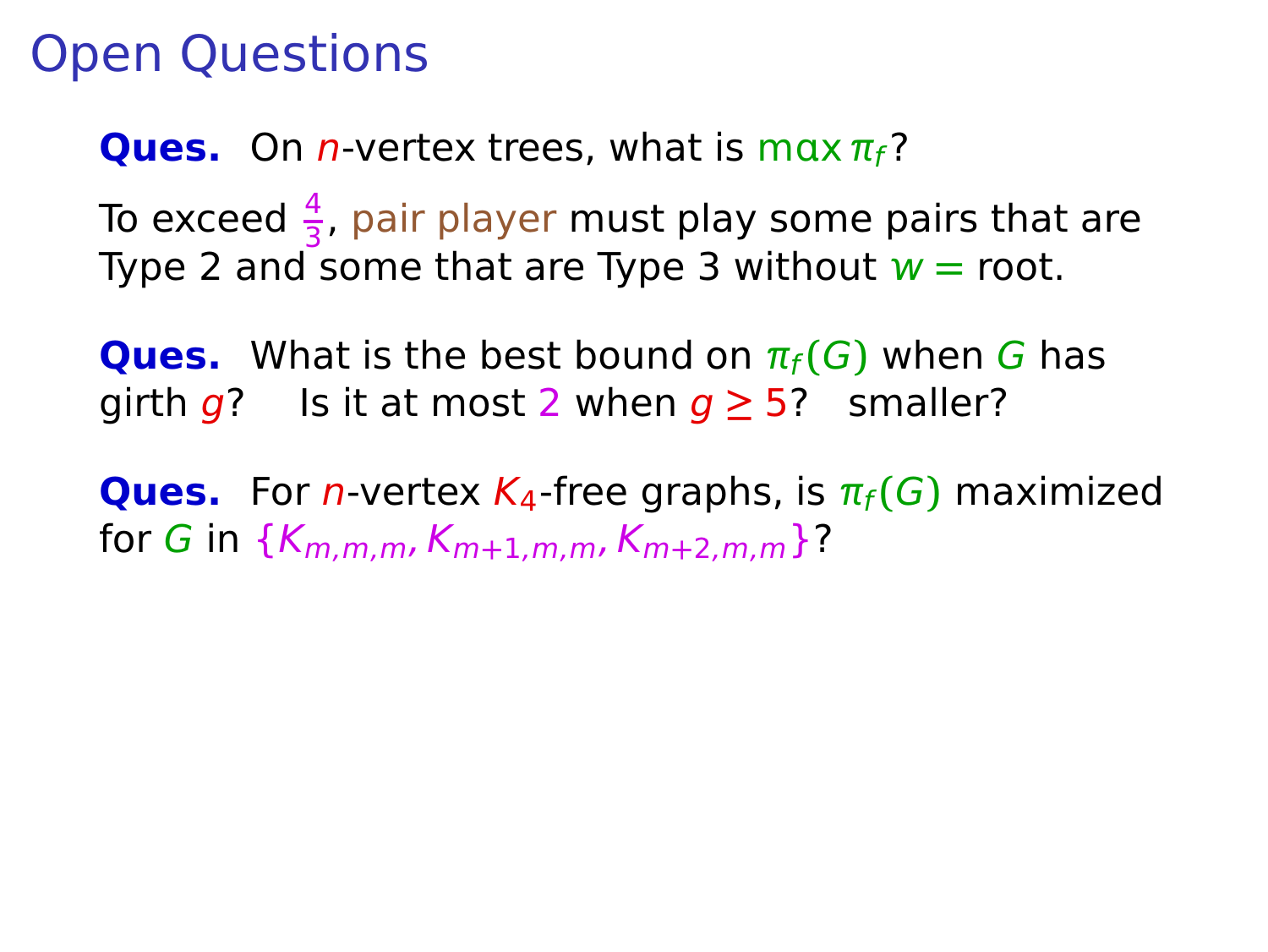# Open Questions

**Ques.** On $n$-vertex trees, what is $\max \pi_f$?

To exceed $\frac{4}{3}$, pair player must play some pairs that are Type 2 and some that are Type 3 without $w =$ root.

**Ques.** What is the best bound on $\pi_f(G)$ when $G$ has girth $g$? Is it at most $2$ when $g \geq 5$? smaller?

**Ques.** For $n$-vertex $K_4$-free graphs, is $\pi_f(G)$ maximized for $G$ in $\{K_{m,m,m}, K_{m+1,m,m}, K_{m+2,m,m}\}$?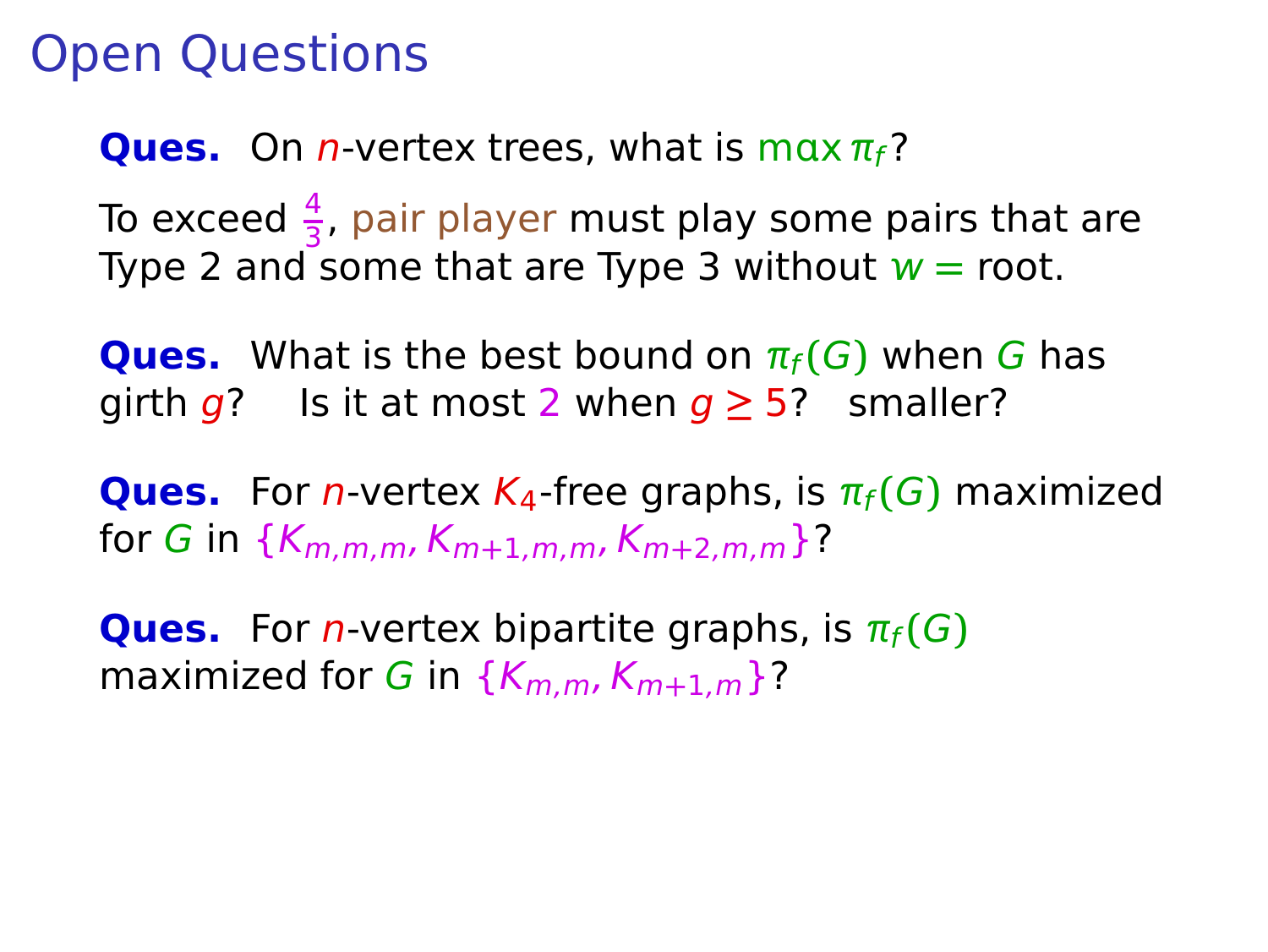# Open Questions

**Ques.** On $n$-vertex trees, what is $\max \pi_f$?

To exceed $\frac{4}{3}$, pair player must play some pairs that are Type 2 and some that are Type 3 without $w =$ root.

**Ques.** What is the best bound on $\pi_f(G)$ when $G$ has girth $g$? Is it at most $2$ when $g \geq 5$? smaller?

**Ques.** For $n$-vertex $K_4$-free graphs, is $\pi_f(G)$ maximized for $G$ in $\{K_{m,m,m}, K_{m+1,m,m}, K_{m+2,m,m}\}$?

**Ques.** For $n$-vertex bipartite graphs, is $\pi_f(G)$ maximized for $G$ in $\{K_{m,m}, K_{m+1,m}\}$?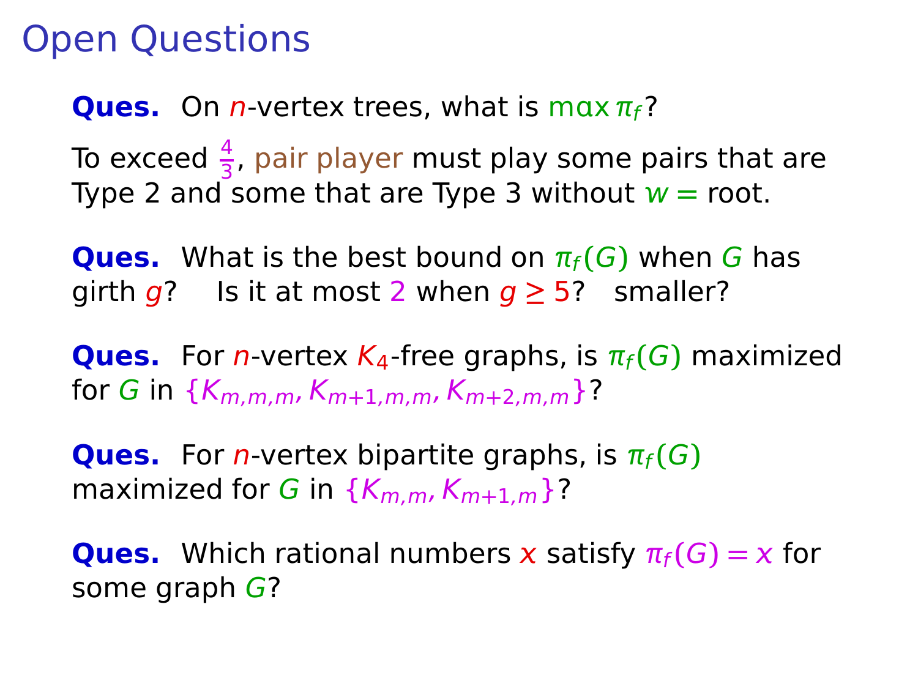# Open Questions

**Ques.** On $n$-vertex trees, what is $\max \pi_f$?

To exceed $\frac{4}{3}$, pair player must play some pairs that are Type 2 and some that are Type 3 without $w =$ root.

**Ques.** What is the best bound on $\pi_f(G)$ when $G$ has girth $g$? Is it at most $2$ when $g \geq 5$? smaller?

**Ques.** For $n$-vertex $K_4$-free graphs, is $\pi_f(G)$ maximized for $G$ in $\{K_{m,m,m}, K_{m+1,m,m}, K_{m+2,m,m}\}$?

**Ques.** For $n$-vertex bipartite graphs, is $\pi_f(G)$ maximized for $G$ in $\{K_{m,m}, K_{m+1,m}\}$?

**Ques.** Which rational numbers $x$ satisfy $\pi_f(G) = x$ for some graph $G$?